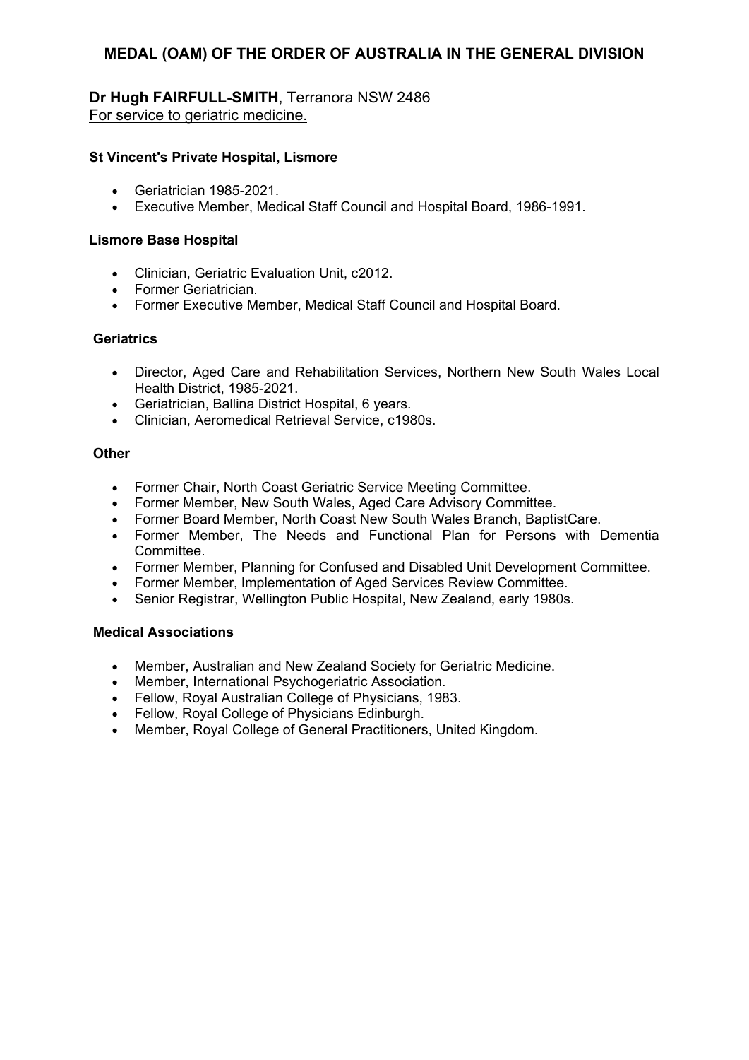# MEDAL (OAM) OF THE ORDER OF AUSTRALIA IN THE GENERAL DIVISION

**Dr Hugh FAIRFULL-SMITH**, Terranora NSW 2486
For service to geriatric medicine.

### St Vincent's Private Hospital, Lismore

- Geriatrician 1985-2021.
- Executive Member, Medical Staff Council and Hospital Board, 1986-1991.

### Lismore Base Hospital

- Clinician, Geriatric Evaluation Unit, c2012.
- Former Geriatrician.
- Former Executive Member, Medical Staff Council and Hospital Board.

### Geriatrics

- Director, Aged Care and Rehabilitation Services, Northern New South Wales Local Health District, 1985-2021.
- Geriatrician, Ballina District Hospital, 6 years.
- Clinician, Aeromedical Retrieval Service, c1980s.

### Other

- Former Chair, North Coast Geriatric Service Meeting Committee.
- Former Member, New South Wales, Aged Care Advisory Committee.
- Former Board Member, North Coast New South Wales Branch, BaptistCare.
- Former Member, The Needs and Functional Plan for Persons with Dementia Committee.
- Former Member, Planning for Confused and Disabled Unit Development Committee.
- Former Member, Implementation of Aged Services Review Committee.
- Senior Registrar, Wellington Public Hospital, New Zealand, early 1980s.

### Medical Associations

- Member, Australian and New Zealand Society for Geriatric Medicine.
- Member, International Psychogeriatric Association.
- Fellow, Royal Australian College of Physicians, 1983.
- Fellow, Royal College of Physicians Edinburgh.
- Member, Royal College of General Practitioners, United Kingdom.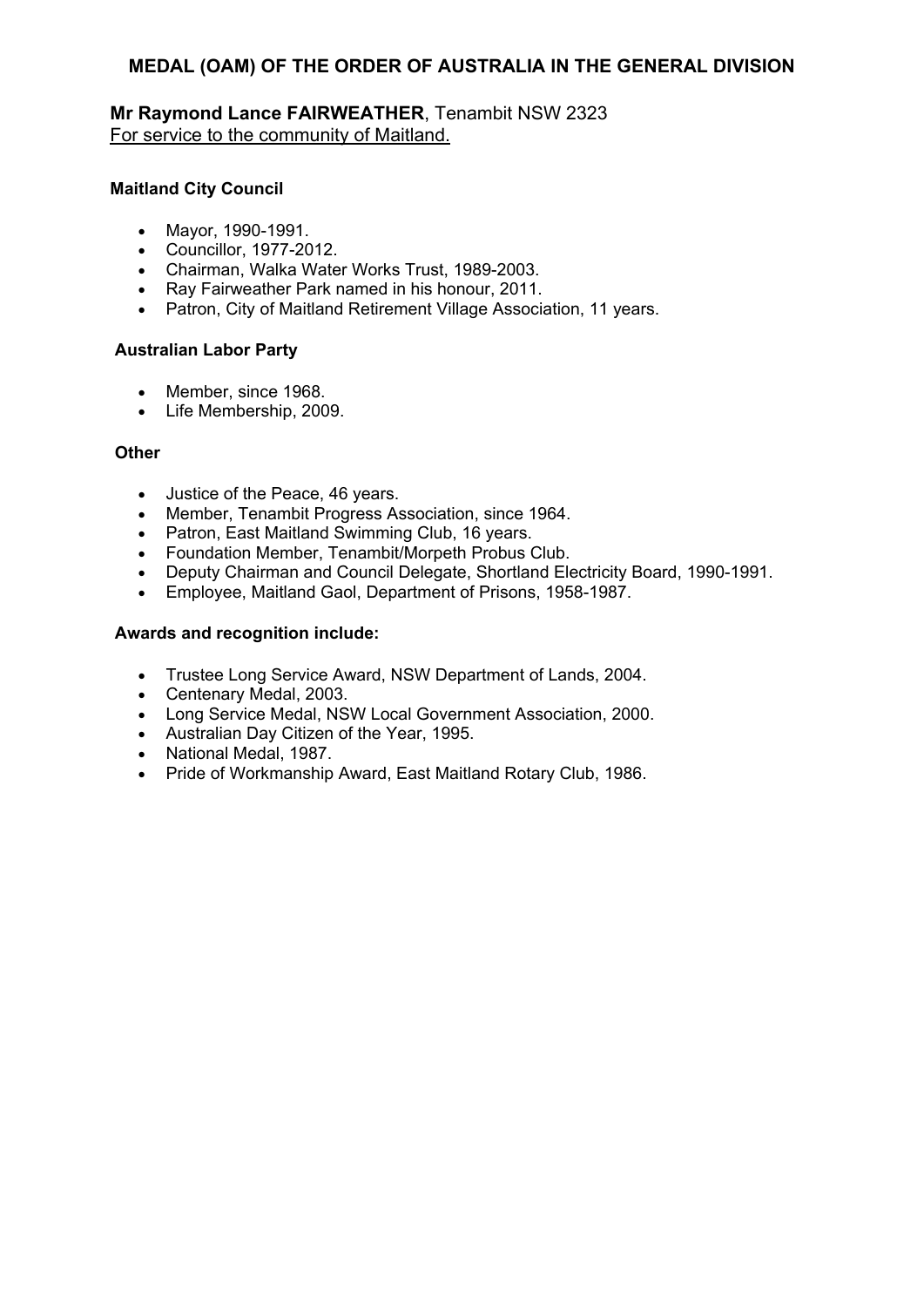## MEDAL (OAM) OF THE ORDER OF AUSTRALIA IN THE GENERAL DIVISION

**Mr Raymond Lance FAIRWEATHER**, Tenambit NSW 2323
For service to the community of Maitland.

**Maitland City Council**

- Mayor, 1990-1991.
- Councillor, 1977-2012.
- Chairman, Walka Water Works Trust, 1989-2003.
- Ray Fairweather Park named in his honour, 2011.
- Patron, City of Maitland Retirement Village Association, 11 years.

**Australian Labor Party**

- Member, since 1968.
- Life Membership, 2009.

**Other**

- Justice of the Peace, 46 years.
- Member, Tenambit Progress Association, since 1964.
- Patron, East Maitland Swimming Club, 16 years.
- Foundation Member, Tenambit/Morpeth Probus Club.
- Deputy Chairman and Council Delegate, Shortland Electricity Board, 1990-1991.
- Employee, Maitland Gaol, Department of Prisons, 1958-1987.

**Awards and recognition include:**

- Trustee Long Service Award, NSW Department of Lands, 2004.
- Centenary Medal, 2003.
- Long Service Medal, NSW Local Government Association, 2000.
- Australian Day Citizen of the Year, 1995.
- National Medal, 1987.
- Pride of Workmanship Award, East Maitland Rotary Club, 1986.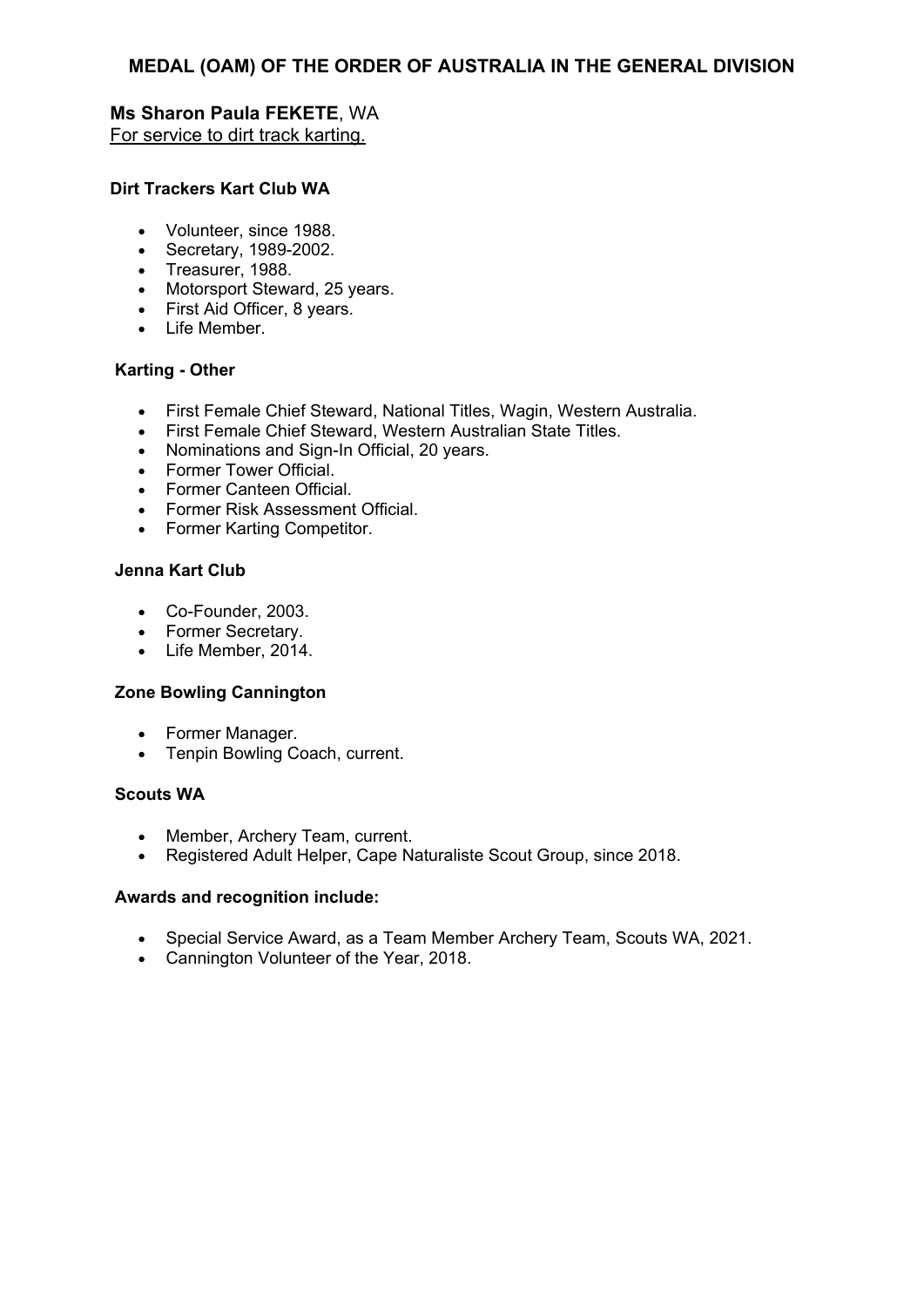## MEDAL (OAM) OF THE ORDER OF AUSTRALIA IN THE GENERAL DIVISION

**Ms Sharon Paula FEKETE**, WA
For service to dirt track karting.

**Dirt Trackers Kart Club WA**

- Volunteer, since 1988.
- Secretary, 1989-2002.
- Treasurer, 1988.
- Motorsport Steward, 25 years.
- First Aid Officer, 8 years.
- Life Member.

**Karting - Other**

- First Female Chief Steward, National Titles, Wagin, Western Australia.
- First Female Chief Steward, Western Australian State Titles.
- Nominations and Sign-In Official, 20 years.
- Former Tower Official.
- Former Canteen Official.
- Former Risk Assessment Official.
- Former Karting Competitor.

**Jenna Kart Club**

- Co-Founder, 2003.
- Former Secretary.
- Life Member, 2014.

**Zone Bowling Cannington**

- Former Manager.
- Tenpin Bowling Coach, current.

**Scouts WA**

- Member, Archery Team, current.
- Registered Adult Helper, Cape Naturaliste Scout Group, since 2018.

**Awards and recognition include:**

- Special Service Award, as a Team Member Archery Team, Scouts WA, 2021.
- Cannington Volunteer of the Year, 2018.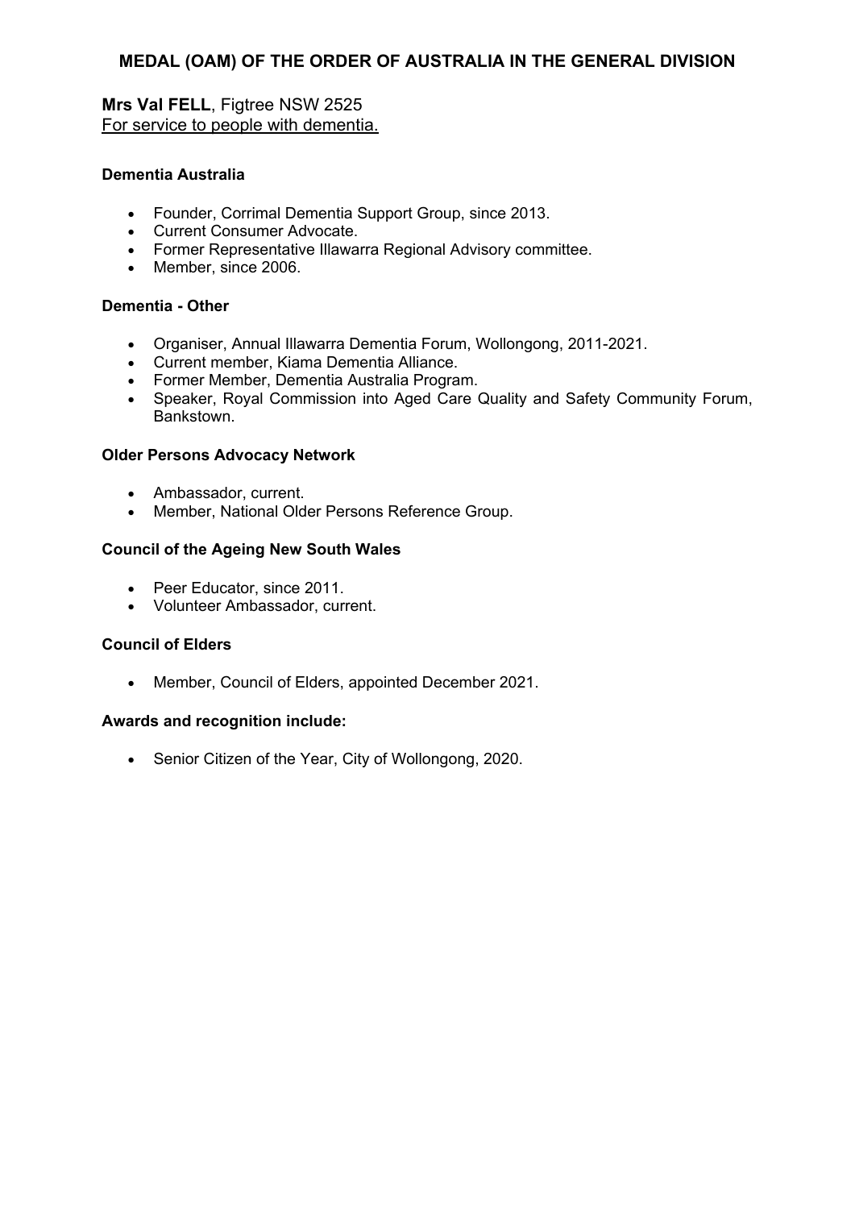## MEDAL (OAM) OF THE ORDER OF AUSTRALIA IN THE GENERAL DIVISION

**Mrs Val FELL**, Figtree NSW 2525
For service to people with dementia.

**Dementia Australia**

- Founder, Corrimal Dementia Support Group, since 2013.
- Current Consumer Advocate.
- Former Representative Illawarra Regional Advisory committee.
- Member, since 2006.

**Dementia - Other**

- Organiser, Annual Illawarra Dementia Forum, Wollongong, 2011-2021.
- Current member, Kiama Dementia Alliance.
- Former Member, Dementia Australia Program.
- Speaker, Royal Commission into Aged Care Quality and Safety Community Forum, Bankstown.

**Older Persons Advocacy Network**

- Ambassador, current.
- Member, National Older Persons Reference Group.

**Council of the Ageing New South Wales**

- Peer Educator, since 2011.
- Volunteer Ambassador, current.

**Council of Elders**

- Member, Council of Elders, appointed December 2021.

**Awards and recognition include:**

- Senior Citizen of the Year, City of Wollongong, 2020.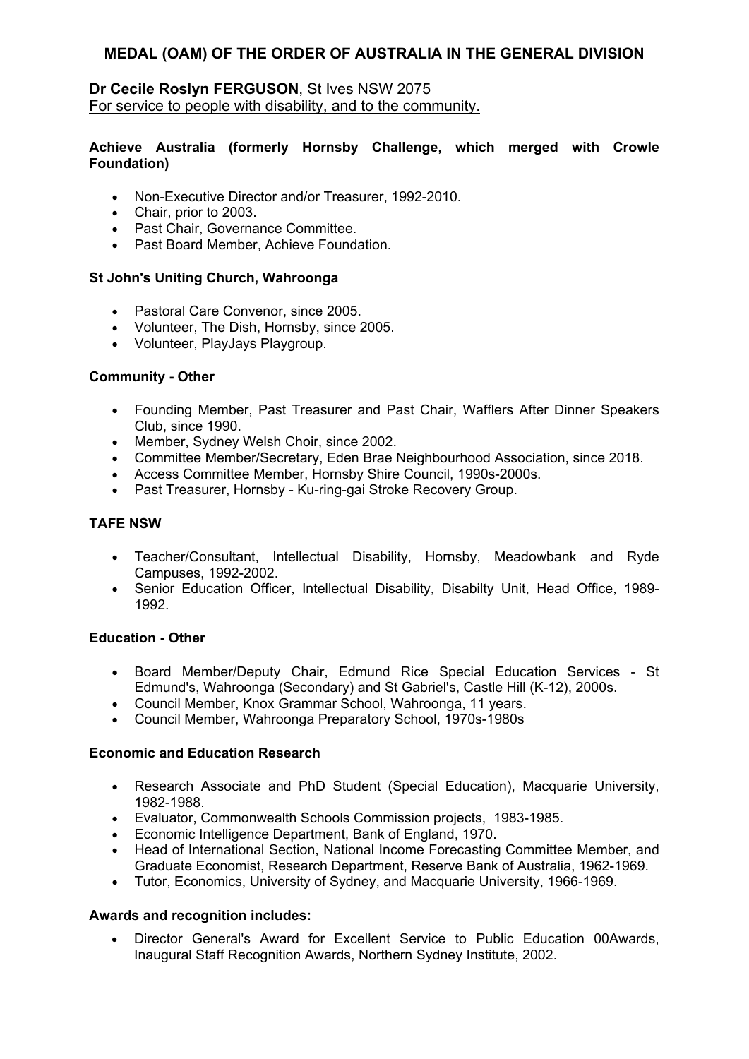## MEDAL (OAM) OF THE ORDER OF AUSTRALIA IN THE GENERAL DIVISION

**Dr Cecile Roslyn FERGUSON**, St Ives NSW 2075
For service to people with disability, and to the community.

**Achieve Australia (formerly Hornsby Challenge, which merged with Crowle Foundation)**

- Non-Executive Director and/or Treasurer, 1992-2010.
- Chair, prior to 2003.
- Past Chair, Governance Committee.
- Past Board Member, Achieve Foundation.

**St John's Uniting Church, Wahroonga**

- Pastoral Care Convenor, since 2005.
- Volunteer, The Dish, Hornsby, since 2005.
- Volunteer, PlayJays Playgroup.

**Community - Other**

- Founding Member, Past Treasurer and Past Chair, Wafflers After Dinner Speakers Club, since 1990.
- Member, Sydney Welsh Choir, since 2002.
- Committee Member/Secretary, Eden Brae Neighbourhood Association, since 2018.
- Access Committee Member, Hornsby Shire Council, 1990s-2000s.
- Past Treasurer, Hornsby - Ku-ring-gai Stroke Recovery Group.

**TAFE NSW**

- Teacher/Consultant, Intellectual Disability, Hornsby, Meadowbank and Ryde Campuses, 1992-2002.
- Senior Education Officer, Intellectual Disability, Disabilty Unit, Head Office, 1989-1992.

**Education - Other**

- Board Member/Deputy Chair, Edmund Rice Special Education Services - St Edmund's, Wahroonga (Secondary) and St Gabriel's, Castle Hill (K-12), 2000s.
- Council Member, Knox Grammar School, Wahroonga, 11 years.
- Council Member, Wahroonga Preparatory School, 1970s-1980s

**Economic and Education Research**

- Research Associate and PhD Student (Special Education), Macquarie University, 1982-1988.
- Evaluator, Commonwealth Schools Commission projects, 1983-1985.
- Economic Intelligence Department, Bank of England, 1970.
- Head of International Section, National Income Forecasting Committee Member, and Graduate Economist, Research Department, Reserve Bank of Australia, 1962-1969.
- Tutor, Economics, University of Sydney, and Macquarie University, 1966-1969.

**Awards and recognition includes:**

- Director General's Award for Excellent Service to Public Education 00Awards, Inaugural Staff Recognition Awards, Northern Sydney Institute, 2002.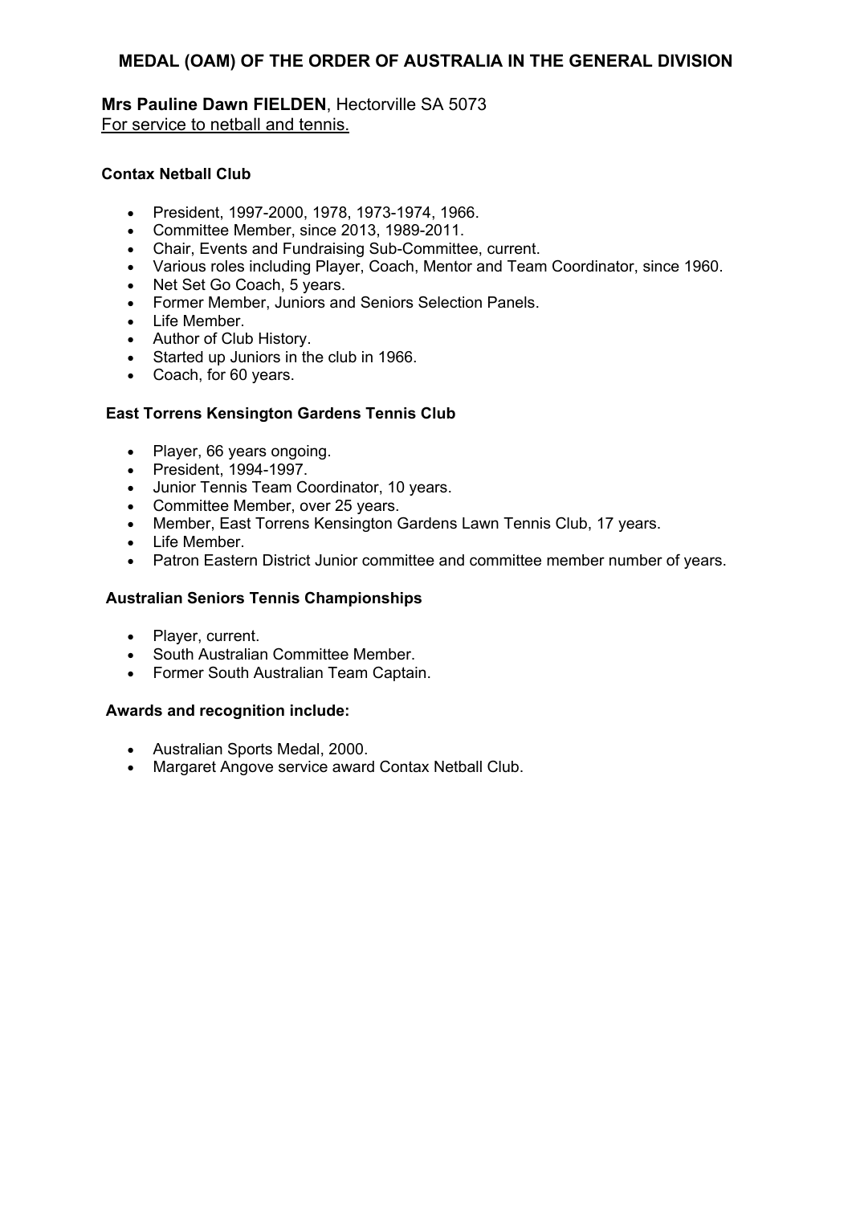## MEDAL (OAM) OF THE ORDER OF AUSTRALIA IN THE GENERAL DIVISION

**Mrs Pauline Dawn FIELDEN**, Hectorville SA 5073
For service to netball and tennis.

**Contax Netball Club**

- President, 1997-2000, 1978, 1973-1974, 1966.
- Committee Member, since 2013, 1989-2011.
- Chair, Events and Fundraising Sub-Committee, current.
- Various roles including Player, Coach, Mentor and Team Coordinator, since 1960.
- Net Set Go Coach, 5 years.
- Former Member, Juniors and Seniors Selection Panels.
- Life Member.
- Author of Club History.
- Started up Juniors in the club in 1966.
- Coach, for 60 years.

**East Torrens Kensington Gardens Tennis Club**

- Player, 66 years ongoing.
- President, 1994-1997.
- Junior Tennis Team Coordinator, 10 years.
- Committee Member, over 25 years.
- Member, East Torrens Kensington Gardens Lawn Tennis Club, 17 years.
- Life Member.
- Patron Eastern District Junior committee and committee member number of years.

**Australian Seniors Tennis Championships**

- Player, current.
- South Australian Committee Member.
- Former South Australian Team Captain.

**Awards and recognition include:**

- Australian Sports Medal, 2000.
- Margaret Angove service award Contax Netball Club.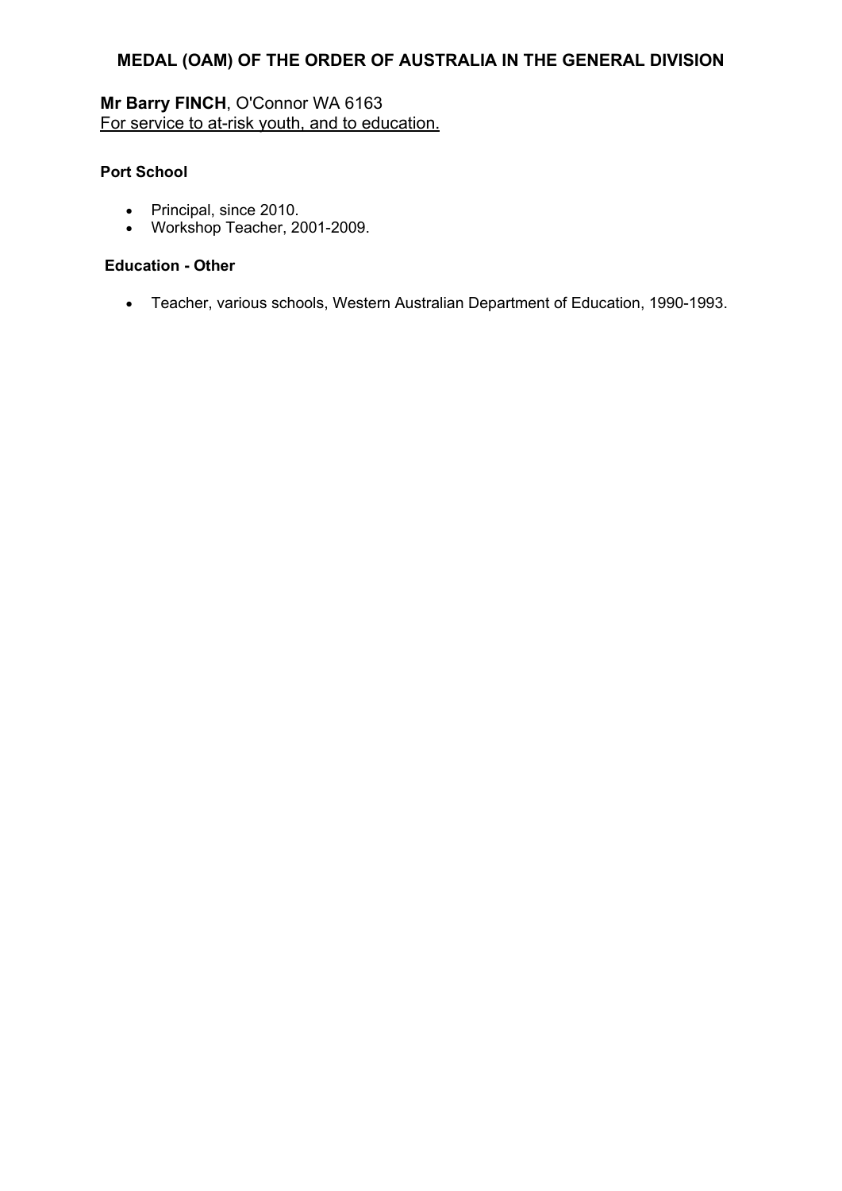## MEDAL (OAM) OF THE ORDER OF AUSTRALIA IN THE GENERAL DIVISION

**Mr Barry FINCH**, O'Connor WA 6163
For service to at-risk youth, and to education.

**Port School**

- Principal, since 2010.
- Workshop Teacher, 2001-2009.

**Education - Other**

- Teacher, various schools, Western Australian Department of Education, 1990-1993.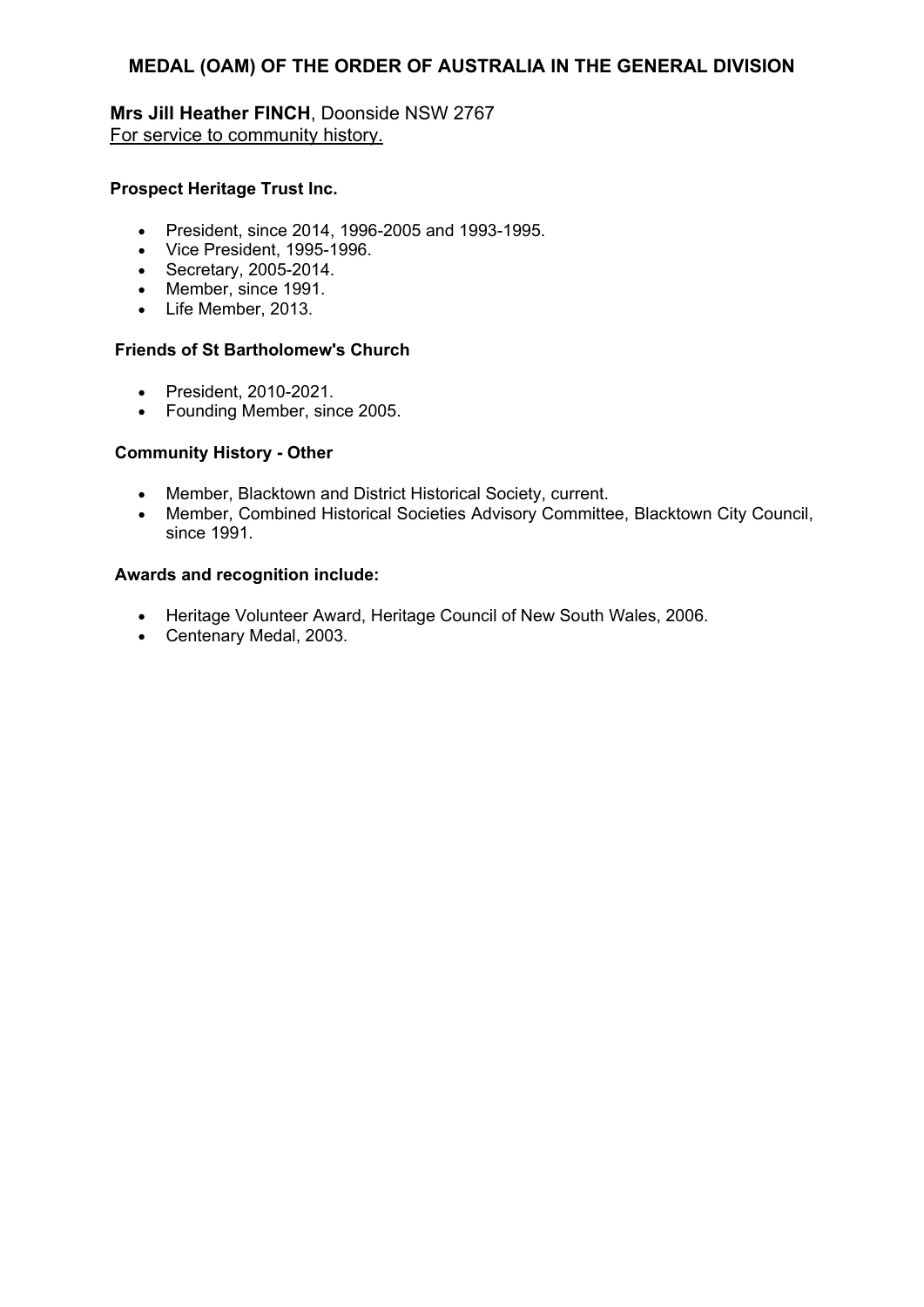## MEDAL (OAM) OF THE ORDER OF AUSTRALIA IN THE GENERAL DIVISION

**Mrs Jill Heather FINCH**, Doonside NSW 2767
For service to community history.

**Prospect Heritage Trust Inc.**

- President, since 2014, 1996-2005 and 1993-1995.
- Vice President, 1995-1996.
- Secretary, 2005-2014.
- Member, since 1991.
- Life Member, 2013.

**Friends of St Bartholomew's Church**

- President, 2010-2021.
- Founding Member, since 2005.

**Community History - Other**

- Member, Blacktown and District Historical Society, current.
- Member, Combined Historical Societies Advisory Committee, Blacktown City Council, since 1991.

**Awards and recognition include:**

- Heritage Volunteer Award, Heritage Council of New South Wales, 2006.
- Centenary Medal, 2003.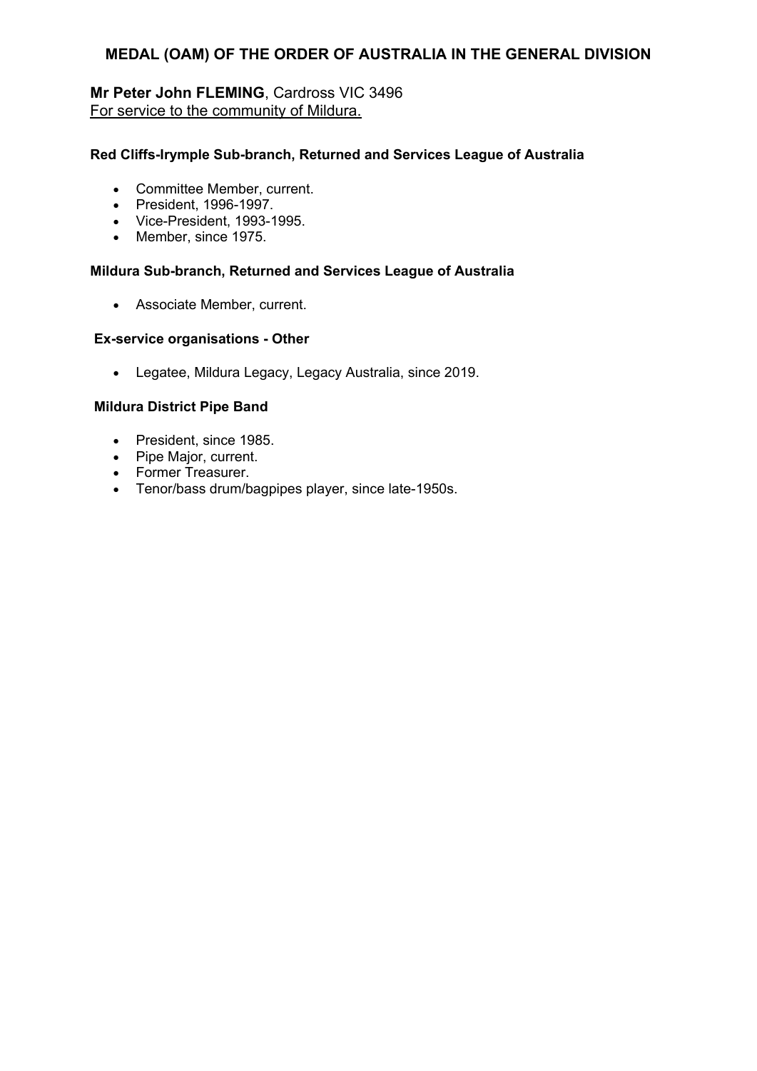## MEDAL (OAM) OF THE ORDER OF AUSTRALIA IN THE GENERAL DIVISION

**Mr Peter John FLEMING**, Cardross VIC 3496
For service to the community of Mildura.

**Red Cliffs-Irymple Sub-branch, Returned and Services League of Australia**

- Committee Member, current.
- President, 1996-1997.
- Vice-President, 1993-1995.
- Member, since 1975.

**Mildura Sub-branch, Returned and Services League of Australia**

- Associate Member, current.

**Ex-service organisations - Other**

- Legatee, Mildura Legacy, Legacy Australia, since 2019.

**Mildura District Pipe Band**

- President, since 1985.
- Pipe Major, current.
- Former Treasurer.
- Tenor/bass drum/bagpipes player, since late-1950s.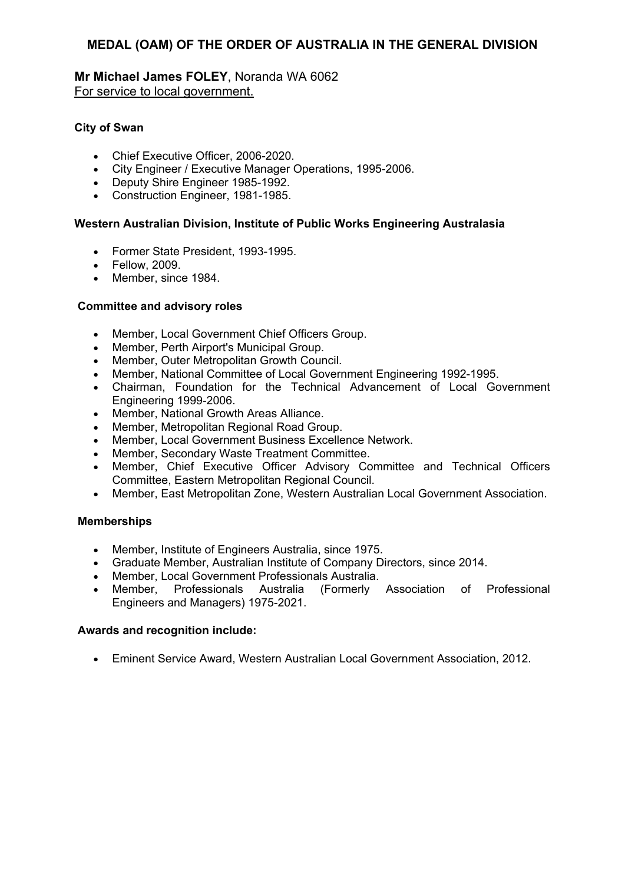## MEDAL (OAM) OF THE ORDER OF AUSTRALIA IN THE GENERAL DIVISION

**Mr Michael James FOLEY**, Noranda WA 6062
For service to local government.

**City of Swan**

- Chief Executive Officer, 2006-2020.
- City Engineer / Executive Manager Operations, 1995-2006.
- Deputy Shire Engineer 1985-1992.
- Construction Engineer, 1981-1985.

**Western Australian Division, Institute of Public Works Engineering Australasia**

- Former State President, 1993-1995.
- Fellow, 2009.
- Member, since 1984.

**Committee and advisory roles**

- Member, Local Government Chief Officers Group.
- Member, Perth Airport's Municipal Group.
- Member, Outer Metropolitan Growth Council.
- Member, National Committee of Local Government Engineering 1992-1995.
- Chairman, Foundation for the Technical Advancement of Local Government Engineering 1999-2006.
- Member, National Growth Areas Alliance.
- Member, Metropolitan Regional Road Group.
- Member, Local Government Business Excellence Network.
- Member, Secondary Waste Treatment Committee.
- Member, Chief Executive Officer Advisory Committee and Technical Officers Committee, Eastern Metropolitan Regional Council.
- Member, East Metropolitan Zone, Western Australian Local Government Association.

**Memberships**

- Member, Institute of Engineers Australia, since 1975.
- Graduate Member, Australian Institute of Company Directors, since 2014.
- Member, Local Government Professionals Australia.
- Member, Professionals Australia (Formerly Association of Professional Engineers and Managers) 1975-2021.

**Awards and recognition include:**

- Eminent Service Award, Western Australian Local Government Association, 2012.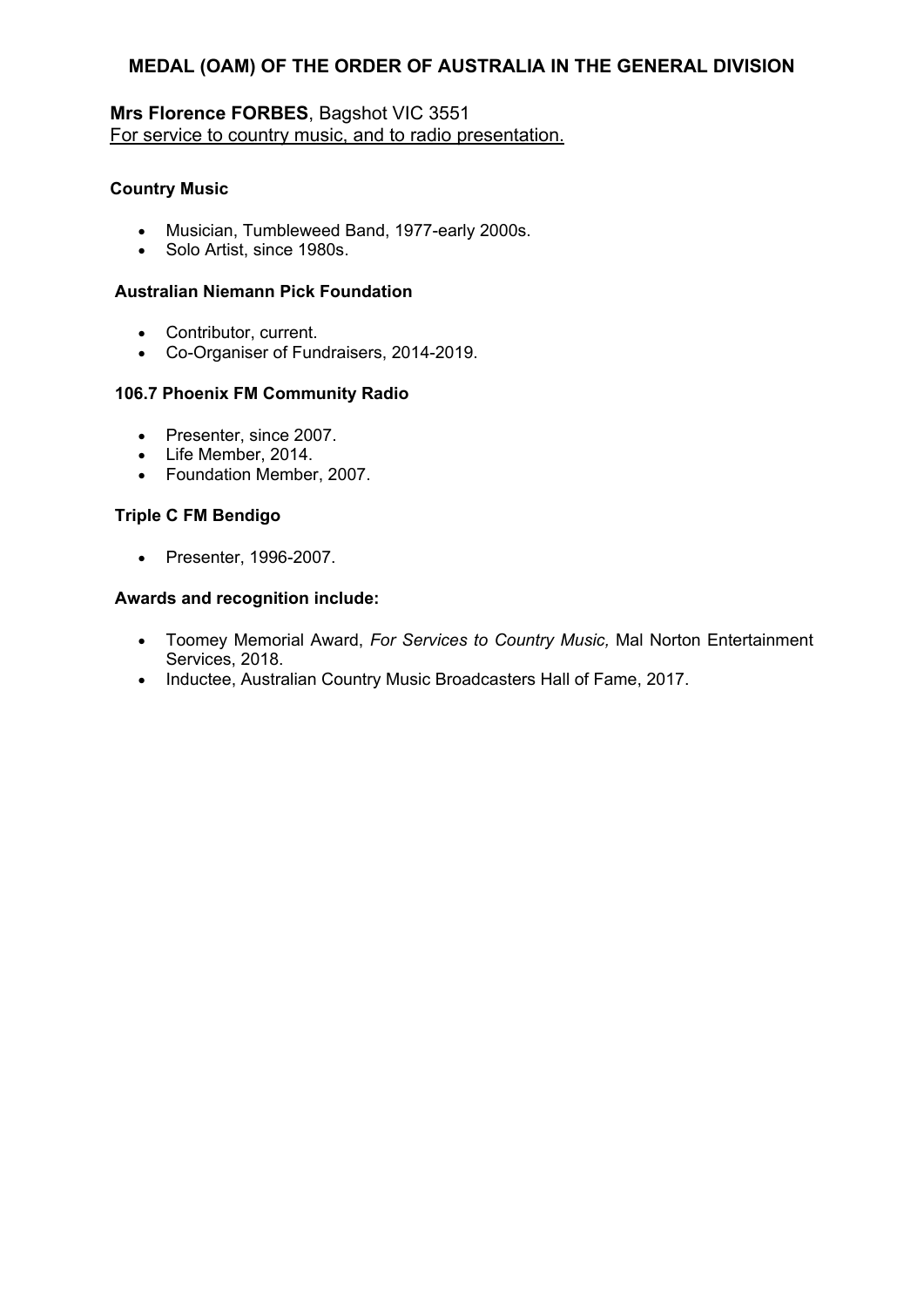# MEDAL (OAM) OF THE ORDER OF AUSTRALIA IN THE GENERAL DIVISION

**Mrs Florence FORBES**, Bagshot VIC 3551
For service to country music, and to radio presentation.

**Country Music**

- Musician, Tumbleweed Band, 1977-early 2000s.
- Solo Artist, since 1980s.

**Australian Niemann Pick Foundation**

- Contributor, current.
- Co-Organiser of Fundraisers, 2014-2019.

**106.7 Phoenix FM Community Radio**

- Presenter, since 2007.
- Life Member, 2014.
- Foundation Member, 2007.

**Triple C FM Bendigo**

- Presenter, 1996-2007.

**Awards and recognition include:**

- Toomey Memorial Award, *For Services to Country Music,* Mal Norton Entertainment Services, 2018.
- Inductee, Australian Country Music Broadcasters Hall of Fame, 2017.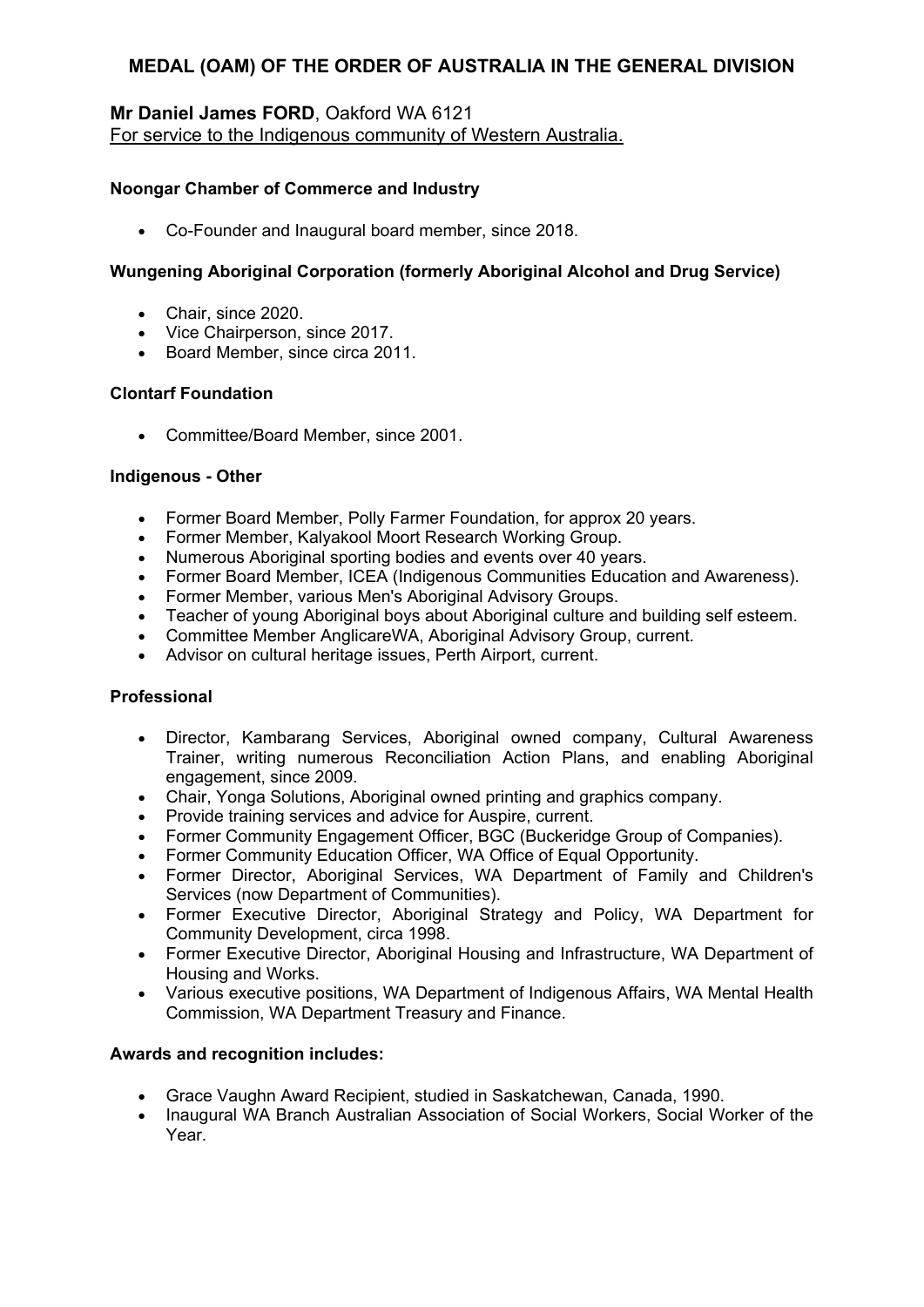# MEDAL (OAM) OF THE ORDER OF AUSTRALIA IN THE GENERAL DIVISION

**Mr Daniel James FORD**, Oakford WA 6121
For service to the Indigenous community of Western Australia.

### Noongar Chamber of Commerce and Industry

- Co-Founder and Inaugural board member, since 2018.

### Wungening Aboriginal Corporation (formerly Aboriginal Alcohol and Drug Service)

- Chair, since 2020.
- Vice Chairperson, since 2017.
- Board Member, since circa 2011.

### Clontarf Foundation

- Committee/Board Member, since 2001.

### Indigenous - Other

- Former Board Member, Polly Farmer Foundation, for approx 20 years.
- Former Member, Kalyakool Moort Research Working Group.
- Numerous Aboriginal sporting bodies and events over 40 years.
- Former Board Member, ICEA (Indigenous Communities Education and Awareness).
- Former Member, various Men's Aboriginal Advisory Groups.
- Teacher of young Aboriginal boys about Aboriginal culture and building self esteem.
- Committee Member AnglicareWA, Aboriginal Advisory Group, current.
- Advisor on cultural heritage issues, Perth Airport, current.

### Professional

- Director, Kambarang Services, Aboriginal owned company, Cultural Awareness Trainer, writing numerous Reconciliation Action Plans, and enabling Aboriginal engagement, since 2009.
- Chair, Yonga Solutions, Aboriginal owned printing and graphics company.
- Provide training services and advice for Auspire, current.
- Former Community Engagement Officer, BGC (Buckeridge Group of Companies).
- Former Community Education Officer, WA Office of Equal Opportunity.
- Former Director, Aboriginal Services, WA Department of Family and Children's Services (now Department of Communities).
- Former Executive Director, Aboriginal Strategy and Policy, WA Department for Community Development, circa 1998.
- Former Executive Director, Aboriginal Housing and Infrastructure, WA Department of Housing and Works.
- Various executive positions, WA Department of Indigenous Affairs, WA Mental Health Commission, WA Department Treasury and Finance.

### Awards and recognition includes:

- Grace Vaughn Award Recipient, studied in Saskatchewan, Canada, 1990.
- Inaugural WA Branch Australian Association of Social Workers, Social Worker of the Year.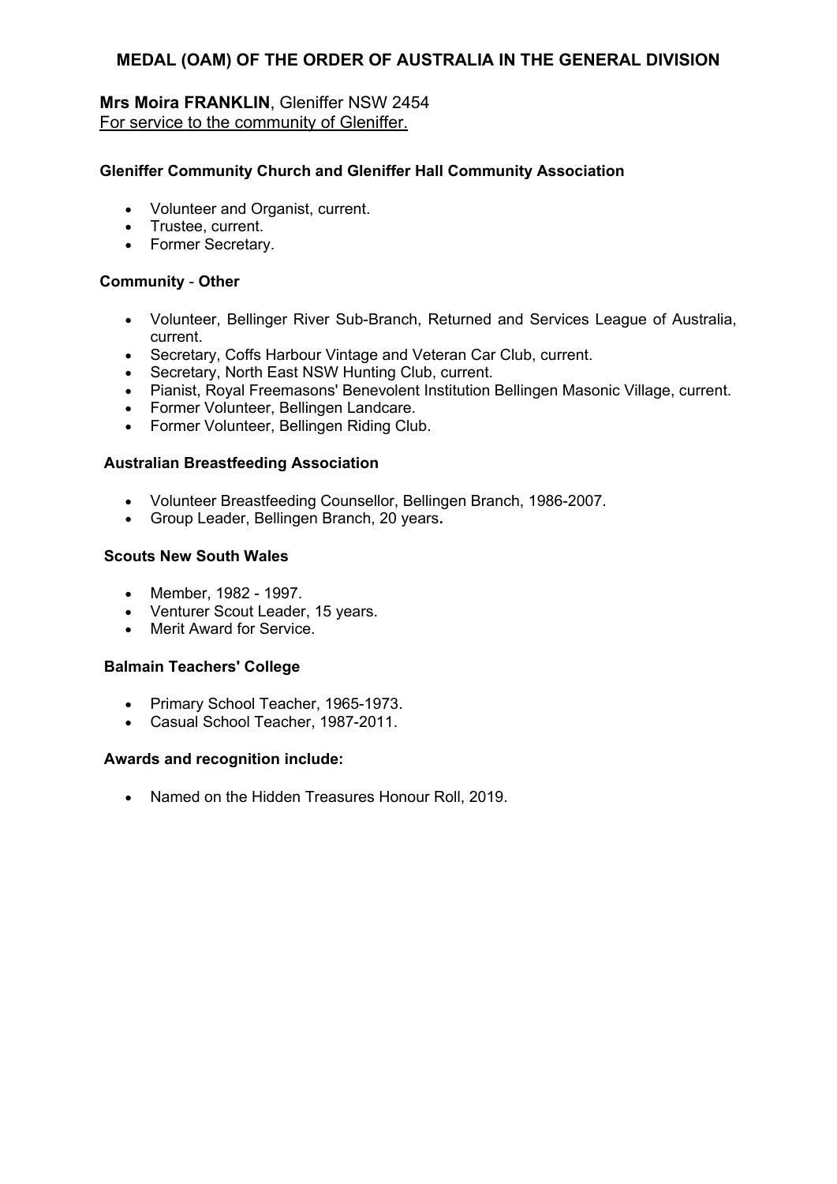## MEDAL (OAM) OF THE ORDER OF AUSTRALIA IN THE GENERAL DIVISION

**Mrs Moira FRANKLIN**, Gleniffer NSW 2454
For service to the community of Gleniffer.

**Gleniffer Community Church and Gleniffer Hall Community Association**

- Volunteer and Organist, current.
- Trustee, current.
- Former Secretary.

**Community - Other**

- Volunteer, Bellinger River Sub-Branch, Returned and Services League of Australia, current.
- Secretary, Coffs Harbour Vintage and Veteran Car Club, current.
- Secretary, North East NSW Hunting Club, current.
- Pianist, Royal Freemasons' Benevolent Institution Bellingen Masonic Village, current.
- Former Volunteer, Bellingen Landcare.
- Former Volunteer, Bellingen Riding Club.

**Australian Breastfeeding Association**

- Volunteer Breastfeeding Counsellor, Bellingen Branch, 1986-2007.
- Group Leader, Bellingen Branch, 20 years.

**Scouts New South Wales**

- Member, 1982 - 1997.
- Venturer Scout Leader, 15 years.
- Merit Award for Service.

**Balmain Teachers' College**

- Primary School Teacher, 1965-1973.
- Casual School Teacher, 1987-2011.

**Awards and recognition include:**

- Named on the Hidden Treasures Honour Roll, 2019.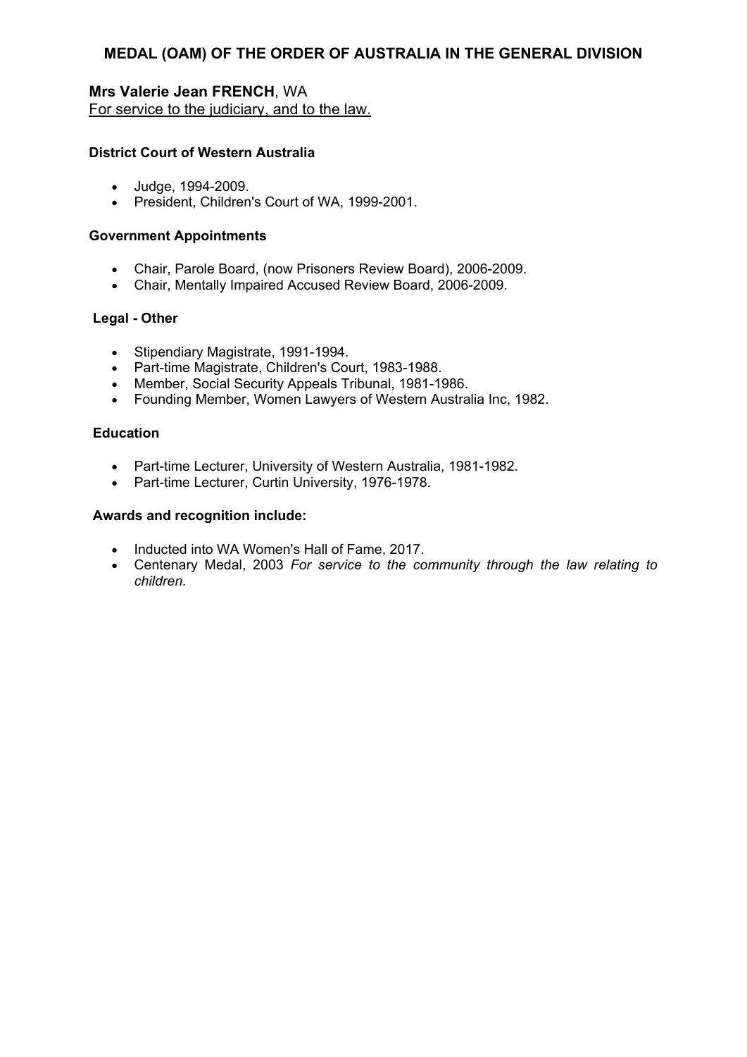## MEDAL (OAM) OF THE ORDER OF AUSTRALIA IN THE GENERAL DIVISION

**Mrs Valerie Jean FRENCH**, WA
For service to the judiciary, and to the law.

**District Court of Western Australia**

- Judge, 1994-2009.
- President, Children's Court of WA, 1999-2001.

**Government Appointments**

- Chair, Parole Board, (now Prisoners Review Board), 2006-2009.
- Chair, Mentally Impaired Accused Review Board, 2006-2009.

**Legal - Other**

- Stipendiary Magistrate, 1991-1994.
- Part-time Magistrate, Children's Court, 1983-1988.
- Member, Social Security Appeals Tribunal, 1981-1986.
- Founding Member, Women Lawyers of Western Australia Inc, 1982.

**Education**

- Part-time Lecturer, University of Western Australia, 1981-1982.
- Part-time Lecturer, Curtin University, 1976-1978.

**Awards and recognition include:**

- Inducted into WA Women's Hall of Fame, 2017.
- Centenary Medal, 2003 *For service to the community through the law relating to children.*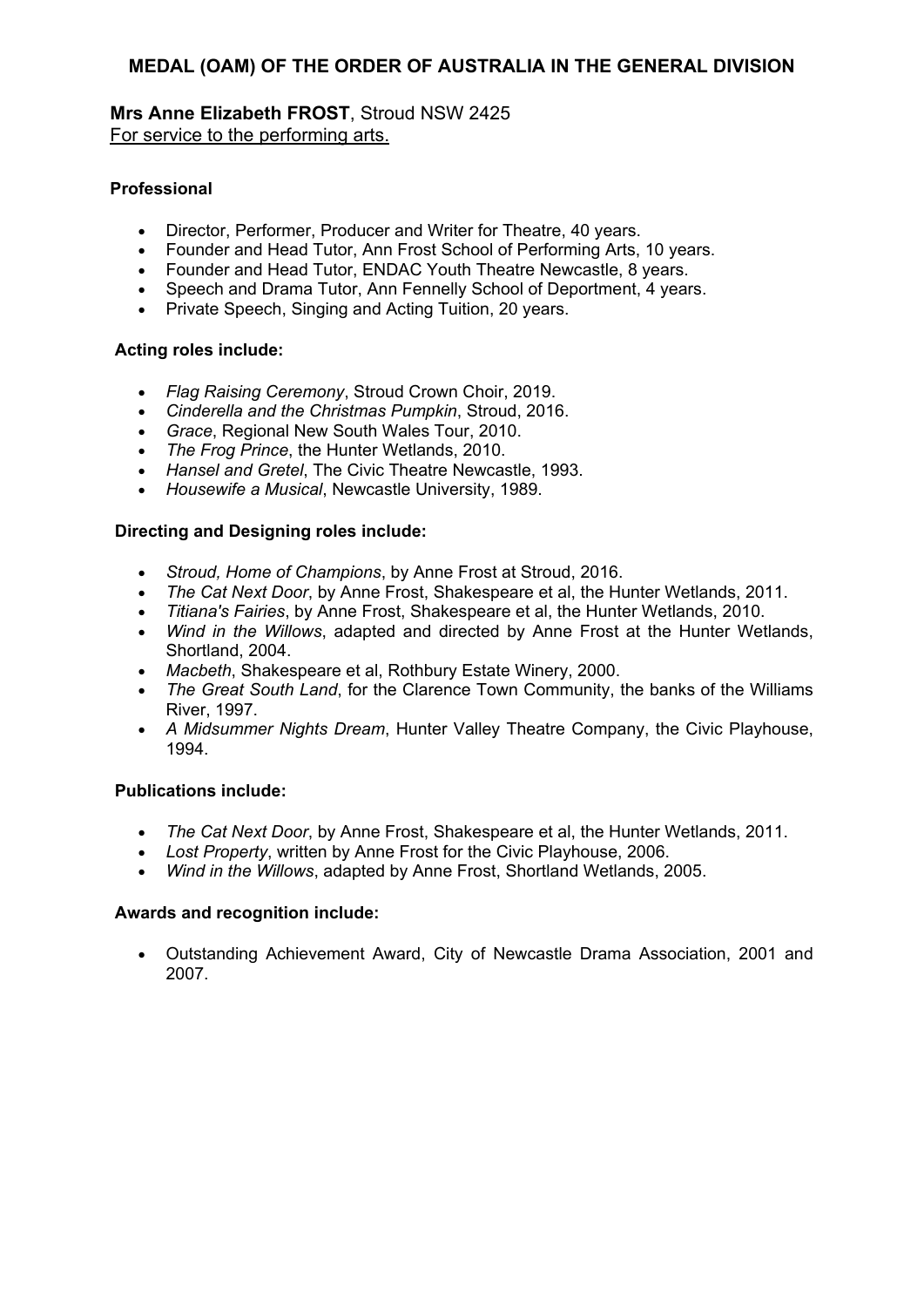## MEDAL (OAM) OF THE ORDER OF AUSTRALIA IN THE GENERAL DIVISION

**Mrs Anne Elizabeth FROST**, Stroud NSW 2425
For service to the performing arts.

**Professional**

- Director, Performer, Producer and Writer for Theatre, 40 years.
- Founder and Head Tutor, Ann Frost School of Performing Arts, 10 years.
- Founder and Head Tutor, ENDAC Youth Theatre Newcastle, 8 years.
- Speech and Drama Tutor, Ann Fennelly School of Deportment, 4 years.
- Private Speech, Singing and Acting Tuition, 20 years.

**Acting roles include:**

- *Flag Raising Ceremony*, Stroud Crown Choir, 2019.
- *Cinderella and the Christmas Pumpkin*, Stroud, 2016.
- *Grace*, Regional New South Wales Tour, 2010.
- *The Frog Prince*, the Hunter Wetlands, 2010.
- *Hansel and Gretel*, The Civic Theatre Newcastle, 1993.
- *Housewife a Musical*, Newcastle University, 1989.

**Directing and Designing roles include:**

- *Stroud, Home of Champions*, by Anne Frost at Stroud, 2016.
- *The Cat Next Door*, by Anne Frost, Shakespeare et al, the Hunter Wetlands, 2011.
- *Titiana's Fairies*, by Anne Frost, Shakespeare et al, the Hunter Wetlands, 2010.
- *Wind in the Willows*, adapted and directed by Anne Frost at the Hunter Wetlands, Shortland, 2004.
- *Macbeth*, Shakespeare et al, Rothbury Estate Winery, 2000.
- *The Great South Land*, for the Clarence Town Community, the banks of the Williams River, 1997.
- *A Midsummer Nights Dream*, Hunter Valley Theatre Company, the Civic Playhouse, 1994.

**Publications include:**

- *The Cat Next Door*, by Anne Frost, Shakespeare et al, the Hunter Wetlands, 2011.
- *Lost Property*, written by Anne Frost for the Civic Playhouse, 2006.
- *Wind in the Willows*, adapted by Anne Frost, Shortland Wetlands, 2005.

**Awards and recognition include:**

- Outstanding Achievement Award, City of Newcastle Drama Association, 2001 and 2007.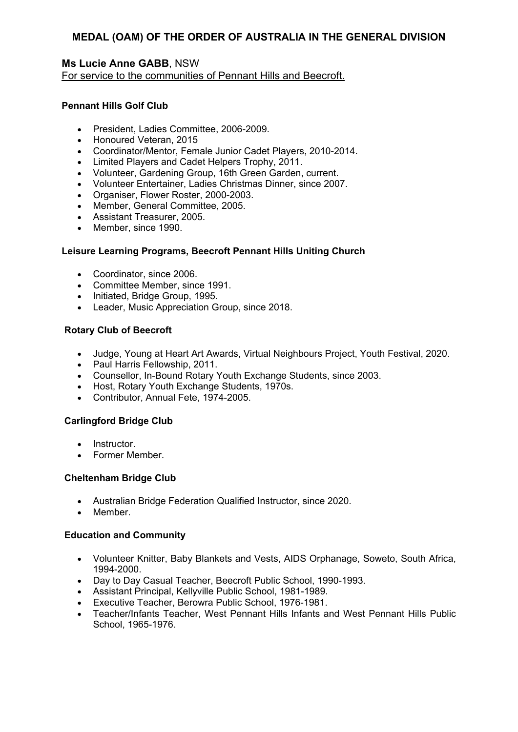## MEDAL (OAM) OF THE ORDER OF AUSTRALIA IN THE GENERAL DIVISION

**Ms Lucie Anne GABB**, NSW

For service to the communities of Pennant Hills and Beecroft.

**Pennant Hills Golf Club**

- President, Ladies Committee, 2006-2009.
- Honoured Veteran, 2015
- Coordinator/Mentor, Female Junior Cadet Players, 2010-2014.
- Limited Players and Cadet Helpers Trophy, 2011.
- Volunteer, Gardening Group, 16th Green Garden, current.
- Volunteer Entertainer, Ladies Christmas Dinner, since 2007.
- Organiser, Flower Roster, 2000-2003.
- Member, General Committee, 2005.
- Assistant Treasurer, 2005.
- Member, since 1990.

**Leisure Learning Programs, Beecroft Pennant Hills Uniting Church**

- Coordinator, since 2006.
- Committee Member, since 1991.
- Initiated, Bridge Group, 1995.
- Leader, Music Appreciation Group, since 2018.

**Rotary Club of Beecroft**

- Judge, Young at Heart Art Awards, Virtual Neighbours Project, Youth Festival, 2020.
- Paul Harris Fellowship, 2011.
- Counsellor, In-Bound Rotary Youth Exchange Students, since 2003.
- Host, Rotary Youth Exchange Students, 1970s.
- Contributor, Annual Fete, 1974-2005.

**Carlingford Bridge Club**

- Instructor.
- Former Member.

**Cheltenham Bridge Club**

- Australian Bridge Federation Qualified Instructor, since 2020.
- Member.

**Education and Community**

- Volunteer Knitter, Baby Blankets and Vests, AIDS Orphanage, Soweto, South Africa, 1994-2000.
- Day to Day Casual Teacher, Beecroft Public School, 1990-1993.
- Assistant Principal, Kellyville Public School, 1981-1989.
- Executive Teacher, Berowra Public School, 1976-1981.
- Teacher/Infants Teacher, West Pennant Hills Infants and West Pennant Hills Public School, 1965-1976.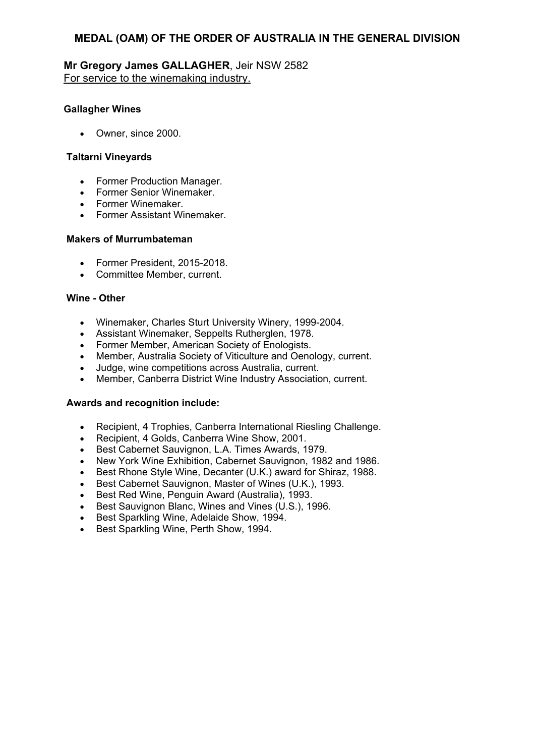## MEDAL (OAM) OF THE ORDER OF AUSTRALIA IN THE GENERAL DIVISION

**Mr Gregory James GALLAGHER**, Jeir NSW 2582
For service to the winemaking industry.

**Gallagher Wines**

- Owner, since 2000.

**Taltarni Vineyards**

- Former Production Manager.
- Former Senior Winemaker.
- Former Winemaker.
- Former Assistant Winemaker.

**Makers of Murrumbateman**

- Former President, 2015-2018.
- Committee Member, current.

**Wine - Other**

- Winemaker, Charles Sturt University Winery, 1999-2004.
- Assistant Winemaker, Seppelts Rutherglen, 1978.
- Former Member, American Society of Enologists.
- Member, Australia Society of Viticulture and Oenology, current.
- Judge, wine competitions across Australia, current.
- Member, Canberra District Wine Industry Association, current.

**Awards and recognition include:**

- Recipient, 4 Trophies, Canberra International Riesling Challenge.
- Recipient, 4 Golds, Canberra Wine Show, 2001.
- Best Cabernet Sauvignon, L.A. Times Awards, 1979.
- New York Wine Exhibition, Cabernet Sauvignon, 1982 and 1986.
- Best Rhone Style Wine, Decanter (U.K.) award for Shiraz, 1988.
- Best Cabernet Sauvignon, Master of Wines (U.K.), 1993.
- Best Red Wine, Penguin Award (Australia), 1993.
- Best Sauvignon Blanc, Wines and Vines (U.S.), 1996.
- Best Sparkling Wine, Adelaide Show, 1994.
- Best Sparkling Wine, Perth Show, 1994.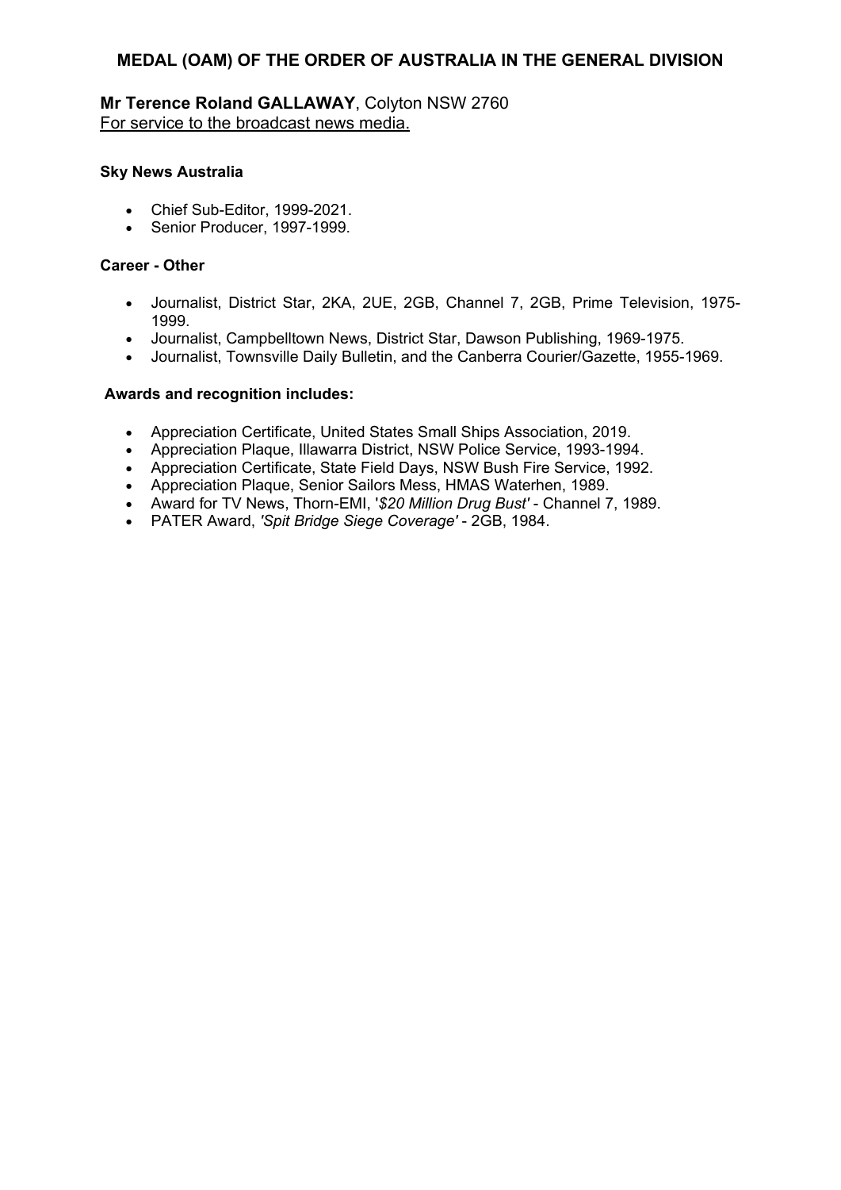## MEDAL (OAM) OF THE ORDER OF AUSTRALIA IN THE GENERAL DIVISION

**Mr Terence Roland GALLAWAY**, Colyton NSW 2760
For service to the broadcast news media.

**Sky News Australia**

- Chief Sub-Editor, 1999-2021.
- Senior Producer, 1997-1999.

**Career - Other**

- Journalist, District Star, 2KA, 2UE, 2GB, Channel 7, 2GB, Prime Television, 1975-1999.
- Journalist, Campbelltown News, District Star, Dawson Publishing, 1969-1975.
- Journalist, Townsville Daily Bulletin, and the Canberra Courier/Gazette, 1955-1969.

**Awards and recognition includes:**

- Appreciation Certificate, United States Small Ships Association, 2019.
- Appreciation Plaque, Illawarra District, NSW Police Service, 1993-1994.
- Appreciation Certificate, State Field Days, NSW Bush Fire Service, 1992.
- Appreciation Plaque, Senior Sailors Mess, HMAS Waterhen, 1989.
- Award for TV News, Thorn-EMI, '*$20 Million Drug Bust'* - Channel 7, 1989.
- PATER Award, *'Spit Bridge Siege Coverage'* - 2GB, 1984.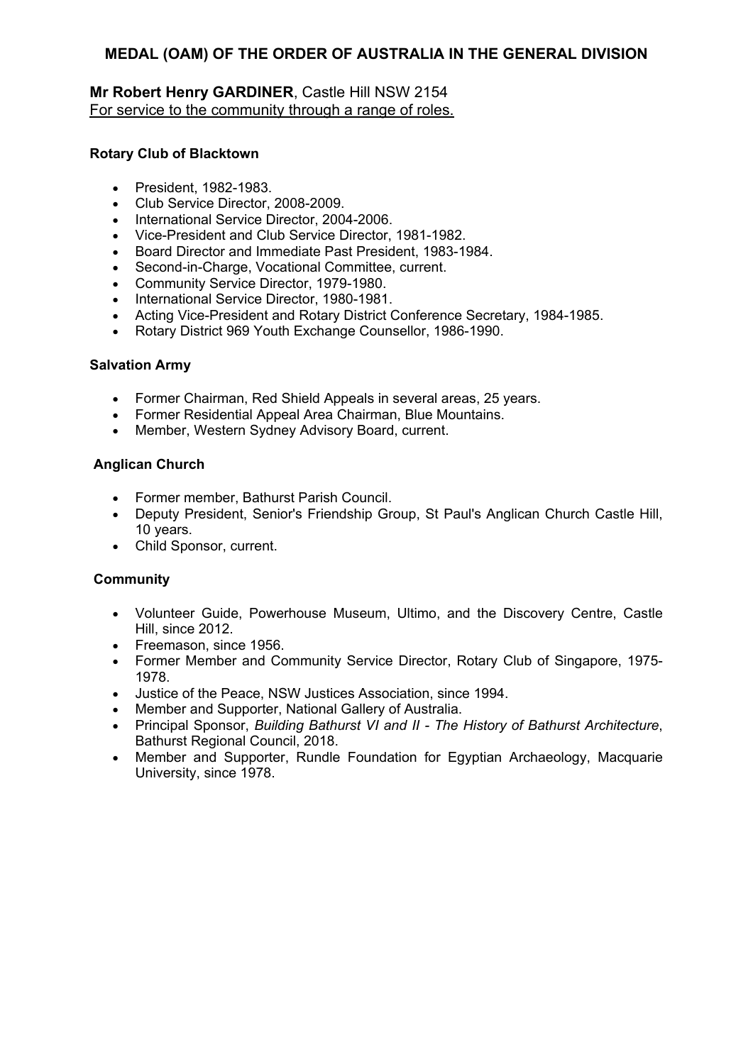# MEDAL (OAM) OF THE ORDER OF AUSTRALIA IN THE GENERAL DIVISION

**Mr Robert Henry GARDINER**, Castle Hill NSW 2154
For service to the community through a range of roles.

**Rotary Club of Blacktown**

- President, 1982-1983.
- Club Service Director, 2008-2009.
- International Service Director, 2004-2006.
- Vice-President and Club Service Director, 1981-1982.
- Board Director and Immediate Past President, 1983-1984.
- Second-in-Charge, Vocational Committee, current.
- Community Service Director, 1979-1980.
- International Service Director, 1980-1981.
- Acting Vice-President and Rotary District Conference Secretary, 1984-1985.
- Rotary District 969 Youth Exchange Counsellor, 1986-1990.

**Salvation Army**

- Former Chairman, Red Shield Appeals in several areas, 25 years.
- Former Residential Appeal Area Chairman, Blue Mountains.
- Member, Western Sydney Advisory Board, current.

**Anglican Church**

- Former member, Bathurst Parish Council.
- Deputy President, Senior's Friendship Group, St Paul's Anglican Church Castle Hill, 10 years.
- Child Sponsor, current.

**Community**

- Volunteer Guide, Powerhouse Museum, Ultimo, and the Discovery Centre, Castle Hill, since 2012.
- Freemason, since 1956.
- Former Member and Community Service Director, Rotary Club of Singapore, 1975-1978.
- Justice of the Peace, NSW Justices Association, since 1994.
- Member and Supporter, National Gallery of Australia.
- Principal Sponsor, *Building Bathurst VI and II - The History of Bathurst Architecture*, Bathurst Regional Council, 2018.
- Member and Supporter, Rundle Foundation for Egyptian Archaeology, Macquarie University, since 1978.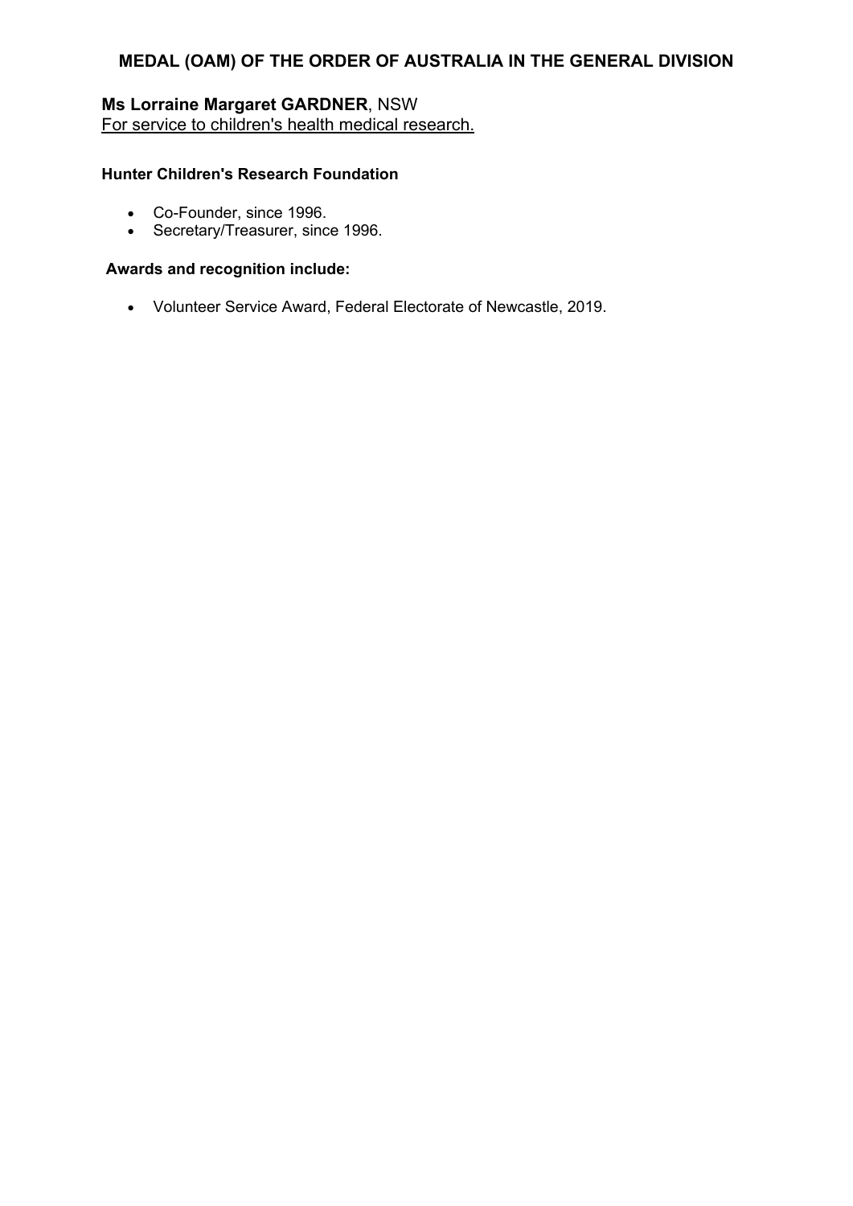# MEDAL (OAM) OF THE ORDER OF AUSTRALIA IN THE GENERAL DIVISION

**Ms Lorraine Margaret GARDNER**, NSW
For service to children's health medical research.

**Hunter Children's Research Foundation**

- Co-Founder, since 1996.
- Secretary/Treasurer, since 1996.

**Awards and recognition include:**

- Volunteer Service Award, Federal Electorate of Newcastle, 2019.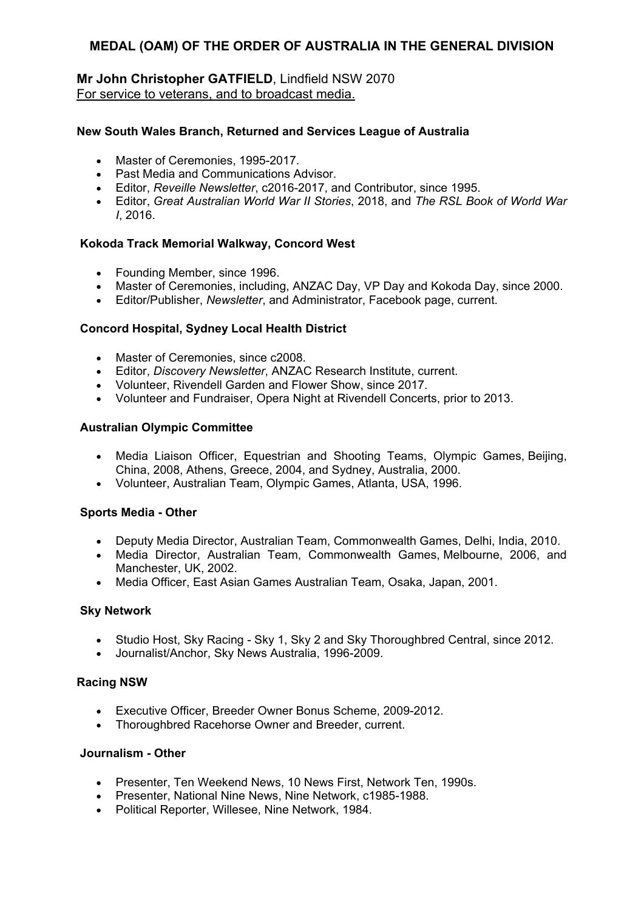## MEDAL (OAM) OF THE ORDER OF AUSTRALIA IN THE GENERAL DIVISION

**Mr John Christopher GATFIELD**, Lindfield NSW 2070
For service to veterans, and to broadcast media.

**New South Wales Branch, Returned and Services League of Australia**

- Master of Ceremonies, 1995-2017.
- Past Media and Communications Advisor.
- Editor, *Reveille Newsletter*, c2016-2017, and Contributor, since 1995.
- Editor, *Great Australian World War II Stories*, 2018, and *The RSL Book of World War I*, 2016.

**Kokoda Track Memorial Walkway, Concord West**

- Founding Member, since 1996.
- Master of Ceremonies, including, ANZAC Day, VP Day and Kokoda Day, since 2000.
- Editor/Publisher, *Newsletter*, and Administrator, Facebook page, current.

**Concord Hospital, Sydney Local Health District**

- Master of Ceremonies, since c2008.
- Editor, *Discovery Newsletter*, ANZAC Research Institute, current.
- Volunteer, Rivendell Garden and Flower Show, since 2017.
- Volunteer and Fundraiser, Opera Night at Rivendell Concerts, prior to 2013.

**Australian Olympic Committee**

- Media Liaison Officer, Equestrian and Shooting Teams, Olympic Games, Beijing, China, 2008, Athens, Greece, 2004, and Sydney, Australia, 2000.
- Volunteer, Australian Team, Olympic Games, Atlanta, USA, 1996.

**Sports Media - Other**

- Deputy Media Director, Australian Team, Commonwealth Games, Delhi, India, 2010.
- Media Director, Australian Team, Commonwealth Games, Melbourne, 2006, and Manchester, UK, 2002.
- Media Officer, East Asian Games Australian Team, Osaka, Japan, 2001.

**Sky Network**

- Studio Host, Sky Racing - Sky 1, Sky 2 and Sky Thoroughbred Central, since 2012.
- Journalist/Anchor, Sky News Australia, 1996-2009.

**Racing NSW**

- Executive Officer, Breeder Owner Bonus Scheme, 2009-2012.
- Thoroughbred Racehorse Owner and Breeder, current.

**Journalism - Other**

- Presenter, Ten Weekend News, 10 News First, Network Ten, 1990s.
- Presenter, National Nine News, Nine Network, c1985-1988.
- Political Reporter, Willesee, Nine Network, 1984.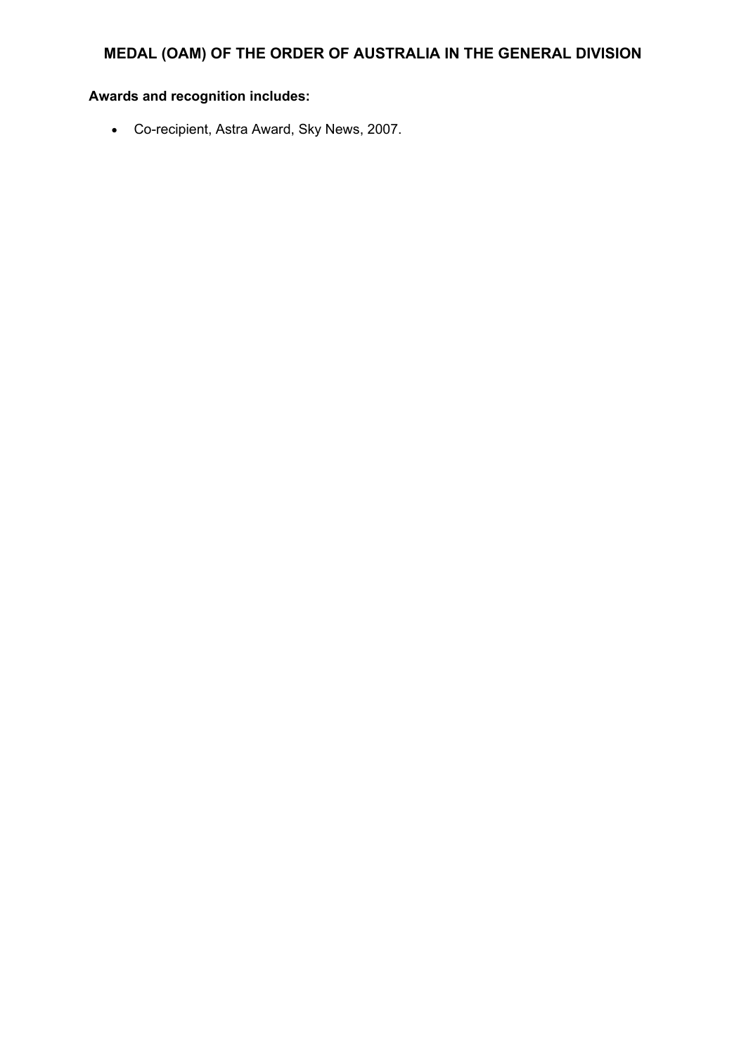## MEDAL (OAM) OF THE ORDER OF AUSTRALIA IN THE GENERAL DIVISION

**Awards and recognition includes:**

- Co-recipient, Astra Award, Sky News, 2007.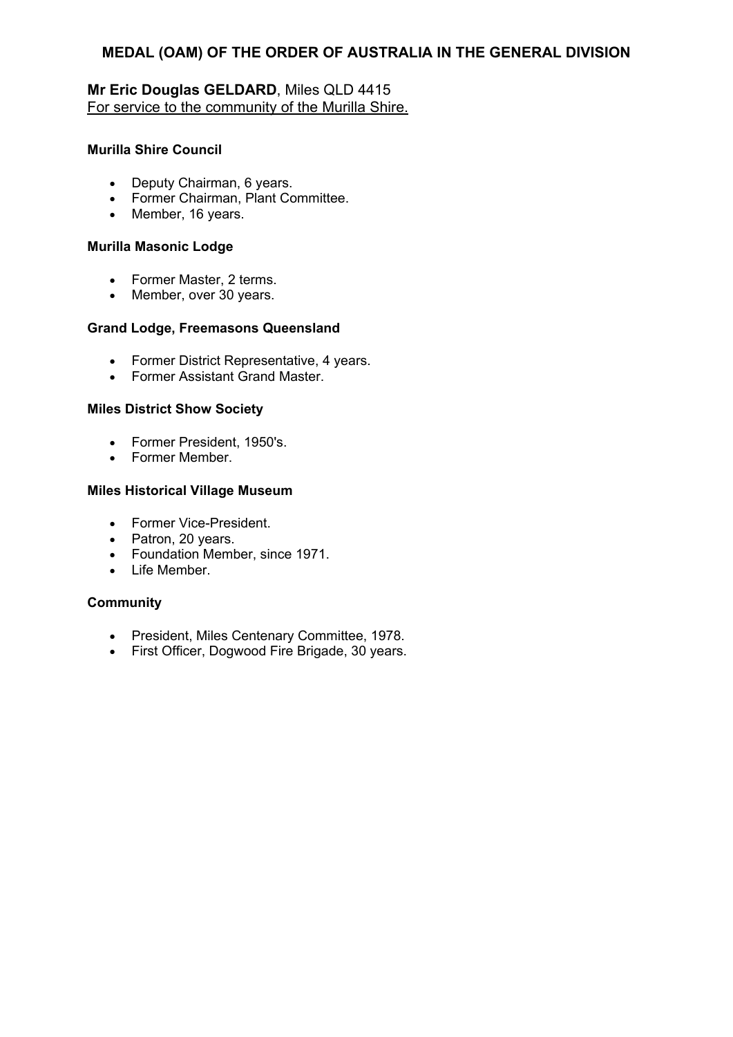## MEDAL (OAM) OF THE ORDER OF AUSTRALIA IN THE GENERAL DIVISION

**Mr Eric Douglas GELDARD**, Miles QLD 4415
For service to the community of the Murilla Shire.

**Murilla Shire Council**

- Deputy Chairman, 6 years.
- Former Chairman, Plant Committee.
- Member, 16 years.

**Murilla Masonic Lodge**

- Former Master, 2 terms.
- Member, over 30 years.

**Grand Lodge, Freemasons Queensland**

- Former District Representative, 4 years.
- Former Assistant Grand Master.

**Miles District Show Society**

- Former President, 1950's.
- Former Member.

**Miles Historical Village Museum**

- Former Vice-President.
- Patron, 20 years.
- Foundation Member, since 1971.
- Life Member.

**Community**

- President, Miles Centenary Committee, 1978.
- First Officer, Dogwood Fire Brigade, 30 years.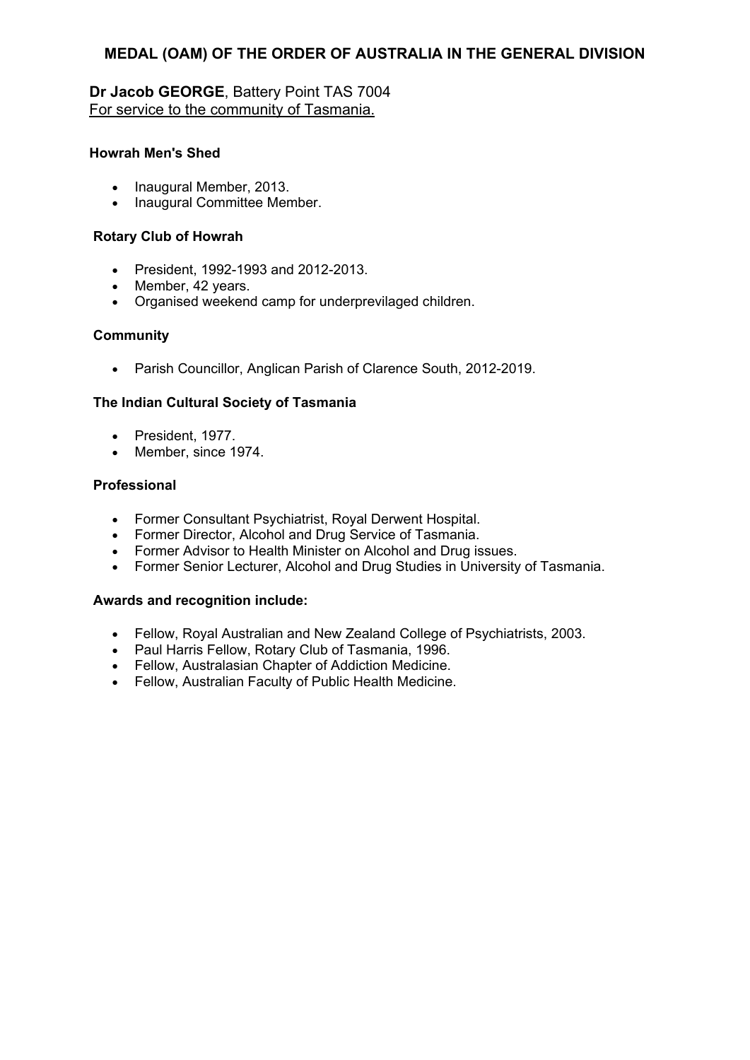## MEDAL (OAM) OF THE ORDER OF AUSTRALIA IN THE GENERAL DIVISION

**Dr Jacob GEORGE**, Battery Point TAS 7004
For service to the community of Tasmania.

**Howrah Men's Shed**

- Inaugural Member, 2013.
- Inaugural Committee Member.

**Rotary Club of Howrah**

- President, 1992-1993 and 2012-2013.
- Member, 42 years.
- Organised weekend camp for underprevilaged children.

**Community**

- Parish Councillor, Anglican Parish of Clarence South, 2012-2019.

**The Indian Cultural Society of Tasmania**

- President, 1977.
- Member, since 1974.

**Professional**

- Former Consultant Psychiatrist, Royal Derwent Hospital.
- Former Director, Alcohol and Drug Service of Tasmania.
- Former Advisor to Health Minister on Alcohol and Drug issues.
- Former Senior Lecturer, Alcohol and Drug Studies in University of Tasmania.

**Awards and recognition include:**

- Fellow, Royal Australian and New Zealand College of Psychiatrists, 2003.
- Paul Harris Fellow, Rotary Club of Tasmania, 1996.
- Fellow, Australasian Chapter of Addiction Medicine.
- Fellow, Australian Faculty of Public Health Medicine.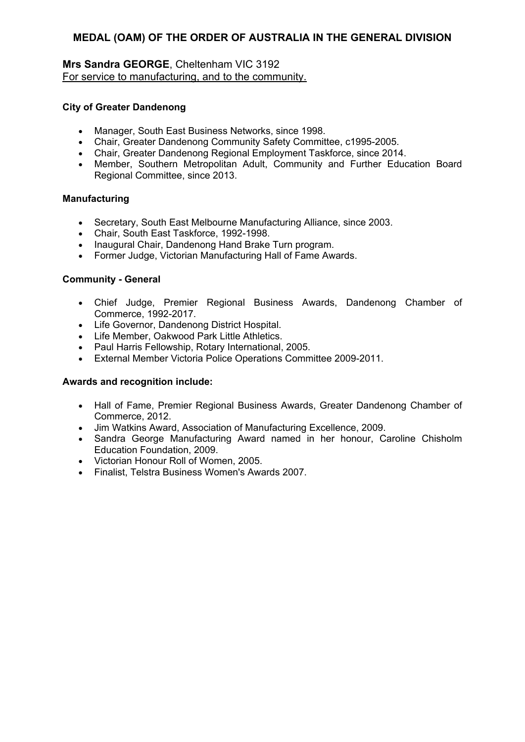## MEDAL (OAM) OF THE ORDER OF AUSTRALIA IN THE GENERAL DIVISION

**Mrs Sandra GEORGE**, Cheltenham VIC 3192
For service to manufacturing, and to the community.

**City of Greater Dandenong**

- Manager, South East Business Networks, since 1998.
- Chair, Greater Dandenong Community Safety Committee, c1995-2005.
- Chair, Greater Dandenong Regional Employment Taskforce, since 2014.
- Member, Southern Metropolitan Adult, Community and Further Education Board Regional Committee, since 2013.

**Manufacturing**

- Secretary, South East Melbourne Manufacturing Alliance, since 2003.
- Chair, South East Taskforce, 1992-1998.
- Inaugural Chair, Dandenong Hand Brake Turn program.
- Former Judge, Victorian Manufacturing Hall of Fame Awards.

**Community - General**

- Chief Judge, Premier Regional Business Awards, Dandenong Chamber of Commerce, 1992-2017.
- Life Governor, Dandenong District Hospital.
- Life Member, Oakwood Park Little Athletics.
- Paul Harris Fellowship, Rotary International, 2005.
- External Member Victoria Police Operations Committee 2009-2011.

**Awards and recognition include:**

- Hall of Fame, Premier Regional Business Awards, Greater Dandenong Chamber of Commerce, 2012.
- Jim Watkins Award, Association of Manufacturing Excellence, 2009.
- Sandra George Manufacturing Award named in her honour, Caroline Chisholm Education Foundation, 2009.
- Victorian Honour Roll of Women, 2005.
- Finalist, Telstra Business Women's Awards 2007.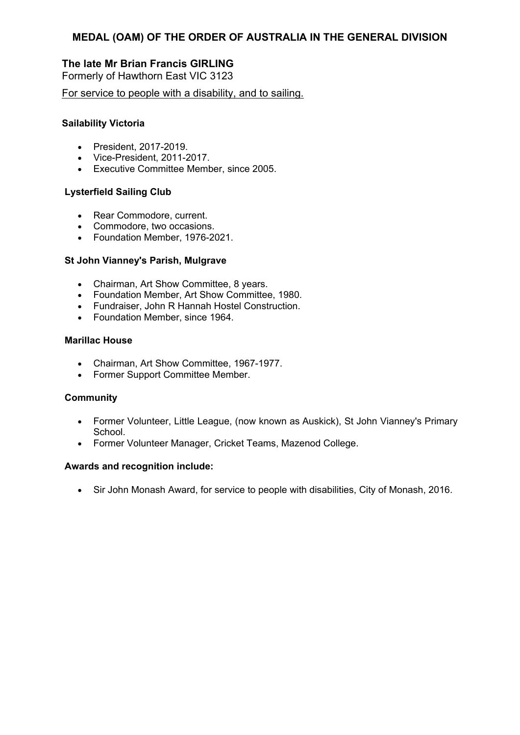# MEDAL (OAM) OF THE ORDER OF AUSTRALIA IN THE GENERAL DIVISION

## The late Mr Brian Francis GIRLING

Formerly of Hawthorn East VIC 3123

<u>For service to people with a disability, and to sailing.</u>

### Sailability Victoria

- President, 2017-2019.
- Vice-President, 2011-2017.
- Executive Committee Member, since 2005.

### Lysterfield Sailing Club

- Rear Commodore, current.
- Commodore, two occasions.
- Foundation Member, 1976-2021.

### St John Vianney's Parish, Mulgrave

- Chairman, Art Show Committee, 8 years.
- Foundation Member, Art Show Committee, 1980.
- Fundraiser, John R Hannah Hostel Construction.
- Foundation Member, since 1964.

### Marillac House

- Chairman, Art Show Committee, 1967-1977.
- Former Support Committee Member.

### Community

- Former Volunteer, Little League, (now known as Auskick), St John Vianney's Primary School.
- Former Volunteer Manager, Cricket Teams, Mazenod College.

### Awards and recognition include:

- Sir John Monash Award, for service to people with disabilities, City of Monash, 2016.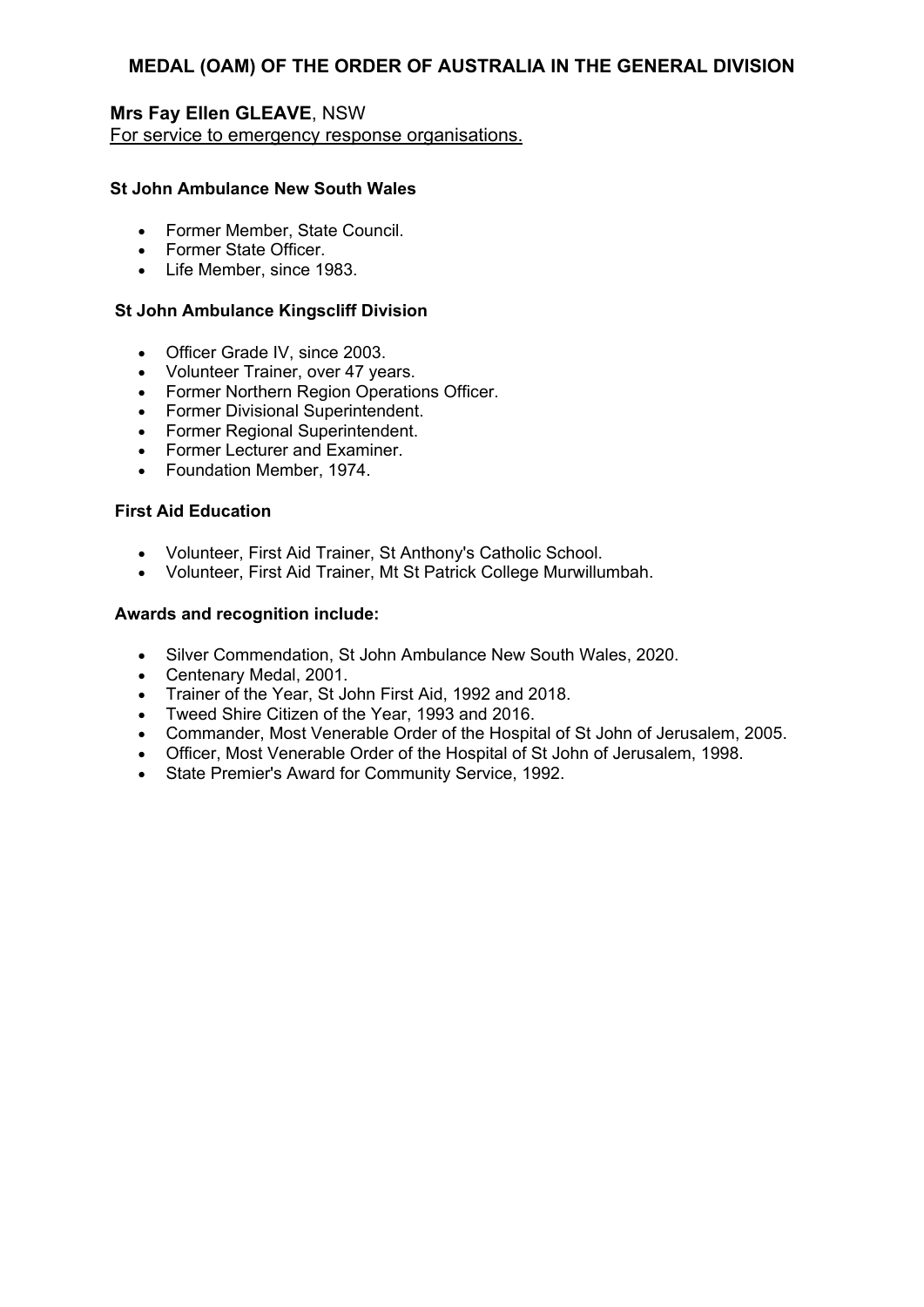## MEDAL (OAM) OF THE ORDER OF AUSTRALIA IN THE GENERAL DIVISION

### Mrs Fay Ellen GLEAVE, NSW

For service to emergency response organisations.

**St John Ambulance New South Wales**

- Former Member, State Council.
- Former State Officer.
- Life Member, since 1983.

**St John Ambulance Kingscliff Division**

- Officer Grade IV, since 2003.
- Volunteer Trainer, over 47 years.
- Former Northern Region Operations Officer.
- Former Divisional Superintendent.
- Former Regional Superintendent.
- Former Lecturer and Examiner.
- Foundation Member, 1974.

**First Aid Education**

- Volunteer, First Aid Trainer, St Anthony's Catholic School.
- Volunteer, First Aid Trainer, Mt St Patrick College Murwillumbah.

**Awards and recognition include:**

- Silver Commendation, St John Ambulance New South Wales, 2020.
- Centenary Medal, 2001.
- Trainer of the Year, St John First Aid, 1992 and 2018.
- Tweed Shire Citizen of the Year, 1993 and 2016.
- Commander, Most Venerable Order of the Hospital of St John of Jerusalem, 2005.
- Officer, Most Venerable Order of the Hospital of St John of Jerusalem, 1998.
- State Premier's Award for Community Service, 1992.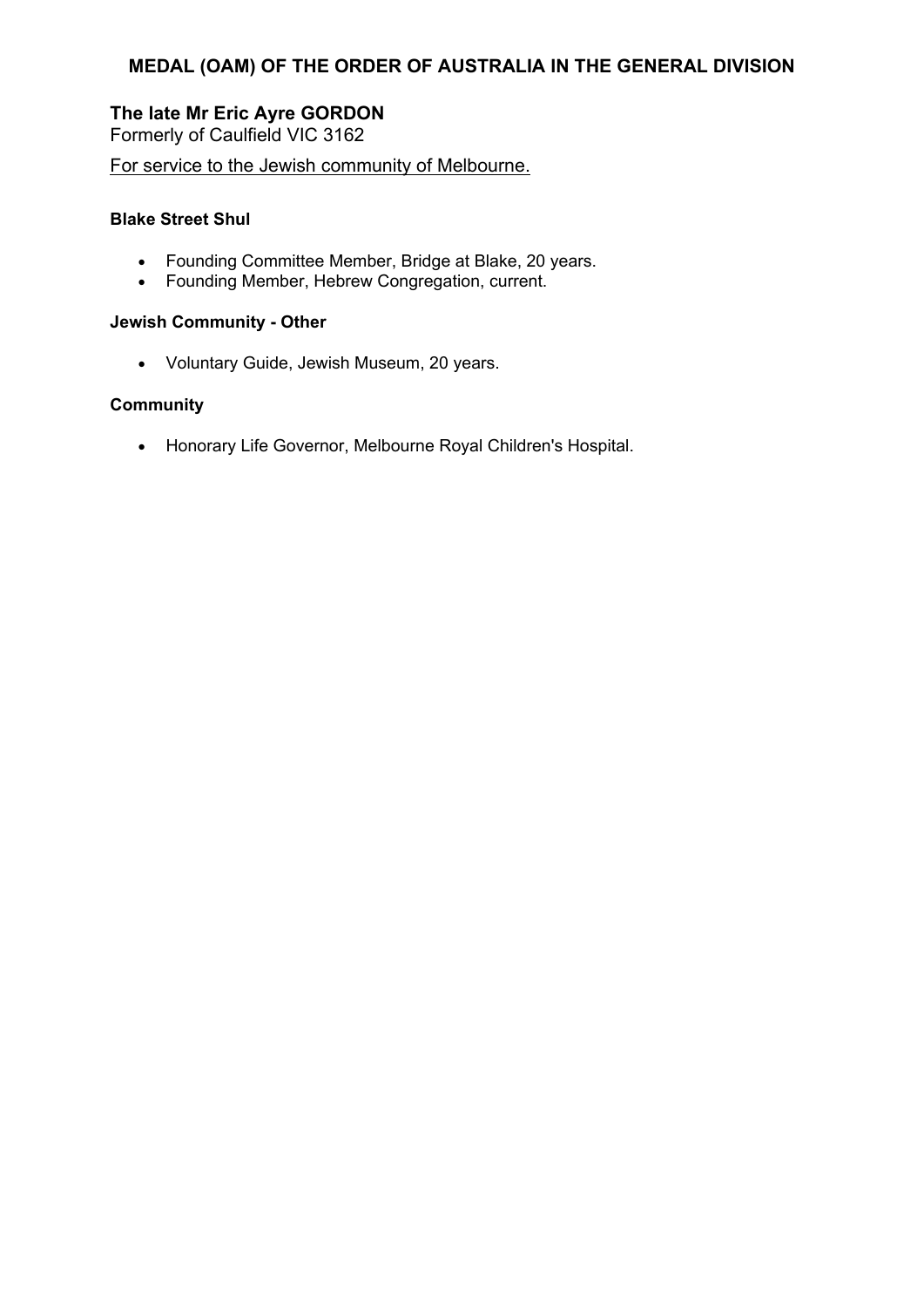## MEDAL (OAM) OF THE ORDER OF AUSTRALIA IN THE GENERAL DIVISION

### The late Mr Eric Ayre GORDON

Formerly of Caulfield VIC 3162

For service to the Jewish community of Melbourne.

**Blake Street Shul**

- Founding Committee Member, Bridge at Blake, 20 years.
- Founding Member, Hebrew Congregation, current.

**Jewish Community - Other**

- Voluntary Guide, Jewish Museum, 20 years.

**Community**

- Honorary Life Governor, Melbourne Royal Children's Hospital.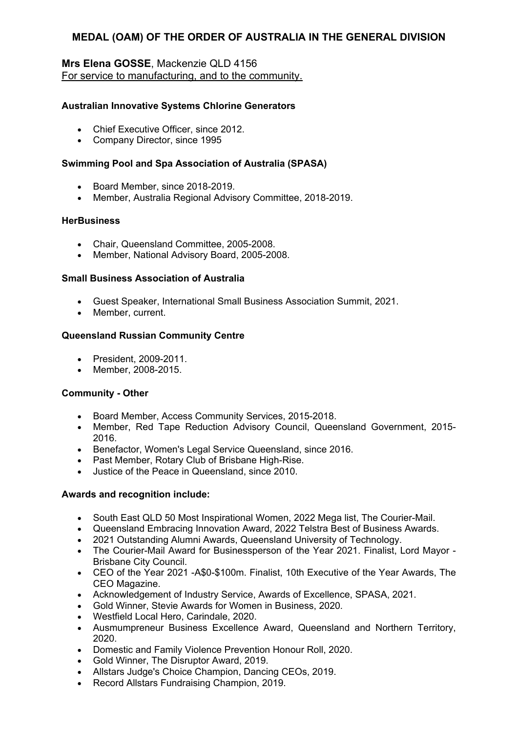## MEDAL (OAM) OF THE ORDER OF AUSTRALIA IN THE GENERAL DIVISION

**Mrs Elena GOSSE**, Mackenzie QLD 4156
For service to manufacturing, and to the community.

**Australian Innovative Systems Chlorine Generators**

- Chief Executive Officer, since 2012.
- Company Director, since 1995

**Swimming Pool and Spa Association of Australia (SPASA)**

- Board Member, since 2018-2019.
- Member, Australia Regional Advisory Committee, 2018-2019.

**HerBusiness**

- Chair, Queensland Committee, 2005-2008.
- Member, National Advisory Board, 2005-2008.

**Small Business Association of Australia**

- Guest Speaker, International Small Business Association Summit, 2021.
- Member, current.

**Queensland Russian Community Centre**

- President, 2009-2011.
- Member, 2008-2015.

**Community - Other**

- Board Member, Access Community Services, 2015-2018.
- Member, Red Tape Reduction Advisory Council, Queensland Government, 2015-2016.
- Benefactor, Women's Legal Service Queensland, since 2016.
- Past Member, Rotary Club of Brisbane High-Rise.
- Justice of the Peace in Queensland, since 2010.

**Awards and recognition include:**

- South East QLD 50 Most Inspirational Women, 2022 Mega list, The Courier-Mail.
- Queensland Embracing Innovation Award, 2022 Telstra Best of Business Awards.
- 2021 Outstanding Alumni Awards, Queensland University of Technology.
- The Courier-Mail Award for Businessperson of the Year 2021. Finalist, Lord Mayor - Brisbane City Council.
- CEO of the Year 2021 -A$0-$100m. Finalist, 10th Executive of the Year Awards, The CEO Magazine.
- Acknowledgement of Industry Service, Awards of Excellence, SPASA, 2021.
- Gold Winner, Stevie Awards for Women in Business, 2020.
- Westfield Local Hero, Carindale, 2020.
- Ausmumpreneur Business Excellence Award, Queensland and Northern Territory, 2020.
- Domestic and Family Violence Prevention Honour Roll, 2020.
- Gold Winner, The Disruptor Award, 2019.
- Allstars Judge's Choice Champion, Dancing CEOs, 2019.
- Record Allstars Fundraising Champion, 2019.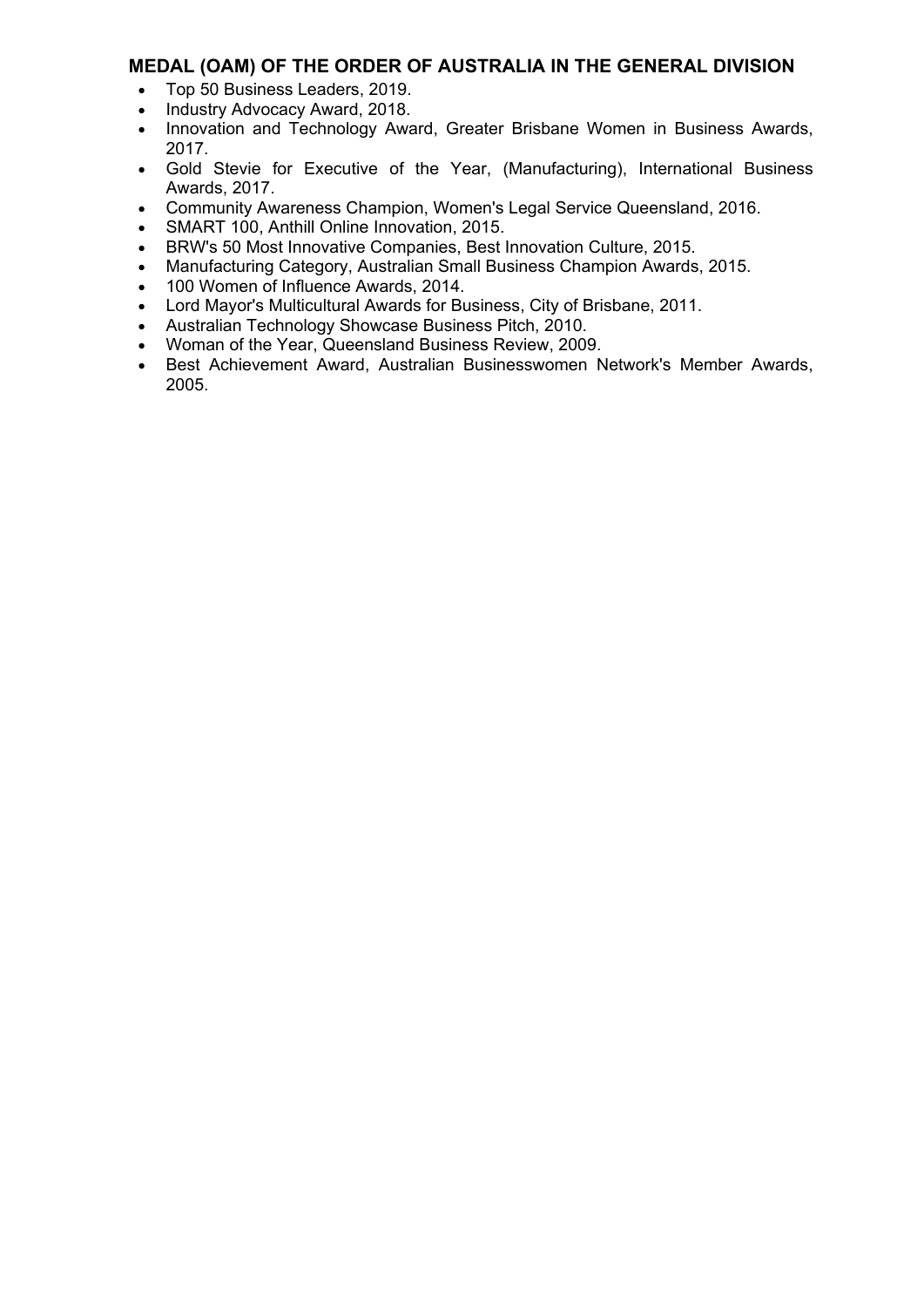## MEDAL (OAM) OF THE ORDER OF AUSTRALIA IN THE GENERAL DIVISION

- Top 50 Business Leaders, 2019.
- Industry Advocacy Award, 2018.
- Innovation and Technology Award, Greater Brisbane Women in Business Awards, 2017.
- Gold Stevie for Executive of the Year, (Manufacturing), International Business Awards, 2017.
- Community Awareness Champion, Women's Legal Service Queensland, 2016.
- SMART 100, Anthill Online Innovation, 2015.
- BRW's 50 Most Innovative Companies, Best Innovation Culture, 2015.
- Manufacturing Category, Australian Small Business Champion Awards, 2015.
- 100 Women of Influence Awards, 2014.
- Lord Mayor's Multicultural Awards for Business, City of Brisbane, 2011.
- Australian Technology Showcase Business Pitch, 2010.
- Woman of the Year, Queensland Business Review, 2009.
- Best Achievement Award, Australian Businesswomen Network's Member Awards, 2005.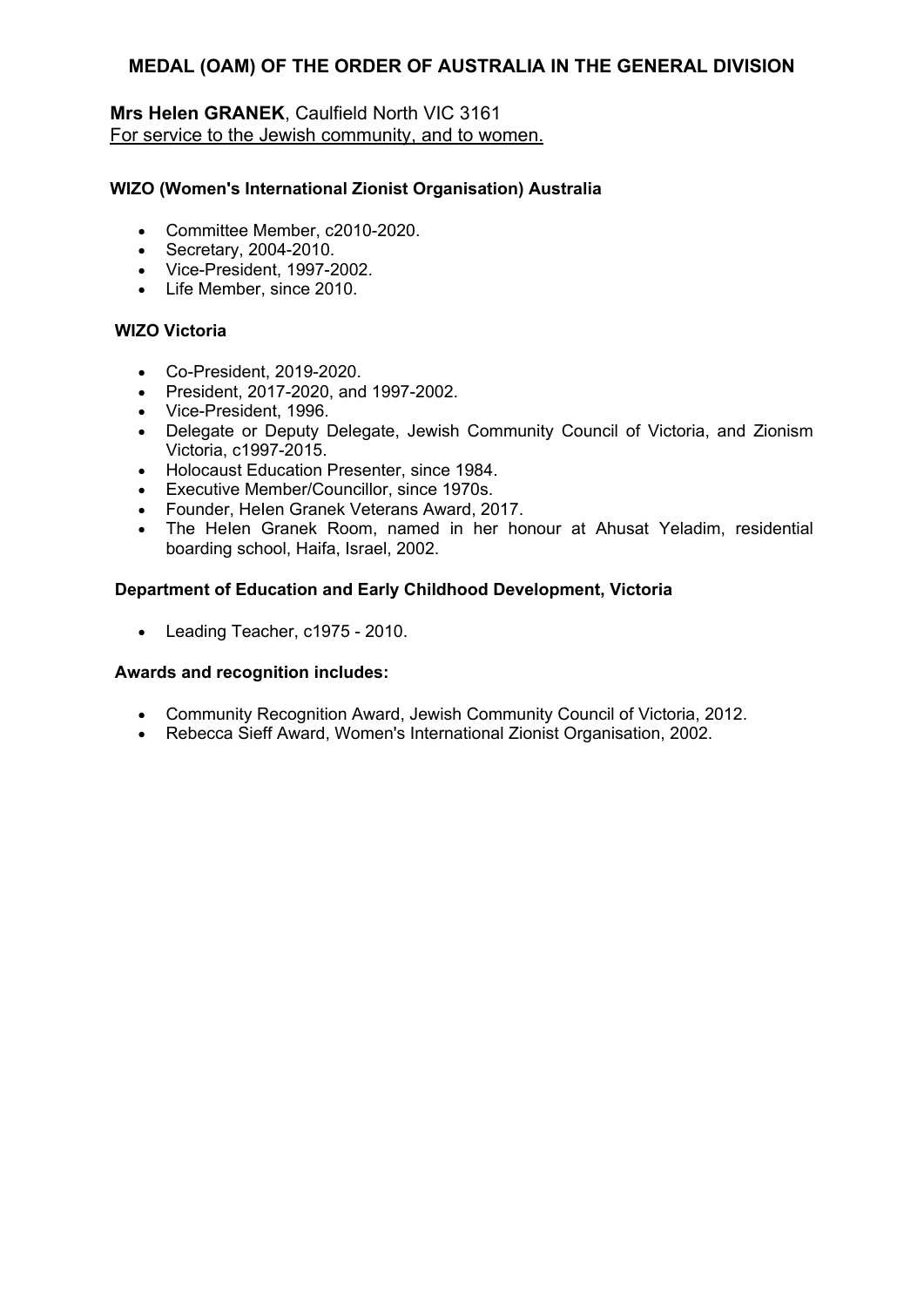## MEDAL (OAM) OF THE ORDER OF AUSTRALIA IN THE GENERAL DIVISION

**Mrs Helen GRANEK**, Caulfield North VIC 3161
For service to the Jewish community, and to women.

**WIZO (Women's International Zionist Organisation) Australia**

- Committee Member, c2010-2020.
- Secretary, 2004-2010.
- Vice-President, 1997-2002.
- Life Member, since 2010.

**WIZO Victoria**

- Co-President, 2019-2020.
- President, 2017-2020, and 1997-2002.
- Vice-President, 1996.
- Delegate or Deputy Delegate, Jewish Community Council of Victoria, and Zionism Victoria, c1997-2015.
- Holocaust Education Presenter, since 1984.
- Executive Member/Councillor, since 1970s.
- Founder, Helen Granek Veterans Award, 2017.
- The Helen Granek Room, named in her honour at Ahusat Yeladim, residential boarding school, Haifa, Israel, 2002.

**Department of Education and Early Childhood Development, Victoria**

- Leading Teacher, c1975 - 2010.

**Awards and recognition includes:**

- Community Recognition Award, Jewish Community Council of Victoria, 2012.
- Rebecca Sieff Award, Women's International Zionist Organisation, 2002.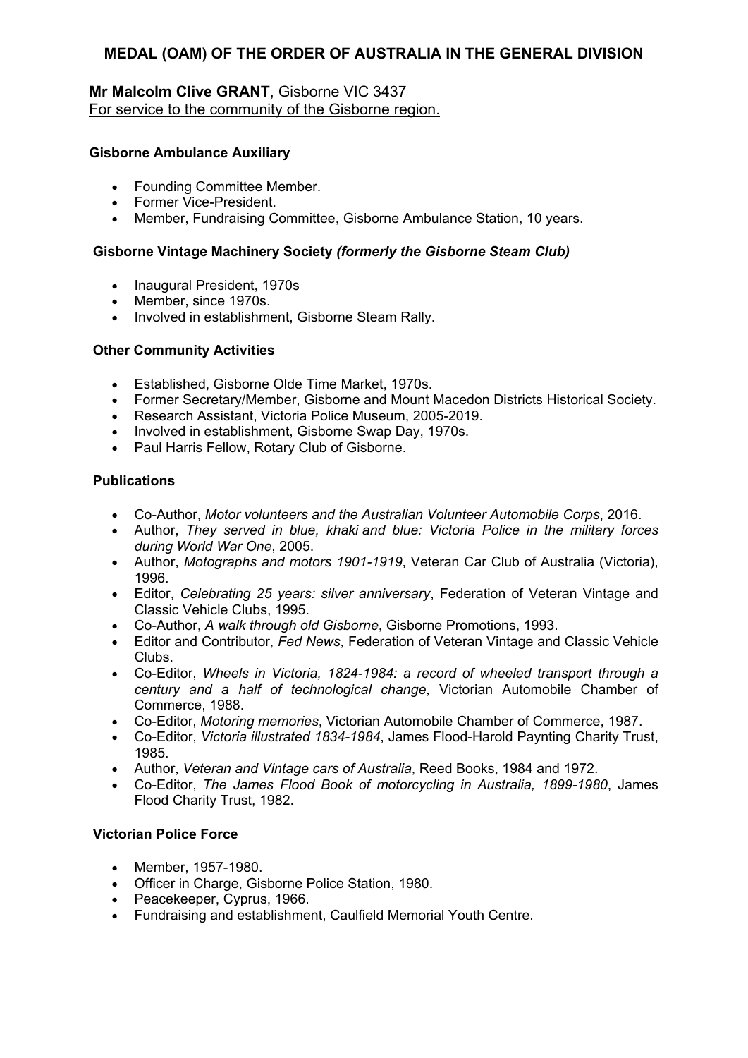# MEDAL (OAM) OF THE ORDER OF AUSTRALIA IN THE GENERAL DIVISION

**Mr Malcolm Clive GRANT**, Gisborne VIC 3437
For service to the community of the Gisborne region.

**Gisborne Ambulance Auxiliary**

- Founding Committee Member.
- Former Vice-President.
- Member, Fundraising Committee, Gisborne Ambulance Station, 10 years.

**Gisborne Vintage Machinery Society *(formerly the Gisborne Steam Club)***

- Inaugural President, 1970s
- Member, since 1970s.
- Involved in establishment, Gisborne Steam Rally.

**Other Community Activities**

- Established, Gisborne Olde Time Market, 1970s.
- Former Secretary/Member, Gisborne and Mount Macedon Districts Historical Society.
- Research Assistant, Victoria Police Museum, 2005-2019.
- Involved in establishment, Gisborne Swap Day, 1970s.
- Paul Harris Fellow, Rotary Club of Gisborne.

**Publications**

- Co-Author, *Motor volunteers and the Australian Volunteer Automobile Corps*, 2016.
- Author, *They served in blue, khaki and blue: Victoria Police in the military forces during World War One*, 2005.
- Author, *Motographs and motors 1901-1919*, Veteran Car Club of Australia (Victoria), 1996.
- Editor, *Celebrating 25 years: silver anniversary*, Federation of Veteran Vintage and Classic Vehicle Clubs, 1995.
- Co-Author, *A walk through old Gisborne*, Gisborne Promotions, 1993.
- Editor and Contributor, *Fed News*, Federation of Veteran Vintage and Classic Vehicle Clubs.
- Co-Editor, *Wheels in Victoria, 1824-1984: a record of wheeled transport through a century and a half of technological change*, Victorian Automobile Chamber of Commerce, 1988.
- Co-Editor, *Motoring memories*, Victorian Automobile Chamber of Commerce, 1987.
- Co-Editor, *Victoria illustrated 1834-1984*, James Flood-Harold Paynting Charity Trust, 1985.
- Author, *Veteran and Vintage cars of Australia*, Reed Books, 1984 and 1972.
- Co-Editor, *The James Flood Book of motorcycling in Australia, 1899-1980*, James Flood Charity Trust, 1982.

**Victorian Police Force**

- Member, 1957-1980.
- Officer in Charge, Gisborne Police Station, 1980.
- Peacekeeper, Cyprus, 1966.
- Fundraising and establishment, Caulfield Memorial Youth Centre.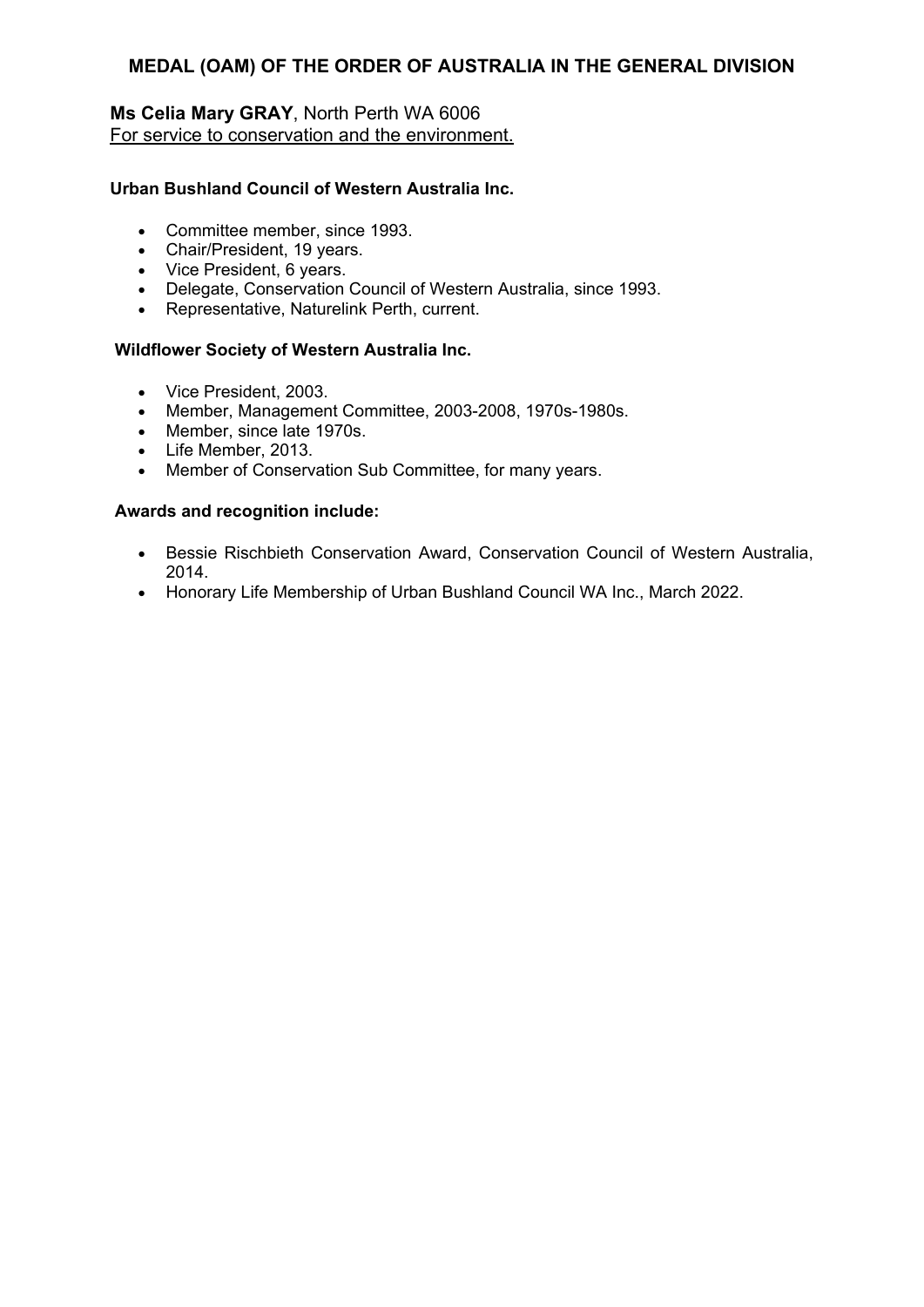## MEDAL (OAM) OF THE ORDER OF AUSTRALIA IN THE GENERAL DIVISION

**Ms Celia Mary GRAY**, North Perth WA 6006
For service to conservation and the environment.

**Urban Bushland Council of Western Australia Inc.**

- Committee member, since 1993.
- Chair/President, 19 years.
- Vice President, 6 years.
- Delegate, Conservation Council of Western Australia, since 1993.
- Representative, Naturelink Perth, current.

**Wildflower Society of Western Australia Inc.**

- Vice President, 2003.
- Member, Management Committee, 2003-2008, 1970s-1980s.
- Member, since late 1970s.
- Life Member, 2013.
- Member of Conservation Sub Committee, for many years.

**Awards and recognition include:**

- Bessie Rischbieth Conservation Award, Conservation Council of Western Australia, 2014.
- Honorary Life Membership of Urban Bushland Council WA Inc., March 2022.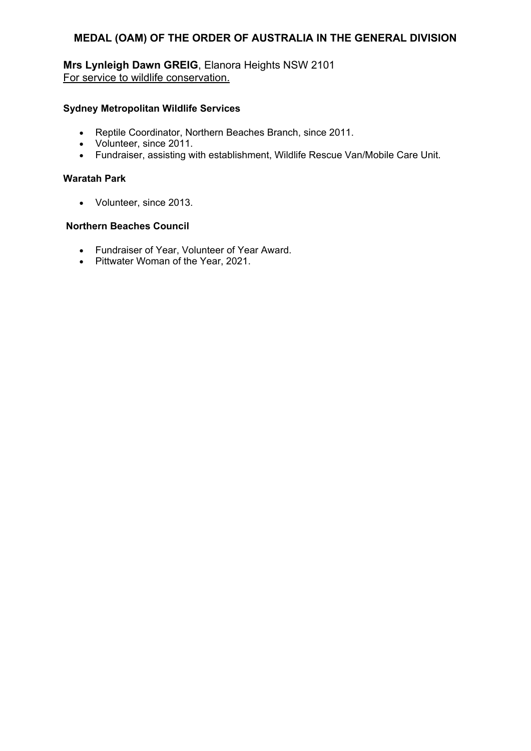# MEDAL (OAM) OF THE ORDER OF AUSTRALIA IN THE GENERAL DIVISION

**Mrs Lynleigh Dawn GREIG**, Elanora Heights NSW 2101
For service to wildlife conservation.

**Sydney Metropolitan Wildlife Services**

- Reptile Coordinator, Northern Beaches Branch, since 2011.
- Volunteer, since 2011.
- Fundraiser, assisting with establishment, Wildlife Rescue Van/Mobile Care Unit.

**Waratah Park**

- Volunteer, since 2013.

**Northern Beaches Council**

- Fundraiser of Year, Volunteer of Year Award.
- Pittwater Woman of the Year, 2021.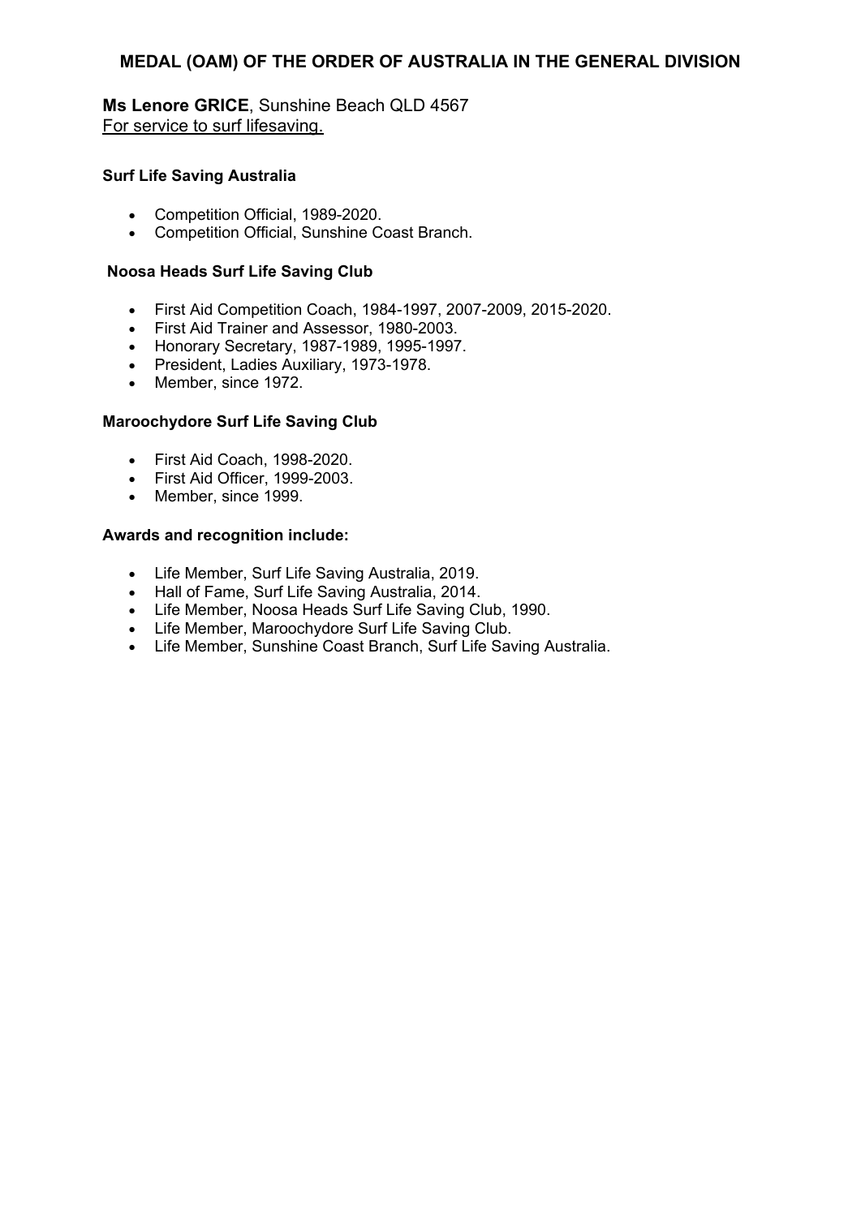## MEDAL (OAM) OF THE ORDER OF AUSTRALIA IN THE GENERAL DIVISION

**Ms Lenore GRICE**, Sunshine Beach QLD 4567
For service to surf lifesaving.

**Surf Life Saving Australia**

- Competition Official, 1989-2020.
- Competition Official, Sunshine Coast Branch.

**Noosa Heads Surf Life Saving Club**

- First Aid Competition Coach, 1984-1997, 2007-2009, 2015-2020.
- First Aid Trainer and Assessor, 1980-2003.
- Honorary Secretary, 1987-1989, 1995-1997.
- President, Ladies Auxiliary, 1973-1978.
- Member, since 1972.

**Maroochydore Surf Life Saving Club**

- First Aid Coach, 1998-2020.
- First Aid Officer, 1999-2003.
- Member, since 1999.

**Awards and recognition include:**

- Life Member, Surf Life Saving Australia, 2019.
- Hall of Fame, Surf Life Saving Australia, 2014.
- Life Member, Noosa Heads Surf Life Saving Club, 1990.
- Life Member, Maroochydore Surf Life Saving Club.
- Life Member, Sunshine Coast Branch, Surf Life Saving Australia.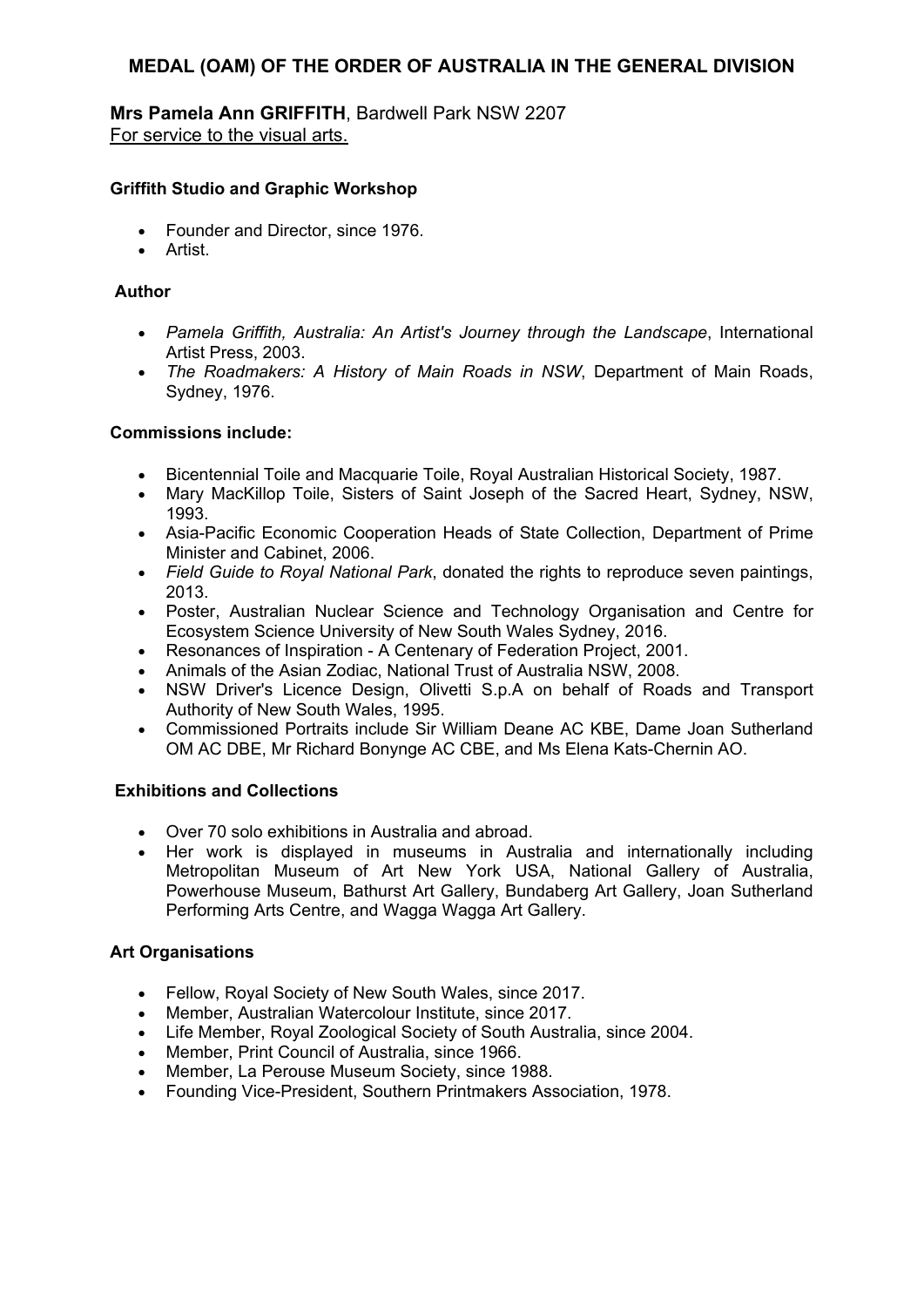# MEDAL (OAM) OF THE ORDER OF AUSTRALIA IN THE GENERAL DIVISION

**Mrs Pamela Ann GRIFFITH**, Bardwell Park NSW 2207
For service to the visual arts.

**Griffith Studio and Graphic Workshop**

- Founder and Director, since 1976.
- Artist.

**Author**

- *Pamela Griffith, Australia: An Artist's Journey through the Landscape*, International Artist Press, 2003.
- *The Roadmakers: A History of Main Roads in NSW*, Department of Main Roads, Sydney, 1976.

**Commissions include:**

- Bicentennial Toile and Macquarie Toile, Royal Australian Historical Society, 1987.
- Mary MacKillop Toile, Sisters of Saint Joseph of the Sacred Heart, Sydney, NSW, 1993.
- Asia-Pacific Economic Cooperation Heads of State Collection, Department of Prime Minister and Cabinet, 2006.
- *Field Guide to Royal National Park*, donated the rights to reproduce seven paintings, 2013.
- Poster, Australian Nuclear Science and Technology Organisation and Centre for Ecosystem Science University of New South Wales Sydney, 2016.
- Resonances of Inspiration - A Centenary of Federation Project, 2001.
- Animals of the Asian Zodiac, National Trust of Australia NSW, 2008.
- NSW Driver's Licence Design, Olivetti S.p.A on behalf of Roads and Transport Authority of New South Wales, 1995.
- Commissioned Portraits include Sir William Deane AC KBE, Dame Joan Sutherland OM AC DBE, Mr Richard Bonynge AC CBE, and Ms Elena Kats-Chernin AO.

**Exhibitions and Collections**

- Over 70 solo exhibitions in Australia and abroad.
- Her work is displayed in museums in Australia and internationally including Metropolitan Museum of Art New York USA, National Gallery of Australia, Powerhouse Museum, Bathurst Art Gallery, Bundaberg Art Gallery, Joan Sutherland Performing Arts Centre, and Wagga Wagga Art Gallery.

**Art Organisations**

- Fellow, Royal Society of New South Wales, since 2017.
- Member, Australian Watercolour Institute, since 2017.
- Life Member, Royal Zoological Society of South Australia, since 2004.
- Member, Print Council of Australia, since 1966.
- Member, La Perouse Museum Society, since 1988.
- Founding Vice-President, Southern Printmakers Association, 1978.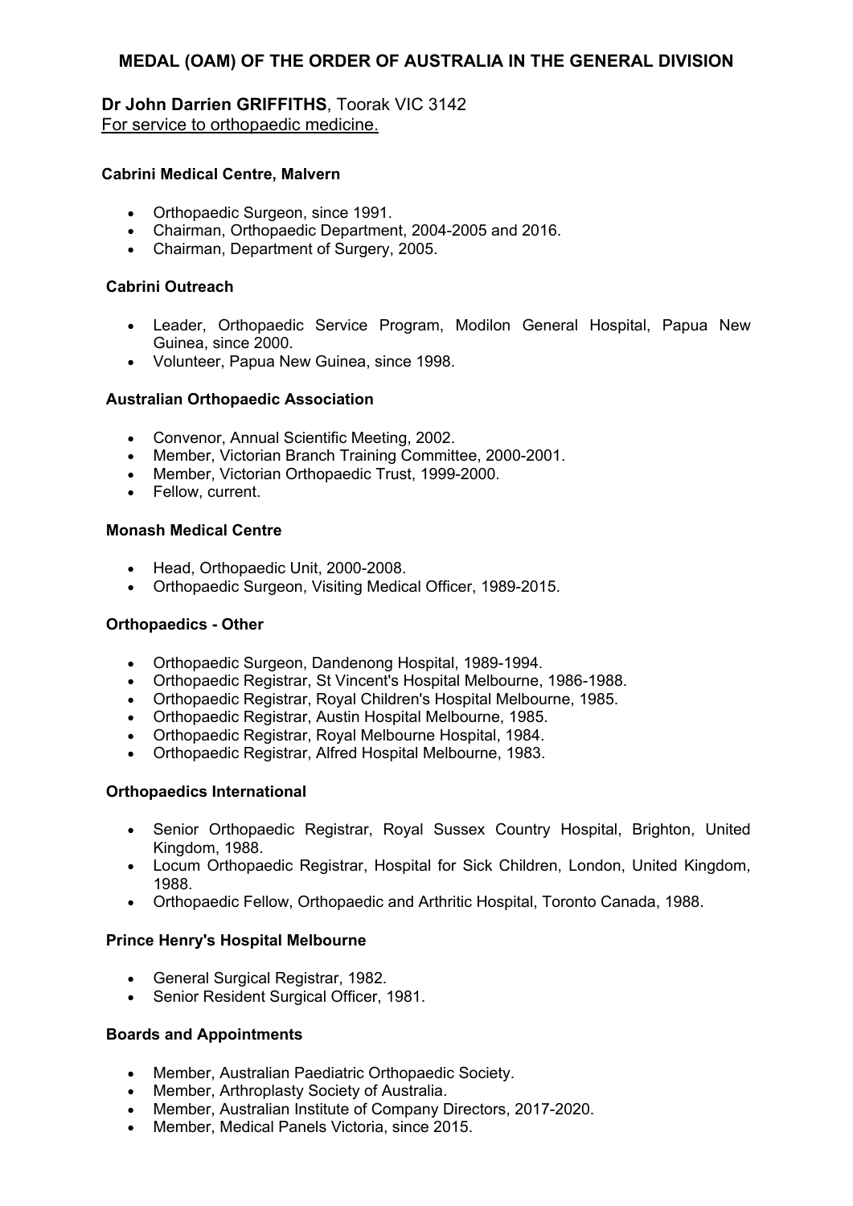## MEDAL (OAM) OF THE ORDER OF AUSTRALIA IN THE GENERAL DIVISION

**Dr John Darrien GRIFFITHS**, Toorak VIC 3142
For service to orthopaedic medicine.

**Cabrini Medical Centre, Malvern**

- Orthopaedic Surgeon, since 1991.
- Chairman, Orthopaedic Department, 2004-2005 and 2016.
- Chairman, Department of Surgery, 2005.

**Cabrini Outreach**

- Leader, Orthopaedic Service Program, Modilon General Hospital, Papua New Guinea, since 2000.
- Volunteer, Papua New Guinea, since 1998.

**Australian Orthopaedic Association**

- Convenor, Annual Scientific Meeting, 2002.
- Member, Victorian Branch Training Committee, 2000-2001.
- Member, Victorian Orthopaedic Trust, 1999-2000.
- Fellow, current.

**Monash Medical Centre**

- Head, Orthopaedic Unit, 2000-2008.
- Orthopaedic Surgeon, Visiting Medical Officer, 1989-2015.

**Orthopaedics - Other**

- Orthopaedic Surgeon, Dandenong Hospital, 1989-1994.
- Orthopaedic Registrar, St Vincent's Hospital Melbourne, 1986-1988.
- Orthopaedic Registrar, Royal Children's Hospital Melbourne, 1985.
- Orthopaedic Registrar, Austin Hospital Melbourne, 1985.
- Orthopaedic Registrar, Royal Melbourne Hospital, 1984.
- Orthopaedic Registrar, Alfred Hospital Melbourne, 1983.

**Orthopaedics International**

- Senior Orthopaedic Registrar, Royal Sussex Country Hospital, Brighton, United Kingdom, 1988.
- Locum Orthopaedic Registrar, Hospital for Sick Children, London, United Kingdom, 1988.
- Orthopaedic Fellow, Orthopaedic and Arthritic Hospital, Toronto Canada, 1988.

**Prince Henry's Hospital Melbourne**

- General Surgical Registrar, 1982.
- Senior Resident Surgical Officer, 1981.

**Boards and Appointments**

- Member, Australian Paediatric Orthopaedic Society.
- Member, Arthroplasty Society of Australia.
- Member, Australian Institute of Company Directors, 2017-2020.
- Member, Medical Panels Victoria, since 2015.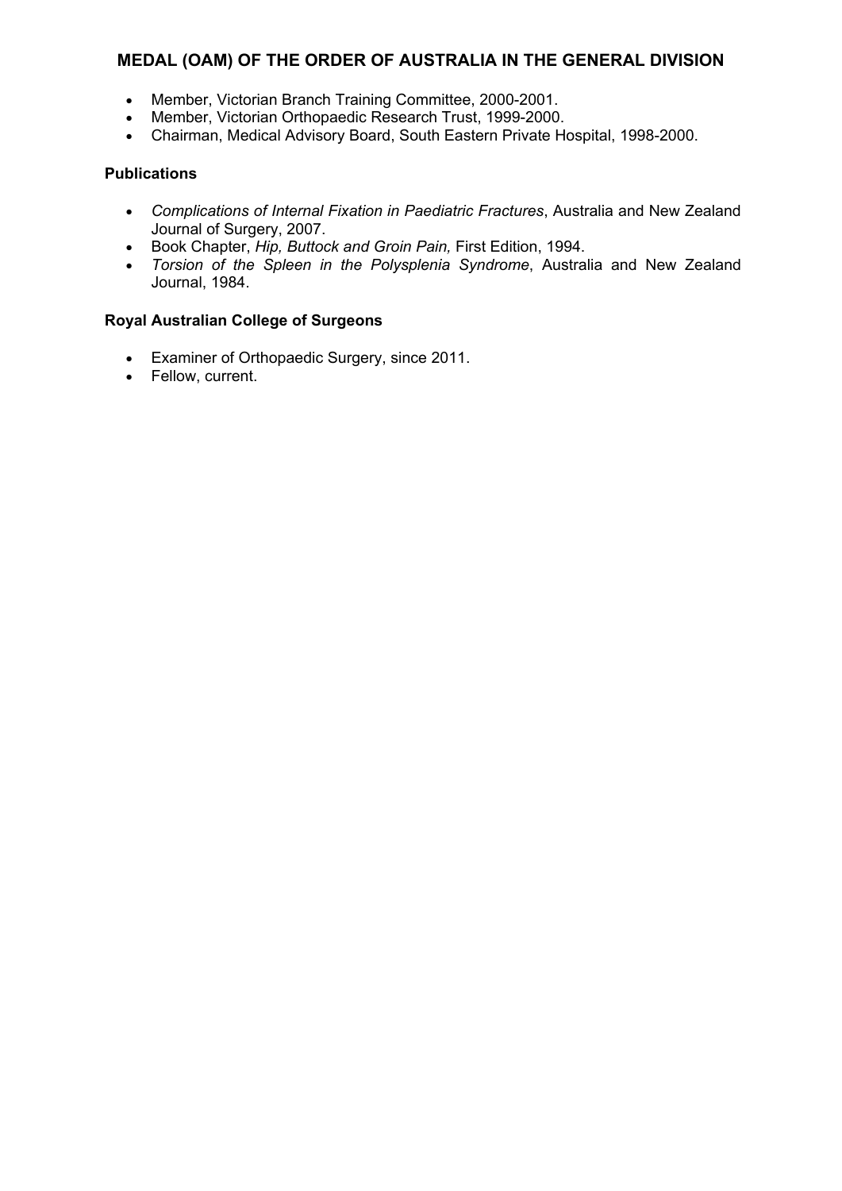## MEDAL (OAM) OF THE ORDER OF AUSTRALIA IN THE GENERAL DIVISION

- Member, Victorian Branch Training Committee, 2000-2001.
- Member, Victorian Orthopaedic Research Trust, 1999-2000.
- Chairman, Medical Advisory Board, South Eastern Private Hospital, 1998-2000.

**Publications**

- *Complications of Internal Fixation in Paediatric Fractures*, Australia and New Zealand Journal of Surgery, 2007.
- Book Chapter, *Hip, Buttock and Groin Pain,* First Edition, 1994.
- *Torsion of the Spleen in the Polysplenia Syndrome*, Australia and New Zealand Journal, 1984.

**Royal Australian College of Surgeons**

- Examiner of Orthopaedic Surgery, since 2011.
- Fellow, current.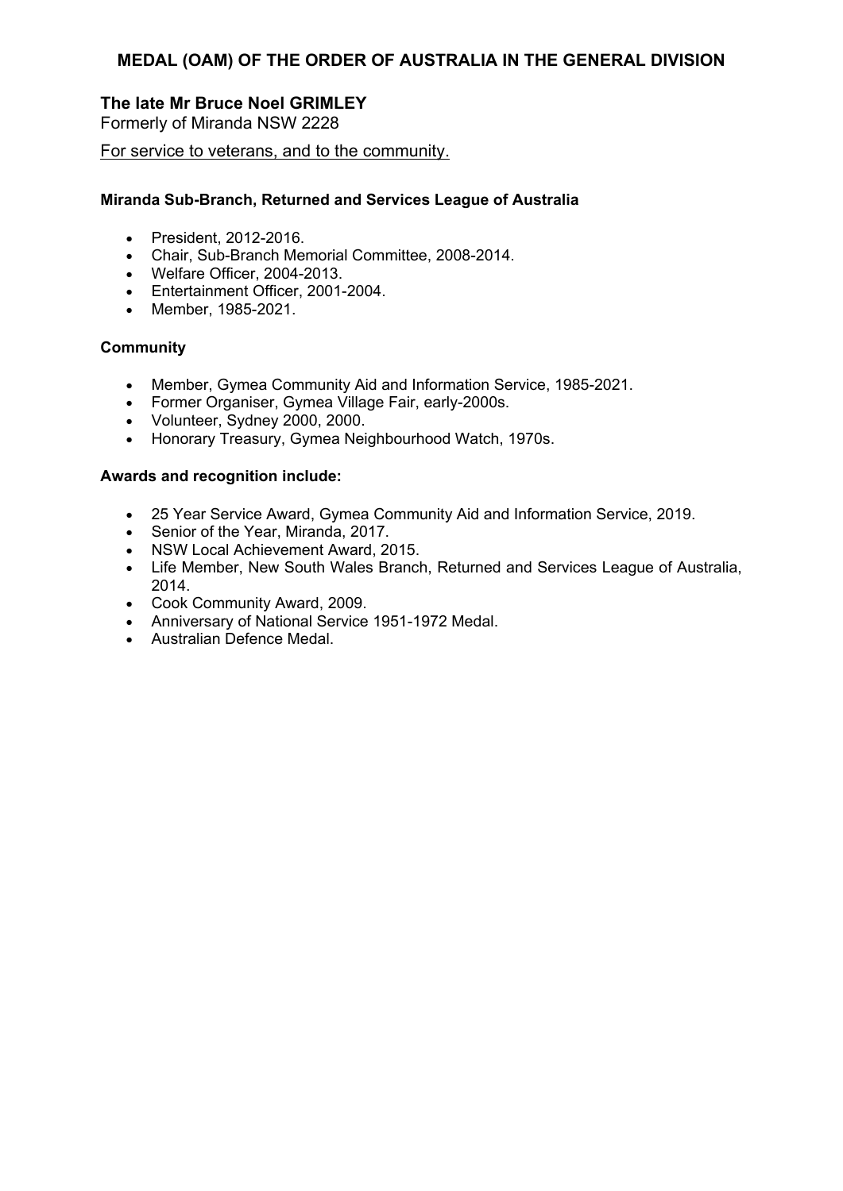## MEDAL (OAM) OF THE ORDER OF AUSTRALIA IN THE GENERAL DIVISION

**The late Mr Bruce Noel GRIMLEY**
Formerly of Miranda NSW 2228

For service to veterans, and to the community.

**Miranda Sub-Branch, Returned and Services League of Australia**

- President, 2012-2016.
- Chair, Sub-Branch Memorial Committee, 2008-2014.
- Welfare Officer, 2004-2013.
- Entertainment Officer, 2001-2004.
- Member, 1985-2021.

**Community**

- Member, Gymea Community Aid and Information Service, 1985-2021.
- Former Organiser, Gymea Village Fair, early-2000s.
- Volunteer, Sydney 2000, 2000.
- Honorary Treasury, Gymea Neighbourhood Watch, 1970s.

**Awards and recognition include:**

- 25 Year Service Award, Gymea Community Aid and Information Service, 2019.
- Senior of the Year, Miranda, 2017.
- NSW Local Achievement Award, 2015.
- Life Member, New South Wales Branch, Returned and Services League of Australia, 2014.
- Cook Community Award, 2009.
- Anniversary of National Service 1951-1972 Medal.
- Australian Defence Medal.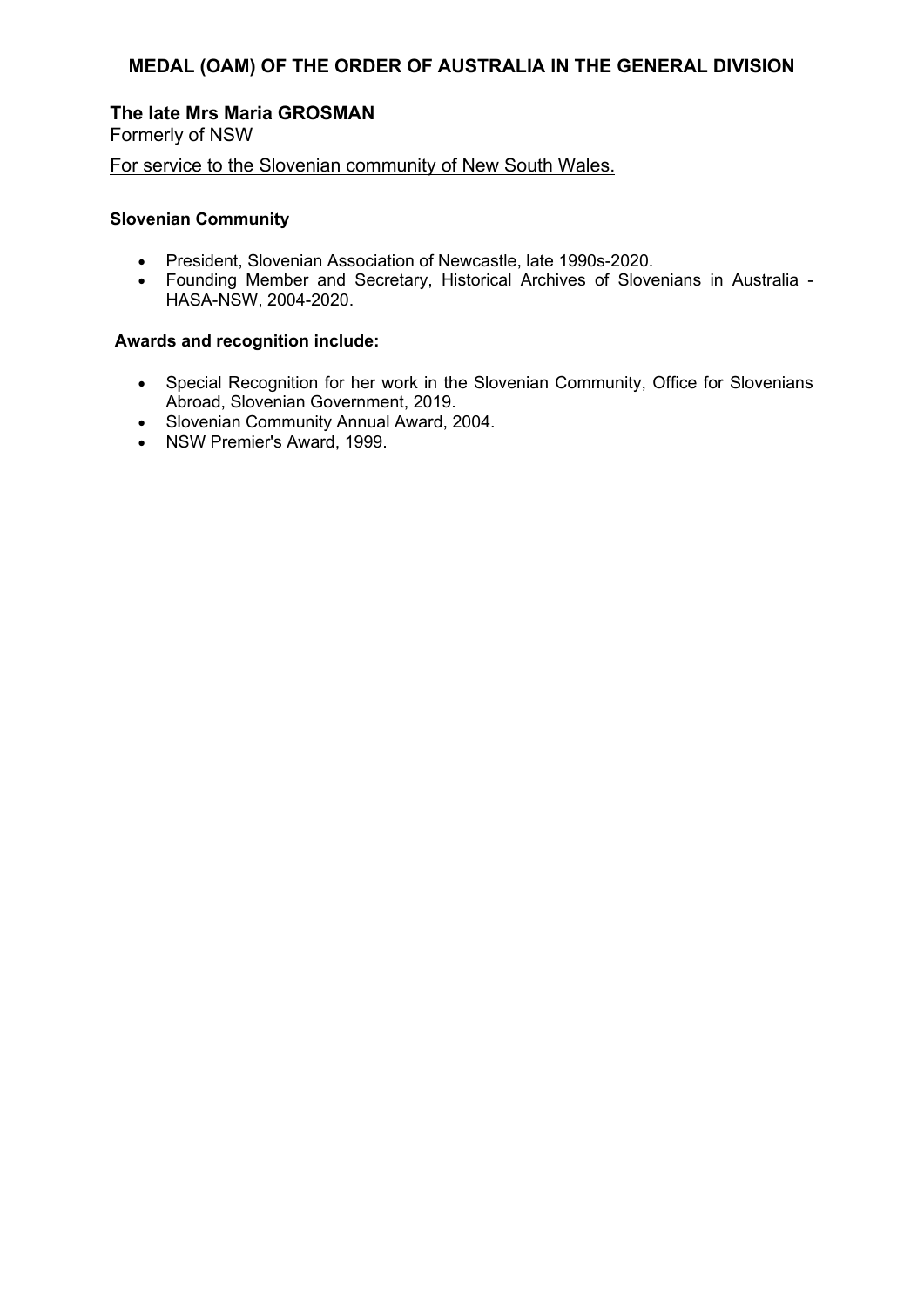## MEDAL (OAM) OF THE ORDER OF AUSTRALIA IN THE GENERAL DIVISION

### The late Mrs Maria GROSMAN

Formerly of NSW

For service to the Slovenian community of New South Wales.

**Slovenian Community**

- President, Slovenian Association of Newcastle, late 1990s-2020.
- Founding Member and Secretary, Historical Archives of Slovenians in Australia - HASA-NSW, 2004-2020.

**Awards and recognition include:**

- Special Recognition for her work in the Slovenian Community, Office for Slovenians Abroad, Slovenian Government, 2019.
- Slovenian Community Annual Award, 2004.
- NSW Premier's Award, 1999.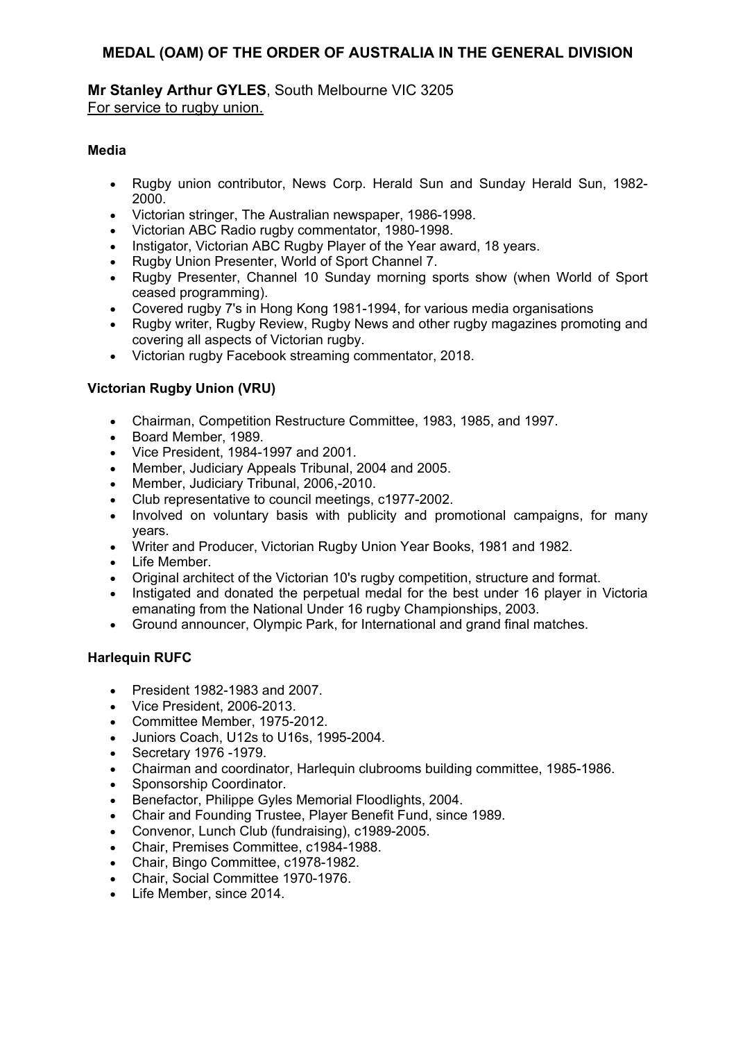## MEDAL (OAM) OF THE ORDER OF AUSTRALIA IN THE GENERAL DIVISION

**Mr Stanley Arthur GYLES**, South Melbourne VIC 3205
For service to rugby union.

**Media**

- Rugby union contributor, News Corp. Herald Sun and Sunday Herald Sun, 1982-2000.
- Victorian stringer, The Australian newspaper, 1986-1998.
- Victorian ABC Radio rugby commentator, 1980-1998.
- Instigator, Victorian ABC Rugby Player of the Year award, 18 years.
- Rugby Union Presenter, World of Sport Channel 7.
- Rugby Presenter, Channel 10 Sunday morning sports show (when World of Sport ceased programming).
- Covered rugby 7's in Hong Kong 1981-1994, for various media organisations
- Rugby writer, Rugby Review, Rugby News and other rugby magazines promoting and covering all aspects of Victorian rugby.
- Victorian rugby Facebook streaming commentator, 2018.

**Victorian Rugby Union (VRU)**

- Chairman, Competition Restructure Committee, 1983, 1985, and 1997.
- Board Member, 1989.
- Vice President, 1984-1997 and 2001.
- Member, Judiciary Appeals Tribunal, 2004 and 2005.
- Member, Judiciary Tribunal, 2006,-2010.
- Club representative to council meetings, c1977-2002.
- Involved on voluntary basis with publicity and promotional campaigns, for many years.
- Writer and Producer, Victorian Rugby Union Year Books, 1981 and 1982.
- Life Member.
- Original architect of the Victorian 10's rugby competition, structure and format.
- Instigated and donated the perpetual medal for the best under 16 player in Victoria emanating from the National Under 16 rugby Championships, 2003.
- Ground announcer, Olympic Park, for International and grand final matches.

**Harlequin RUFC**

- President 1982-1983 and 2007.
- Vice President, 2006-2013.
- Committee Member, 1975-2012.
- Juniors Coach, U12s to U16s, 1995-2004.
- Secretary 1976 -1979.
- Chairman and coordinator, Harlequin clubrooms building committee, 1985-1986.
- Sponsorship Coordinator.
- Benefactor, Philippe Gyles Memorial Floodlights, 2004.
- Chair and Founding Trustee, Player Benefit Fund, since 1989.
- Convenor, Lunch Club (fundraising), c1989-2005.
- Chair, Premises Committee, c1984-1988.
- Chair, Bingo Committee, c1978-1982.
- Chair, Social Committee 1970-1976.
- Life Member, since 2014.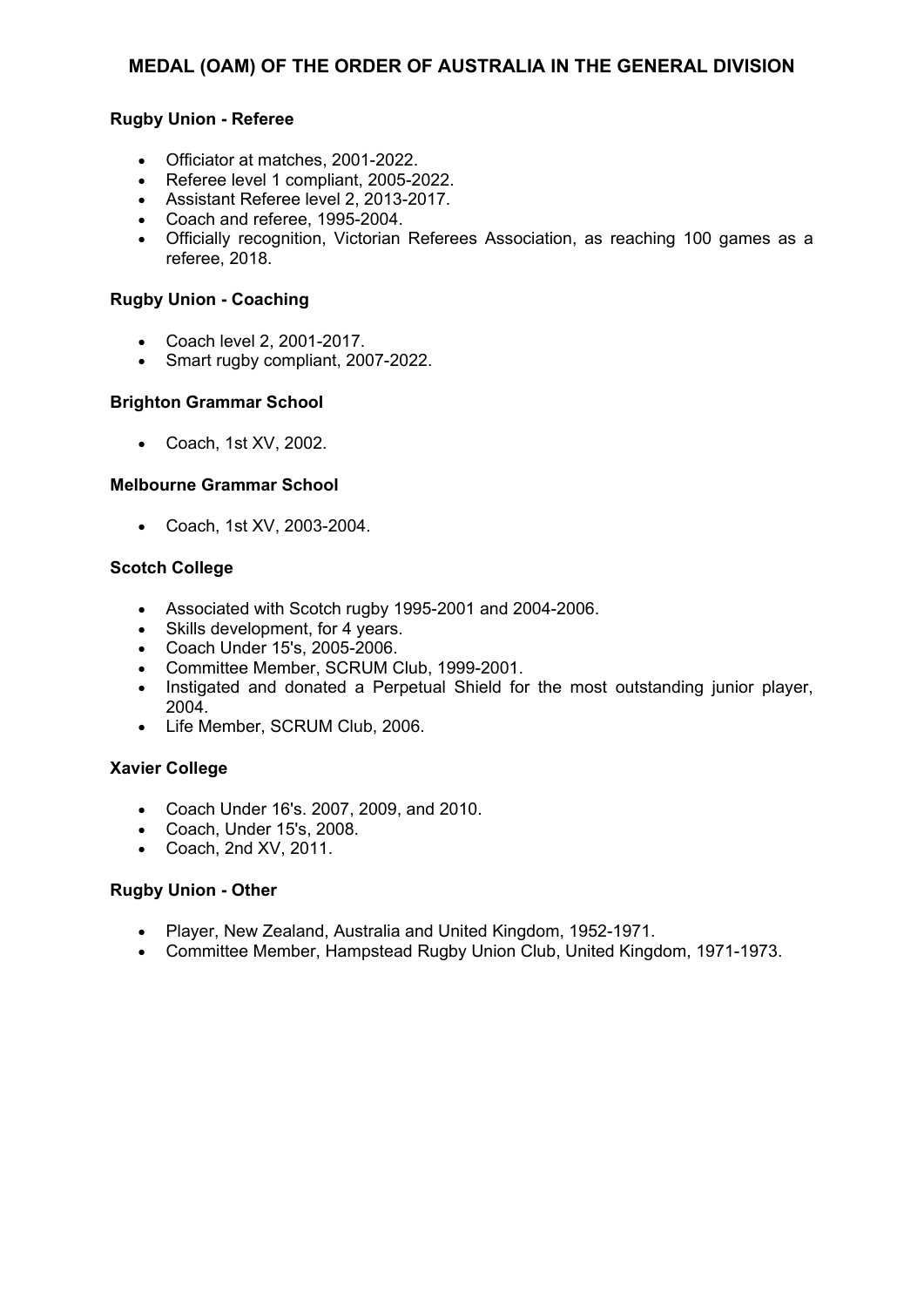## MEDAL (OAM) OF THE ORDER OF AUSTRALIA IN THE GENERAL DIVISION

**Rugby Union - Referee**

- Officiator at matches, 2001-2022.
- Referee level 1 compliant, 2005-2022.
- Assistant Referee level 2, 2013-2017.
- Coach and referee, 1995-2004.
- Officially recognition, Victorian Referees Association, as reaching 100 games as a referee, 2018.

**Rugby Union - Coaching**

- Coach level 2, 2001-2017.
- Smart rugby compliant, 2007-2022.

**Brighton Grammar School**

- Coach, 1st XV, 2002.

**Melbourne Grammar School**

- Coach, 1st XV, 2003-2004.

**Scotch College**

- Associated with Scotch rugby 1995-2001 and 2004-2006.
- Skills development, for 4 years.
- Coach Under 15's, 2005-2006.
- Committee Member, SCRUM Club, 1999-2001.
- Instigated and donated a Perpetual Shield for the most outstanding junior player, 2004.
- Life Member, SCRUM Club, 2006.

**Xavier College**

- Coach Under 16's. 2007, 2009, and 2010.
- Coach, Under 15's, 2008.
- Coach, 2nd XV, 2011.

**Rugby Union - Other**

- Player, New Zealand, Australia and United Kingdom, 1952-1971.
- Committee Member, Hampstead Rugby Union Club, United Kingdom, 1971-1973.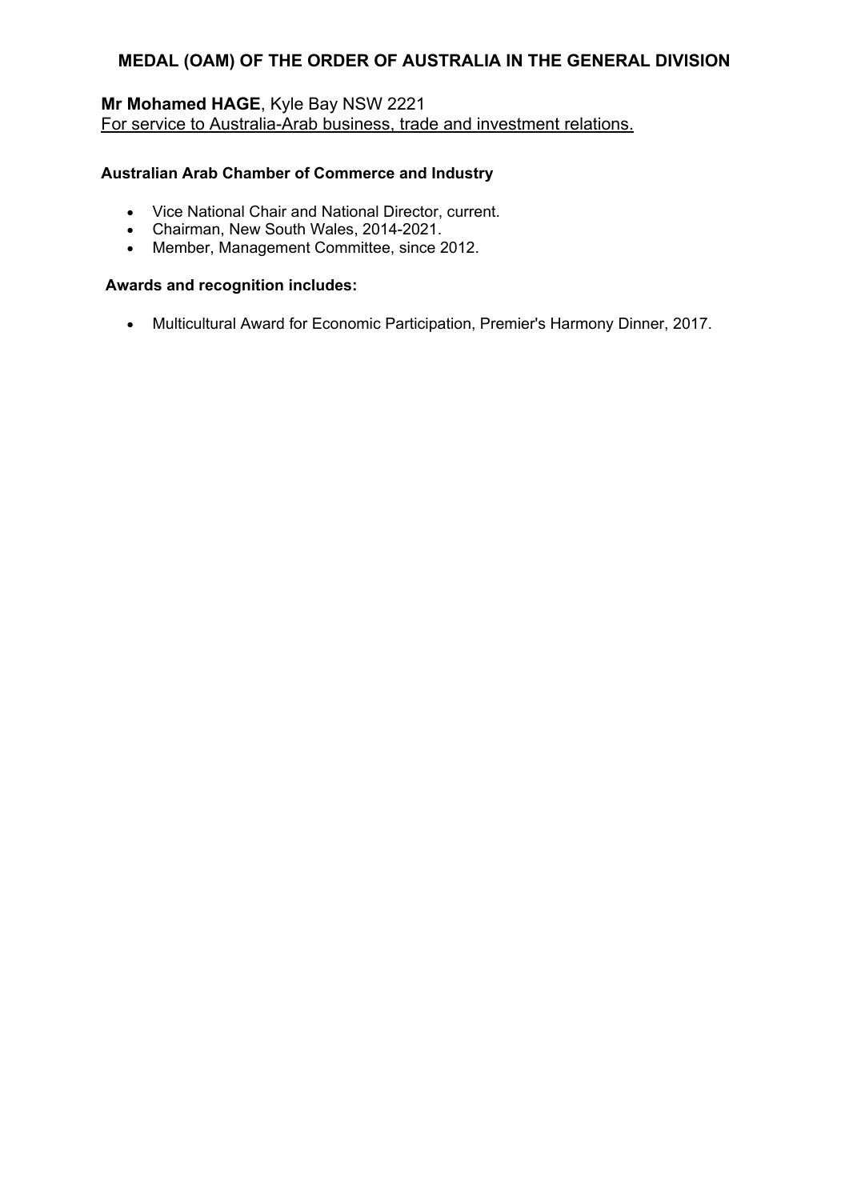## MEDAL (OAM) OF THE ORDER OF AUSTRALIA IN THE GENERAL DIVISION

**Mr Mohamed HAGE**, Kyle Bay NSW 2221
For service to Australia-Arab business, trade and investment relations.

**Australian Arab Chamber of Commerce and Industry**

- Vice National Chair and National Director, current.
- Chairman, New South Wales, 2014-2021.
- Member, Management Committee, since 2012.

**Awards and recognition includes:**

- Multicultural Award for Economic Participation, Premier's Harmony Dinner, 2017.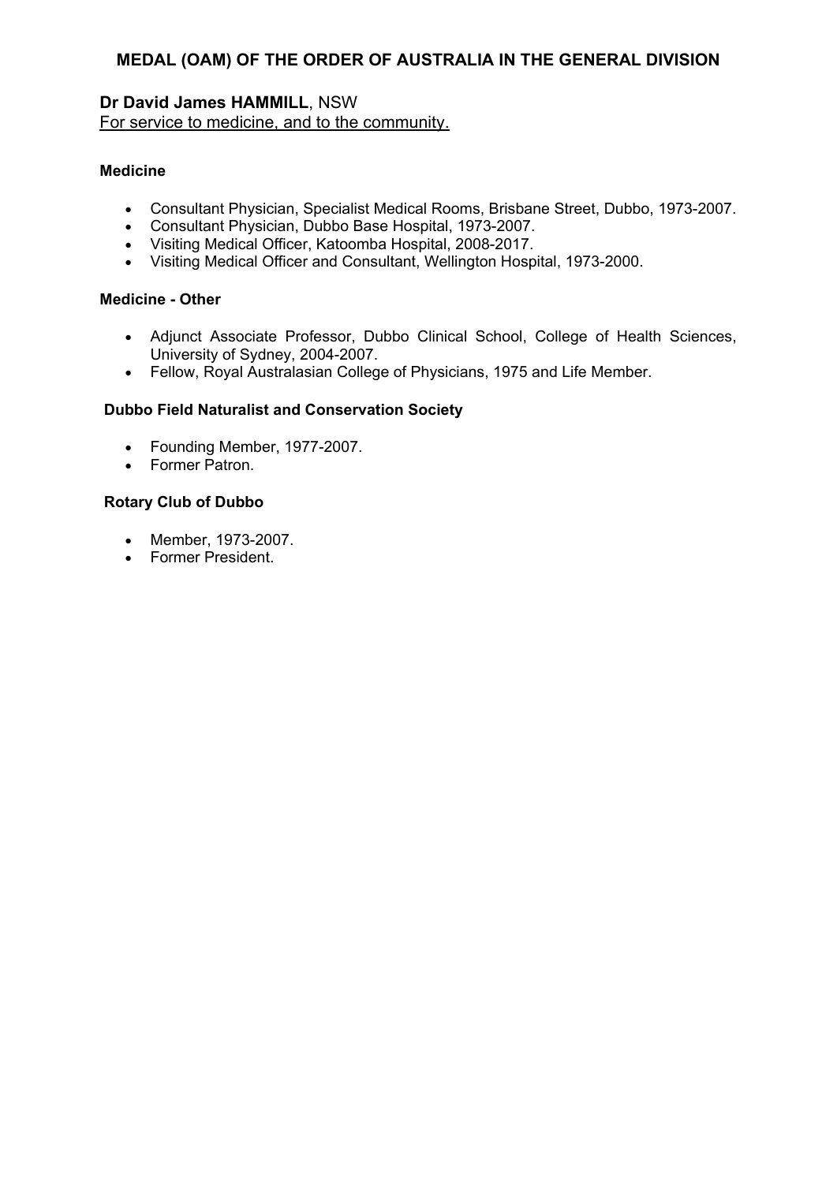## MEDAL (OAM) OF THE ORDER OF AUSTRALIA IN THE GENERAL DIVISION

**Dr David James HAMMILL**, NSW
For service to medicine, and to the community.

**Medicine**

- Consultant Physician, Specialist Medical Rooms, Brisbane Street, Dubbo, 1973-2007.
- Consultant Physician, Dubbo Base Hospital, 1973-2007.
- Visiting Medical Officer, Katoomba Hospital, 2008-2017.
- Visiting Medical Officer and Consultant, Wellington Hospital, 1973-2000.

**Medicine - Other**

- Adjunct Associate Professor, Dubbo Clinical School, College of Health Sciences, University of Sydney, 2004-2007.
- Fellow, Royal Australasian College of Physicians, 1975 and Life Member.

**Dubbo Field Naturalist and Conservation Society**

- Founding Member, 1977-2007.
- Former Patron.

**Rotary Club of Dubbo**

- Member, 1973-2007.
- Former President.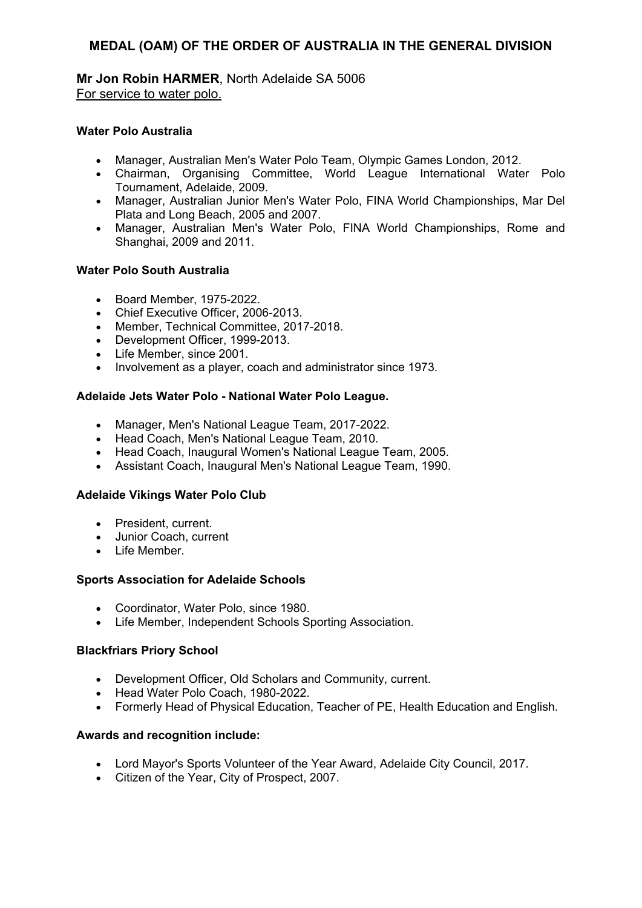# MEDAL (OAM) OF THE ORDER OF AUSTRALIA IN THE GENERAL DIVISION

**Mr Jon Robin HARMER**, North Adelaide SA 5006
For service to water polo.

**Water Polo Australia**

- Manager, Australian Men's Water Polo Team, Olympic Games London, 2012.
- Chairman, Organising Committee, World League International Water Polo Tournament, Adelaide, 2009.
- Manager, Australian Junior Men's Water Polo, FINA World Championships, Mar Del Plata and Long Beach, 2005 and 2007.
- Manager, Australian Men's Water Polo, FINA World Championships, Rome and Shanghai, 2009 and 2011.

**Water Polo South Australia**

- Board Member, 1975-2022.
- Chief Executive Officer, 2006-2013.
- Member, Technical Committee, 2017-2018.
- Development Officer, 1999-2013.
- Life Member, since 2001.
- Involvement as a player, coach and administrator since 1973.

**Adelaide Jets Water Polo - National Water Polo League.**

- Manager, Men's National League Team, 2017-2022.
- Head Coach, Men's National League Team, 2010.
- Head Coach, Inaugural Women's National League Team, 2005.
- Assistant Coach, Inaugural Men's National League Team, 1990.

**Adelaide Vikings Water Polo Club**

- President, current.
- Junior Coach, current
- Life Member.

**Sports Association for Adelaide Schools**

- Coordinator, Water Polo, since 1980.
- Life Member, Independent Schools Sporting Association.

**Blackfriars Priory School**

- Development Officer, Old Scholars and Community, current.
- Head Water Polo Coach, 1980-2022.
- Formerly Head of Physical Education, Teacher of PE, Health Education and English.

**Awards and recognition include:**

- Lord Mayor's Sports Volunteer of the Year Award, Adelaide City Council, 2017.
- Citizen of the Year, City of Prospect, 2007.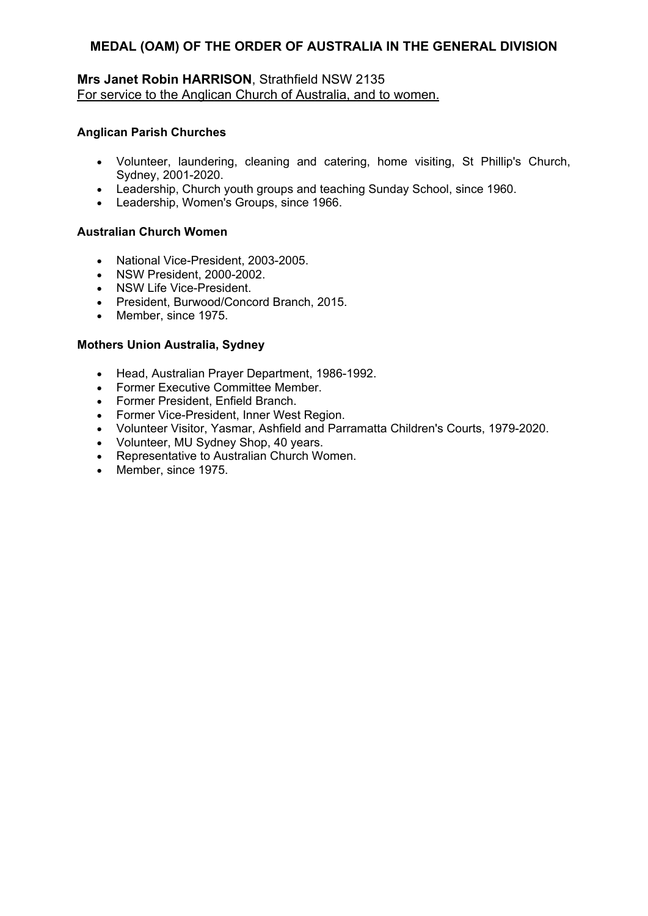## MEDAL (OAM) OF THE ORDER OF AUSTRALIA IN THE GENERAL DIVISION

**Mrs Janet Robin HARRISON**, Strathfield NSW 2135
For service to the Anglican Church of Australia, and to women.

**Anglican Parish Churches**

- Volunteer, laundering, cleaning and catering, home visiting, St Phillip's Church, Sydney, 2001-2020.
- Leadership, Church youth groups and teaching Sunday School, since 1960.
- Leadership, Women's Groups, since 1966.

**Australian Church Women**

- National Vice-President, 2003-2005.
- NSW President, 2000-2002.
- NSW Life Vice-President.
- President, Burwood/Concord Branch, 2015.
- Member, since 1975.

**Mothers Union Australia, Sydney**

- Head, Australian Prayer Department, 1986-1992.
- Former Executive Committee Member.
- Former President, Enfield Branch.
- Former Vice-President, Inner West Region.
- Volunteer Visitor, Yasmar, Ashfield and Parramatta Children's Courts, 1979-2020.
- Volunteer, MU Sydney Shop, 40 years.
- Representative to Australian Church Women.
- Member, since 1975.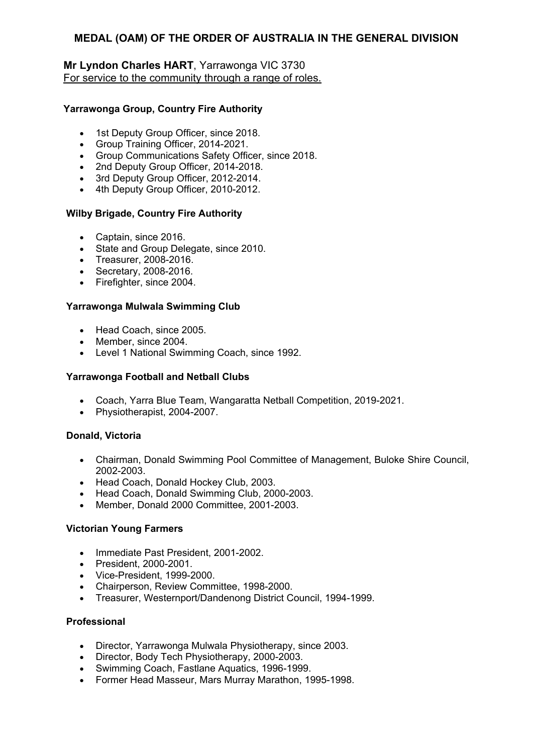# MEDAL (OAM) OF THE ORDER OF AUSTRALIA IN THE GENERAL DIVISION

**Mr Lyndon Charles HART**, Yarrawonga VIC 3730
For service to the community through a range of roles.

### Yarrawonga Group, Country Fire Authority

- 1st Deputy Group Officer, since 2018.
- Group Training Officer, 2014-2021.
- Group Communications Safety Officer, since 2018.
- 2nd Deputy Group Officer, 2014-2018.
- 3rd Deputy Group Officer, 2012-2014.
- 4th Deputy Group Officer, 2010-2012.

### Wilby Brigade, Country Fire Authority

- Captain, since 2016.
- State and Group Delegate, since 2010.
- Treasurer, 2008-2016.
- Secretary, 2008-2016.
- Firefighter, since 2004.

### Yarrawonga Mulwala Swimming Club

- Head Coach, since 2005.
- Member, since 2004.
- Level 1 National Swimming Coach, since 1992.

### Yarrawonga Football and Netball Clubs

- Coach, Yarra Blue Team, Wangaratta Netball Competition, 2019-2021.
- Physiotherapist, 2004-2007.

### Donald, Victoria

- Chairman, Donald Swimming Pool Committee of Management, Buloke Shire Council, 2002-2003.
- Head Coach, Donald Hockey Club, 2003.
- Head Coach, Donald Swimming Club, 2000-2003.
- Member, Donald 2000 Committee, 2001-2003.

### Victorian Young Farmers

- Immediate Past President, 2001-2002.
- President, 2000-2001.
- Vice-President, 1999-2000.
- Chairperson, Review Committee, 1998-2000.
- Treasurer, Westernport/Dandenong District Council, 1994-1999.

### Professional

- Director, Yarrawonga Mulwala Physiotherapy, since 2003.
- Director, Body Tech Physiotherapy, 2000-2003.
- Swimming Coach, Fastlane Aquatics, 1996-1999.
- Former Head Masseur, Mars Murray Marathon, 1995-1998.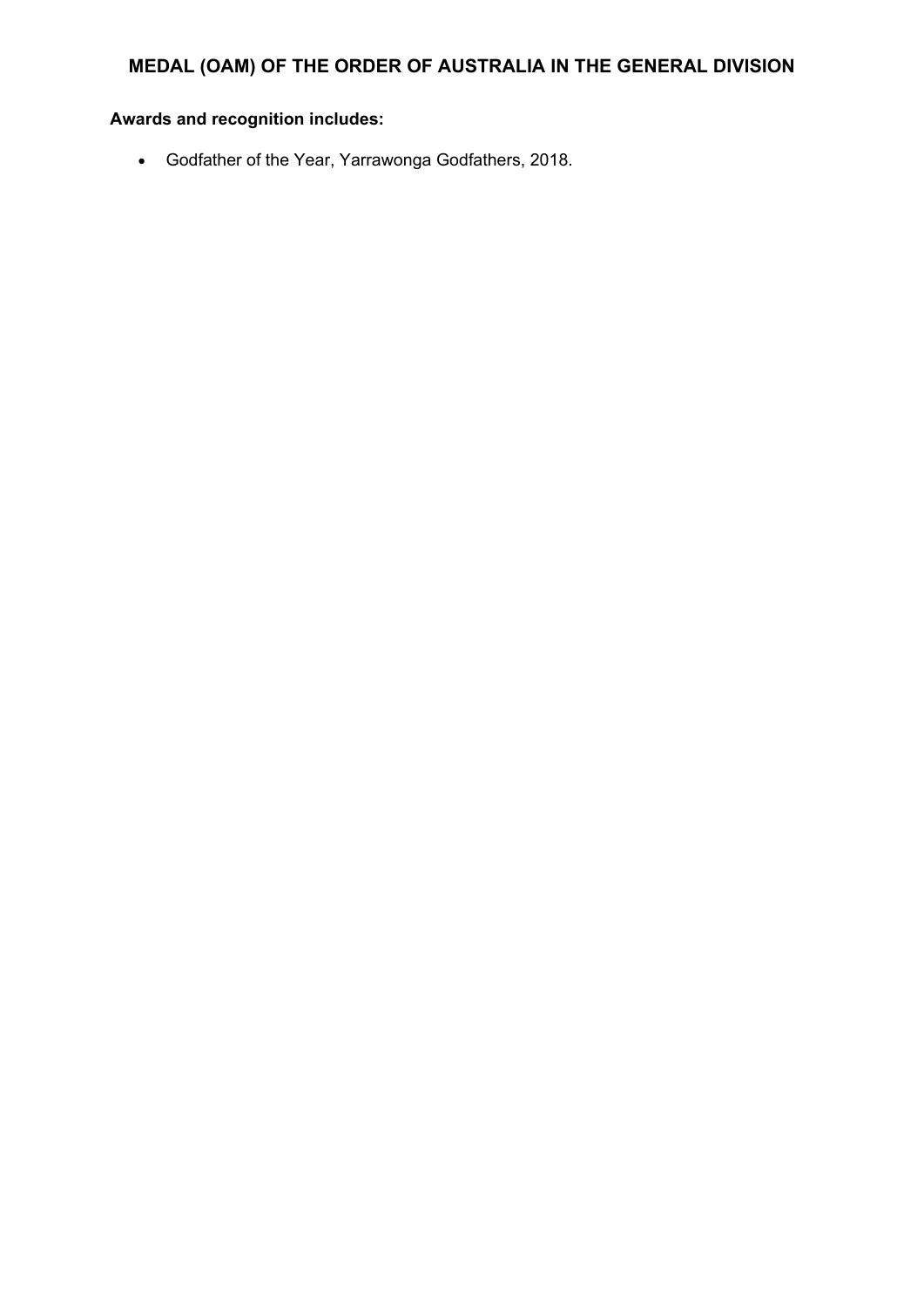## MEDAL (OAM) OF THE ORDER OF AUSTRALIA IN THE GENERAL DIVISION

**Awards and recognition includes:**

- Godfather of the Year, Yarrawonga Godfathers, 2018.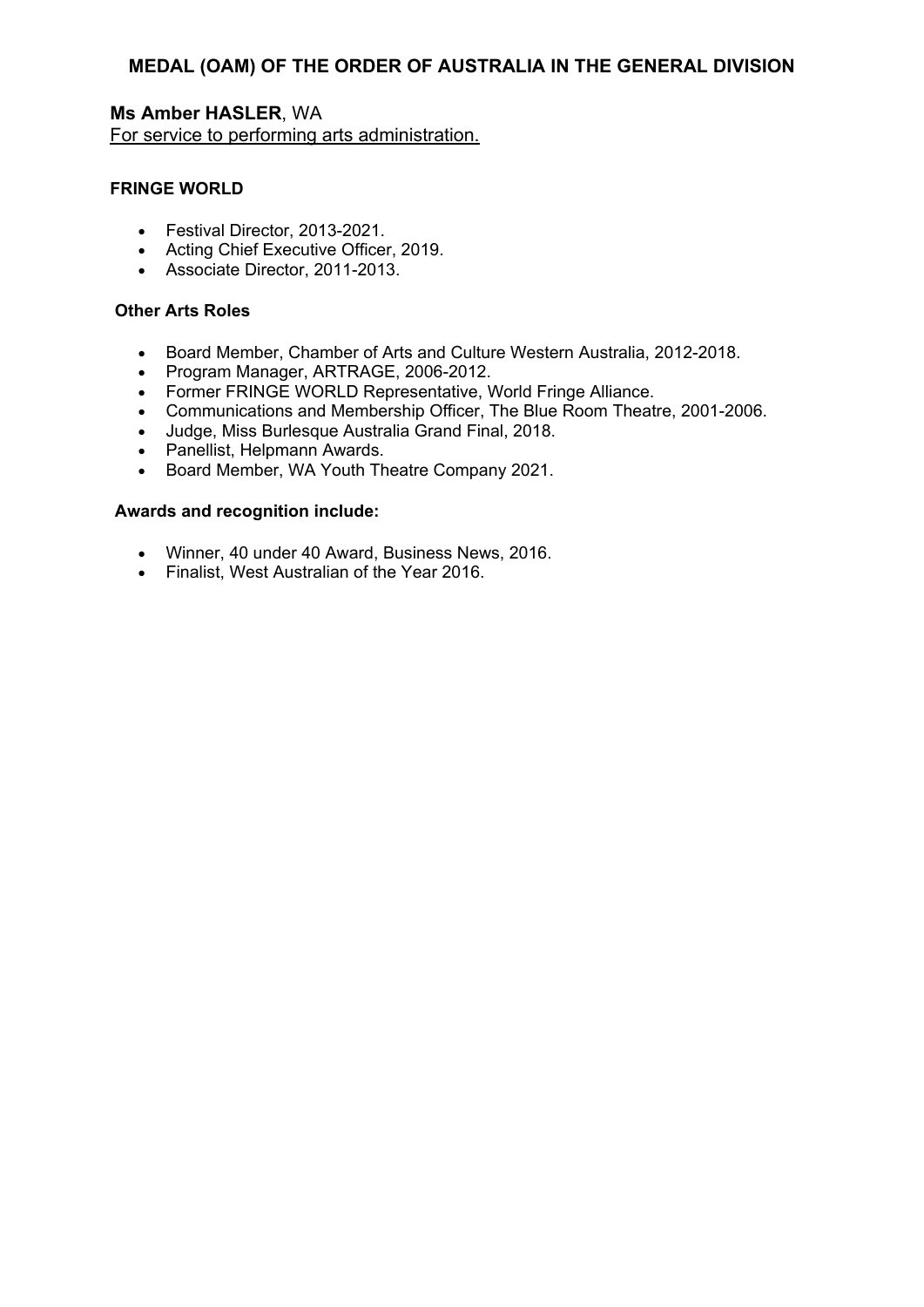## MEDAL (OAM) OF THE ORDER OF AUSTRALIA IN THE GENERAL DIVISION

**Ms Amber HASLER**, WA
For service to performing arts administration.

**FRINGE WORLD**

- Festival Director, 2013-2021.
- Acting Chief Executive Officer, 2019.
- Associate Director, 2011-2013.

**Other Arts Roles**

- Board Member, Chamber of Arts and Culture Western Australia, 2012-2018.
- Program Manager, ARTRAGE, 2006-2012.
- Former FRINGE WORLD Representative, World Fringe Alliance.
- Communications and Membership Officer, The Blue Room Theatre, 2001-2006.
- Judge, Miss Burlesque Australia Grand Final, 2018.
- Panellist, Helpmann Awards.
- Board Member, WA Youth Theatre Company 2021.

**Awards and recognition include:**

- Winner, 40 under 40 Award, Business News, 2016.
- Finalist, West Australian of the Year 2016.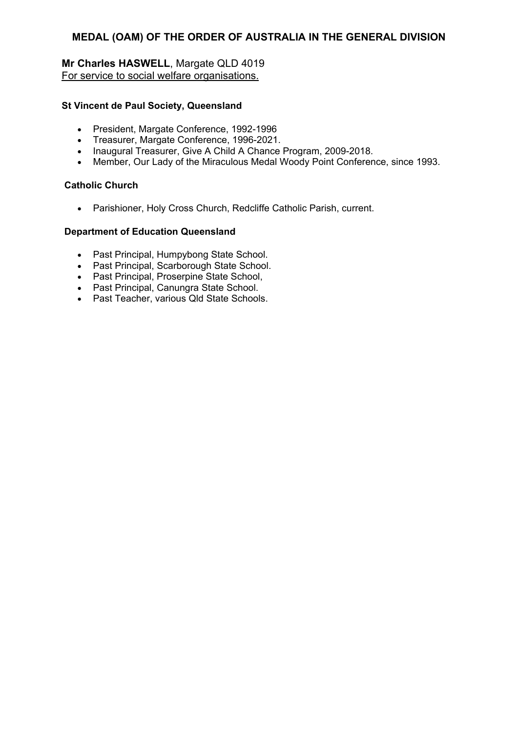## MEDAL (OAM) OF THE ORDER OF AUSTRALIA IN THE GENERAL DIVISION

**Mr Charles HASWELL**, Margate QLD 4019
For service to social welfare organisations.

**St Vincent de Paul Society, Queensland**

- President, Margate Conference, 1992-1996
- Treasurer, Margate Conference, 1996-2021.
- Inaugural Treasurer, Give A Child A Chance Program, 2009-2018.
- Member, Our Lady of the Miraculous Medal Woody Point Conference, since 1993.

**Catholic Church**

- Parishioner, Holy Cross Church, Redcliffe Catholic Parish, current.

**Department of Education Queensland**

- Past Principal, Humpybong State School.
- Past Principal, Scarborough State School.
- Past Principal, Proserpine State School,
- Past Principal, Canungra State School.
- Past Teacher, various Qld State Schools.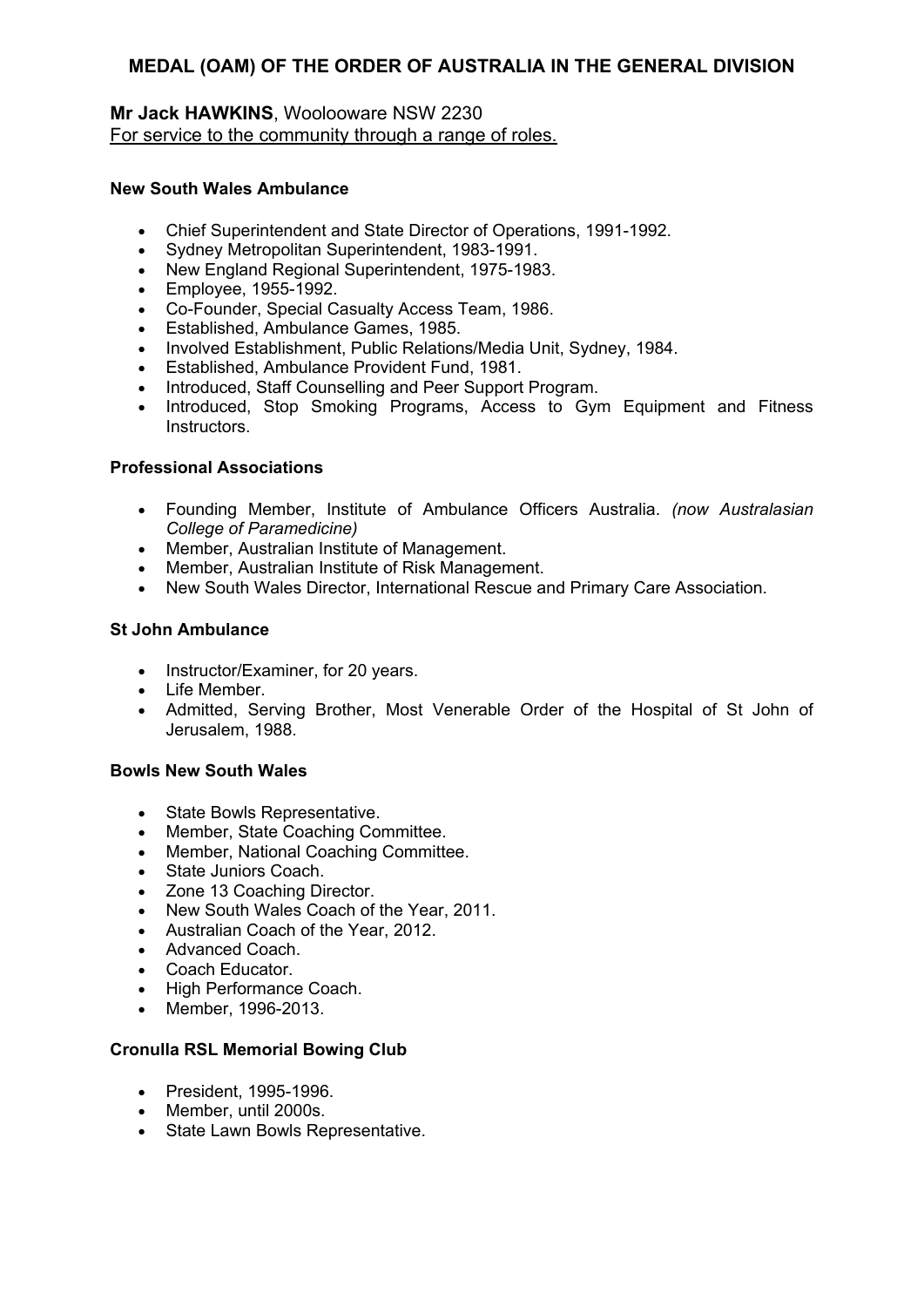## MEDAL (OAM) OF THE ORDER OF AUSTRALIA IN THE GENERAL DIVISION

**Mr Jack HAWKINS**, Woolooware NSW 2230
For service to the community through a range of roles.

**New South Wales Ambulance**

- Chief Superintendent and State Director of Operations, 1991-1992.
- Sydney Metropolitan Superintendent, 1983-1991.
- New England Regional Superintendent, 1975-1983.
- Employee, 1955-1992.
- Co-Founder, Special Casualty Access Team, 1986.
- Established, Ambulance Games, 1985.
- Involved Establishment, Public Relations/Media Unit, Sydney, 1984.
- Established, Ambulance Provident Fund, 1981.
- Introduced, Staff Counselling and Peer Support Program.
- Introduced, Stop Smoking Programs, Access to Gym Equipment and Fitness Instructors.

**Professional Associations**

- Founding Member, Institute of Ambulance Officers Australia. *(now Australasian College of Paramedicine)*
- Member, Australian Institute of Management.
- Member, Australian Institute of Risk Management.
- New South Wales Director, International Rescue and Primary Care Association.

**St John Ambulance**

- Instructor/Examiner, for 20 years.
- Life Member.
- Admitted, Serving Brother, Most Venerable Order of the Hospital of St John of Jerusalem, 1988.

**Bowls New South Wales**

- State Bowls Representative.
- Member, State Coaching Committee.
- Member, National Coaching Committee.
- State Juniors Coach.
- Zone 13 Coaching Director.
- New South Wales Coach of the Year, 2011.
- Australian Coach of the Year, 2012.
- Advanced Coach.
- Coach Educator.
- High Performance Coach.
- Member, 1996-2013.

**Cronulla RSL Memorial Bowing Club**

- President, 1995-1996.
- Member, until 2000s.
- State Lawn Bowls Representative.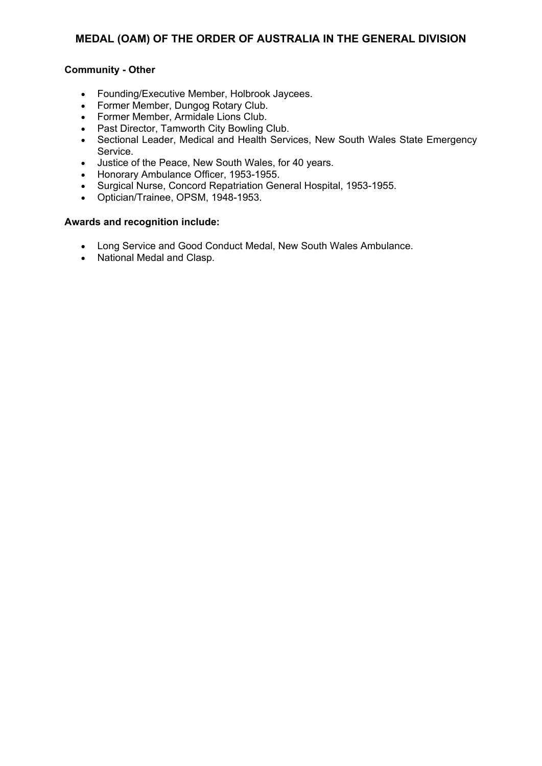## MEDAL (OAM) OF THE ORDER OF AUSTRALIA IN THE GENERAL DIVISION

**Community - Other**

- Founding/Executive Member, Holbrook Jaycees.
- Former Member, Dungog Rotary Club.
- Former Member, Armidale Lions Club.
- Past Director, Tamworth City Bowling Club.
- Sectional Leader, Medical and Health Services, New South Wales State Emergency Service.
- Justice of the Peace, New South Wales, for 40 years.
- Honorary Ambulance Officer, 1953-1955.
- Surgical Nurse, Concord Repatriation General Hospital, 1953-1955.
- Optician/Trainee, OPSM, 1948-1953.

**Awards and recognition include:**

- Long Service and Good Conduct Medal, New South Wales Ambulance.
- National Medal and Clasp.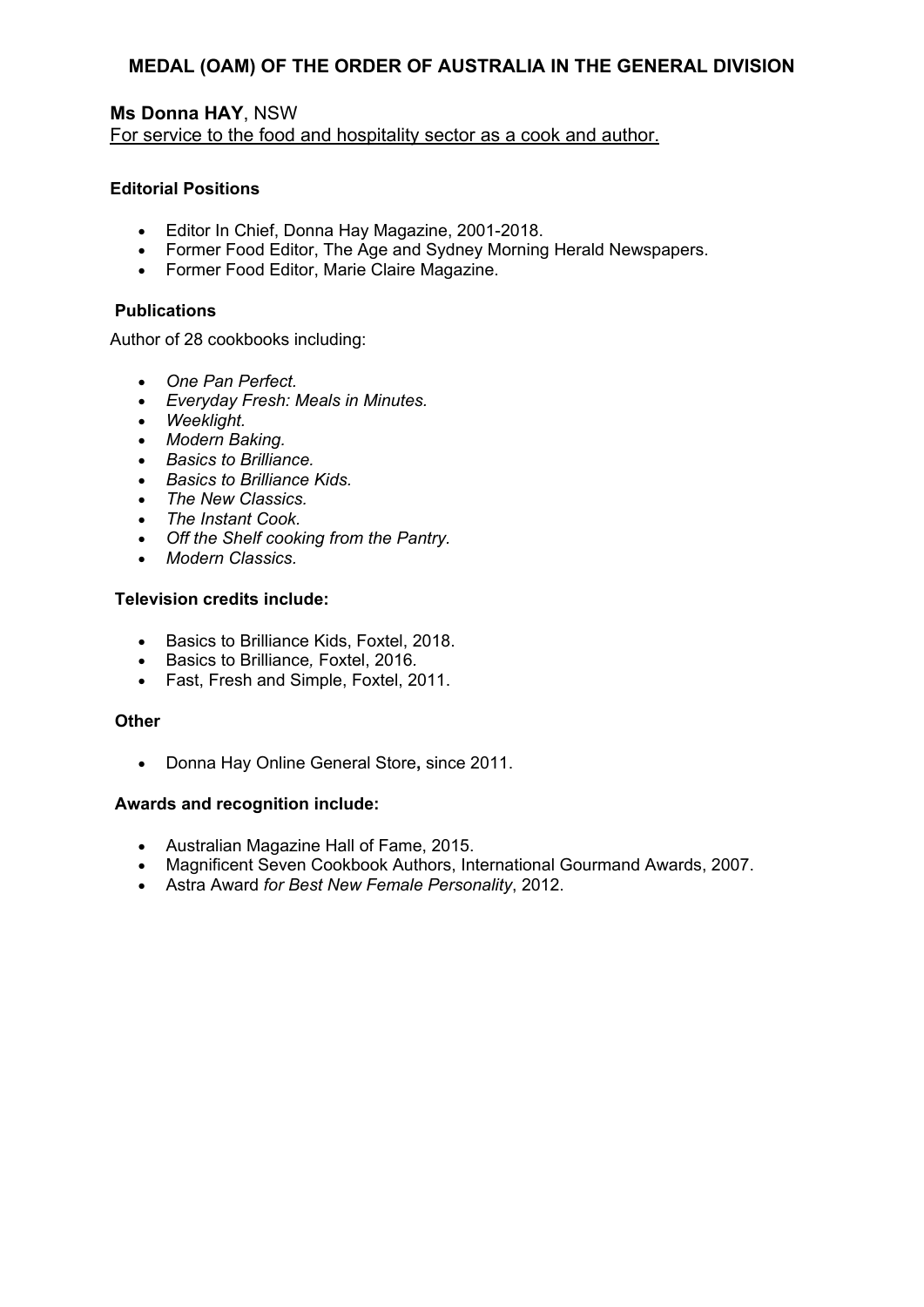## MEDAL (OAM) OF THE ORDER OF AUSTRALIA IN THE GENERAL DIVISION

**Ms Donna HAY**, NSW
For service to the food and hospitality sector as a cook and author.

**Editorial Positions**

- Editor In Chief, Donna Hay Magazine, 2001-2018.
- Former Food Editor, The Age and Sydney Morning Herald Newspapers.
- Former Food Editor, Marie Claire Magazine.

**Publications**

Author of 28 cookbooks including:

- *One Pan Perfect.*
- *Everyday Fresh: Meals in Minutes.*
- *Weeklight.*
- *Modern Baking.*
- *Basics to Brilliance.*
- *Basics to Brilliance Kids.*
- *The New Classics.*
- *The Instant Cook.*
- *Off the Shelf cooking from the Pantry.*
- *Modern Classics.*

**Television credits include:**

- Basics to Brilliance Kids, Foxtel, 2018.
- Basics to Brilliance, Foxtel, 2016.
- Fast, Fresh and Simple, Foxtel, 2011.

**Other**

- Donna Hay Online General Store**,** since 2011.

**Awards and recognition include:**

- Australian Magazine Hall of Fame, 2015.
- Magnificent Seven Cookbook Authors, International Gourmand Awards, 2007.
- Astra Award *for Best New Female Personality*, 2012.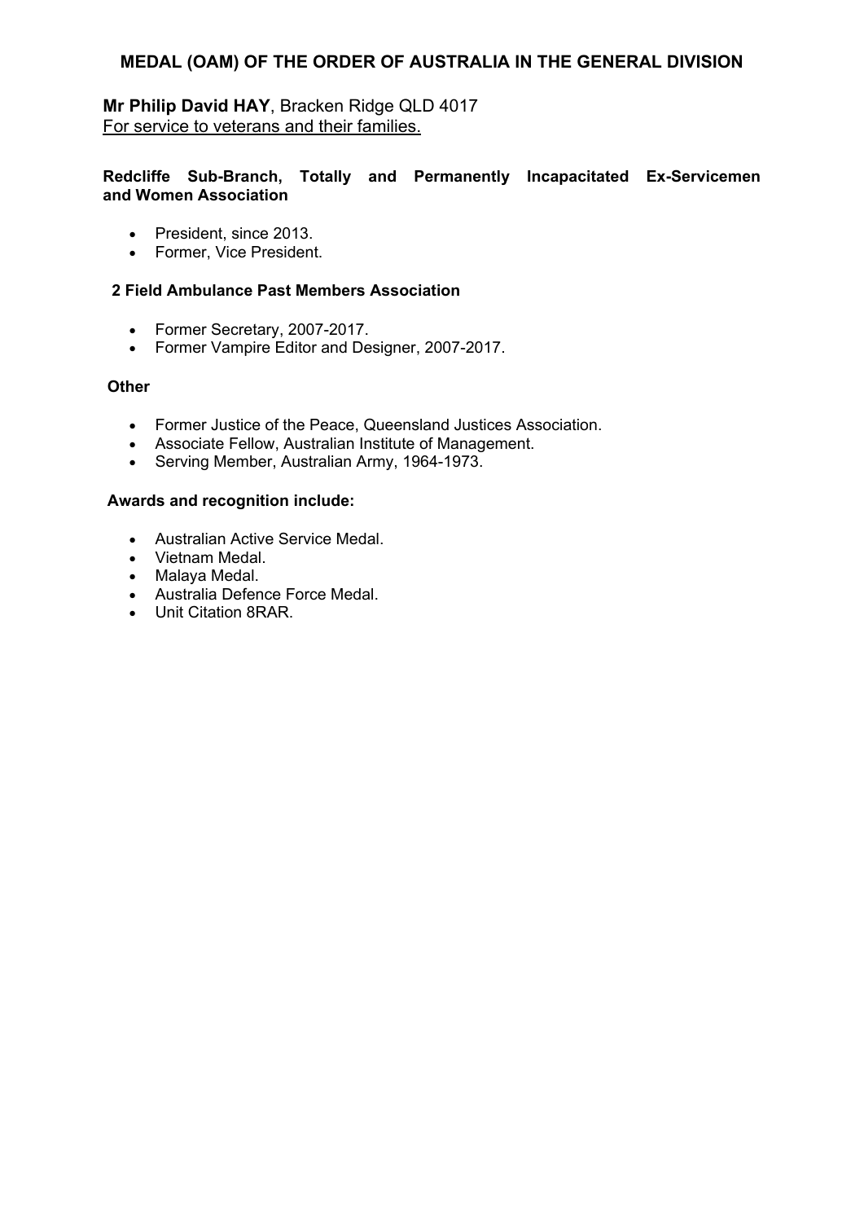## MEDAL (OAM) OF THE ORDER OF AUSTRALIA IN THE GENERAL DIVISION

**Mr Philip David HAY**, Bracken Ridge QLD 4017
For service to veterans and their families.

**Redcliffe Sub-Branch, Totally and Permanently Incapacitated Ex-Servicemen and Women Association**

- President, since 2013.
- Former, Vice President.

**2 Field Ambulance Past Members Association**

- Former Secretary, 2007-2017.
- Former Vampire Editor and Designer, 2007-2017.

**Other**

- Former Justice of the Peace, Queensland Justices Association.
- Associate Fellow, Australian Institute of Management.
- Serving Member, Australian Army, 1964-1973.

**Awards and recognition include:**

- Australian Active Service Medal.
- Vietnam Medal.
- Malaya Medal.
- Australia Defence Force Medal.
- Unit Citation 8RAR.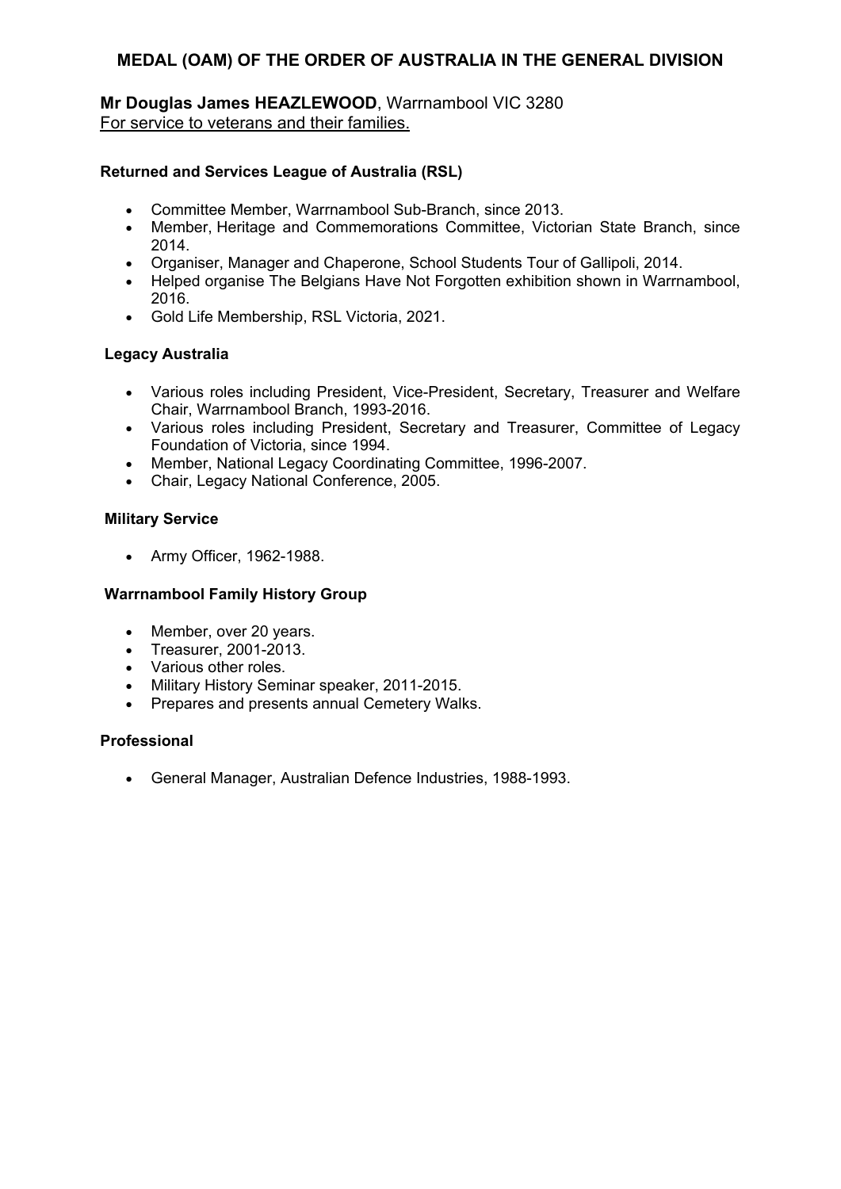## MEDAL (OAM) OF THE ORDER OF AUSTRALIA IN THE GENERAL DIVISION

**Mr Douglas James HEAZLEWOOD**, Warrnambool VIC 3280
For service to veterans and their families.

**Returned and Services League of Australia (RSL)**

- Committee Member, Warrnambool Sub-Branch, since 2013.
- Member, Heritage and Commemorations Committee, Victorian State Branch, since 2014.
- Organiser, Manager and Chaperone, School Students Tour of Gallipoli, 2014.
- Helped organise The Belgians Have Not Forgotten exhibition shown in Warrnambool, 2016.
- Gold Life Membership, RSL Victoria, 2021.

**Legacy Australia**

- Various roles including President, Vice-President, Secretary, Treasurer and Welfare Chair, Warrnambool Branch, 1993-2016.
- Various roles including President, Secretary and Treasurer, Committee of Legacy Foundation of Victoria, since 1994.
- Member, National Legacy Coordinating Committee, 1996-2007.
- Chair, Legacy National Conference, 2005.

**Military Service**

- Army Officer, 1962-1988.

**Warrnambool Family History Group**

- Member, over 20 years.
- Treasurer, 2001-2013.
- Various other roles.
- Military History Seminar speaker, 2011-2015.
- Prepares and presents annual Cemetery Walks.

**Professional**

- General Manager, Australian Defence Industries, 1988-1993.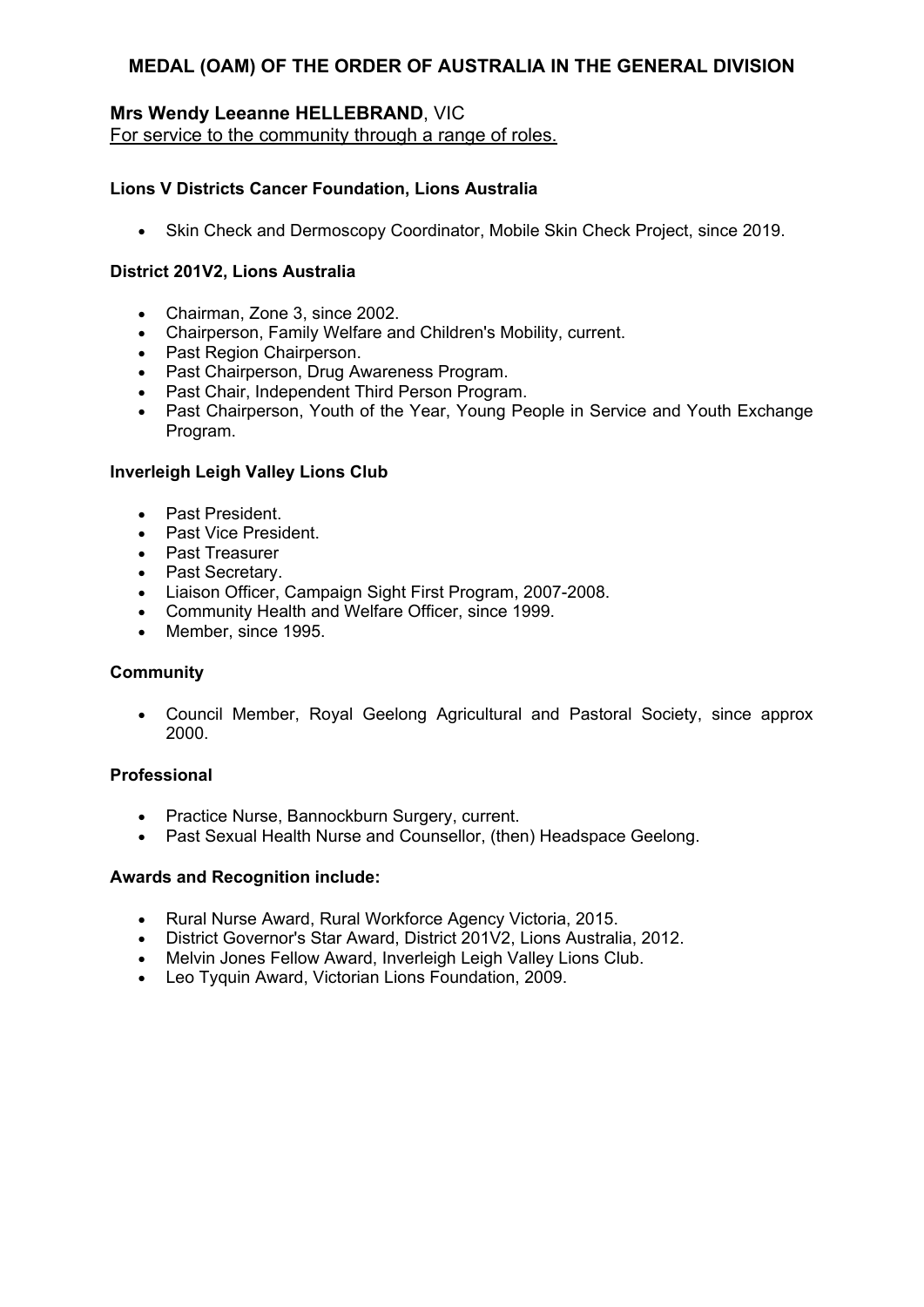## MEDAL (OAM) OF THE ORDER OF AUSTRALIA IN THE GENERAL DIVISION

### Mrs Wendy Leeanne HELLEBRAND, VIC

For service to the community through a range of roles.

**Lions V Districts Cancer Foundation, Lions Australia**

- Skin Check and Dermoscopy Coordinator, Mobile Skin Check Project, since 2019.

**District 201V2, Lions Australia**

- Chairman, Zone 3, since 2002.
- Chairperson, Family Welfare and Children's Mobility, current.
- Past Region Chairperson.
- Past Chairperson, Drug Awareness Program.
- Past Chair, Independent Third Person Program.
- Past Chairperson, Youth of the Year, Young People in Service and Youth Exchange Program.

**Inverleigh Leigh Valley Lions Club**

- Past President.
- Past Vice President.
- Past Treasurer
- Past Secretary.
- Liaison Officer, Campaign Sight First Program, 2007-2008.
- Community Health and Welfare Officer, since 1999.
- Member, since 1995.

**Community**

- Council Member, Royal Geelong Agricultural and Pastoral Society, since approx 2000.

**Professional**

- Practice Nurse, Bannockburn Surgery, current.
- Past Sexual Health Nurse and Counsellor, (then) Headspace Geelong.

**Awards and Recognition include:**

- Rural Nurse Award, Rural Workforce Agency Victoria, 2015.
- District Governor's Star Award, District 201V2, Lions Australia, 2012.
- Melvin Jones Fellow Award, Inverleigh Leigh Valley Lions Club.
- Leo Tyquin Award, Victorian Lions Foundation, 2009.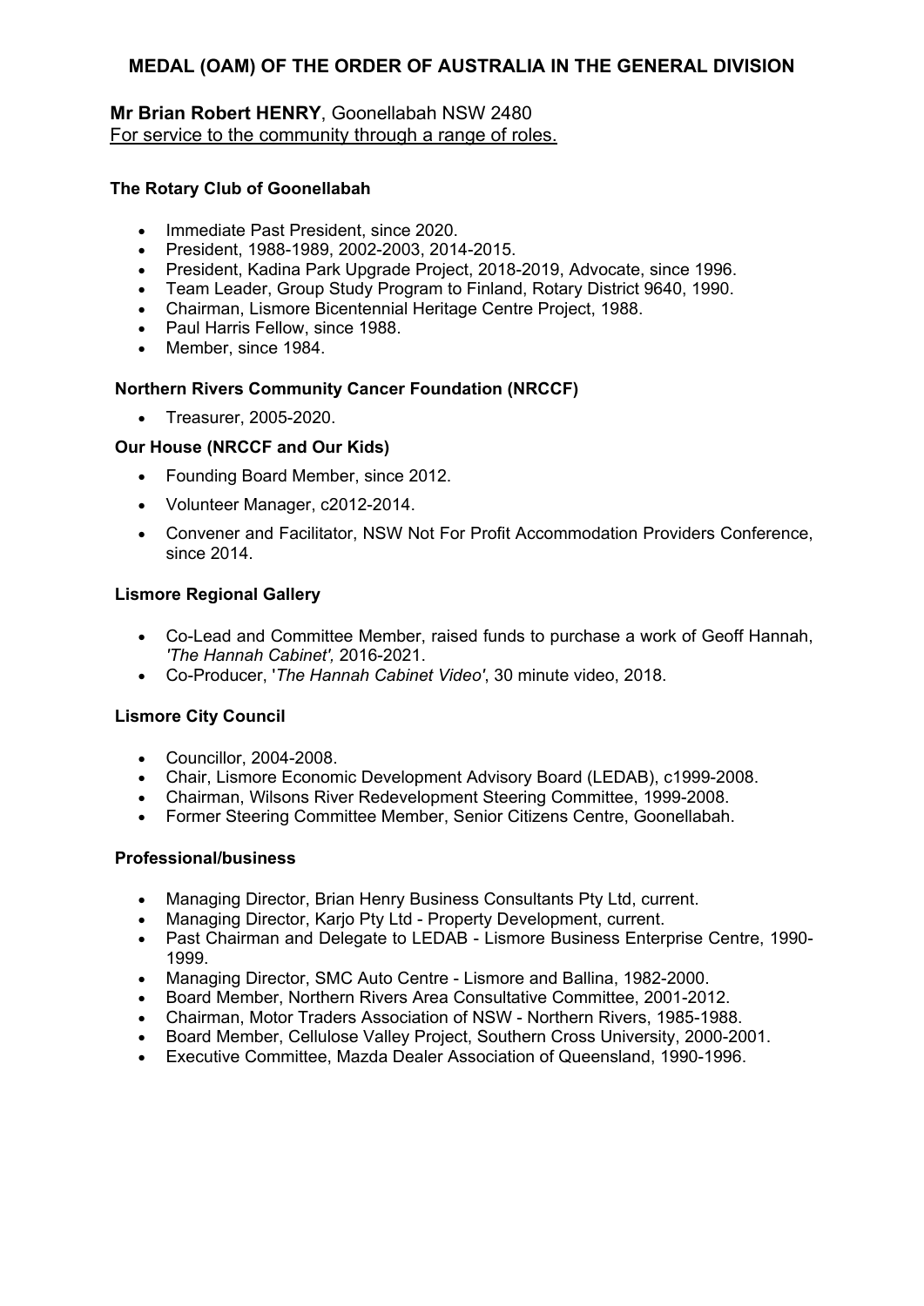# MEDAL (OAM) OF THE ORDER OF AUSTRALIA IN THE GENERAL DIVISION

**Mr Brian Robert HENRY**, Goonellabah NSW 2480
For service to the community through a range of roles.

### The Rotary Club of Goonellabah

- Immediate Past President, since 2020.
- President, 1988-1989, 2002-2003, 2014-2015.
- President, Kadina Park Upgrade Project, 2018-2019, Advocate, since 1996.
- Team Leader, Group Study Program to Finland, Rotary District 9640, 1990.
- Chairman, Lismore Bicentennial Heritage Centre Project, 1988.
- Paul Harris Fellow, since 1988.
- Member, since 1984.

### Northern Rivers Community Cancer Foundation (NRCCF)

- Treasurer, 2005-2020.

### Our House (NRCCF and Our Kids)

- Founding Board Member, since 2012.
- Volunteer Manager, c2012-2014.
- Convener and Facilitator, NSW Not For Profit Accommodation Providers Conference, since 2014.

### Lismore Regional Gallery

- Co-Lead and Committee Member, raised funds to purchase a work of Geoff Hannah, *'The Hannah Cabinet',* 2016-2021.
- Co-Producer, '*The Hannah Cabinet Video'*, 30 minute video, 2018.

### Lismore City Council

- Councillor, 2004-2008.
- Chair, Lismore Economic Development Advisory Board (LEDAB), c1999-2008.
- Chairman, Wilsons River Redevelopment Steering Committee, 1999-2008.
- Former Steering Committee Member, Senior Citizens Centre, Goonellabah.

### Professional/business

- Managing Director, Brian Henry Business Consultants Pty Ltd, current.
- Managing Director, Karjo Pty Ltd - Property Development, current.
- Past Chairman and Delegate to LEDAB - Lismore Business Enterprise Centre, 1990-1999.
- Managing Director, SMC Auto Centre - Lismore and Ballina, 1982-2000.
- Board Member, Northern Rivers Area Consultative Committee, 2001-2012.
- Chairman, Motor Traders Association of NSW - Northern Rivers, 1985-1988.
- Board Member, Cellulose Valley Project, Southern Cross University, 2000-2001.
- Executive Committee, Mazda Dealer Association of Queensland, 1990-1996.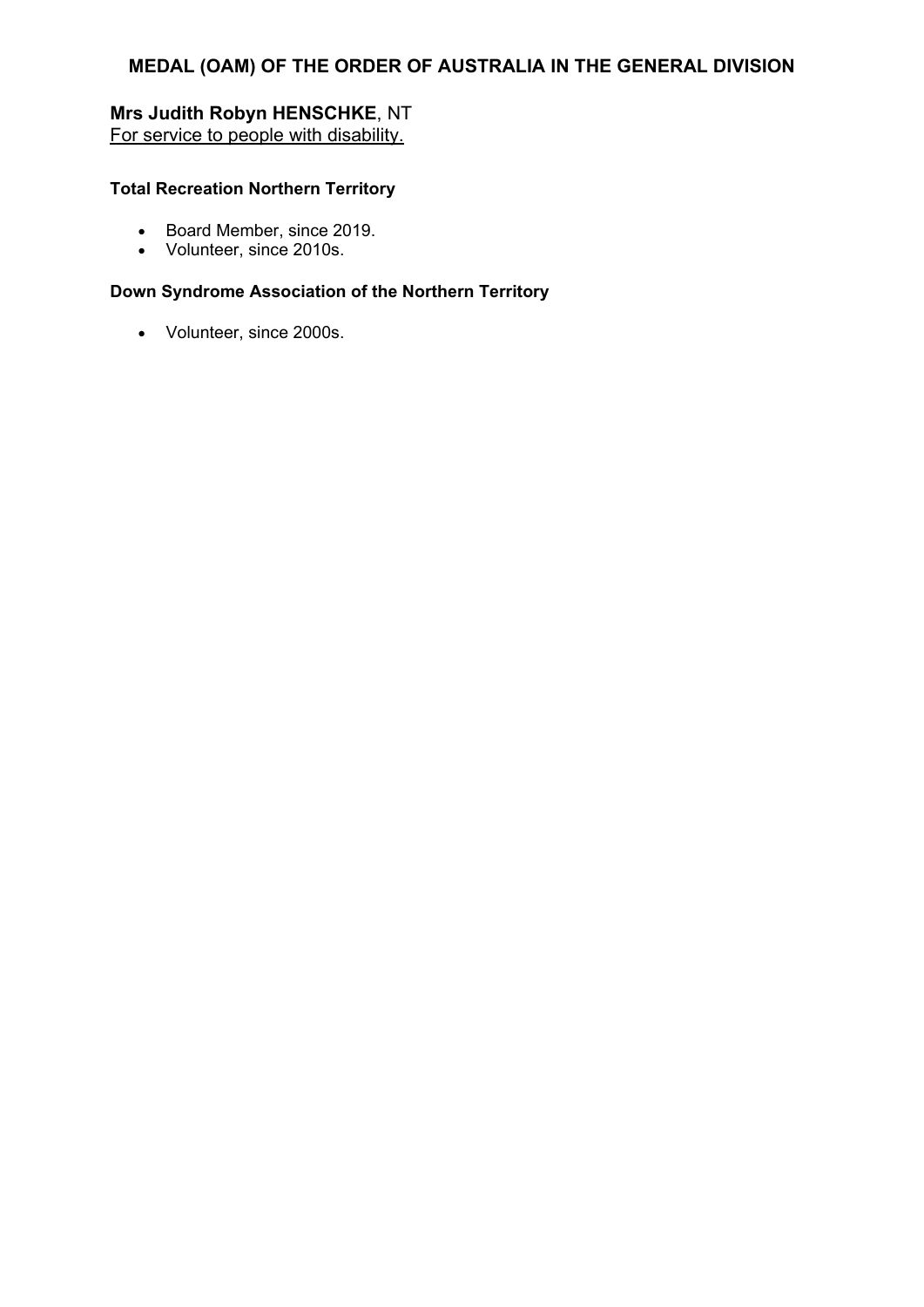## MEDAL (OAM) OF THE ORDER OF AUSTRALIA IN THE GENERAL DIVISION

**Mrs Judith Robyn HENSCHKE**, NT
For service to people with disability.

**Total Recreation Northern Territory**

- Board Member, since 2019.
- Volunteer, since 2010s.

**Down Syndrome Association of the Northern Territory**

- Volunteer, since 2000s.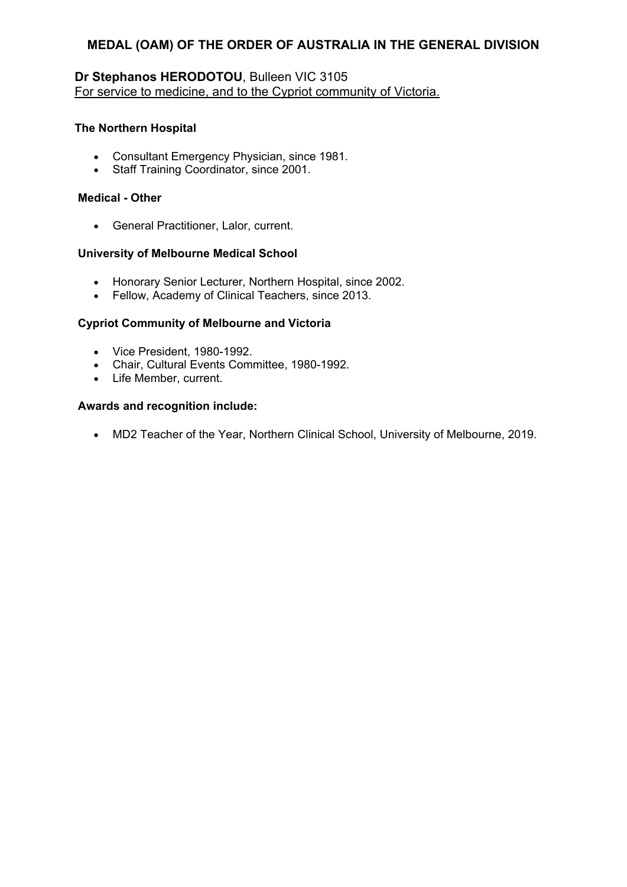## MEDAL (OAM) OF THE ORDER OF AUSTRALIA IN THE GENERAL DIVISION

**Dr Stephanos HERODOTOU**, Bulleen VIC 3105
For service to medicine, and to the Cypriot community of Victoria.

**The Northern Hospital**

- Consultant Emergency Physician, since 1981.
- Staff Training Coordinator, since 2001.

**Medical - Other**

- General Practitioner, Lalor, current.

**University of Melbourne Medical School**

- Honorary Senior Lecturer, Northern Hospital, since 2002.
- Fellow, Academy of Clinical Teachers, since 2013.

**Cypriot Community of Melbourne and Victoria**

- Vice President, 1980-1992.
- Chair, Cultural Events Committee, 1980-1992.
- Life Member, current.

**Awards and recognition include:**

- MD2 Teacher of the Year, Northern Clinical School, University of Melbourne, 2019.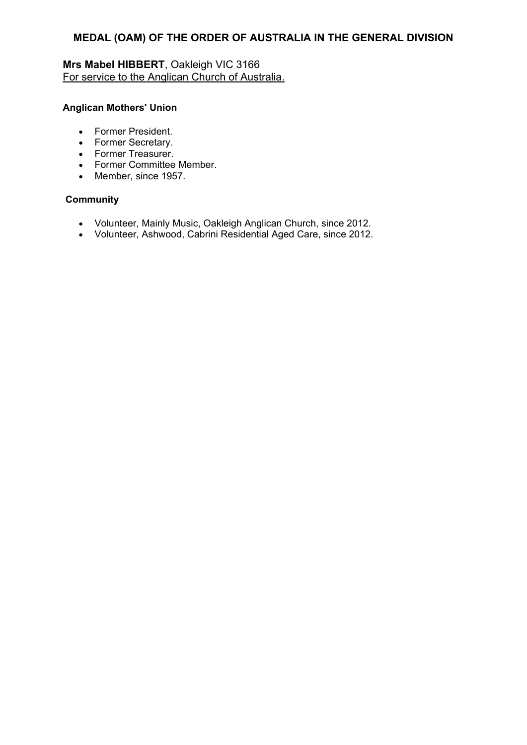## MEDAL (OAM) OF THE ORDER OF AUSTRALIA IN THE GENERAL DIVISION

**Mrs Mabel HIBBERT**, Oakleigh VIC 3166
For service to the Anglican Church of Australia.

**Anglican Mothers' Union**

- Former President.
- Former Secretary.
- Former Treasurer.
- Former Committee Member.
- Member, since 1957.

**Community**

- Volunteer, Mainly Music, Oakleigh Anglican Church, since 2012.
- Volunteer, Ashwood, Cabrini Residential Aged Care, since 2012.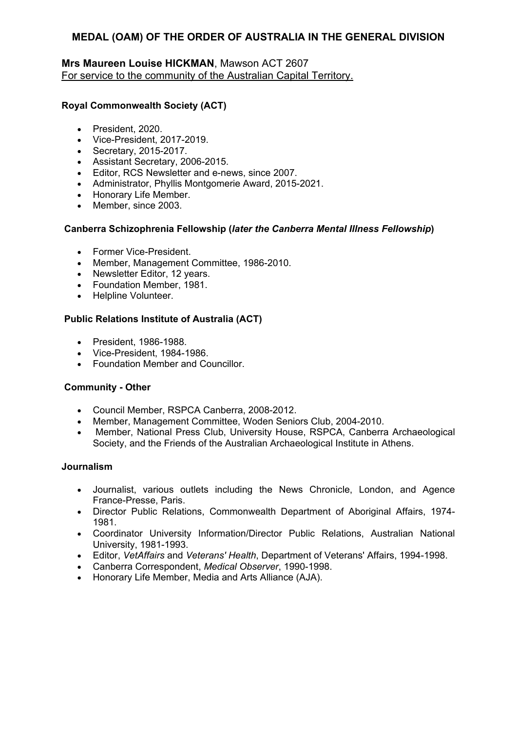# MEDAL (OAM) OF THE ORDER OF AUSTRALIA IN THE GENERAL DIVISION

**Mrs Maureen Louise HICKMAN**, Mawson ACT 2607
For service to the community of the Australian Capital Territory.

**Royal Commonwealth Society (ACT)**

- President, 2020.
- Vice-President, 2017-2019.
- Secretary, 2015-2017.
- Assistant Secretary, 2006-2015.
- Editor, RCS Newsletter and e-news, since 2007.
- Administrator, Phyllis Montgomerie Award, 2015-2021.
- Honorary Life Member.
- Member, since 2003.

**Canberra Schizophrenia Fellowship (*later the Canberra Mental Illness Fellowship*)**

- Former Vice-President.
- Member, Management Committee, 1986-2010.
- Newsletter Editor, 12 years.
- Foundation Member, 1981.
- Helpline Volunteer.

**Public Relations Institute of Australia (ACT)**

- President, 1986-1988.
- Vice-President, 1984-1986.
- Foundation Member and Councillor.

**Community - Other**

- Council Member, RSPCA Canberra, 2008-2012.
- Member, Management Committee, Woden Seniors Club, 2004-2010.
- Member, National Press Club, University House, RSPCA, Canberra Archaeological Society, and the Friends of the Australian Archaeological Institute in Athens.

**Journalism**

- Journalist, various outlets including the News Chronicle, London, and Agence France-Presse, Paris.
- Director Public Relations, Commonwealth Department of Aboriginal Affairs, 1974-1981.
- Coordinator University Information/Director Public Relations, Australian National University, 1981-1993.
- Editor, *VetAffairs* and *Veterans' Health*, Department of Veterans' Affairs, 1994-1998.
- Canberra Correspondent, *Medical Observer*, 1990-1998.
- Honorary Life Member, Media and Arts Alliance (AJA).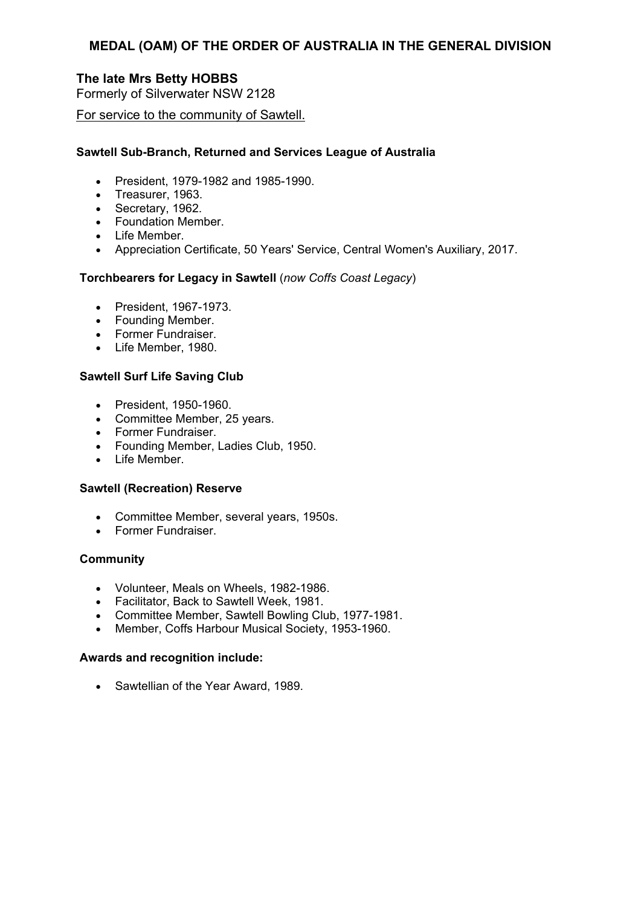## MEDAL (OAM) OF THE ORDER OF AUSTRALIA IN THE GENERAL DIVISION

### The late Mrs Betty HOBBS

Formerly of Silverwater NSW 2128

For service to the community of Sawtell.

**Sawtell Sub-Branch, Returned and Services League of Australia**

- President, 1979-1982 and 1985-1990.
- Treasurer, 1963.
- Secretary, 1962.
- Foundation Member.
- Life Member.
- Appreciation Certificate, 50 Years' Service, Central Women's Auxiliary, 2017.

**Torchbearers for Legacy in Sawtell** (*now Coffs Coast Legacy*)

- President, 1967-1973.
- Founding Member.
- Former Fundraiser.
- Life Member, 1980.

**Sawtell Surf Life Saving Club**

- President, 1950-1960.
- Committee Member, 25 years.
- Former Fundraiser.
- Founding Member, Ladies Club, 1950.
- Life Member.

**Sawtell (Recreation) Reserve**

- Committee Member, several years, 1950s.
- Former Fundraiser.

**Community**

- Volunteer, Meals on Wheels, 1982-1986.
- Facilitator, Back to Sawtell Week, 1981.
- Committee Member, Sawtell Bowling Club, 1977-1981.
- Member, Coffs Harbour Musical Society, 1953-1960.

**Awards and recognition include:**

- Sawtellian of the Year Award, 1989.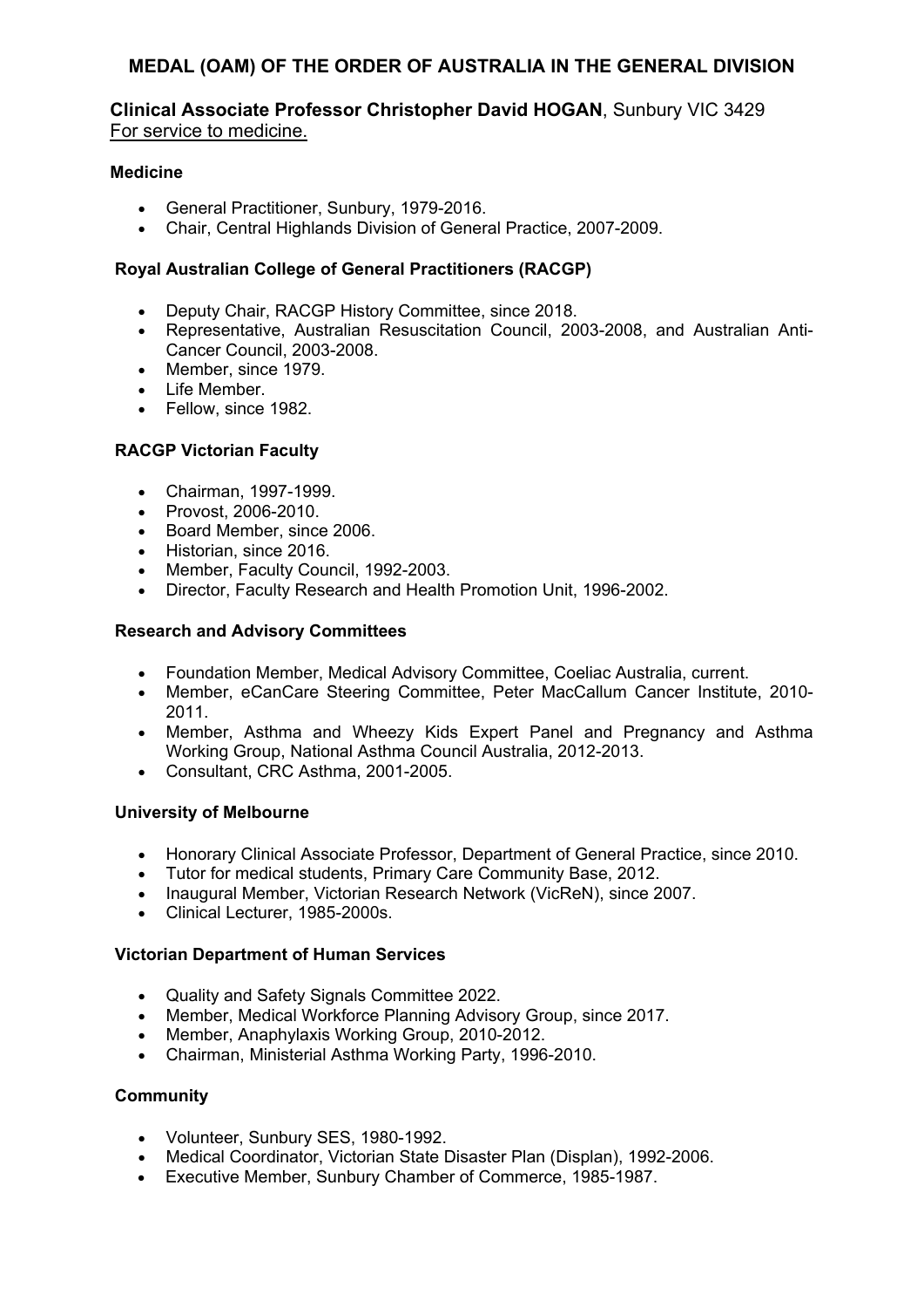# MEDAL (OAM) OF THE ORDER OF AUSTRALIA IN THE GENERAL DIVISION

## **Clinical Associate Professor Christopher David HOGAN**, Sunbury VIC 3429

For service to medicine.

### Medicine

- General Practitioner, Sunbury, 1979-2016.
- Chair, Central Highlands Division of General Practice, 2007-2009.

### Royal Australian College of General Practitioners (RACGP)

- Deputy Chair, RACGP History Committee, since 2018.
- Representative, Australian Resuscitation Council, 2003-2008, and Australian Anti-Cancer Council, 2003-2008.
- Member, since 1979.
- Life Member.
- Fellow, since 1982.

### RACGP Victorian Faculty

- Chairman, 1997-1999.
- Provost, 2006-2010.
- Board Member, since 2006.
- Historian, since 2016.
- Member, Faculty Council, 1992-2003.
- Director, Faculty Research and Health Promotion Unit, 1996-2002.

### Research and Advisory Committees

- Foundation Member, Medical Advisory Committee, Coeliac Australia, current.
- Member, eCanCare Steering Committee, Peter MacCallum Cancer Institute, 2010-2011.
- Member, Asthma and Wheezy Kids Expert Panel and Pregnancy and Asthma Working Group, National Asthma Council Australia, 2012-2013.
- Consultant, CRC Asthma, 2001-2005.

### University of Melbourne

- Honorary Clinical Associate Professor, Department of General Practice, since 2010.
- Tutor for medical students, Primary Care Community Base, 2012.
- Inaugural Member, Victorian Research Network (VicReN), since 2007.
- Clinical Lecturer, 1985-2000s.

### Victorian Department of Human Services

- Quality and Safety Signals Committee 2022.
- Member, Medical Workforce Planning Advisory Group, since 2017.
- Member, Anaphylaxis Working Group, 2010-2012.
- Chairman, Ministerial Asthma Working Party, 1996-2010.

### Community

- Volunteer, Sunbury SES, 1980-1992.
- Medical Coordinator, Victorian State Disaster Plan (Displan), 1992-2006.
- Executive Member, Sunbury Chamber of Commerce, 1985-1987.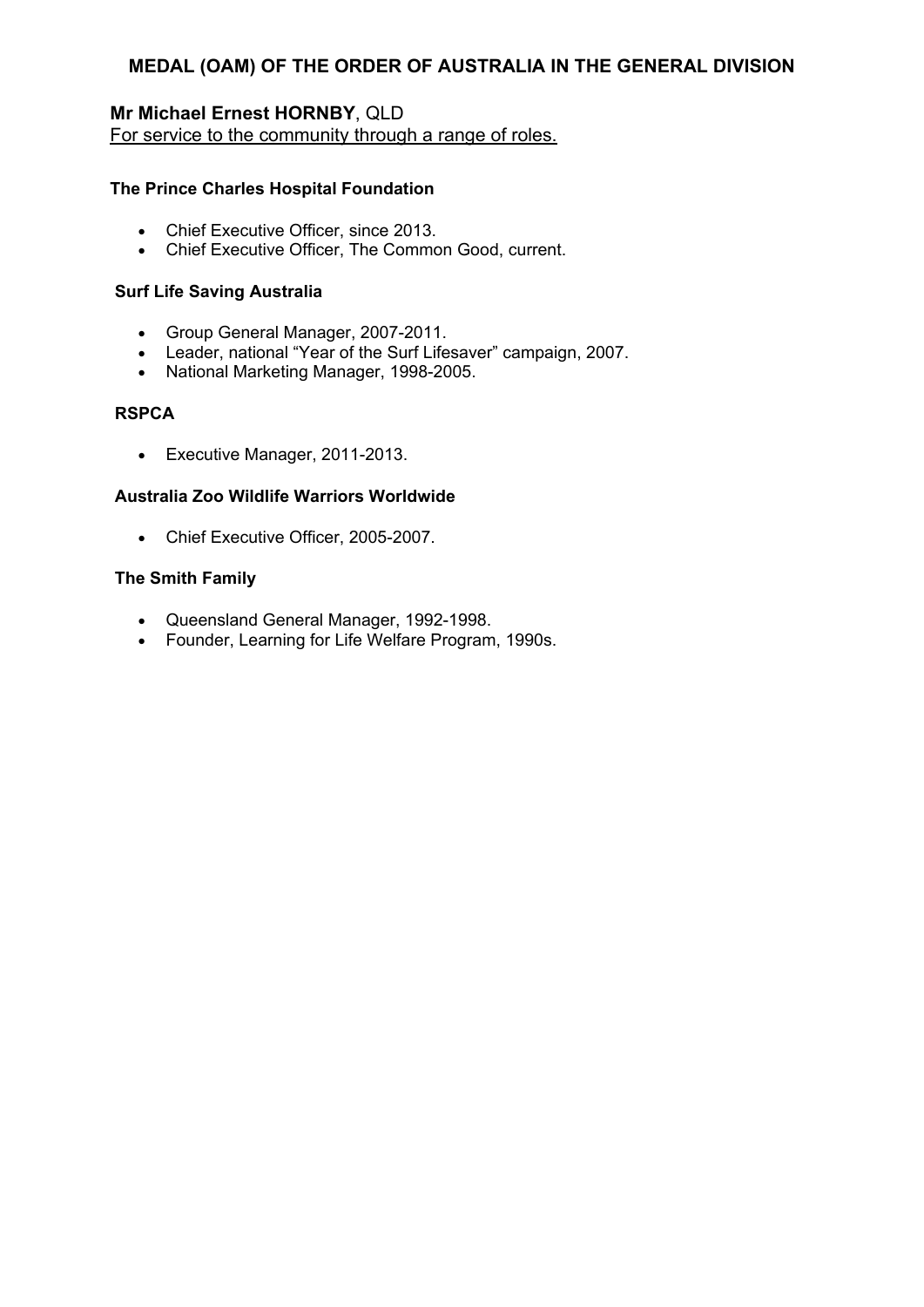## MEDAL (OAM) OF THE ORDER OF AUSTRALIA IN THE GENERAL DIVISION

**Mr Michael Ernest HORNBY**, QLD

For service to the community through a range of roles.

**The Prince Charles Hospital Foundation**

- Chief Executive Officer, since 2013.
- Chief Executive Officer, The Common Good, current.

**Surf Life Saving Australia**

- Group General Manager, 2007-2011.
- Leader, national "Year of the Surf Lifesaver" campaign, 2007.
- National Marketing Manager, 1998-2005.

**RSPCA**

- Executive Manager, 2011-2013.

**Australia Zoo Wildlife Warriors Worldwide**

- Chief Executive Officer, 2005-2007.

**The Smith Family**

- Queensland General Manager, 1992-1998.
- Founder, Learning for Life Welfare Program, 1990s.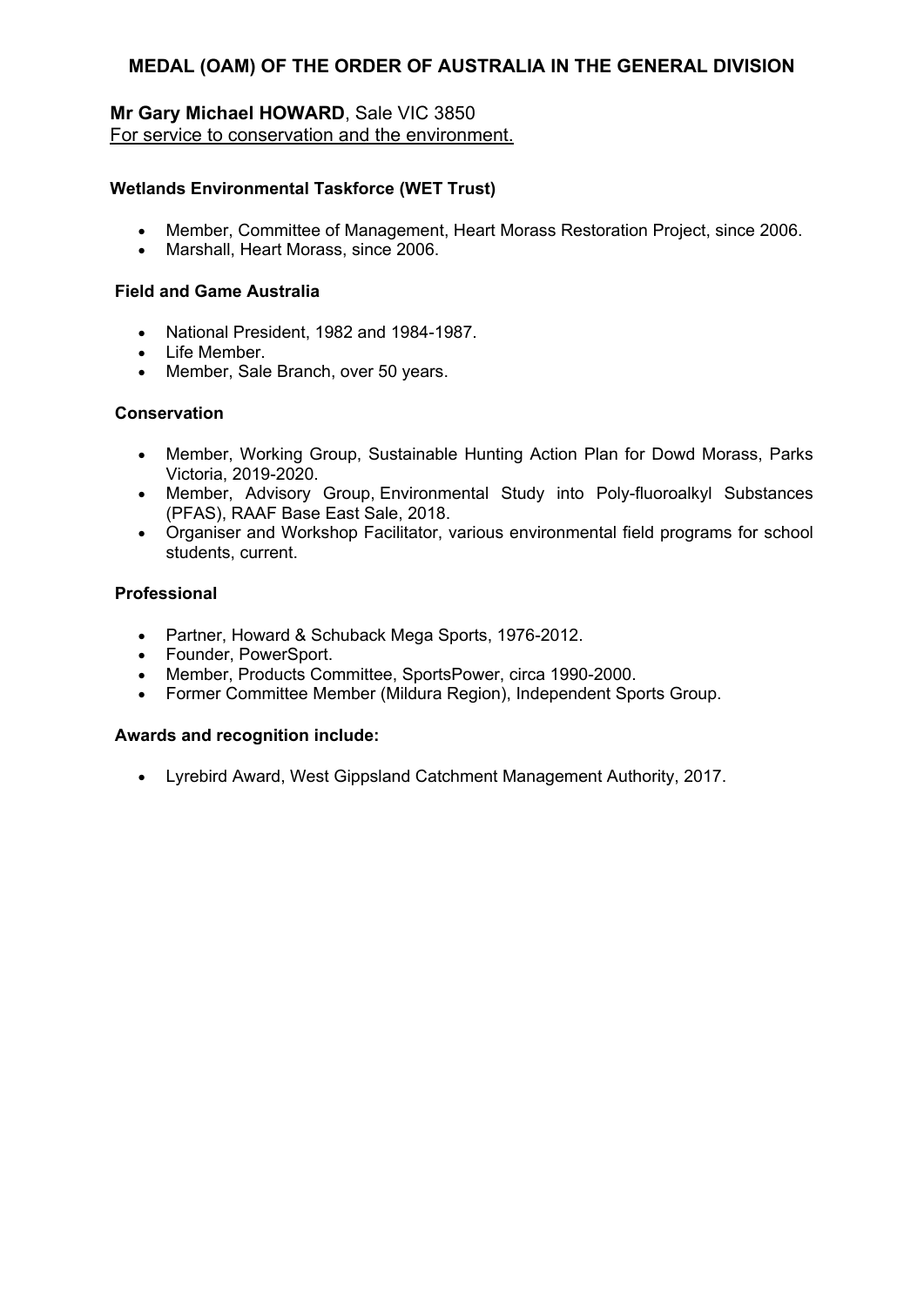# MEDAL (OAM) OF THE ORDER OF AUSTRALIA IN THE GENERAL DIVISION

**Mr Gary Michael HOWARD**, Sale VIC 3850
For service to conservation and the environment.

**Wetlands Environmental Taskforce (WET Trust)**

- Member, Committee of Management, Heart Morass Restoration Project, since 2006.
- Marshall, Heart Morass, since 2006.

**Field and Game Australia**

- National President, 1982 and 1984-1987.
- Life Member.
- Member, Sale Branch, over 50 years.

**Conservation**

- Member, Working Group, Sustainable Hunting Action Plan for Dowd Morass, Parks Victoria, 2019-2020.
- Member, Advisory Group, Environmental Study into Poly-fluoroalkyl Substances (PFAS), RAAF Base East Sale, 2018.
- Organiser and Workshop Facilitator, various environmental field programs for school students, current.

**Professional**

- Partner, Howard & Schuback Mega Sports, 1976-2012.
- Founder, PowerSport.
- Member, Products Committee, SportsPower, circa 1990-2000.
- Former Committee Member (Mildura Region), Independent Sports Group.

**Awards and recognition include:**

- Lyrebird Award, West Gippsland Catchment Management Authority, 2017.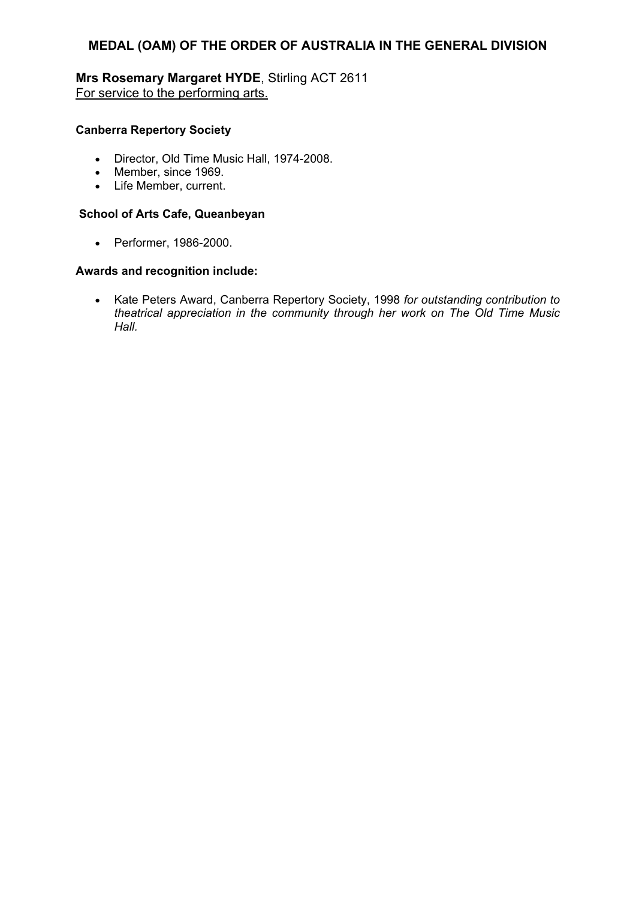## MEDAL (OAM) OF THE ORDER OF AUSTRALIA IN THE GENERAL DIVISION

**Mrs Rosemary Margaret HYDE**, Stirling ACT 2611
For service to the performing arts.

**Canberra Repertory Society**

- Director, Old Time Music Hall, 1974-2008.
- Member, since 1969.
- Life Member, current.

**School of Arts Cafe, Queanbeyan**

- Performer, 1986-2000.

**Awards and recognition include:**

- Kate Peters Award, Canberra Repertory Society, 1998 *for outstanding contribution to theatrical appreciation in the community through her work on The Old Time Music Hall.*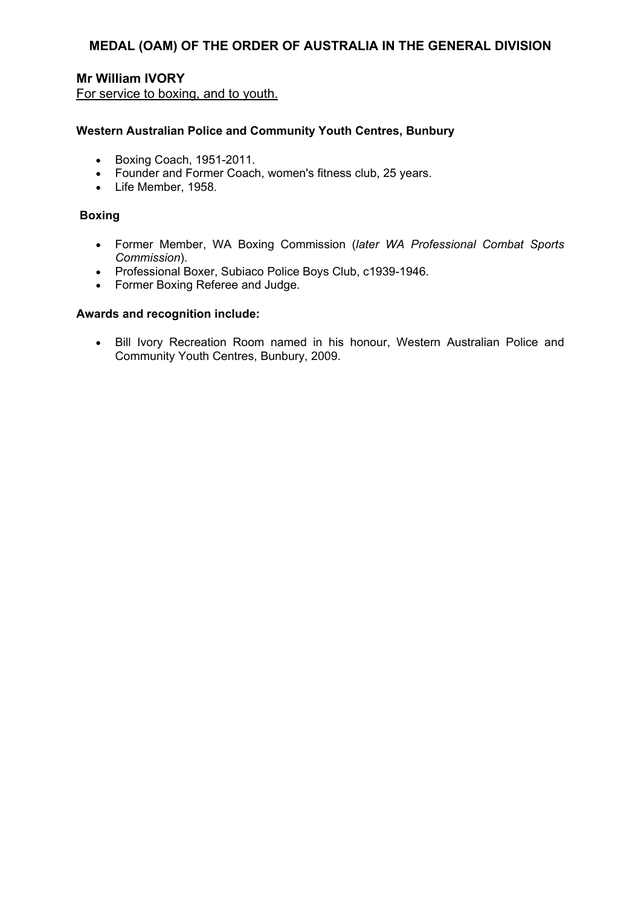# MEDAL (OAM) OF THE ORDER OF AUSTRALIA IN THE GENERAL DIVISION

## Mr William IVORY

For service to boxing, and to youth.

**Western Australian Police and Community Youth Centres, Bunbury**

- Boxing Coach, 1951-2011.
- Founder and Former Coach, women's fitness club, 25 years.
- Life Member, 1958.

**Boxing**

- Former Member, WA Boxing Commission (*later WA Professional Combat Sports Commission*).
- Professional Boxer, Subiaco Police Boys Club, c1939-1946.
- Former Boxing Referee and Judge.

**Awards and recognition include:**

- Bill Ivory Recreation Room named in his honour, Western Australian Police and Community Youth Centres, Bunbury, 2009.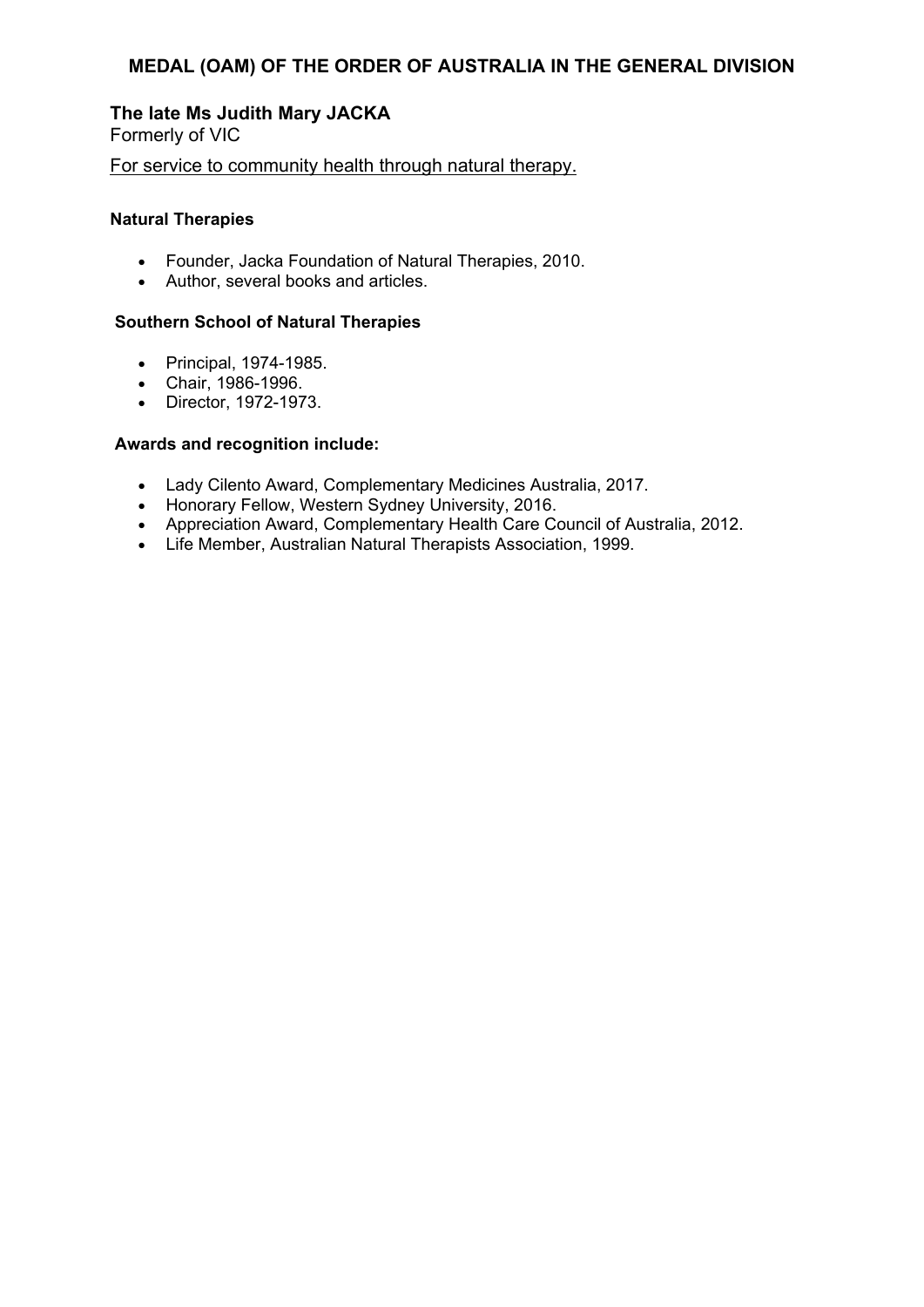## MEDAL (OAM) OF THE ORDER OF AUSTRALIA IN THE GENERAL DIVISION

**The late Ms Judith Mary JACKA**
Formerly of VIC

For service to community health through natural therapy.

**Natural Therapies**

- Founder, Jacka Foundation of Natural Therapies, 2010.
- Author, several books and articles.

**Southern School of Natural Therapies**

- Principal, 1974-1985.
- Chair, 1986-1996.
- Director, 1972-1973.

**Awards and recognition include:**

- Lady Cilento Award, Complementary Medicines Australia, 2017.
- Honorary Fellow, Western Sydney University, 2016.
- Appreciation Award, Complementary Health Care Council of Australia, 2012.
- Life Member, Australian Natural Therapists Association, 1999.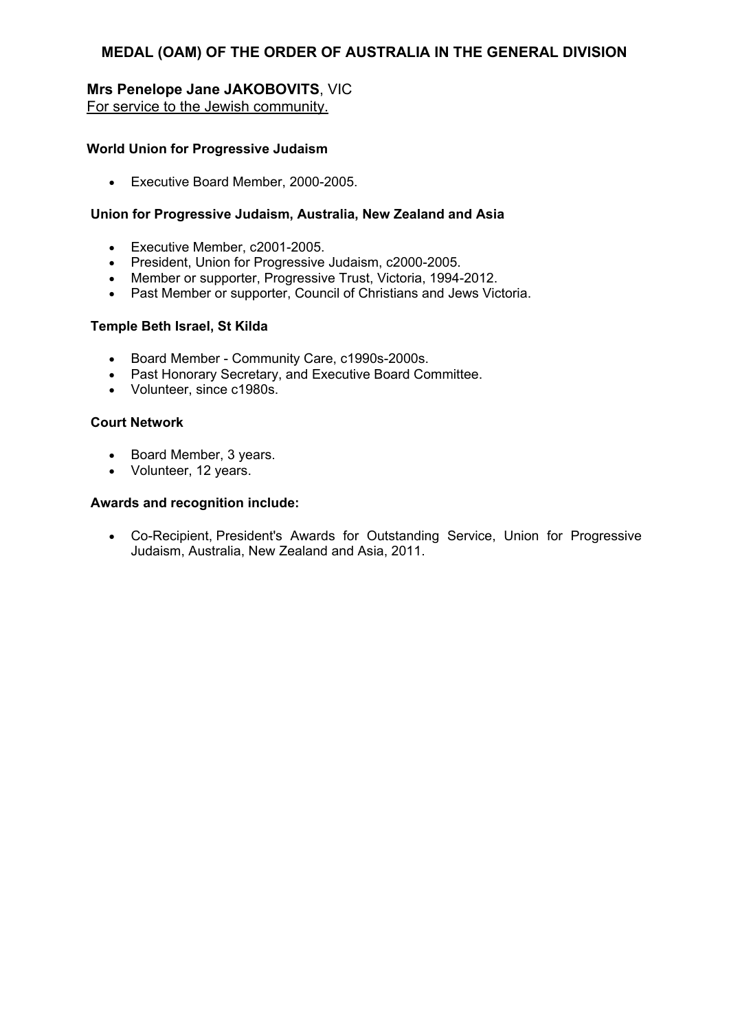## MEDAL (OAM) OF THE ORDER OF AUSTRALIA IN THE GENERAL DIVISION

**Mrs Penelope Jane JAKOBOVITS**, VIC
For service to the Jewish community.

**World Union for Progressive Judaism**

- Executive Board Member, 2000-2005.

**Union for Progressive Judaism, Australia, New Zealand and Asia**

- Executive Member, c2001-2005.
- President, Union for Progressive Judaism, c2000-2005.
- Member or supporter, Progressive Trust, Victoria, 1994-2012.
- Past Member or supporter, Council of Christians and Jews Victoria.

**Temple Beth Israel, St Kilda**

- Board Member - Community Care, c1990s-2000s.
- Past Honorary Secretary, and Executive Board Committee.
- Volunteer, since c1980s.

**Court Network**

- Board Member, 3 years.
- Volunteer, 12 years.

**Awards and recognition include:**

- Co-Recipient, President's Awards for Outstanding Service, Union for Progressive Judaism, Australia, New Zealand and Asia, 2011.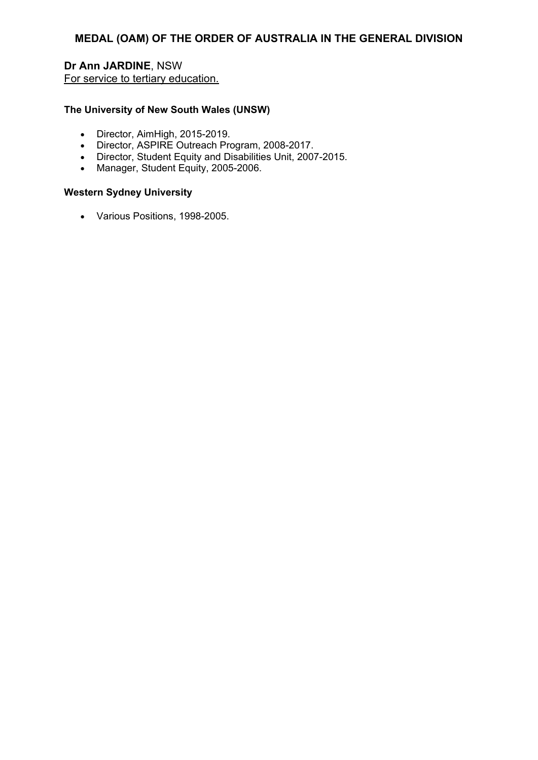## MEDAL (OAM) OF THE ORDER OF AUSTRALIA IN THE GENERAL DIVISION

**Dr Ann JARDINE**, NSW
For service to tertiary education.

**The University of New South Wales (UNSW)**

- Director, AimHigh, 2015-2019.
- Director, ASPIRE Outreach Program, 2008-2017.
- Director, Student Equity and Disabilities Unit, 2007-2015.
- Manager, Student Equity, 2005-2006.

**Western Sydney University**

- Various Positions, 1998-2005.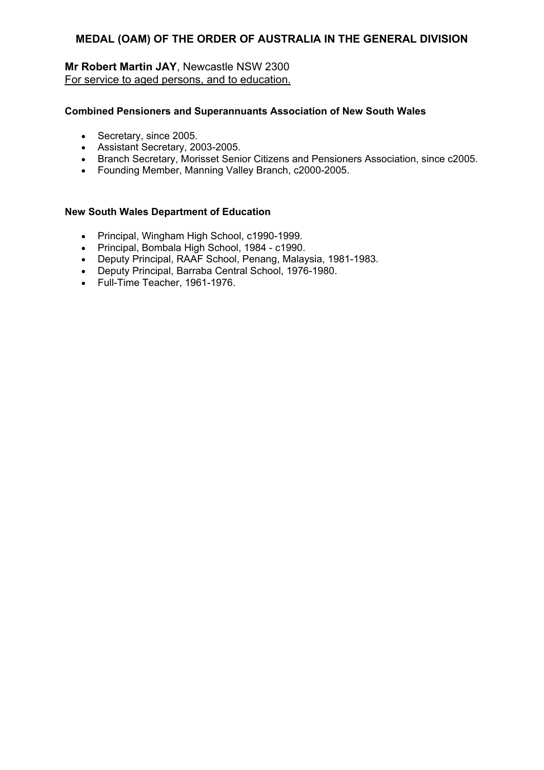## MEDAL (OAM) OF THE ORDER OF AUSTRALIA IN THE GENERAL DIVISION

**Mr Robert Martin JAY**, Newcastle NSW 2300
For service to aged persons, and to education.

**Combined Pensioners and Superannuants Association of New South Wales**

- Secretary, since 2005.
- Assistant Secretary, 2003-2005.
- Branch Secretary, Morisset Senior Citizens and Pensioners Association, since c2005.
- Founding Member, Manning Valley Branch, c2000-2005.

**New South Wales Department of Education**

- Principal, Wingham High School, c1990-1999.
- Principal, Bombala High School, 1984 - c1990.
- Deputy Principal, RAAF School, Penang, Malaysia, 1981-1983.
- Deputy Principal, Barraba Central School, 1976-1980.
- Full-Time Teacher, 1961-1976.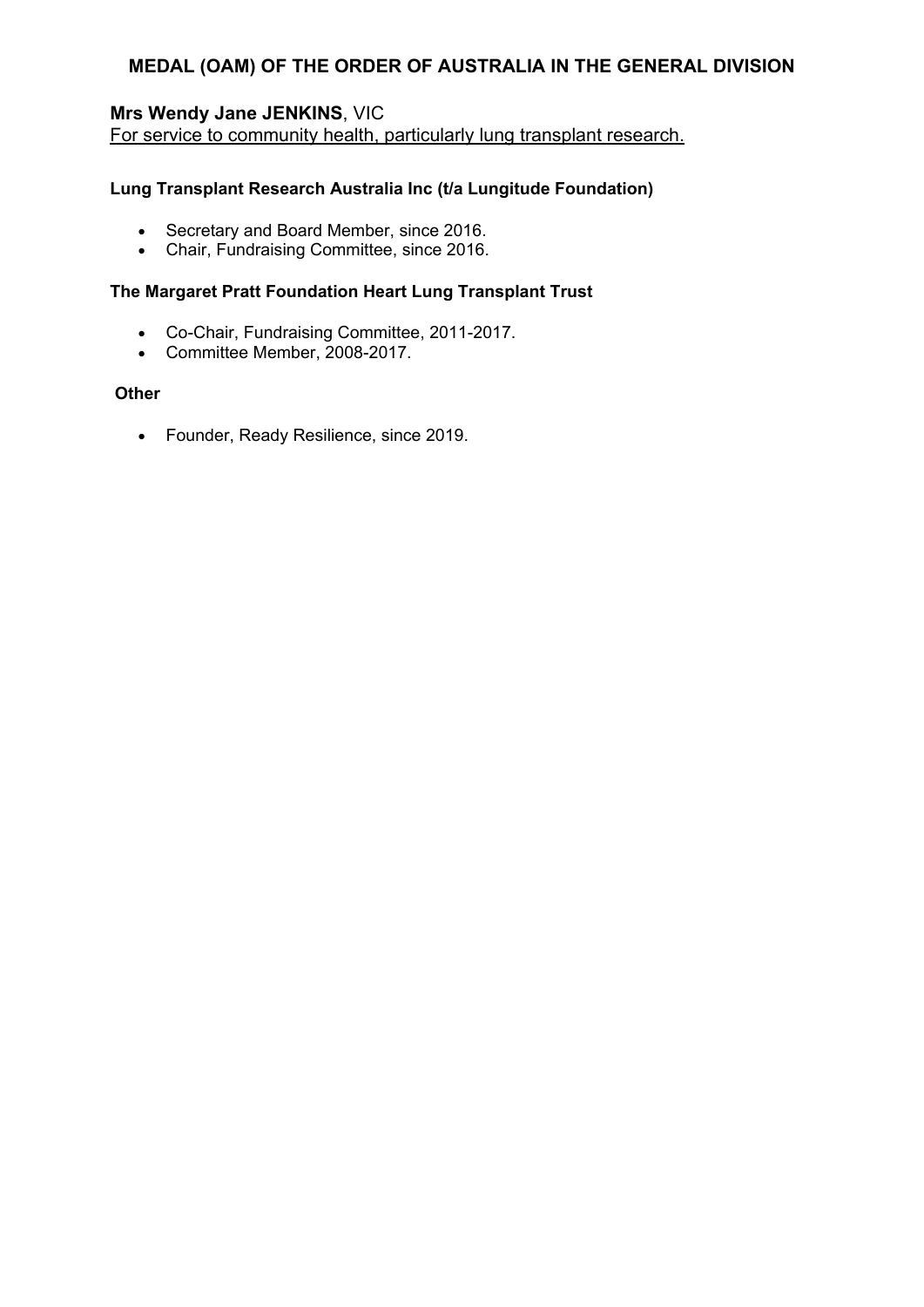## MEDAL (OAM) OF THE ORDER OF AUSTRALIA IN THE GENERAL DIVISION

**Mrs Wendy Jane JENKINS**, VIC
For service to community health, particularly lung transplant research.

**Lung Transplant Research Australia Inc (t/a Lungitude Foundation)**

- Secretary and Board Member, since 2016.
- Chair, Fundraising Committee, since 2016.

**The Margaret Pratt Foundation Heart Lung Transplant Trust**

- Co-Chair, Fundraising Committee, 2011-2017.
- Committee Member, 2008-2017.

**Other**

- Founder, Ready Resilience, since 2019.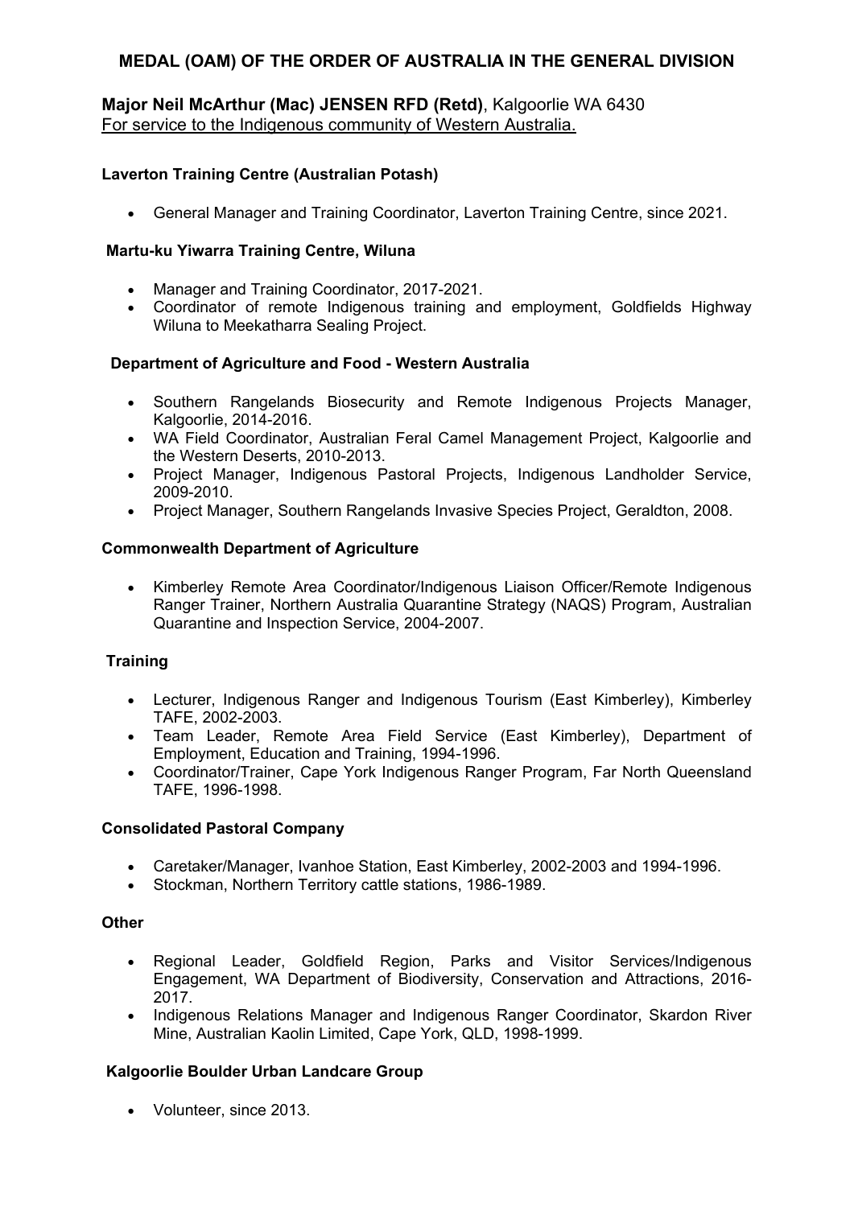## MEDAL (OAM) OF THE ORDER OF AUSTRALIA IN THE GENERAL DIVISION

**Major Neil McArthur (Mac) JENSEN RFD (Retd)**, Kalgoorlie WA 6430
For service to the Indigenous community of Western Australia.

**Laverton Training Centre (Australian Potash)**

- General Manager and Training Coordinator, Laverton Training Centre, since 2021.

**Martu-ku Yiwarra Training Centre, Wiluna**

- Manager and Training Coordinator, 2017-2021.
- Coordinator of remote Indigenous training and employment, Goldfields Highway Wiluna to Meekatharra Sealing Project.

**Department of Agriculture and Food - Western Australia**

- Southern Rangelands Biosecurity and Remote Indigenous Projects Manager, Kalgoorlie, 2014-2016.
- WA Field Coordinator, Australian Feral Camel Management Project, Kalgoorlie and the Western Deserts, 2010-2013.
- Project Manager, Indigenous Pastoral Projects, Indigenous Landholder Service, 2009-2010.
- Project Manager, Southern Rangelands Invasive Species Project, Geraldton, 2008.

**Commonwealth Department of Agriculture**

- Kimberley Remote Area Coordinator/Indigenous Liaison Officer/Remote Indigenous Ranger Trainer, Northern Australia Quarantine Strategy (NAQS) Program, Australian Quarantine and Inspection Service, 2004-2007.

**Training**

- Lecturer, Indigenous Ranger and Indigenous Tourism (East Kimberley), Kimberley TAFE, 2002-2003.
- Team Leader, Remote Area Field Service (East Kimberley), Department of Employment, Education and Training, 1994-1996.
- Coordinator/Trainer, Cape York Indigenous Ranger Program, Far North Queensland TAFE, 1996-1998.

**Consolidated Pastoral Company**

- Caretaker/Manager, Ivanhoe Station, East Kimberley, 2002-2003 and 1994-1996.
- Stockman, Northern Territory cattle stations, 1986-1989.

**Other**

- Regional Leader, Goldfield Region, Parks and Visitor Services/Indigenous Engagement, WA Department of Biodiversity, Conservation and Attractions, 2016-2017.
- Indigenous Relations Manager and Indigenous Ranger Coordinator, Skardon River Mine, Australian Kaolin Limited, Cape York, QLD, 1998-1999.

**Kalgoorlie Boulder Urban Landcare Group**

- Volunteer, since 2013.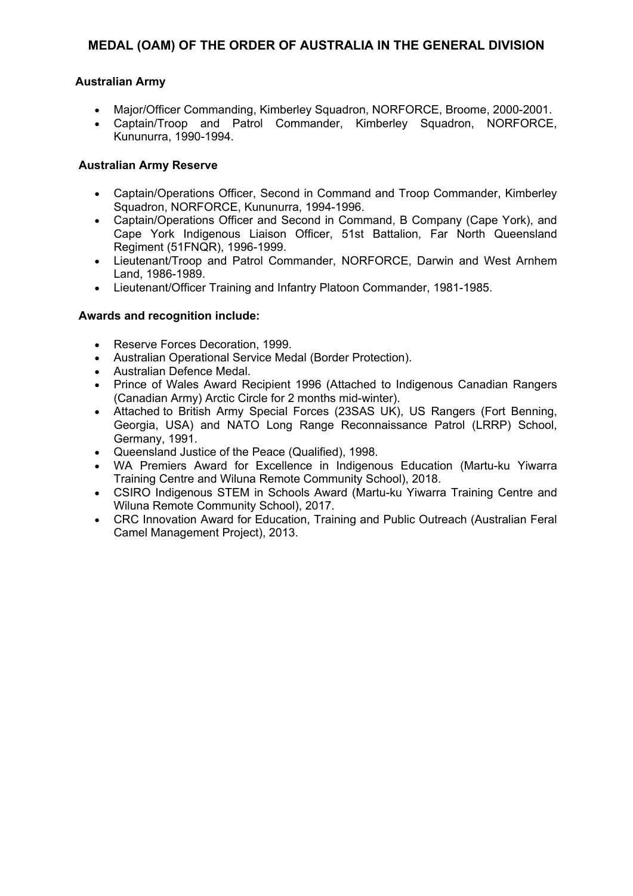## MEDAL (OAM) OF THE ORDER OF AUSTRALIA IN THE GENERAL DIVISION

**Australian Army**

- Major/Officer Commanding, Kimberley Squadron, NORFORCE, Broome, 2000-2001.
- Captain/Troop and Patrol Commander, Kimberley Squadron, NORFORCE, Kununurra, 1990-1994.

**Australian Army Reserve**

- Captain/Operations Officer, Second in Command and Troop Commander, Kimberley Squadron, NORFORCE, Kununurra, 1994-1996.
- Captain/Operations Officer and Second in Command, B Company (Cape York), and Cape York Indigenous Liaison Officer, 51st Battalion, Far North Queensland Regiment (51FNQR), 1996-1999.
- Lieutenant/Troop and Patrol Commander, NORFORCE, Darwin and West Arnhem Land, 1986-1989.
- Lieutenant/Officer Training and Infantry Platoon Commander, 1981-1985.

**Awards and recognition include:**

- Reserve Forces Decoration, 1999.
- Australian Operational Service Medal (Border Protection).
- Australian Defence Medal.
- Prince of Wales Award Recipient 1996 (Attached to Indigenous Canadian Rangers (Canadian Army) Arctic Circle for 2 months mid-winter).
- Attached to British Army Special Forces (23SAS UK), US Rangers (Fort Benning, Georgia, USA) and NATO Long Range Reconnaissance Patrol (LRRP) School, Germany, 1991.
- Queensland Justice of the Peace (Qualified), 1998.
- WA Premiers Award for Excellence in Indigenous Education (Martu-ku Yiwarra Training Centre and Wiluna Remote Community School), 2018.
- CSIRO Indigenous STEM in Schools Award (Martu-ku Yiwarra Training Centre and Wiluna Remote Community School), 2017.
- CRC Innovation Award for Education, Training and Public Outreach (Australian Feral Camel Management Project), 2013.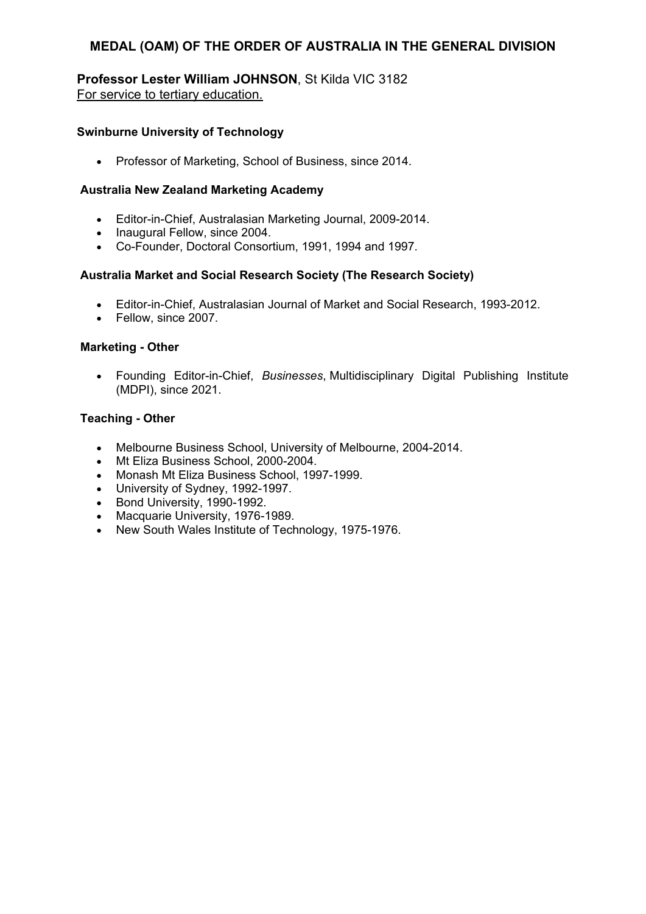# MEDAL (OAM) OF THE ORDER OF AUSTRALIA IN THE GENERAL DIVISION

**Professor Lester William JOHNSON**, St Kilda VIC 3182
For service to tertiary education.

### Swinburne University of Technology

- Professor of Marketing, School of Business, since 2014.

### Australia New Zealand Marketing Academy

- Editor-in-Chief, Australasian Marketing Journal, 2009-2014.
- Inaugural Fellow, since 2004.
- Co-Founder, Doctoral Consortium, 1991, 1994 and 1997.

### Australia Market and Social Research Society (The Research Society)

- Editor-in-Chief, Australasian Journal of Market and Social Research, 1993-2012.
- Fellow, since 2007.

### Marketing - Other

- Founding Editor-in-Chief, *Businesses*, Multidisciplinary Digital Publishing Institute (MDPI), since 2021.

### Teaching - Other

- Melbourne Business School, University of Melbourne, 2004-2014.
- Mt Eliza Business School, 2000-2004.
- Monash Mt Eliza Business School, 1997-1999.
- University of Sydney, 1992-1997.
- Bond University, 1990-1992.
- Macquarie University, 1976-1989.
- New South Wales Institute of Technology, 1975-1976.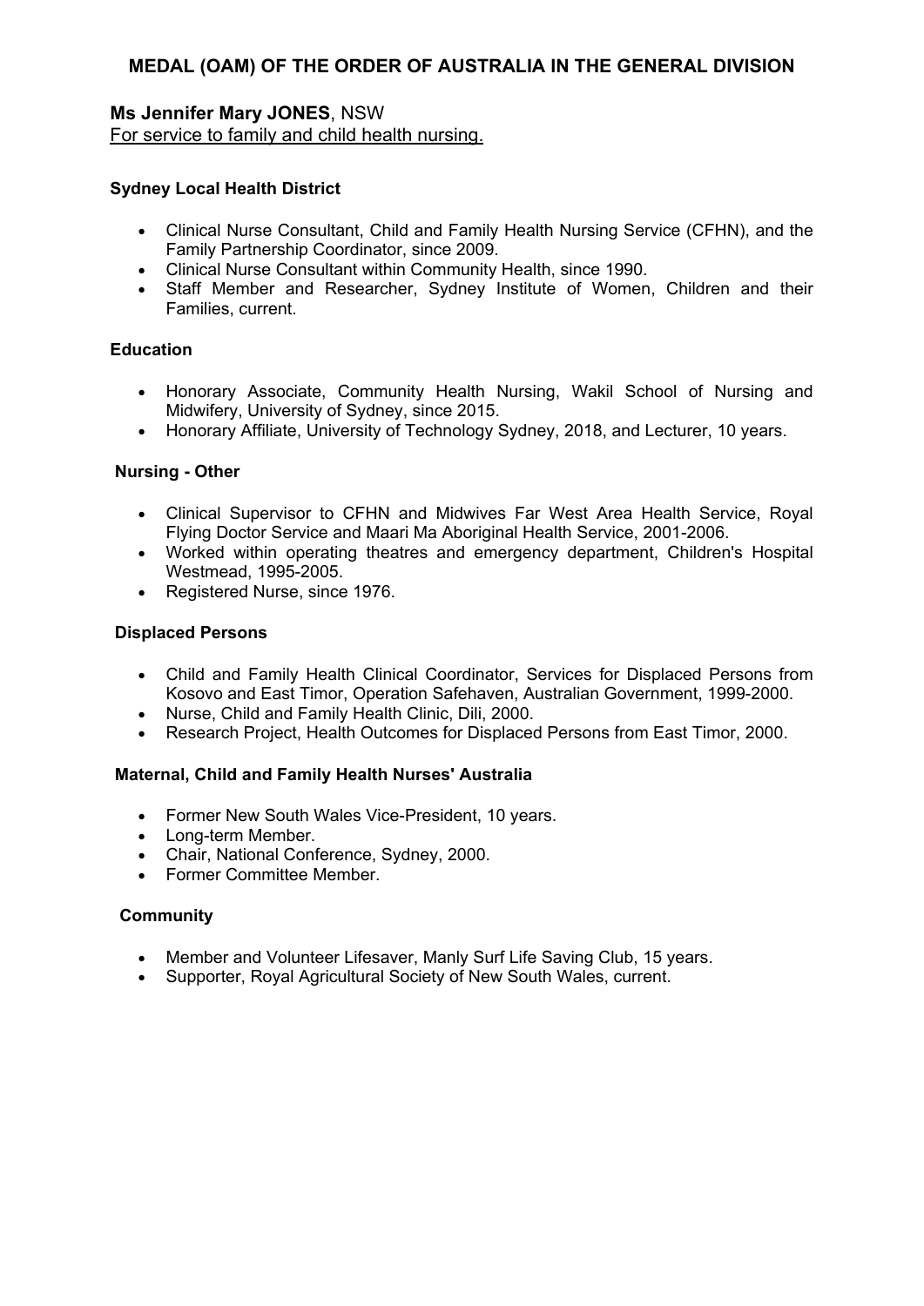## MEDAL (OAM) OF THE ORDER OF AUSTRALIA IN THE GENERAL DIVISION

**Ms Jennifer Mary JONES**, NSW
For service to family and child health nursing.

**Sydney Local Health District**

- Clinical Nurse Consultant, Child and Family Health Nursing Service (CFHN), and the Family Partnership Coordinator, since 2009.
- Clinical Nurse Consultant within Community Health, since 1990.
- Staff Member and Researcher, Sydney Institute of Women, Children and their Families, current.

**Education**

- Honorary Associate, Community Health Nursing, Wakil School of Nursing and Midwifery, University of Sydney, since 2015.
- Honorary Affiliate, University of Technology Sydney, 2018, and Lecturer, 10 years.

**Nursing - Other**

- Clinical Supervisor to CFHN and Midwives Far West Area Health Service, Royal Flying Doctor Service and Maari Ma Aboriginal Health Service, 2001-2006.
- Worked within operating theatres and emergency department, Children's Hospital Westmead, 1995-2005.
- Registered Nurse, since 1976.

**Displaced Persons**

- Child and Family Health Clinical Coordinator, Services for Displaced Persons from Kosovo and East Timor, Operation Safehaven, Australian Government, 1999-2000.
- Nurse, Child and Family Health Clinic, Dili, 2000.
- Research Project, Health Outcomes for Displaced Persons from East Timor, 2000.

**Maternal, Child and Family Health Nurses' Australia**

- Former New South Wales Vice-President, 10 years.
- Long-term Member.
- Chair, National Conference, Sydney, 2000.
- Former Committee Member.

**Community**

- Member and Volunteer Lifesaver, Manly Surf Life Saving Club, 15 years.
- Supporter, Royal Agricultural Society of New South Wales, current.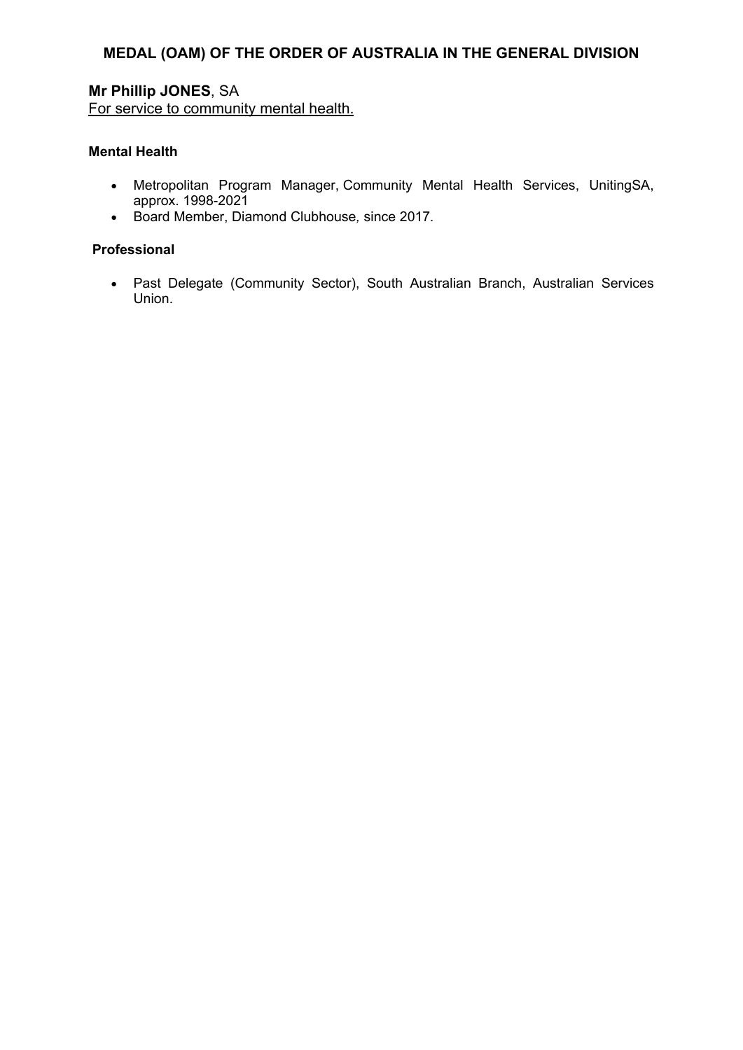## MEDAL (OAM) OF THE ORDER OF AUSTRALIA IN THE GENERAL DIVISION

**Mr Phillip JONES**, SA
For service to community mental health.

**Mental Health**

- Metropolitan Program Manager, Community Mental Health Services, UnitingSA, approx. 1998-2021
- Board Member, Diamond Clubhouse, since 2017.

**Professional**

- Past Delegate (Community Sector), South Australian Branch, Australian Services Union.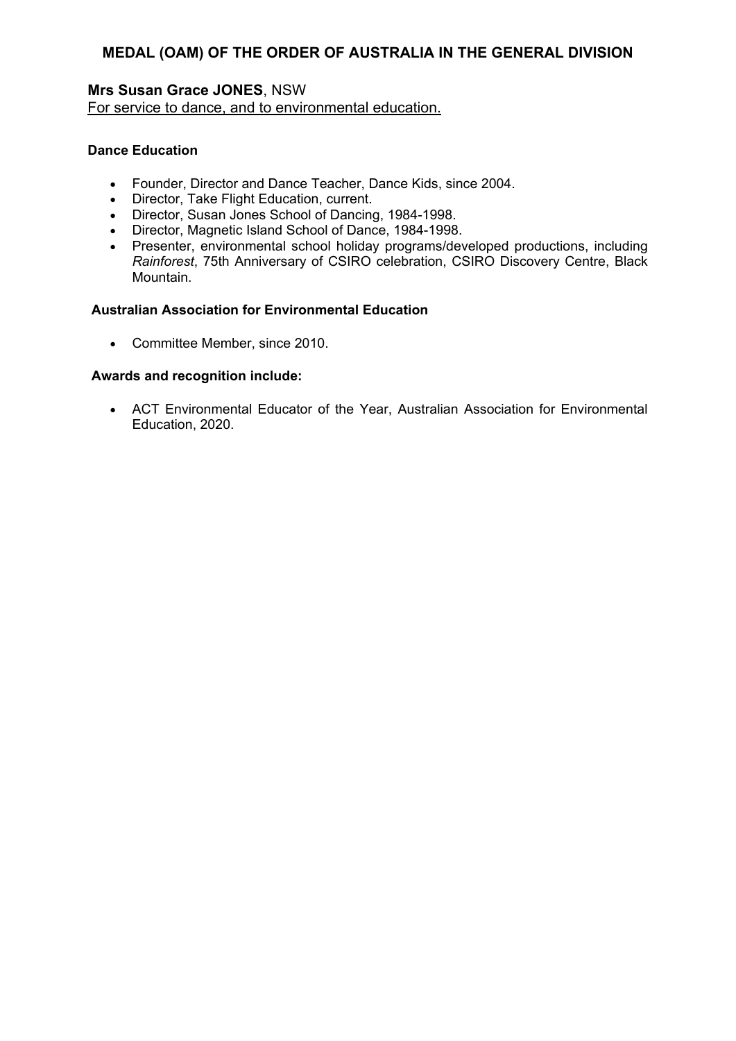## MEDAL (OAM) OF THE ORDER OF AUSTRALIA IN THE GENERAL DIVISION

**Mrs Susan Grace JONES**, NSW
For service to dance, and to environmental education.

**Dance Education**

- Founder, Director and Dance Teacher, Dance Kids, since 2004.
- Director, Take Flight Education, current.
- Director, Susan Jones School of Dancing, 1984-1998.
- Director, Magnetic Island School of Dance, 1984-1998.
- Presenter, environmental school holiday programs/developed productions, including *Rainforest*, 75th Anniversary of CSIRO celebration, CSIRO Discovery Centre, Black Mountain.

**Australian Association for Environmental Education**

- Committee Member, since 2010.

**Awards and recognition include:**

- ACT Environmental Educator of the Year, Australian Association for Environmental Education, 2020.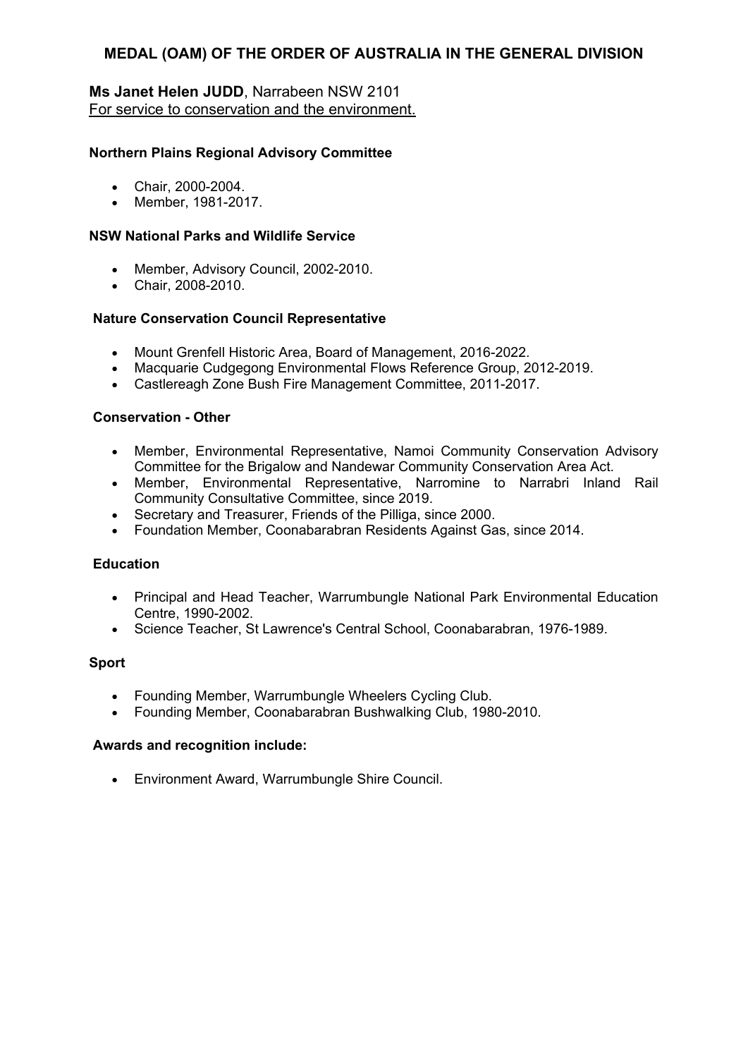## MEDAL (OAM) OF THE ORDER OF AUSTRALIA IN THE GENERAL DIVISION

**Ms Janet Helen JUDD**, Narrabeen NSW 2101
For service to conservation and the environment.

**Northern Plains Regional Advisory Committee**

- Chair, 2000-2004.
- Member, 1981-2017.

**NSW National Parks and Wildlife Service**

- Member, Advisory Council, 2002-2010.
- Chair, 2008-2010.

**Nature Conservation Council Representative**

- Mount Grenfell Historic Area, Board of Management, 2016-2022.
- Macquarie Cudgegong Environmental Flows Reference Group, 2012-2019.
- Castlereagh Zone Bush Fire Management Committee, 2011-2017.

**Conservation - Other**

- Member, Environmental Representative, Namoi Community Conservation Advisory Committee for the Brigalow and Nandewar Community Conservation Area Act.
- Member, Environmental Representative, Narromine to Narrabri Inland Rail Community Consultative Committee, since 2019.
- Secretary and Treasurer, Friends of the Pilliga, since 2000.
- Foundation Member, Coonabarabran Residents Against Gas, since 2014.

**Education**

- Principal and Head Teacher, Warrumbungle National Park Environmental Education Centre, 1990-2002.
- Science Teacher, St Lawrence's Central School, Coonabarabran, 1976-1989.

**Sport**

- Founding Member, Warrumbungle Wheelers Cycling Club.
- Founding Member, Coonabarabran Bushwalking Club, 1980-2010.

**Awards and recognition include:**

- Environment Award, Warrumbungle Shire Council.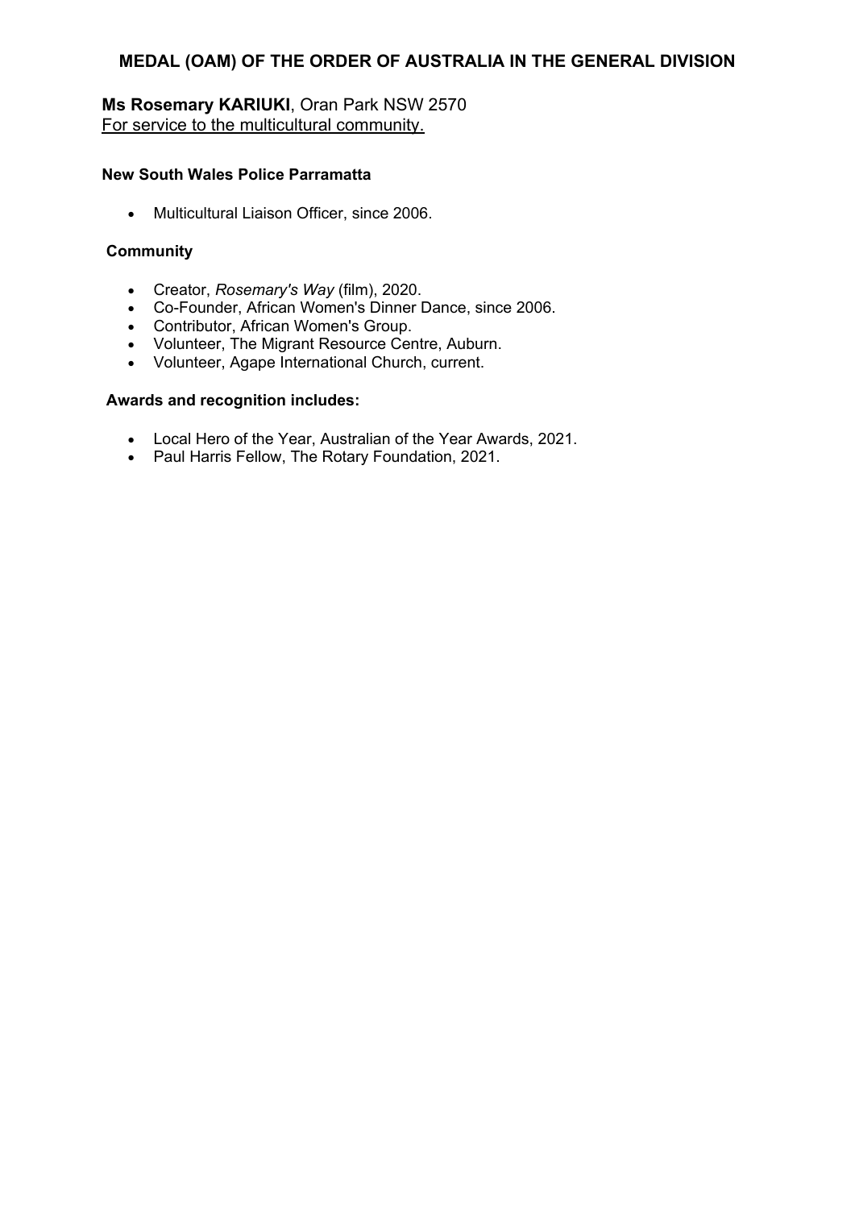## MEDAL (OAM) OF THE ORDER OF AUSTRALIA IN THE GENERAL DIVISION

**Ms Rosemary KARIUKI**, Oran Park NSW 2570
For service to the multicultural community.

**New South Wales Police Parramatta**

- Multicultural Liaison Officer, since 2006.

**Community**

- Creator, *Rosemary's Way* (film), 2020.
- Co-Founder, African Women's Dinner Dance, since 2006.
- Contributor, African Women's Group.
- Volunteer, The Migrant Resource Centre, Auburn.
- Volunteer, Agape International Church, current.

**Awards and recognition includes:**

- Local Hero of the Year, Australian of the Year Awards, 2021.
- Paul Harris Fellow, The Rotary Foundation, 2021.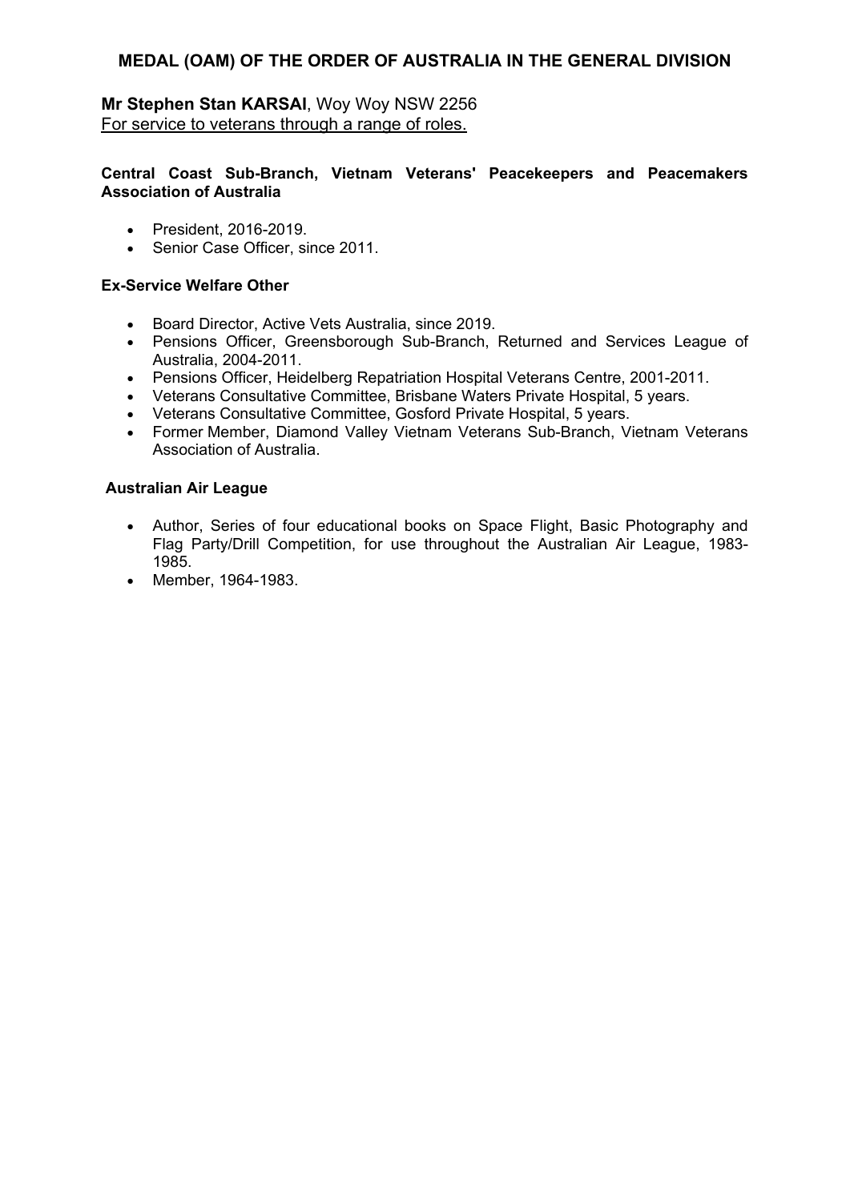# MEDAL (OAM) OF THE ORDER OF AUSTRALIA IN THE GENERAL DIVISION

**Mr Stephen Stan KARSAI**, Woy Woy NSW 2256
For service to veterans through a range of roles.

**Central Coast Sub-Branch, Vietnam Veterans' Peacekeepers and Peacemakers Association of Australia**

- President, 2016-2019.
- Senior Case Officer, since 2011.

**Ex-Service Welfare Other**

- Board Director, Active Vets Australia, since 2019.
- Pensions Officer, Greensborough Sub-Branch, Returned and Services League of Australia, 2004-2011.
- Pensions Officer, Heidelberg Repatriation Hospital Veterans Centre, 2001-2011.
- Veterans Consultative Committee, Brisbane Waters Private Hospital, 5 years.
- Veterans Consultative Committee, Gosford Private Hospital, 5 years.
- Former Member, Diamond Valley Vietnam Veterans Sub-Branch, Vietnam Veterans Association of Australia.

**Australian Air League**

- Author, Series of four educational books on Space Flight, Basic Photography and Flag Party/Drill Competition, for use throughout the Australian Air League, 1983-1985.
- Member, 1964-1983.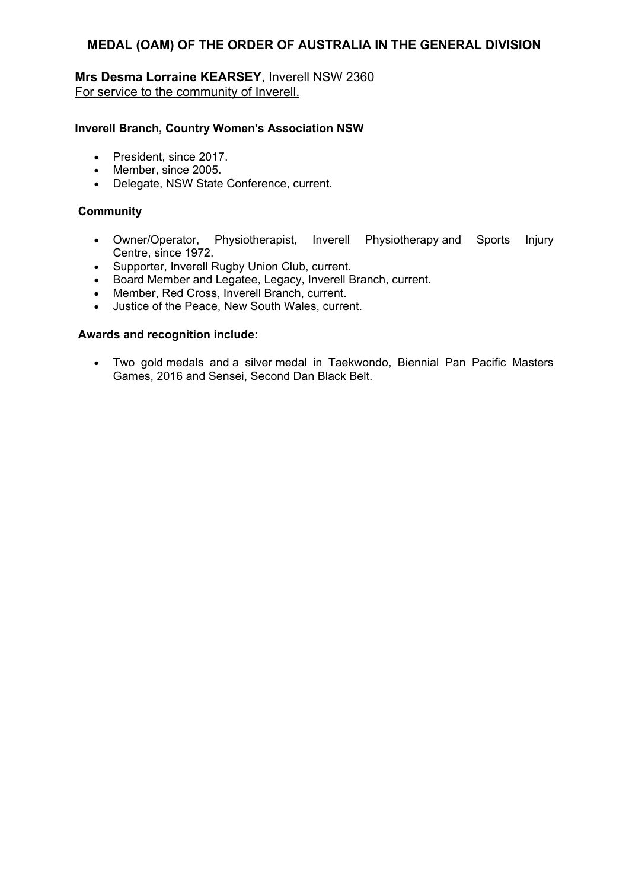## MEDAL (OAM) OF THE ORDER OF AUSTRALIA IN THE GENERAL DIVISION

**Mrs Desma Lorraine KEARSEY**, Inverell NSW 2360
For service to the community of Inverell.

**Inverell Branch, Country Women's Association NSW**

- President, since 2017.
- Member, since 2005.
- Delegate, NSW State Conference, current.

**Community**

- Owner/Operator, Physiotherapist, Inverell Physiotherapy and Sports Injury Centre, since 1972.
- Supporter, Inverell Rugby Union Club, current.
- Board Member and Legatee, Legacy, Inverell Branch, current.
- Member, Red Cross, Inverell Branch, current.
- Justice of the Peace, New South Wales, current.

**Awards and recognition include:**

- Two gold medals and a silver medal in Taekwondo, Biennial Pan Pacific Masters Games, 2016 and Sensei, Second Dan Black Belt.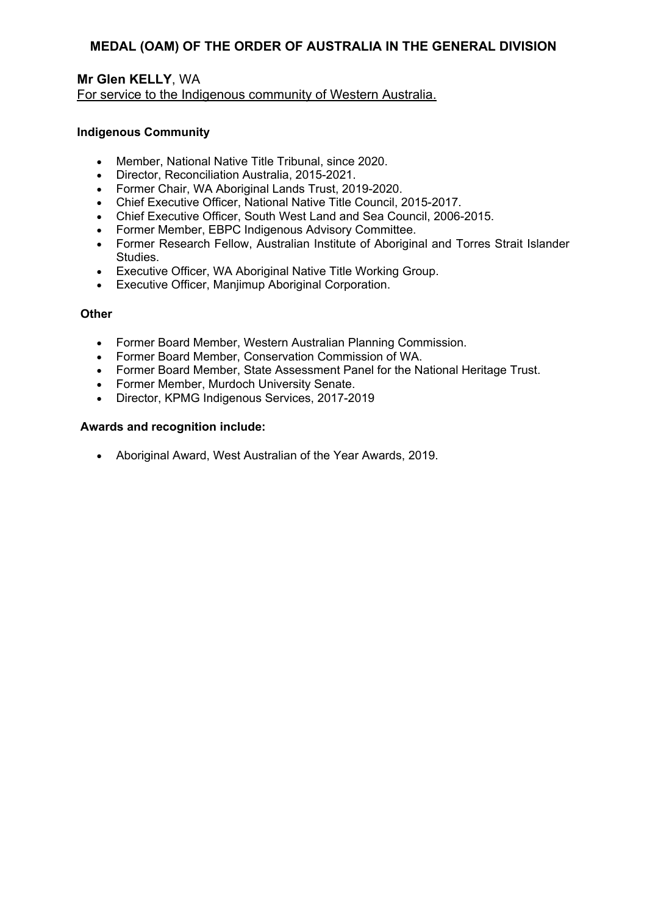## MEDAL (OAM) OF THE ORDER OF AUSTRALIA IN THE GENERAL DIVISION

**Mr Glen KELLY**, WA
For service to the Indigenous community of Western Australia.

**Indigenous Community**

- Member, National Native Title Tribunal, since 2020.
- Director, Reconciliation Australia, 2015-2021.
- Former Chair, WA Aboriginal Lands Trust, 2019-2020.
- Chief Executive Officer, National Native Title Council, 2015-2017.
- Chief Executive Officer, South West Land and Sea Council, 2006-2015.
- Former Member, EBPC Indigenous Advisory Committee.
- Former Research Fellow, Australian Institute of Aboriginal and Torres Strait Islander Studies.
- Executive Officer, WA Aboriginal Native Title Working Group.
- Executive Officer, Manjimup Aboriginal Corporation.

**Other**

- Former Board Member, Western Australian Planning Commission.
- Former Board Member, Conservation Commission of WA.
- Former Board Member, State Assessment Panel for the National Heritage Trust.
- Former Member, Murdoch University Senate.
- Director, KPMG Indigenous Services, 2017-2019

**Awards and recognition include:**

- Aboriginal Award, West Australian of the Year Awards, 2019.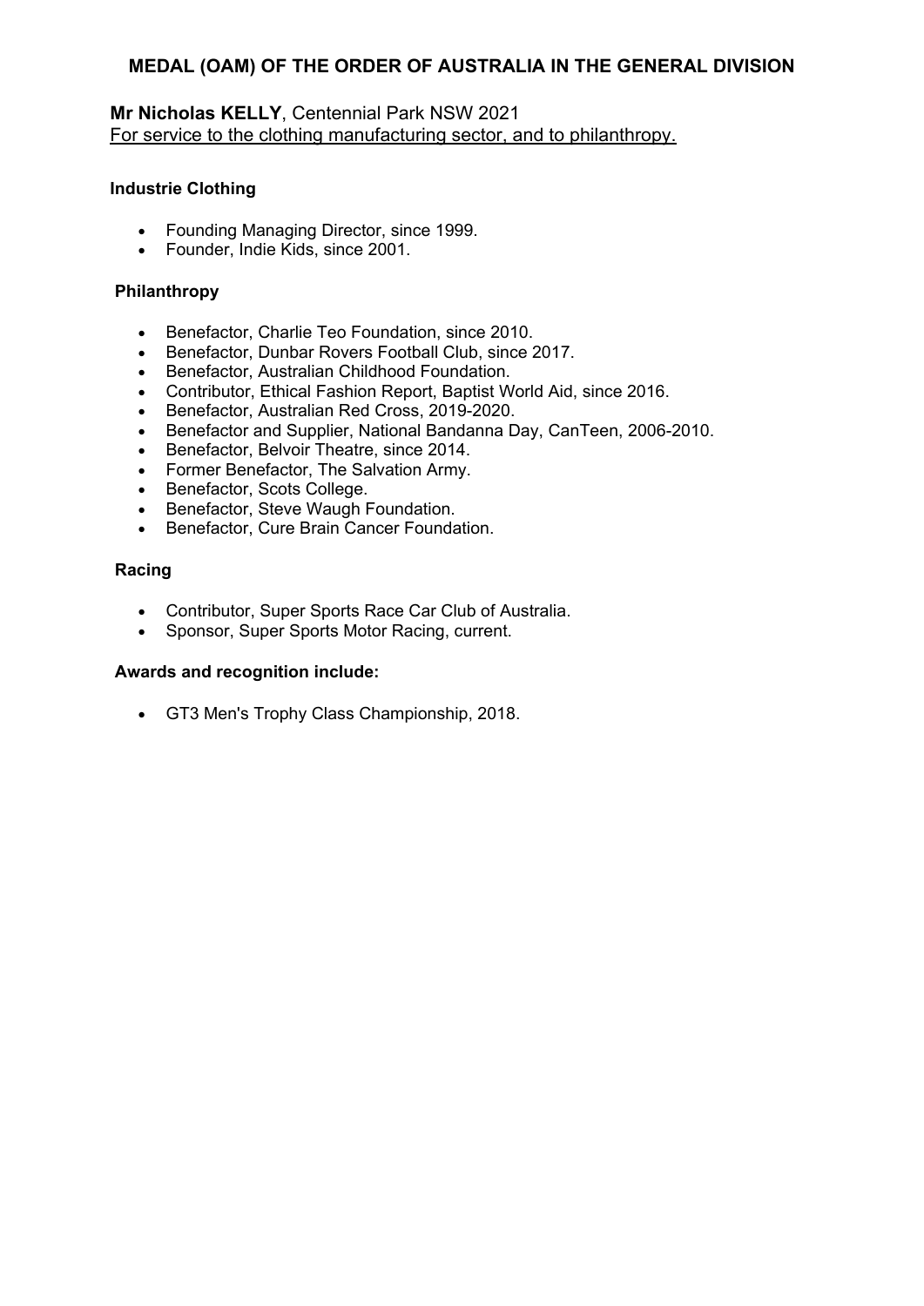## MEDAL (OAM) OF THE ORDER OF AUSTRALIA IN THE GENERAL DIVISION

**Mr Nicholas KELLY**, Centennial Park NSW 2021
For service to the clothing manufacturing sector, and to philanthropy.

**Industrie Clothing**

- Founding Managing Director, since 1999.
- Founder, Indie Kids, since 2001.

**Philanthropy**

- Benefactor, Charlie Teo Foundation, since 2010.
- Benefactor, Dunbar Rovers Football Club, since 2017.
- Benefactor, Australian Childhood Foundation.
- Contributor, Ethical Fashion Report, Baptist World Aid, since 2016.
- Benefactor, Australian Red Cross, 2019-2020.
- Benefactor and Supplier, National Bandanna Day, CanTeen, 2006-2010.
- Benefactor, Belvoir Theatre, since 2014.
- Former Benefactor, The Salvation Army.
- Benefactor, Scots College.
- Benefactor, Steve Waugh Foundation.
- Benefactor, Cure Brain Cancer Foundation.

**Racing**

- Contributor, Super Sports Race Car Club of Australia.
- Sponsor, Super Sports Motor Racing, current.

**Awards and recognition include:**

- GT3 Men's Trophy Class Championship, 2018.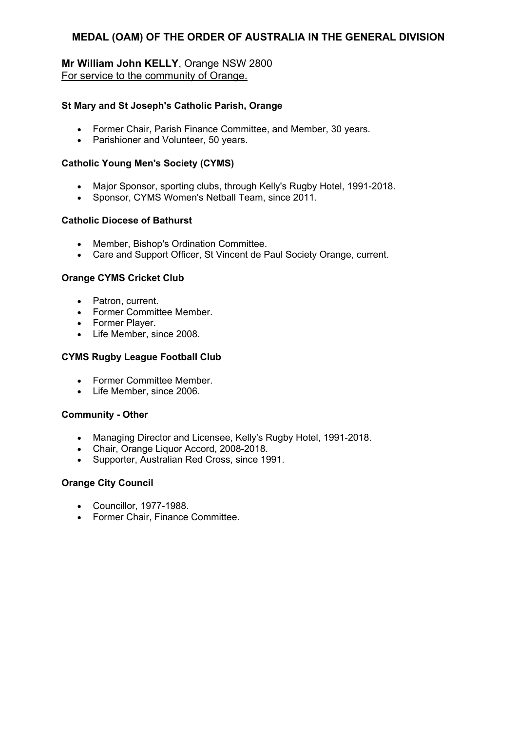## MEDAL (OAM) OF THE ORDER OF AUSTRALIA IN THE GENERAL DIVISION

**Mr William John KELLY**, Orange NSW 2800
For service to the community of Orange.

**St Mary and St Joseph's Catholic Parish, Orange**

- Former Chair, Parish Finance Committee, and Member, 30 years.
- Parishioner and Volunteer, 50 years.

**Catholic Young Men's Society (CYMS)**

- Major Sponsor, sporting clubs, through Kelly's Rugby Hotel, 1991-2018.
- Sponsor, CYMS Women's Netball Team, since 2011.

**Catholic Diocese of Bathurst**

- Member, Bishop's Ordination Committee.
- Care and Support Officer, St Vincent de Paul Society Orange, current.

**Orange CYMS Cricket Club**

- Patron, current.
- Former Committee Member.
- Former Player.
- Life Member, since 2008.

**CYMS Rugby League Football Club**

- Former Committee Member.
- Life Member, since 2006.

**Community - Other**

- Managing Director and Licensee, Kelly's Rugby Hotel, 1991-2018.
- Chair, Orange Liquor Accord, 2008-2018.
- Supporter, Australian Red Cross, since 1991.

**Orange City Council**

- Councillor, 1977-1988.
- Former Chair, Finance Committee.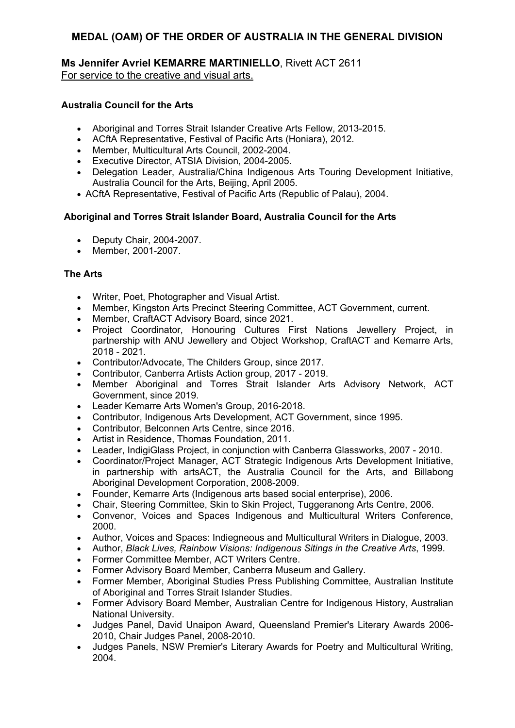## MEDAL (OAM) OF THE ORDER OF AUSTRALIA IN THE GENERAL DIVISION

**Ms Jennifer Avriel KEMARRE MARTINIELLO**, Rivett ACT 2611
For service to the creative and visual arts.

**Australia Council for the Arts**

- Aboriginal and Torres Strait Islander Creative Arts Fellow, 2013-2015.
- ACftA Representative, Festival of Pacific Arts (Honiara), 2012.
- Member, Multicultural Arts Council, 2002-2004.
- Executive Director, ATSIA Division, 2004-2005.
- Delegation Leader, Australia/China Indigenous Arts Touring Development Initiative, Australia Council for the Arts, Beijing, April 2005.
- ACftA Representative, Festival of Pacific Arts (Republic of Palau), 2004.

**Aboriginal and Torres Strait Islander Board, Australia Council for the Arts**

- Deputy Chair, 2004-2007.
- Member, 2001-2007.

**The Arts**

- Writer, Poet, Photographer and Visual Artist.
- Member, Kingston Arts Precinct Steering Committee, ACT Government, current.
- Member, CraftACT Advisory Board, since 2021.
- Project Coordinator, Honouring Cultures First Nations Jewellery Project, in partnership with ANU Jewellery and Object Workshop, CraftACT and Kemarre Arts, 2018 - 2021.
- Contributor/Advocate, The Childers Group, since 2017.
- Contributor, Canberra Artists Action group, 2017 - 2019.
- Member Aboriginal and Torres Strait Islander Arts Advisory Network, ACT Government, since 2019.
- Leader Kemarre Arts Women's Group, 2016-2018.
- Contributor, Indigenous Arts Development, ACT Government, since 1995.
- Contributor, Belconnen Arts Centre, since 2016.
- Artist in Residence, Thomas Foundation, 2011.
- Leader, IndigiGlass Project, in conjunction with Canberra Glassworks, 2007 - 2010.
- Coordinator/Project Manager, ACT Strategic Indigenous Arts Development Initiative, in partnership with artsACT, the Australia Council for the Arts, and Billabong Aboriginal Development Corporation, 2008-2009.
- Founder, Kemarre Arts (Indigenous arts based social enterprise), 2006.
- Chair, Steering Committee, Skin to Skin Project, Tuggeranong Arts Centre, 2006.
- Convenor, Voices and Spaces Indigenous and Multicultural Writers Conference, 2000.
- Author, Voices and Spaces: Indiegneous and Multicultural Writers in Dialogue, 2003.
- Author, *Black Lives, Rainbow Visions: Indigenous Sitings in the Creative Arts*, 1999.
- Former Committee Member, ACT Writers Centre.
- Former Advisory Board Member, Canberra Museum and Gallery.
- Former Member, Aboriginal Studies Press Publishing Committee, Australian Institute of Aboriginal and Torres Strait Islander Studies.
- Former Advisory Board Member, Australian Centre for Indigenous History, Australian National University.
- Judges Panel, David Unaipon Award, Queensland Premier's Literary Awards 2006-2010, Chair Judges Panel, 2008-2010.
- Judges Panels, NSW Premier's Literary Awards for Poetry and Multicultural Writing, 2004.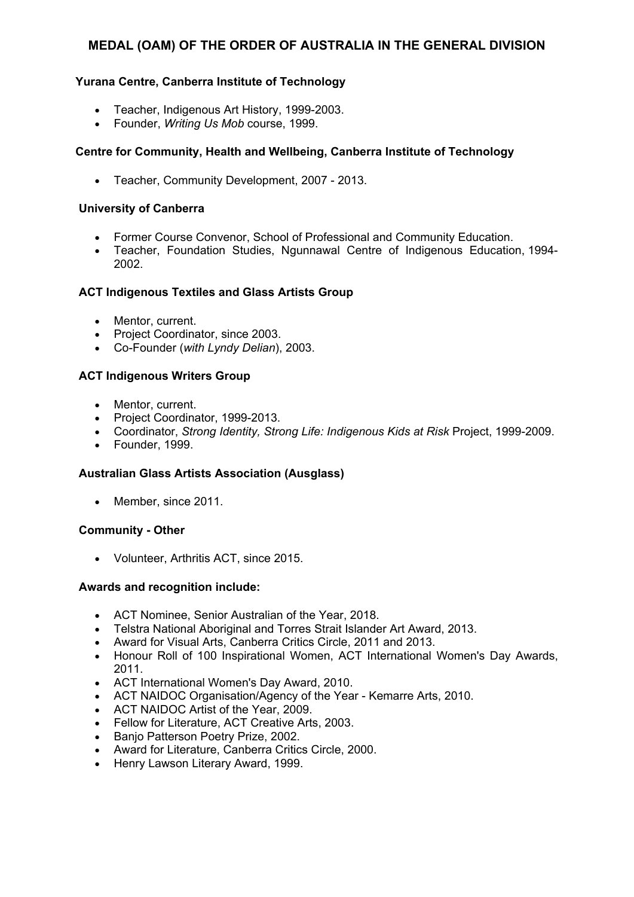## MEDAL (OAM) OF THE ORDER OF AUSTRALIA IN THE GENERAL DIVISION

**Yurana Centre, Canberra Institute of Technology**

- Teacher, Indigenous Art History, 1999-2003.
- Founder, *Writing Us Mob* course, 1999.

**Centre for Community, Health and Wellbeing, Canberra Institute of Technology**

- Teacher, Community Development, 2007 - 2013.

**University of Canberra**

- Former Course Convenor, School of Professional and Community Education.
- Teacher, Foundation Studies, Ngunnawal Centre of Indigenous Education, 1994-2002.

**ACT Indigenous Textiles and Glass Artists Group**

- Mentor, current.
- Project Coordinator, since 2003.
- Co-Founder (*with Lyndy Delian*), 2003.

**ACT Indigenous Writers Group**

- Mentor, current.
- Project Coordinator, 1999-2013.
- Coordinator, *Strong Identity, Strong Life: Indigenous Kids at Risk* Project, 1999-2009.
- Founder, 1999.

**Australian Glass Artists Association (Ausglass)**

- Member, since 2011.

**Community - Other**

- Volunteer, Arthritis ACT, since 2015.

**Awards and recognition include:**

- ACT Nominee, Senior Australian of the Year, 2018.
- Telstra National Aboriginal and Torres Strait Islander Art Award, 2013.
- Award for Visual Arts, Canberra Critics Circle, 2011 and 2013.
- Honour Roll of 100 Inspirational Women, ACT International Women's Day Awards, 2011.
- ACT International Women's Day Award, 2010.
- ACT NAIDOC Organisation/Agency of the Year - Kemarre Arts, 2010.
- ACT NAIDOC Artist of the Year, 2009.
- Fellow for Literature, ACT Creative Arts, 2003.
- Banjo Patterson Poetry Prize, 2002.
- Award for Literature, Canberra Critics Circle, 2000.
- Henry Lawson Literary Award, 1999.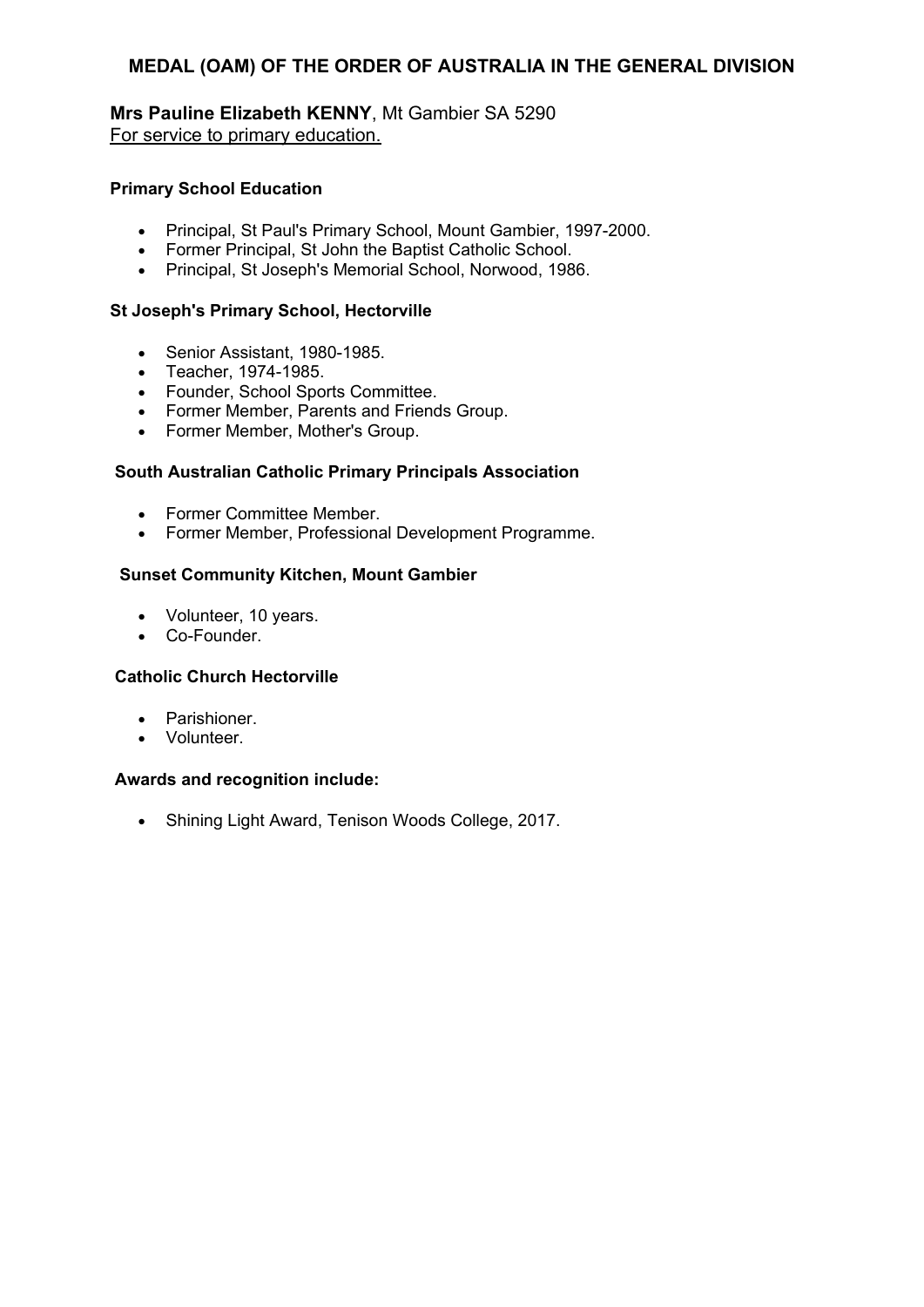## MEDAL (OAM) OF THE ORDER OF AUSTRALIA IN THE GENERAL DIVISION

**Mrs Pauline Elizabeth KENNY**, Mt Gambier SA 5290
For service to primary education.

**Primary School Education**

- Principal, St Paul's Primary School, Mount Gambier, 1997-2000.
- Former Principal, St John the Baptist Catholic School.
- Principal, St Joseph's Memorial School, Norwood, 1986.

**St Joseph's Primary School, Hectorville**

- Senior Assistant, 1980-1985.
- Teacher, 1974-1985.
- Founder, School Sports Committee.
- Former Member, Parents and Friends Group.
- Former Member, Mother's Group.

**South Australian Catholic Primary Principals Association**

- Former Committee Member.
- Former Member, Professional Development Programme.

**Sunset Community Kitchen, Mount Gambier**

- Volunteer, 10 years.
- Co-Founder.

**Catholic Church Hectorville**

- Parishioner.
- Volunteer.

**Awards and recognition include:**

- Shining Light Award, Tenison Woods College, 2017.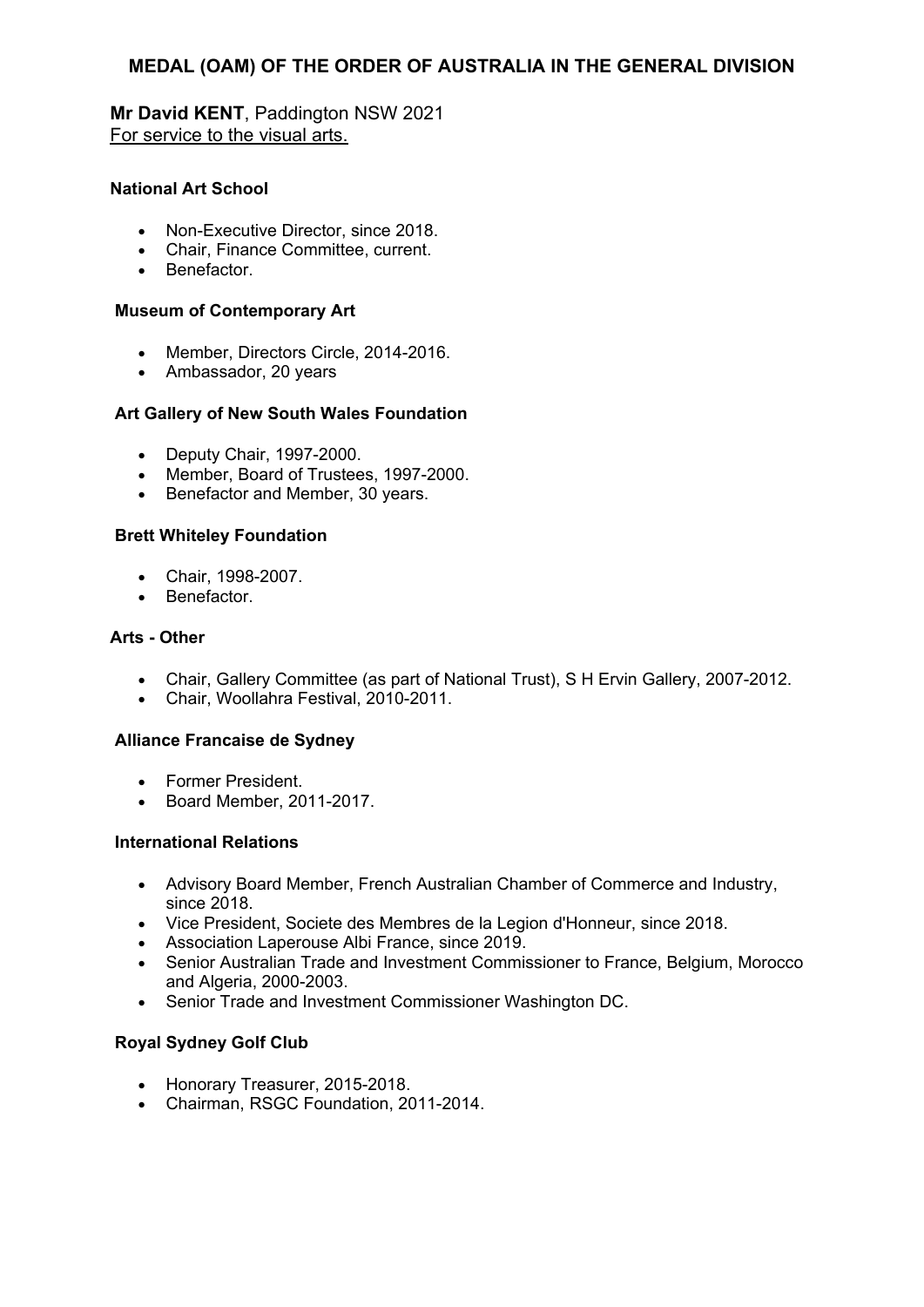## MEDAL (OAM) OF THE ORDER OF AUSTRALIA IN THE GENERAL DIVISION

**Mr David KENT**, Paddington NSW 2021
For service to the visual arts.

**National Art School**

- Non-Executive Director, since 2018.
- Chair, Finance Committee, current.
- Benefactor.

**Museum of Contemporary Art**

- Member, Directors Circle, 2014-2016.
- Ambassador, 20 years

**Art Gallery of New South Wales Foundation**

- Deputy Chair, 1997-2000.
- Member, Board of Trustees, 1997-2000.
- Benefactor and Member, 30 years.

**Brett Whiteley Foundation**

- Chair, 1998-2007.
- Benefactor.

**Arts - Other**

- Chair, Gallery Committee (as part of National Trust), S H Ervin Gallery, 2007-2012.
- Chair, Woollahra Festival, 2010-2011.

**Alliance Francaise de Sydney**

- Former President.
- Board Member, 2011-2017.

**International Relations**

- Advisory Board Member, French Australian Chamber of Commerce and Industry, since 2018.
- Vice President, Societe des Membres de la Legion d'Honneur, since 2018.
- Association Laperouse Albi France, since 2019.
- Senior Australian Trade and Investment Commissioner to France, Belgium, Morocco and Algeria, 2000-2003.
- Senior Trade and Investment Commissioner Washington DC.

**Royal Sydney Golf Club**

- Honorary Treasurer, 2015-2018.
- Chairman, RSGC Foundation, 2011-2014.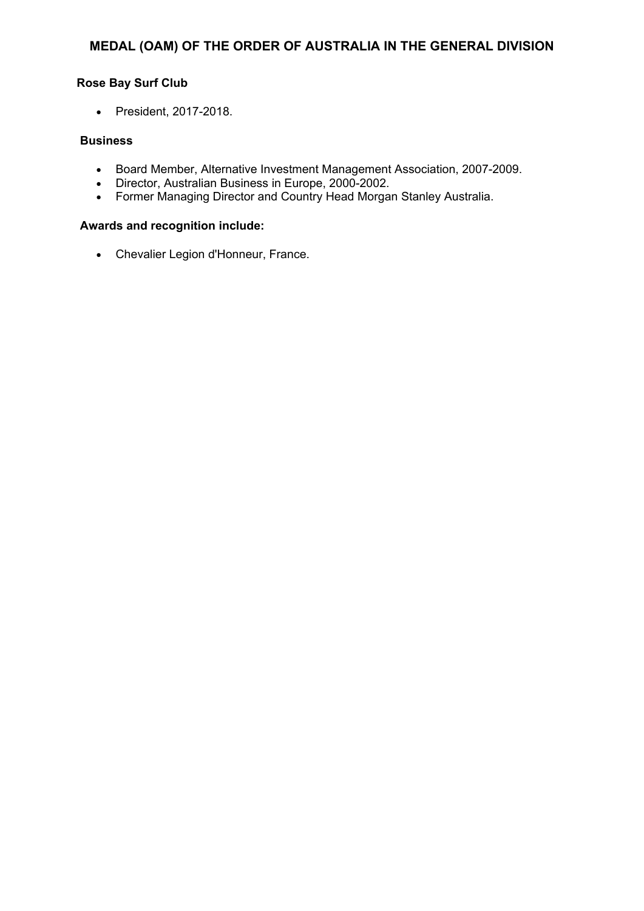## MEDAL (OAM) OF THE ORDER OF AUSTRALIA IN THE GENERAL DIVISION

**Rose Bay Surf Club**

- President, 2017-2018.

**Business**

- Board Member, Alternative Investment Management Association, 2007-2009.
- Director, Australian Business in Europe, 2000-2002.
- Former Managing Director and Country Head Morgan Stanley Australia.

**Awards and recognition include:**

- Chevalier Legion d'Honneur, France.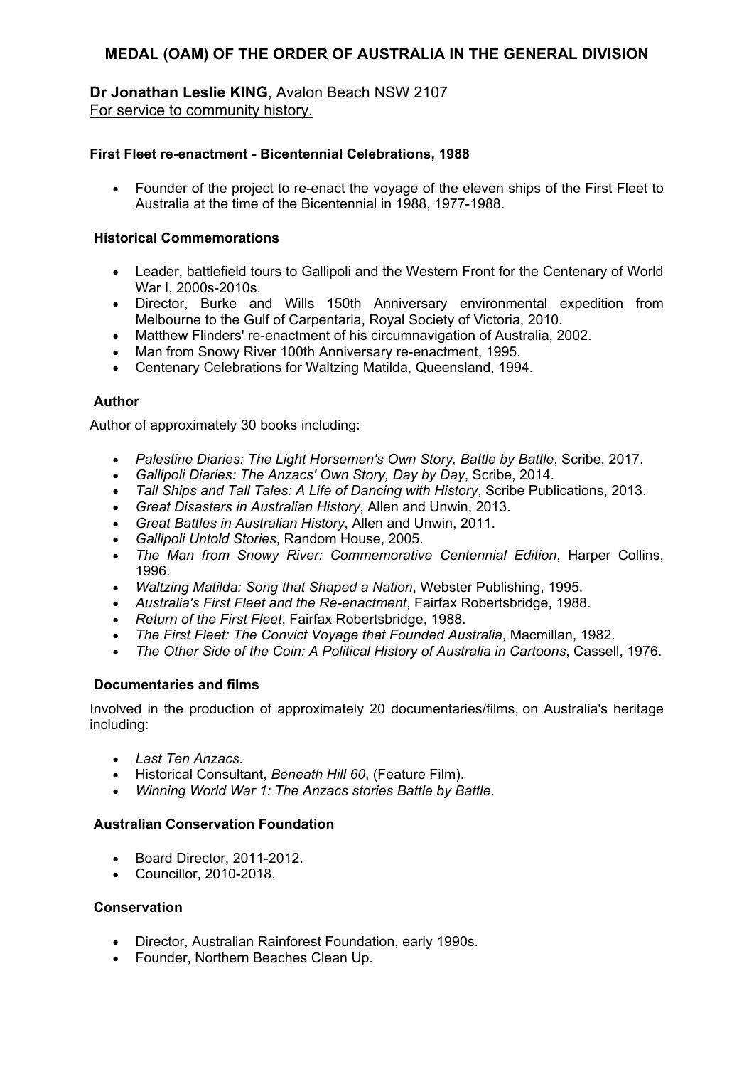## MEDAL (OAM) OF THE ORDER OF AUSTRALIA IN THE GENERAL DIVISION

**Dr Jonathan Leslie KING**, Avalon Beach NSW 2107
For service to community history.

**First Fleet re-enactment - Bicentennial Celebrations, 1988**

- Founder of the project to re-enact the voyage of the eleven ships of the First Fleet to Australia at the time of the Bicentennial in 1988, 1977-1988.

**Historical Commemorations**

- Leader, battlefield tours to Gallipoli and the Western Front for the Centenary of World War I, 2000s-2010s.
- Director, Burke and Wills 150th Anniversary environmental expedition from Melbourne to the Gulf of Carpentaria, Royal Society of Victoria, 2010.
- Matthew Flinders' re-enactment of his circumnavigation of Australia, 2002.
- Man from Snowy River 100th Anniversary re-enactment, 1995.
- Centenary Celebrations for Waltzing Matilda, Queensland, 1994.

**Author**

Author of approximately 30 books including:

- *Palestine Diaries: The Light Horsemen's Own Story, Battle by Battle*, Scribe, 2017.
- *Gallipoli Diaries: The Anzacs' Own Story, Day by Day*, Scribe, 2014.
- *Tall Ships and Tall Tales: A Life of Dancing with History*, Scribe Publications, 2013.
- *Great Disasters in Australian History*, Allen and Unwin, 2013.
- *Great Battles in Australian History*, Allen and Unwin, 2011.
- *Gallipoli Untold Stories*, Random House, 2005.
- *The Man from Snowy River: Commemorative Centennial Edition*, Harper Collins, 1996.
- *Waltzing Matilda: Song that Shaped a Nation*, Webster Publishing, 1995.
- *Australia's First Fleet and the Re-enactment*, Fairfax Robertsbridge, 1988.
- *Return of the First Fleet*, Fairfax Robertsbridge, 1988.
- *The First Fleet: The Convict Voyage that Founded Australia*, Macmillan, 1982.
- *The Other Side of the Coin: A Political History of Australia in Cartoons*, Cassell, 1976.

**Documentaries and films**

Involved in the production of approximately 20 documentaries/films, on Australia's heritage including:

- *Last Ten Anzacs*.
- Historical Consultant, *Beneath Hill 60*, (Feature Film).
- *Winning World War 1: The Anzacs stories Battle by Battle*.

**Australian Conservation Foundation**

- Board Director, 2011-2012.
- Councillor, 2010-2018.

**Conservation**

- Director, Australian Rainforest Foundation, early 1990s.
- Founder, Northern Beaches Clean Up.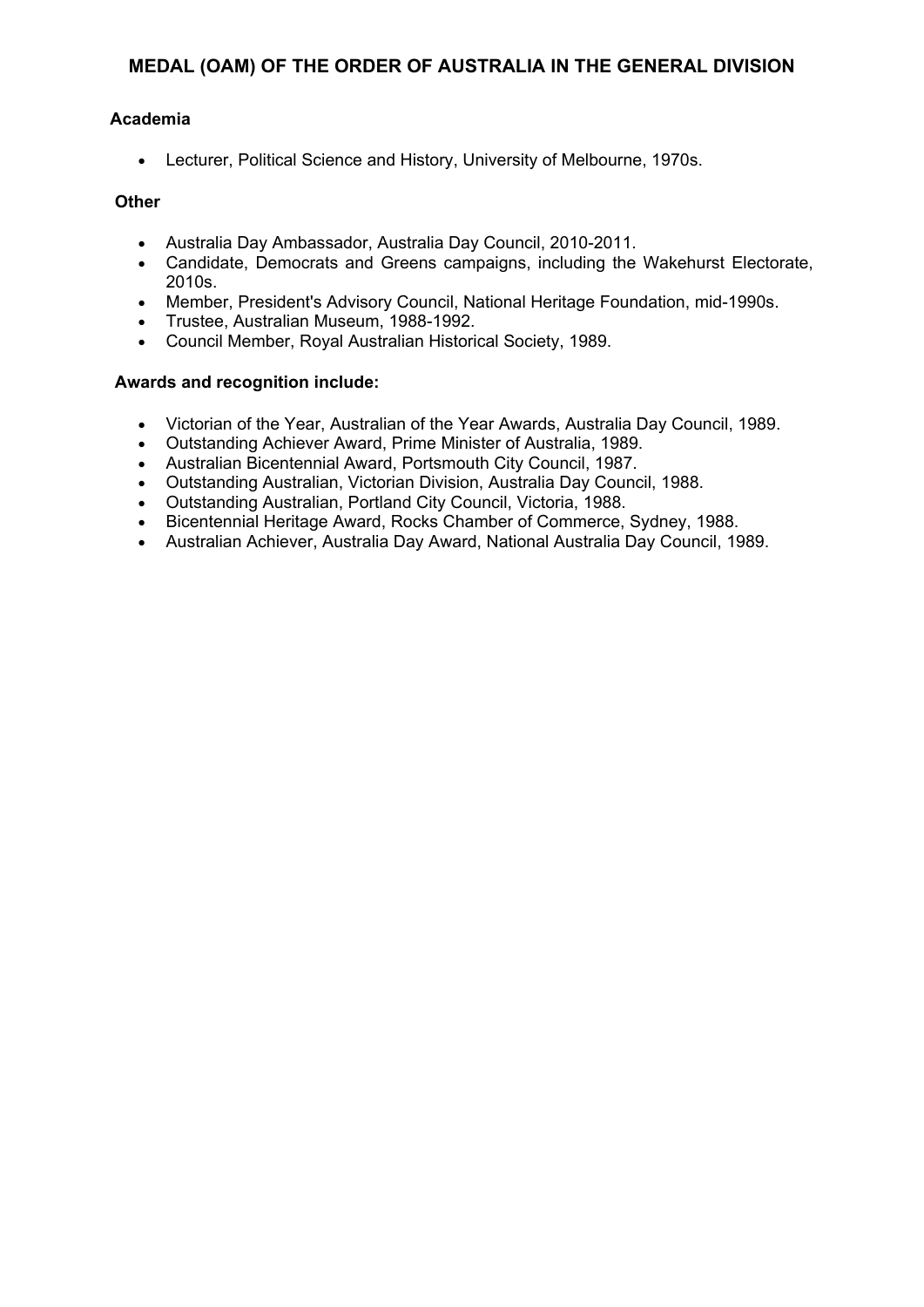## MEDAL (OAM) OF THE ORDER OF AUSTRALIA IN THE GENERAL DIVISION

### Academia

- Lecturer, Political Science and History, University of Melbourne, 1970s.

### Other

- Australia Day Ambassador, Australia Day Council, 2010-2011.
- Candidate, Democrats and Greens campaigns, including the Wakehurst Electorate, 2010s.
- Member, President's Advisory Council, National Heritage Foundation, mid-1990s.
- Trustee, Australian Museum, 1988-1992.
- Council Member, Royal Australian Historical Society, 1989.

### Awards and recognition include:

- Victorian of the Year, Australian of the Year Awards, Australia Day Council, 1989.
- Outstanding Achiever Award, Prime Minister of Australia, 1989.
- Australian Bicentennial Award, Portsmouth City Council, 1987.
- Outstanding Australian, Victorian Division, Australia Day Council, 1988.
- Outstanding Australian, Portland City Council, Victoria, 1988.
- Bicentennial Heritage Award, Rocks Chamber of Commerce, Sydney, 1988.
- Australian Achiever, Australia Day Award, National Australia Day Council, 1989.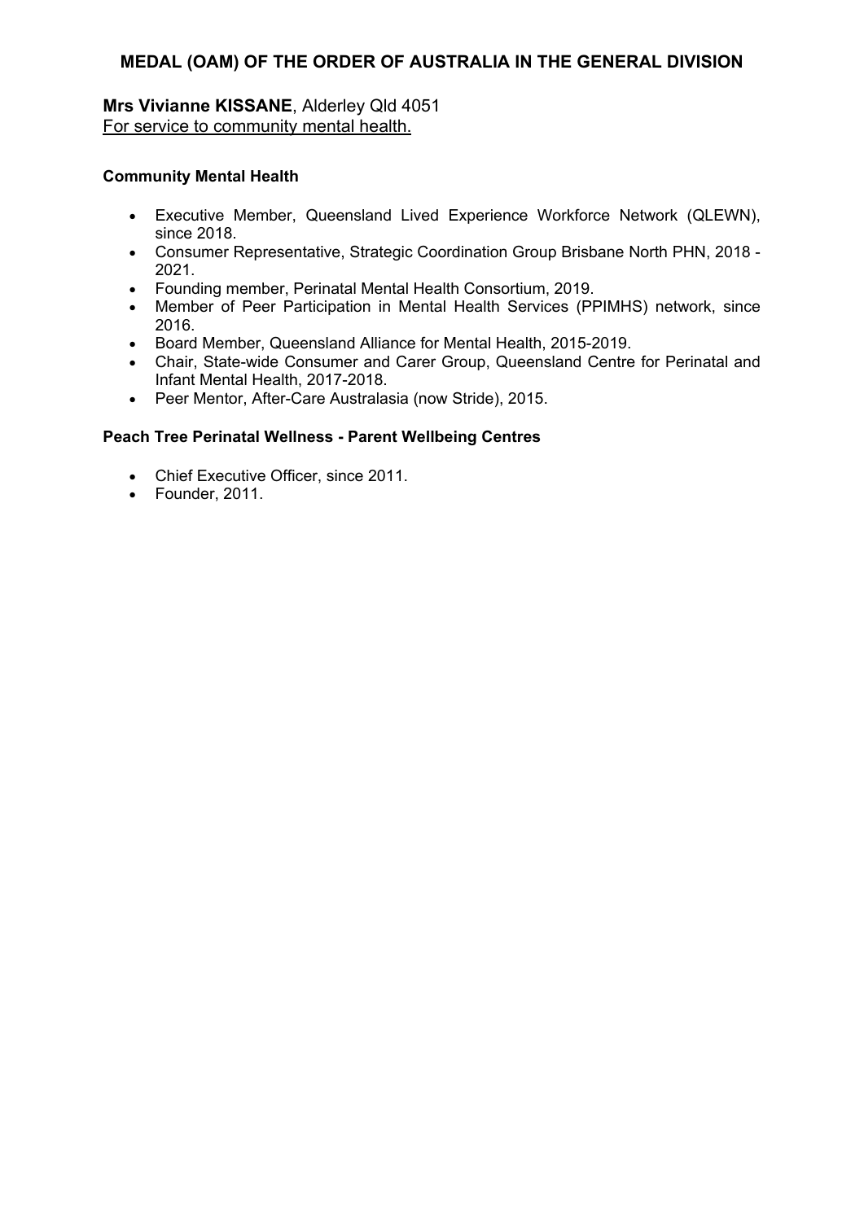## MEDAL (OAM) OF THE ORDER OF AUSTRALIA IN THE GENERAL DIVISION

**Mrs Vivianne KISSANE**, Alderley Qld 4051
For service to community mental health.

**Community Mental Health**

- Executive Member, Queensland Lived Experience Workforce Network (QLEWN), since 2018.
- Consumer Representative, Strategic Coordination Group Brisbane North PHN, 2018 - 2021.
- Founding member, Perinatal Mental Health Consortium, 2019.
- Member of Peer Participation in Mental Health Services (PPIMHS) network, since 2016.
- Board Member, Queensland Alliance for Mental Health, 2015-2019.
- Chair, State-wide Consumer and Carer Group, Queensland Centre for Perinatal and Infant Mental Health, 2017-2018.
- Peer Mentor, After-Care Australasia (now Stride), 2015.

**Peach Tree Perinatal Wellness - Parent Wellbeing Centres**

- Chief Executive Officer, since 2011.
- Founder, 2011.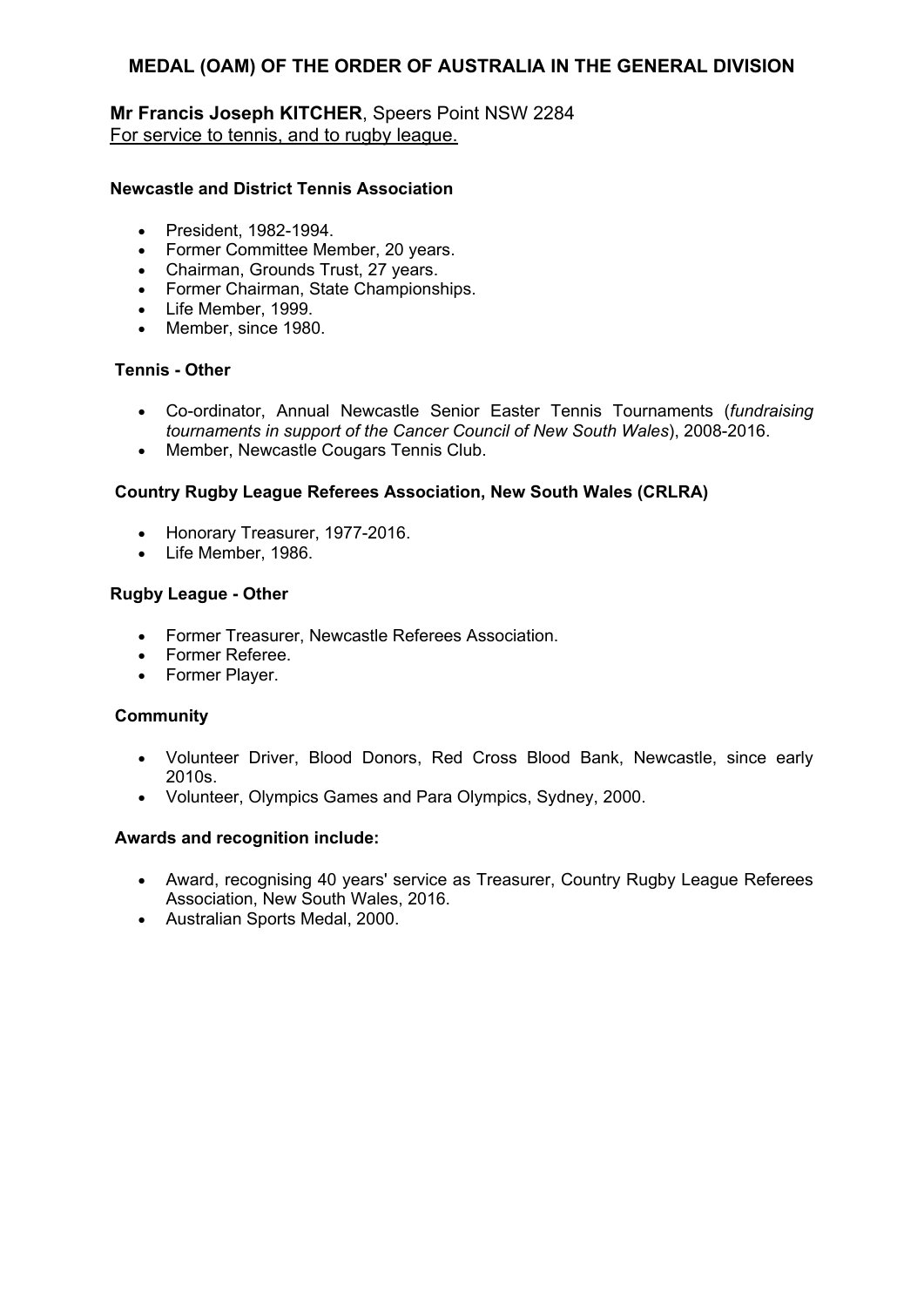## MEDAL (OAM) OF THE ORDER OF AUSTRALIA IN THE GENERAL DIVISION

**Mr Francis Joseph KITCHER**, Speers Point NSW 2284
For service to tennis, and to rugby league.

**Newcastle and District Tennis Association**

- President, 1982-1994.
- Former Committee Member, 20 years.
- Chairman, Grounds Trust, 27 years.
- Former Chairman, State Championships.
- Life Member, 1999.
- Member, since 1980.

**Tennis - Other**

- Co-ordinator, Annual Newcastle Senior Easter Tennis Tournaments (*fundraising tournaments in support of the Cancer Council of New South Wales*), 2008-2016.
- Member, Newcastle Cougars Tennis Club.

**Country Rugby League Referees Association, New South Wales (CRLRA)**

- Honorary Treasurer, 1977-2016.
- Life Member, 1986.

**Rugby League - Other**

- Former Treasurer, Newcastle Referees Association.
- Former Referee.
- Former Player.

**Community**

- Volunteer Driver, Blood Donors, Red Cross Blood Bank, Newcastle, since early 2010s.
- Volunteer, Olympics Games and Para Olympics, Sydney, 2000.

**Awards and recognition include:**

- Award, recognising 40 years' service as Treasurer, Country Rugby League Referees Association, New South Wales, 2016.
- Australian Sports Medal, 2000.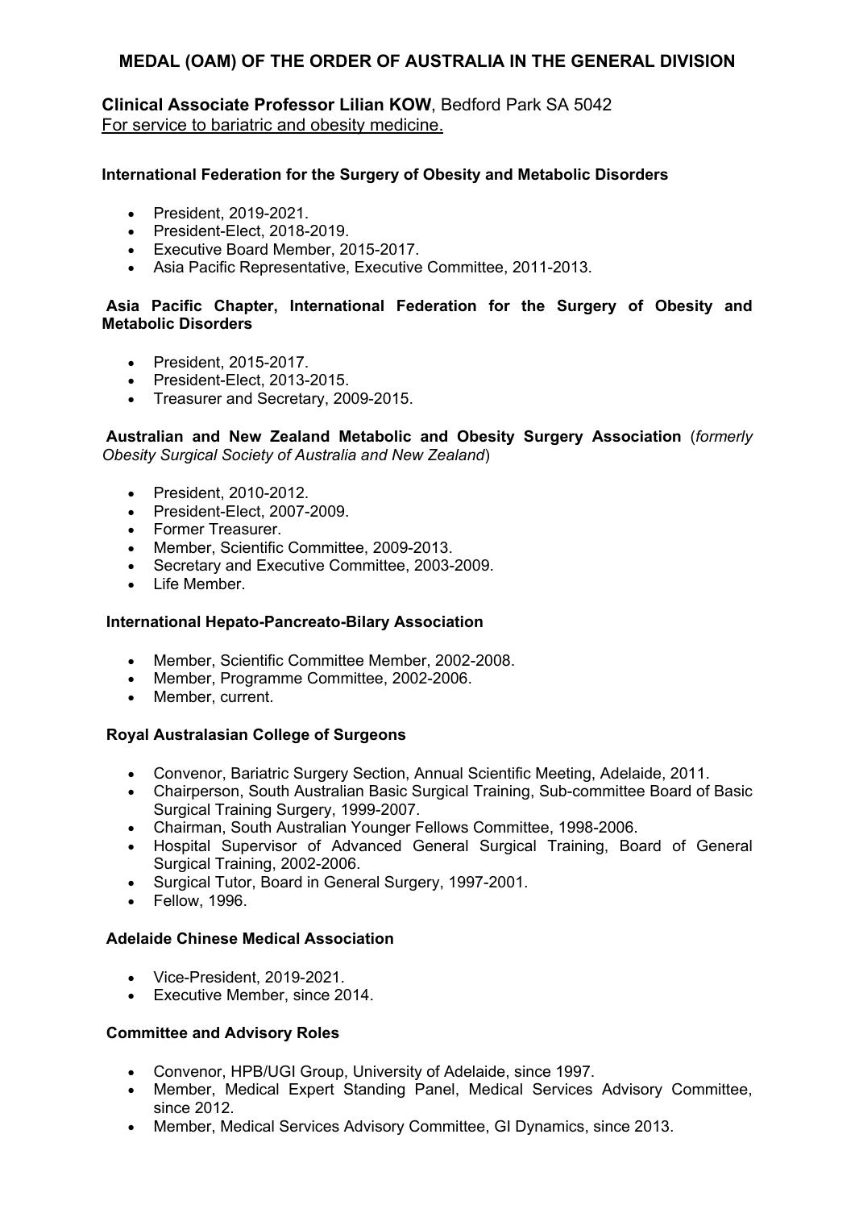## MEDAL (OAM) OF THE ORDER OF AUSTRALIA IN THE GENERAL DIVISION

**Clinical Associate Professor Lilian KOW**, Bedford Park SA 5042
For service to bariatric and obesity medicine.

**International Federation for the Surgery of Obesity and Metabolic Disorders**

- President, 2019-2021.
- President-Elect, 2018-2019.
- Executive Board Member, 2015-2017.
- Asia Pacific Representative, Executive Committee, 2011-2013.

**Asia Pacific Chapter, International Federation for the Surgery of Obesity and Metabolic Disorders**

- President, 2015-2017.
- President-Elect, 2013-2015.
- Treasurer and Secretary, 2009-2015.

**Australian and New Zealand Metabolic and Obesity Surgery Association** (*formerly Obesity Surgical Society of Australia and New Zealand*)

- President, 2010-2012.
- President-Elect, 2007-2009.
- Former Treasurer.
- Member, Scientific Committee, 2009-2013.
- Secretary and Executive Committee, 2003-2009.
- Life Member.

**International Hepato-Pancreato-Bilary Association**

- Member, Scientific Committee Member, 2002-2008.
- Member, Programme Committee, 2002-2006.
- Member, current.

**Royal Australasian College of Surgeons**

- Convenor, Bariatric Surgery Section, Annual Scientific Meeting, Adelaide, 2011.
- Chairperson, South Australian Basic Surgical Training, Sub-committee Board of Basic Surgical Training Surgery, 1999-2007.
- Chairman, South Australian Younger Fellows Committee, 1998-2006.
- Hospital Supervisor of Advanced General Surgical Training, Board of General Surgical Training, 2002-2006.
- Surgical Tutor, Board in General Surgery, 1997-2001.
- Fellow, 1996.

**Adelaide Chinese Medical Association**

- Vice-President, 2019-2021.
- Executive Member, since 2014.

**Committee and Advisory Roles**

- Convenor, HPB/UGI Group, University of Adelaide, since 1997.
- Member, Medical Expert Standing Panel, Medical Services Advisory Committee, since 2012.
- Member, Medical Services Advisory Committee, GI Dynamics, since 2013.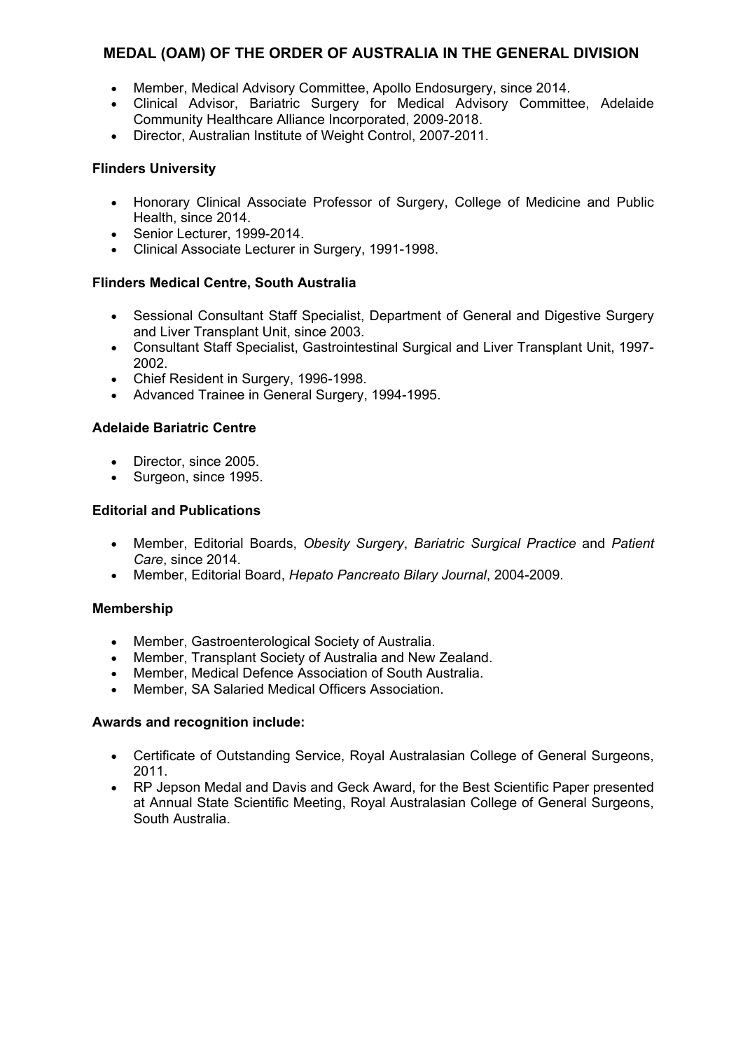## MEDAL (OAM) OF THE ORDER OF AUSTRALIA IN THE GENERAL DIVISION

- Member, Medical Advisory Committee, Apollo Endosurgery, since 2014.
- Clinical Advisor, Bariatric Surgery for Medical Advisory Committee, Adelaide Community Healthcare Alliance Incorporated, 2009-2018.
- Director, Australian Institute of Weight Control, 2007-2011.

**Flinders University**

- Honorary Clinical Associate Professor of Surgery, College of Medicine and Public Health, since 2014.
- Senior Lecturer, 1999-2014.
- Clinical Associate Lecturer in Surgery, 1991-1998.

**Flinders Medical Centre, South Australia**

- Sessional Consultant Staff Specialist, Department of General and Digestive Surgery and Liver Transplant Unit, since 2003.
- Consultant Staff Specialist, Gastrointestinal Surgical and Liver Transplant Unit, 1997-2002.
- Chief Resident in Surgery, 1996-1998.
- Advanced Trainee in General Surgery, 1994-1995.

**Adelaide Bariatric Centre**

- Director, since 2005.
- Surgeon, since 1995.

**Editorial and Publications**

- Member, Editorial Boards, *Obesity Surgery*, *Bariatric Surgical Practice* and *Patient Care*, since 2014.
- Member, Editorial Board, *Hepato Pancreato Bilary Journal*, 2004-2009.

**Membership**

- Member, Gastroenterological Society of Australia.
- Member, Transplant Society of Australia and New Zealand.
- Member, Medical Defence Association of South Australia.
- Member, SA Salaried Medical Officers Association.

**Awards and recognition include:**

- Certificate of Outstanding Service, Royal Australasian College of General Surgeons, 2011.
- RP Jepson Medal and Davis and Geck Award, for the Best Scientific Paper presented at Annual State Scientific Meeting, Royal Australasian College of General Surgeons, South Australia.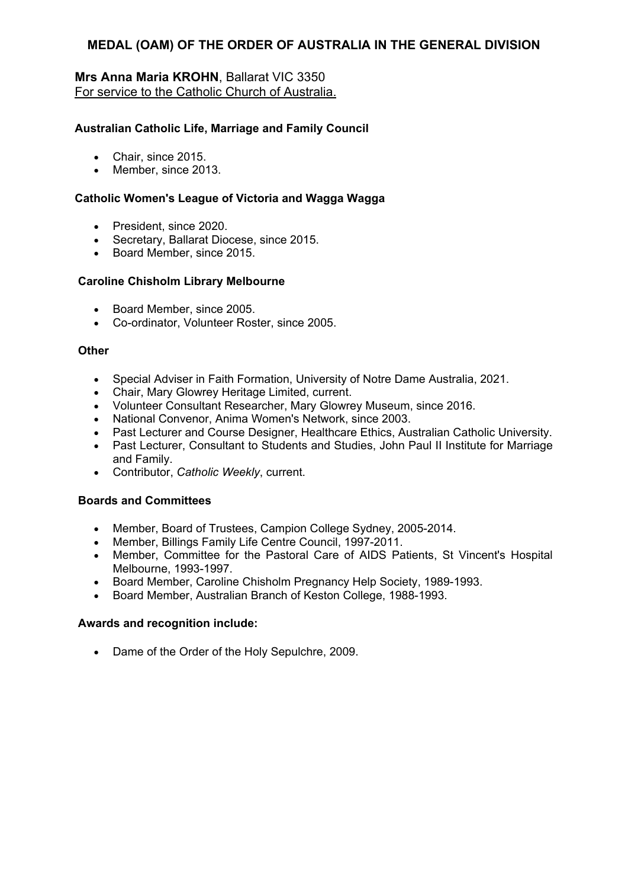## MEDAL (OAM) OF THE ORDER OF AUSTRALIA IN THE GENERAL DIVISION

**Mrs Anna Maria KROHN**, Ballarat VIC 3350
For service to the Catholic Church of Australia.

**Australian Catholic Life, Marriage and Family Council**

- Chair, since 2015.
- Member, since 2013.

**Catholic Women's League of Victoria and Wagga Wagga**

- President, since 2020.
- Secretary, Ballarat Diocese, since 2015.
- Board Member, since 2015.

**Caroline Chisholm Library Melbourne**

- Board Member, since 2005.
- Co-ordinator, Volunteer Roster, since 2005.

**Other**

- Special Adviser in Faith Formation, University of Notre Dame Australia, 2021.
- Chair, Mary Glowrey Heritage Limited, current.
- Volunteer Consultant Researcher, Mary Glowrey Museum, since 2016.
- National Convenor, Anima Women's Network, since 2003.
- Past Lecturer and Course Designer, Healthcare Ethics, Australian Catholic University.
- Past Lecturer, Consultant to Students and Studies, John Paul II Institute for Marriage and Family.
- Contributor, *Catholic Weekly*, current.

**Boards and Committees**

- Member, Board of Trustees, Campion College Sydney, 2005-2014.
- Member, Billings Family Life Centre Council, 1997-2011.
- Member, Committee for the Pastoral Care of AIDS Patients, St Vincent's Hospital Melbourne, 1993-1997.
- Board Member, Caroline Chisholm Pregnancy Help Society, 1989-1993.
- Board Member, Australian Branch of Keston College, 1988-1993.

**Awards and recognition include:**

- Dame of the Order of the Holy Sepulchre, 2009.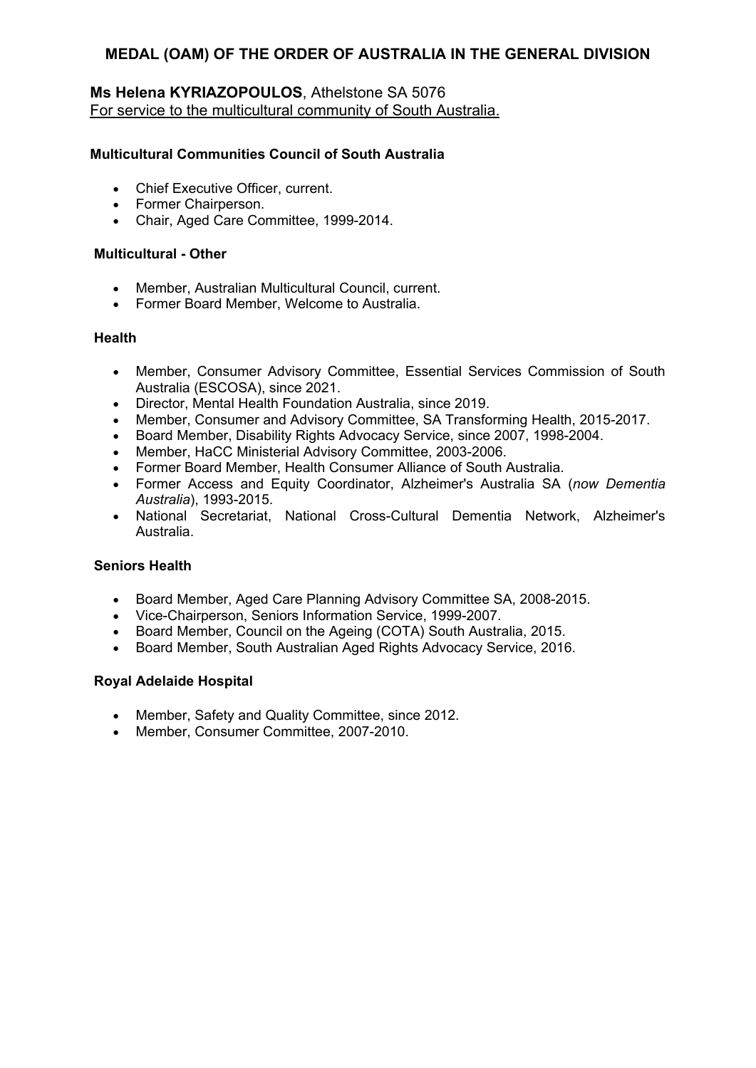## MEDAL (OAM) OF THE ORDER OF AUSTRALIA IN THE GENERAL DIVISION

**Ms Helena KYRIAZOPOULOS**, Athelstone SA 5076
For service to the multicultural community of South Australia.

**Multicultural Communities Council of South Australia**

- Chief Executive Officer, current.
- Former Chairperson.
- Chair, Aged Care Committee, 1999-2014.

**Multicultural - Other**

- Member, Australian Multicultural Council, current.
- Former Board Member, Welcome to Australia.

**Health**

- Member, Consumer Advisory Committee, Essential Services Commission of South Australia (ESCOSA), since 2021.
- Director, Mental Health Foundation Australia, since 2019.
- Member, Consumer and Advisory Committee, SA Transforming Health, 2015-2017.
- Board Member, Disability Rights Advocacy Service, since 2007, 1998-2004.
- Member, HaCC Ministerial Advisory Committee, 2003-2006.
- Former Board Member, Health Consumer Alliance of South Australia.
- Former Access and Equity Coordinator, Alzheimer's Australia SA (*now Dementia Australia*), 1993-2015.
- National Secretariat, National Cross-Cultural Dementia Network, Alzheimer's Australia.

**Seniors Health**

- Board Member, Aged Care Planning Advisory Committee SA, 2008-2015.
- Vice-Chairperson, Seniors Information Service, 1999-2007.
- Board Member, Council on the Ageing (COTA) South Australia, 2015.
- Board Member, South Australian Aged Rights Advocacy Service, 2016.

**Royal Adelaide Hospital**

- Member, Safety and Quality Committee, since 2012.
- Member, Consumer Committee, 2007-2010.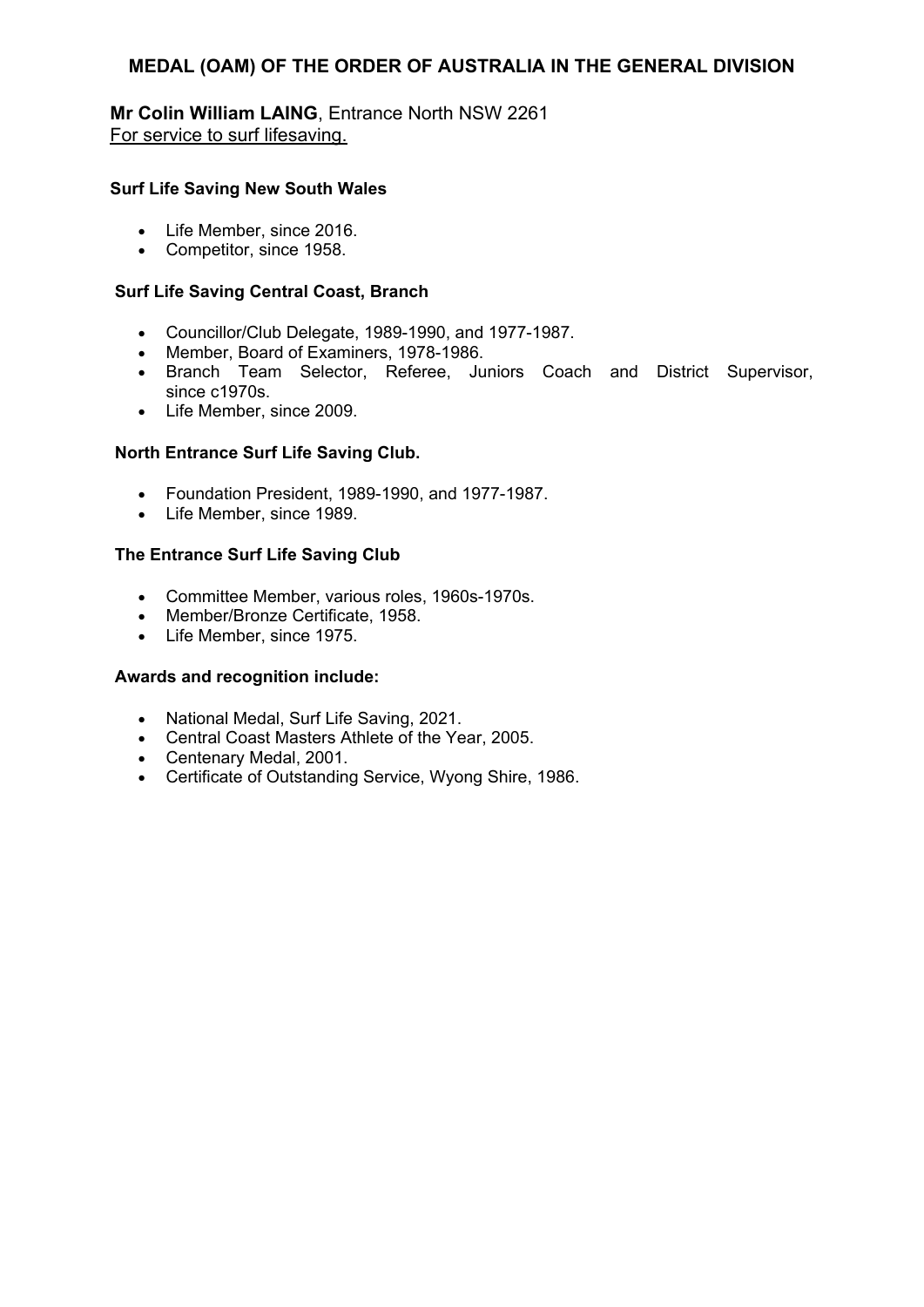## MEDAL (OAM) OF THE ORDER OF AUSTRALIA IN THE GENERAL DIVISION

**Mr Colin William LAING**, Entrance North NSW 2261
For service to surf lifesaving.

**Surf Life Saving New South Wales**

- Life Member, since 2016.
- Competitor, since 1958.

**Surf Life Saving Central Coast, Branch**

- Councillor/Club Delegate, 1989-1990, and 1977-1987.
- Member, Board of Examiners, 1978-1986.
- Branch Team Selector, Referee, Juniors Coach and District Supervisor, since c1970s.
- Life Member, since 2009.

**North Entrance Surf Life Saving Club.**

- Foundation President, 1989-1990, and 1977-1987.
- Life Member, since 1989.

**The Entrance Surf Life Saving Club**

- Committee Member, various roles, 1960s-1970s.
- Member/Bronze Certificate, 1958.
- Life Member, since 1975.

**Awards and recognition include:**

- National Medal, Surf Life Saving, 2021.
- Central Coast Masters Athlete of the Year, 2005.
- Centenary Medal, 2001.
- Certificate of Outstanding Service, Wyong Shire, 1986.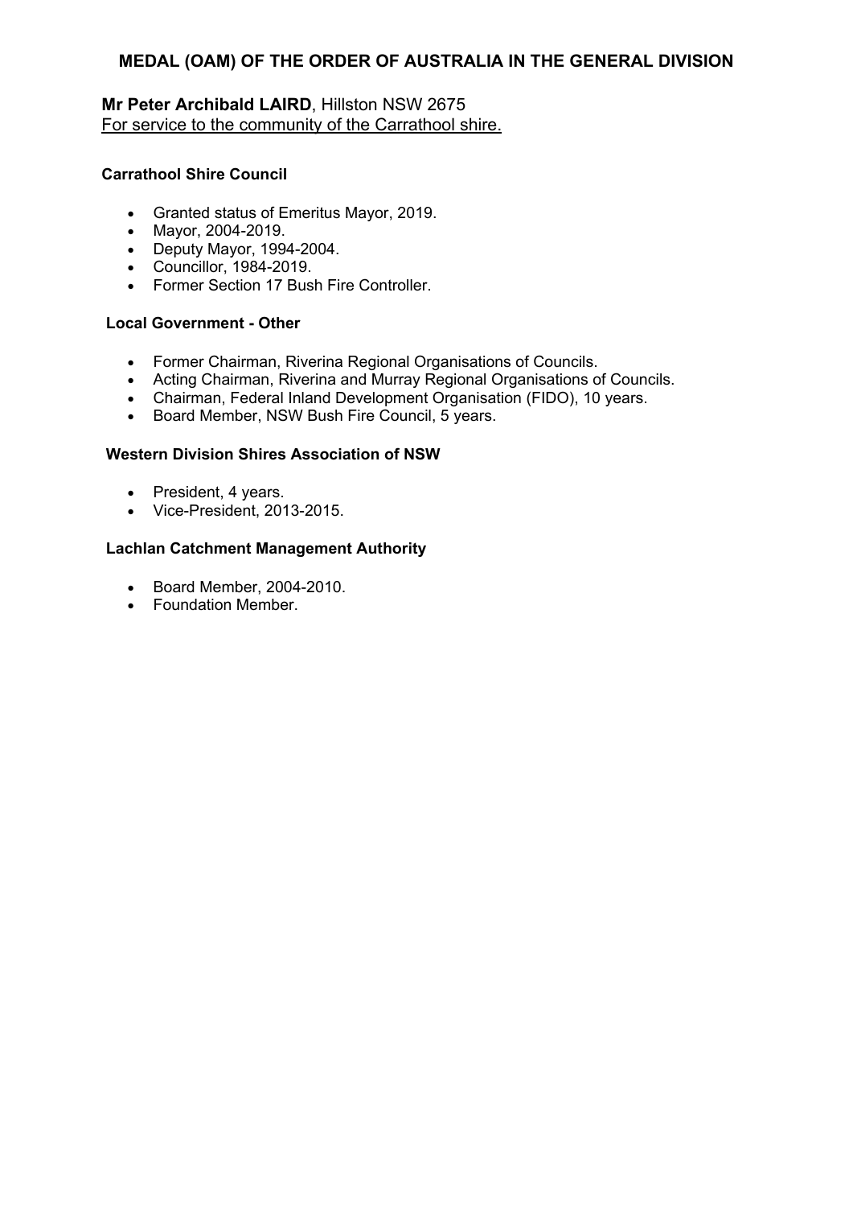## MEDAL (OAM) OF THE ORDER OF AUSTRALIA IN THE GENERAL DIVISION

**Mr Peter Archibald LAIRD**, Hillston NSW 2675
For service to the community of the Carrathool shire.

**Carrathool Shire Council**

- Granted status of Emeritus Mayor, 2019.
- Mayor, 2004-2019.
- Deputy Mayor, 1994-2004.
- Councillor, 1984-2019.
- Former Section 17 Bush Fire Controller.

**Local Government - Other**

- Former Chairman, Riverina Regional Organisations of Councils.
- Acting Chairman, Riverina and Murray Regional Organisations of Councils.
- Chairman, Federal Inland Development Organisation (FIDO), 10 years.
- Board Member, NSW Bush Fire Council, 5 years.

**Western Division Shires Association of NSW**

- President, 4 years.
- Vice-President, 2013-2015.

**Lachlan Catchment Management Authority**

- Board Member, 2004-2010.
- Foundation Member.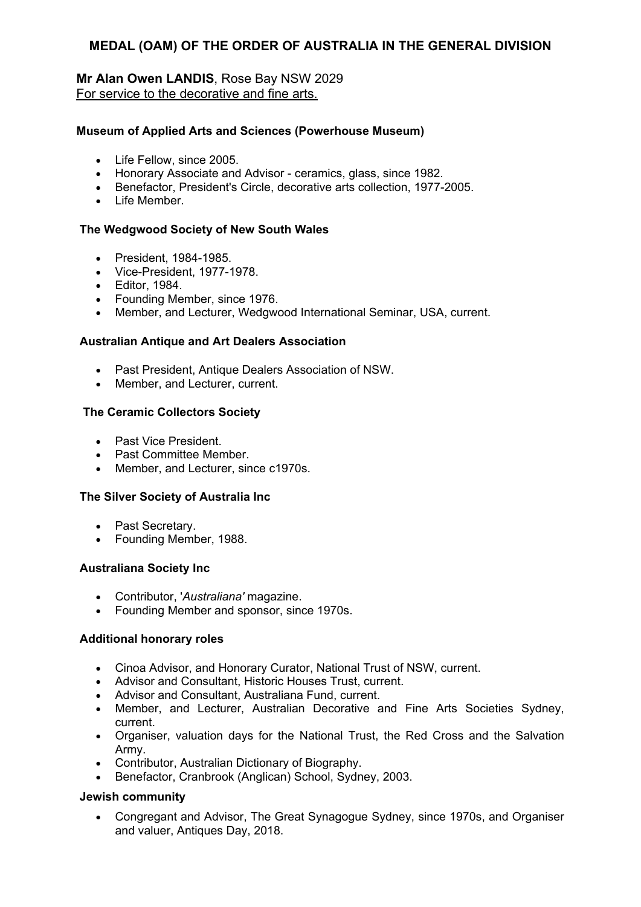## MEDAL (OAM) OF THE ORDER OF AUSTRALIA IN THE GENERAL DIVISION

**Mr Alan Owen LANDIS**, Rose Bay NSW 2029
For service to the decorative and fine arts.

**Museum of Applied Arts and Sciences (Powerhouse Museum)**

- Life Fellow, since 2005.
- Honorary Associate and Advisor - ceramics, glass, since 1982.
- Benefactor, President's Circle, decorative arts collection, 1977-2005.
- Life Member.

**The Wedgwood Society of New South Wales**

- President, 1984-1985.
- Vice-President, 1977-1978.
- Editor, 1984.
- Founding Member, since 1976.
- Member, and Lecturer, Wedgwood International Seminar, USA, current.

**Australian Antique and Art Dealers Association**

- Past President, Antique Dealers Association of NSW.
- Member, and Lecturer, current.

**The Ceramic Collectors Society**

- Past Vice President.
- Past Committee Member.
- Member, and Lecturer, since c1970s.

**The Silver Society of Australia Inc**

- Past Secretary.
- Founding Member, 1988.

**Australiana Society Inc**

- Contributor, '*Australiana'* magazine.
- Founding Member and sponsor, since 1970s.

**Additional honorary roles**

- Cinoa Advisor, and Honorary Curator, National Trust of NSW, current.
- Advisor and Consultant, Historic Houses Trust, current.
- Advisor and Consultant, Australiana Fund, current.
- Member, and Lecturer, Australian Decorative and Fine Arts Societies Sydney, current.
- Organiser, valuation days for the National Trust, the Red Cross and the Salvation Army.
- Contributor, Australian Dictionary of Biography.
- Benefactor, Cranbrook (Anglican) School, Sydney, 2003.

**Jewish community**

- Congregant and Advisor, The Great Synagogue Sydney, since 1970s, and Organiser and valuer, Antiques Day, 2018.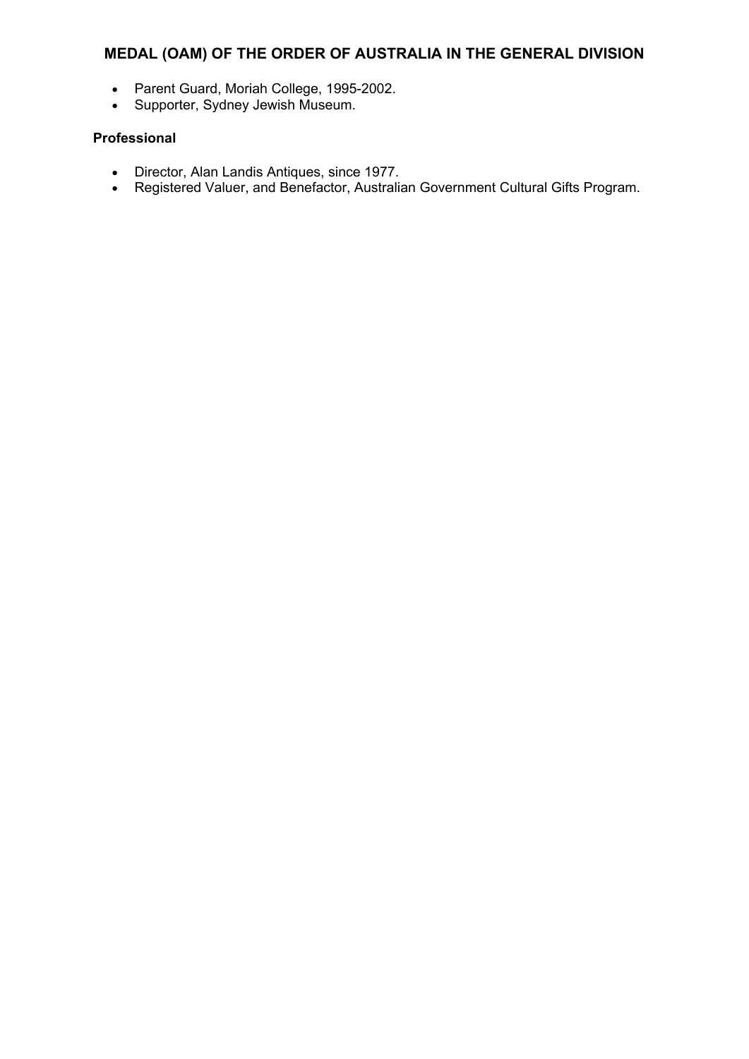## MEDAL (OAM) OF THE ORDER OF AUSTRALIA IN THE GENERAL DIVISION

- Parent Guard, Moriah College, 1995-2002.
- Supporter, Sydney Jewish Museum.

### Professional

- Director, Alan Landis Antiques, since 1977.
- Registered Valuer, and Benefactor, Australian Government Cultural Gifts Program.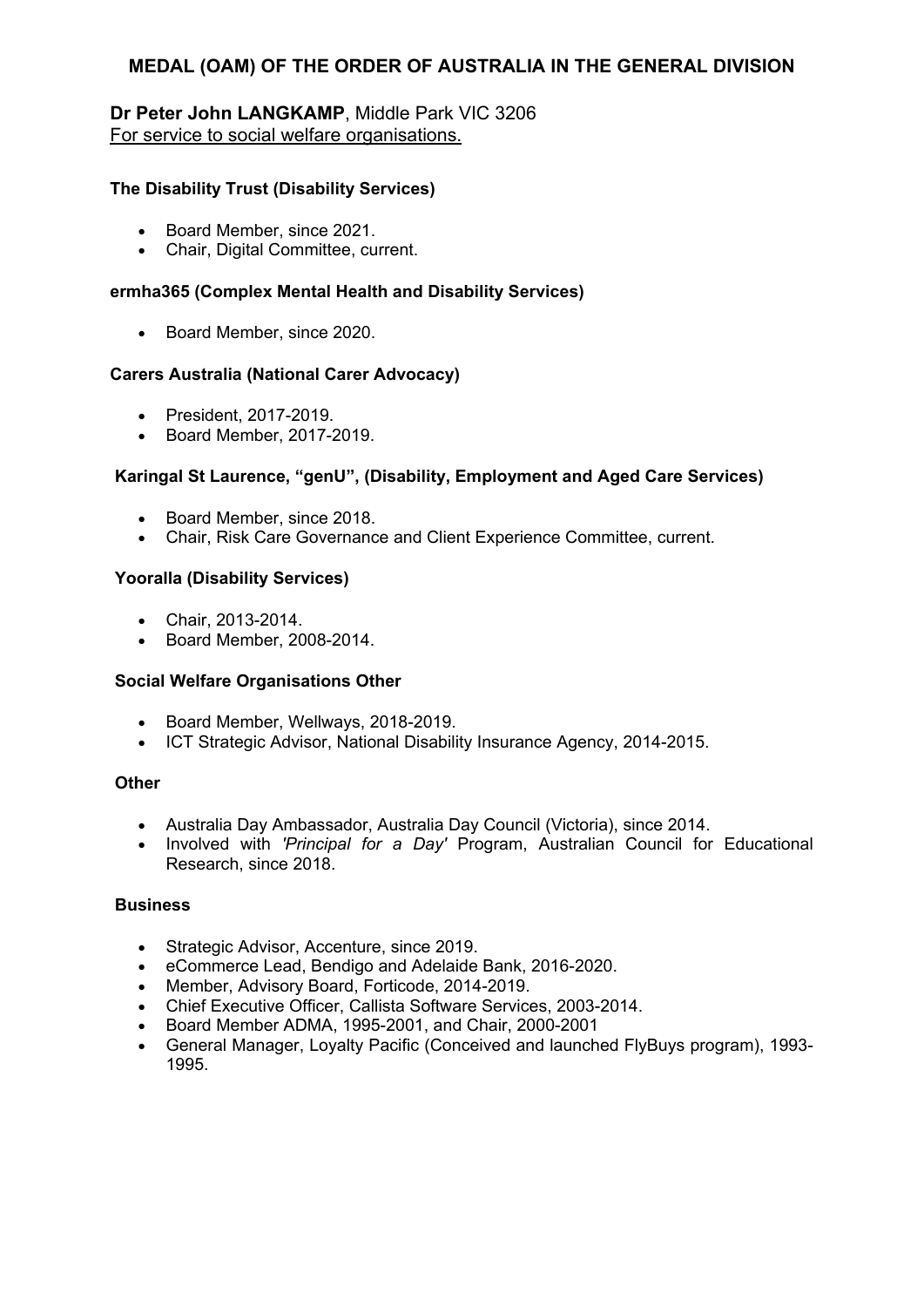# MEDAL (OAM) OF THE ORDER OF AUSTRALIA IN THE GENERAL DIVISION

**Dr Peter John LANGKAMP**, Middle Park VIC 3206
For service to social welfare organisations.

**The Disability Trust (Disability Services)**

- Board Member, since 2021.
- Chair, Digital Committee, current.

**ermha365 (Complex Mental Health and Disability Services)**

- Board Member, since 2020.

**Carers Australia (National Carer Advocacy)**

- President, 2017-2019.
- Board Member, 2017-2019.

**Karingal St Laurence, "genU", (Disability, Employment and Aged Care Services)**

- Board Member, since 2018.
- Chair, Risk Care Governance and Client Experience Committee, current.

**Yooralla (Disability Services)**

- Chair, 2013-2014.
- Board Member, 2008-2014.

**Social Welfare Organisations Other**

- Board Member, Wellways, 2018-2019.
- ICT Strategic Advisor, National Disability Insurance Agency, 2014-2015.

**Other**

- Australia Day Ambassador, Australia Day Council (Victoria), since 2014.
- Involved with *'Principal for a Day'* Program, Australian Council for Educational Research, since 2018.

**Business**

- Strategic Advisor, Accenture, since 2019.
- eCommerce Lead, Bendigo and Adelaide Bank, 2016-2020.
- Member, Advisory Board, Forticode, 2014-2019.
- Chief Executive Officer, Callista Software Services, 2003-2014.
- Board Member ADMA, 1995-2001, and Chair, 2000-2001
- General Manager, Loyalty Pacific (Conceived and launched FlyBuys program), 1993-1995.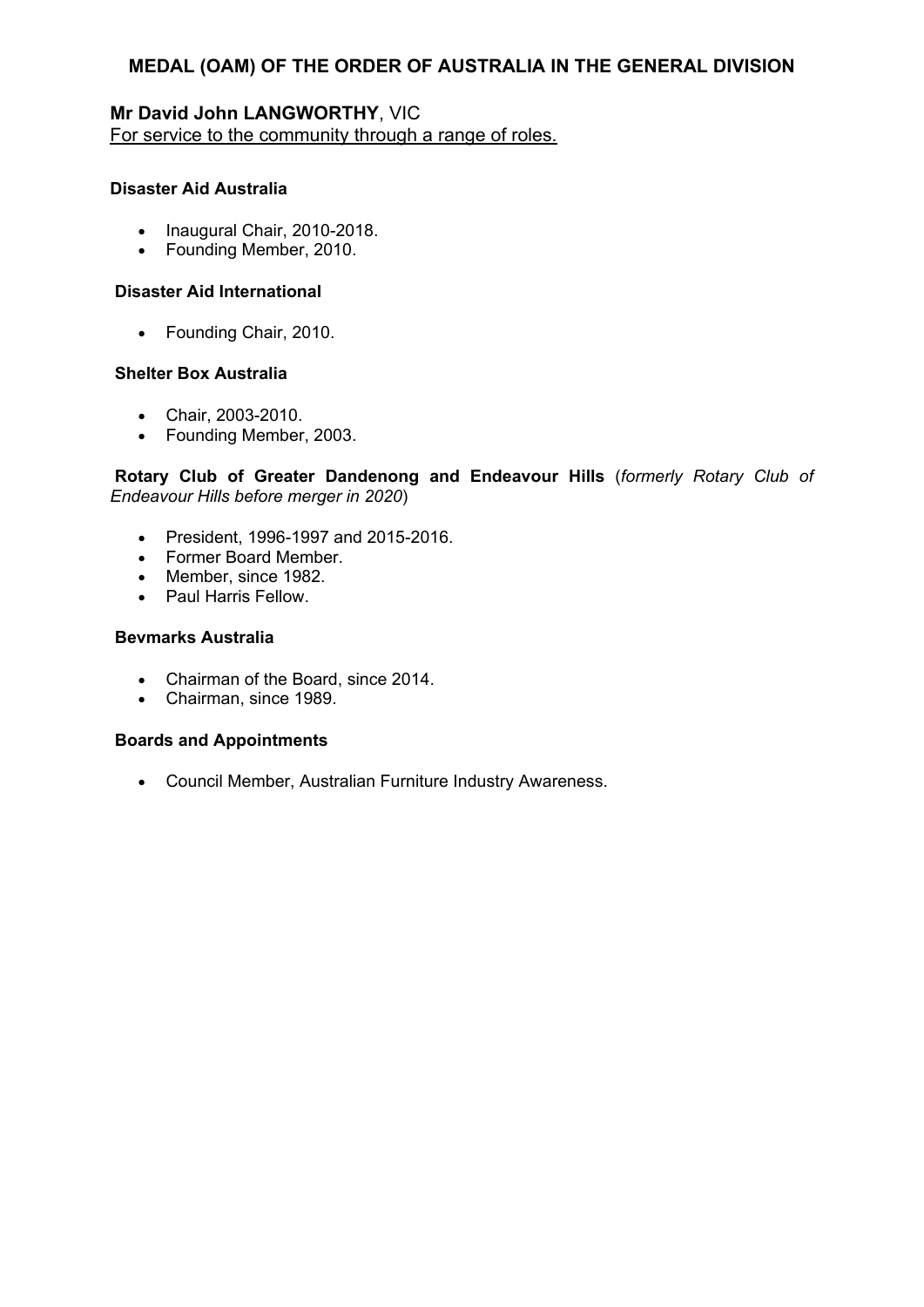## MEDAL (OAM) OF THE ORDER OF AUSTRALIA IN THE GENERAL DIVISION

**Mr David John LANGWORTHY**, VIC
For service to the community through a range of roles.

**Disaster Aid Australia**

- Inaugural Chair, 2010-2018.
- Founding Member, 2010.

**Disaster Aid International**

- Founding Chair, 2010.

**Shelter Box Australia**

- Chair, 2003-2010.
- Founding Member, 2003.

**Rotary Club of Greater Dandenong and Endeavour Hills** (*formerly Rotary Club of Endeavour Hills before merger in 2020*)

- President, 1996-1997 and 2015-2016.
- Former Board Member.
- Member, since 1982.
- Paul Harris Fellow.

**Bevmarks Australia**

- Chairman of the Board, since 2014.
- Chairman, since 1989.

**Boards and Appointments**

- Council Member, Australian Furniture Industry Awareness.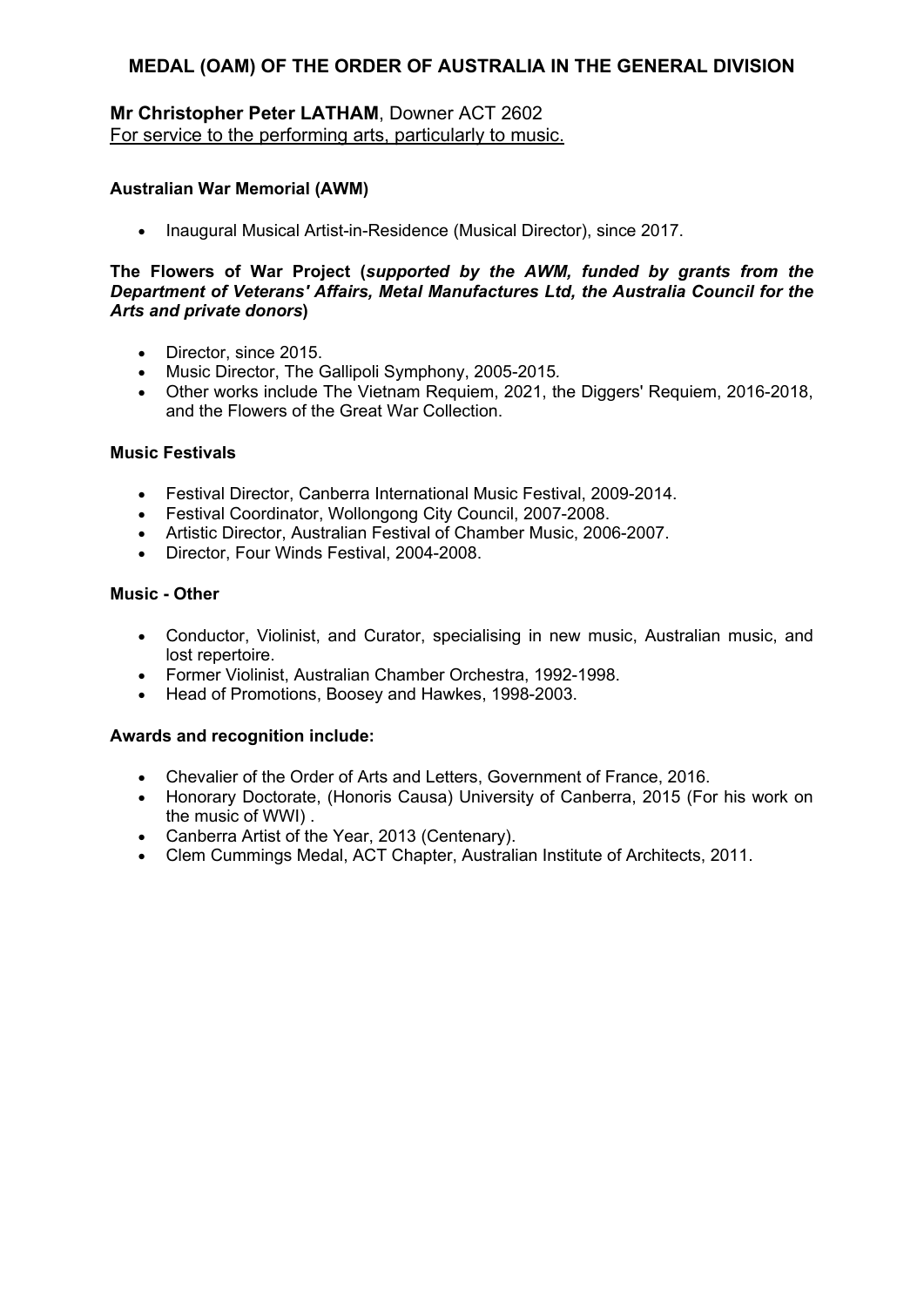## MEDAL (OAM) OF THE ORDER OF AUSTRALIA IN THE GENERAL DIVISION

**Mr Christopher Peter LATHAM**, Downer ACT 2602
For service to the performing arts, particularly to music.

**Australian War Memorial (AWM)**

- Inaugural Musical Artist-in-Residence (Musical Director), since 2017.

**The Flowers of War Project (*supported by the AWM, funded by grants from the Department of Veterans' Affairs, Metal Manufactures Ltd, the Australia Council for the Arts and private donors*)**

- Director, since 2015.
- Music Director, The Gallipoli Symphony, 2005-2015.
- Other works include The Vietnam Requiem, 2021, the Diggers' Requiem, 2016-2018, and the Flowers of the Great War Collection.

**Music Festivals**

- Festival Director, Canberra International Music Festival, 2009-2014.
- Festival Coordinator, Wollongong City Council, 2007-2008.
- Artistic Director, Australian Festival of Chamber Music, 2006-2007.
- Director, Four Winds Festival, 2004-2008.

**Music - Other**

- Conductor, Violinist, and Curator, specialising in new music, Australian music, and lost repertoire.
- Former Violinist, Australian Chamber Orchestra, 1992-1998.
- Head of Promotions, Boosey and Hawkes, 1998-2003.

**Awards and recognition include:**

- Chevalier of the Order of Arts and Letters, Government of France, 2016.
- Honorary Doctorate, (Honoris Causa) University of Canberra, 2015 (For his work on the music of WWI) .
- Canberra Artist of the Year, 2013 (Centenary).
- Clem Cummings Medal, ACT Chapter, Australian Institute of Architects, 2011.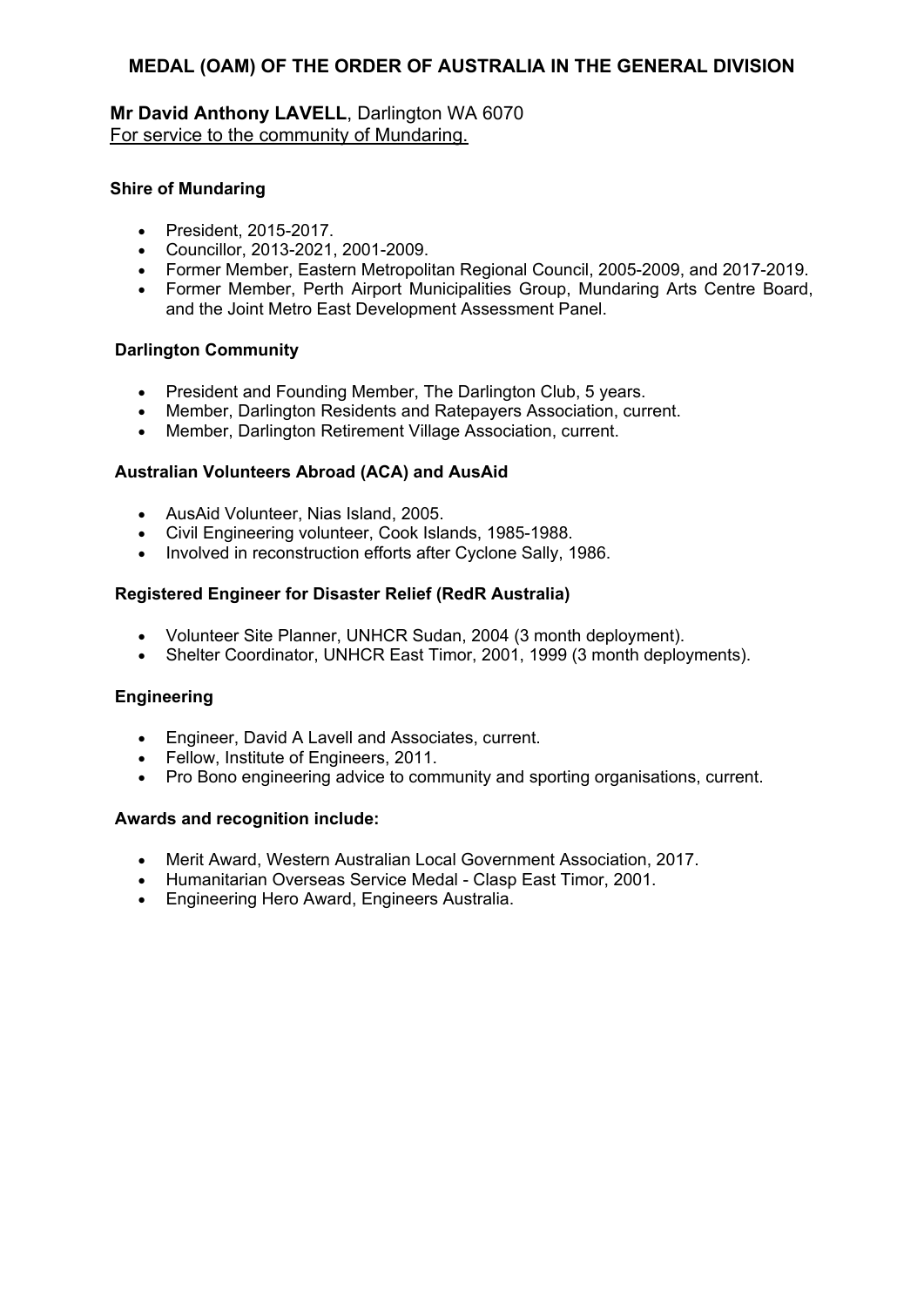## MEDAL (OAM) OF THE ORDER OF AUSTRALIA IN THE GENERAL DIVISION

**Mr David Anthony LAVELL**, Darlington WA 6070
For service to the community of Mundaring.

**Shire of Mundaring**

- President, 2015-2017.
- Councillor, 2013-2021, 2001-2009.
- Former Member, Eastern Metropolitan Regional Council, 2005-2009, and 2017-2019.
- Former Member, Perth Airport Municipalities Group, Mundaring Arts Centre Board, and the Joint Metro East Development Assessment Panel.

**Darlington Community**

- President and Founding Member, The Darlington Club, 5 years.
- Member, Darlington Residents and Ratepayers Association, current.
- Member, Darlington Retirement Village Association, current.

**Australian Volunteers Abroad (ACA) and AusAid**

- AusAid Volunteer, Nias Island, 2005.
- Civil Engineering volunteer, Cook Islands, 1985-1988.
- Involved in reconstruction efforts after Cyclone Sally, 1986.

**Registered Engineer for Disaster Relief (RedR Australia)**

- Volunteer Site Planner, UNHCR Sudan, 2004 (3 month deployment).
- Shelter Coordinator, UNHCR East Timor, 2001, 1999 (3 month deployments).

**Engineering**

- Engineer, David A Lavell and Associates, current.
- Fellow, Institute of Engineers, 2011.
- Pro Bono engineering advice to community and sporting organisations, current.

**Awards and recognition include:**

- Merit Award, Western Australian Local Government Association, 2017.
- Humanitarian Overseas Service Medal - Clasp East Timor, 2001.
- Engineering Hero Award, Engineers Australia.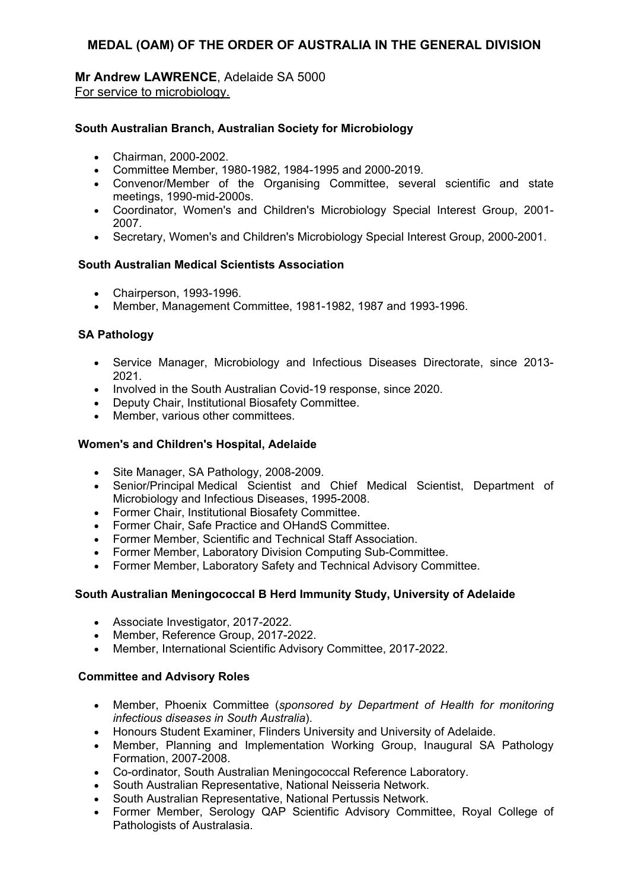# MEDAL (OAM) OF THE ORDER OF AUSTRALIA IN THE GENERAL DIVISION

**Mr Andrew LAWRENCE**, Adelaide SA 5000
For service to microbiology.

### South Australian Branch, Australian Society for Microbiology

- Chairman, 2000-2002.
- Committee Member, 1980-1982, 1984-1995 and 2000-2019.
- Convenor/Member of the Organising Committee, several scientific and state meetings, 1990-mid-2000s.
- Coordinator, Women's and Children's Microbiology Special Interest Group, 2001-2007.
- Secretary, Women's and Children's Microbiology Special Interest Group, 2000-2001.

### South Australian Medical Scientists Association

- Chairperson, 1993-1996.
- Member, Management Committee, 1981-1982, 1987 and 1993-1996.

### SA Pathology

- Service Manager, Microbiology and Infectious Diseases Directorate, since 2013-2021.
- Involved in the South Australian Covid-19 response, since 2020.
- Deputy Chair, Institutional Biosafety Committee.
- Member, various other committees.

### Women's and Children's Hospital, Adelaide

- Site Manager, SA Pathology, 2008-2009.
- Senior/Principal Medical Scientist and Chief Medical Scientist, Department of Microbiology and Infectious Diseases, 1995-2008.
- Former Chair, Institutional Biosafety Committee.
- Former Chair, Safe Practice and OHandS Committee.
- Former Member, Scientific and Technical Staff Association.
- Former Member, Laboratory Division Computing Sub-Committee.
- Former Member, Laboratory Safety and Technical Advisory Committee.

### South Australian Meningococcal B Herd Immunity Study, University of Adelaide

- Associate Investigator, 2017-2022.
- Member, Reference Group, 2017-2022.
- Member, International Scientific Advisory Committee, 2017-2022.

### Committee and Advisory Roles

- Member, Phoenix Committee (*sponsored by Department of Health for monitoring infectious diseases in South Australia*).
- Honours Student Examiner, Flinders University and University of Adelaide.
- Member, Planning and Implementation Working Group, Inaugural SA Pathology Formation, 2007-2008.
- Co-ordinator, South Australian Meningococcal Reference Laboratory.
- South Australian Representative, National Neisseria Network.
- South Australian Representative, National Pertussis Network.
- Former Member, Serology QAP Scientific Advisory Committee, Royal College of Pathologists of Australasia.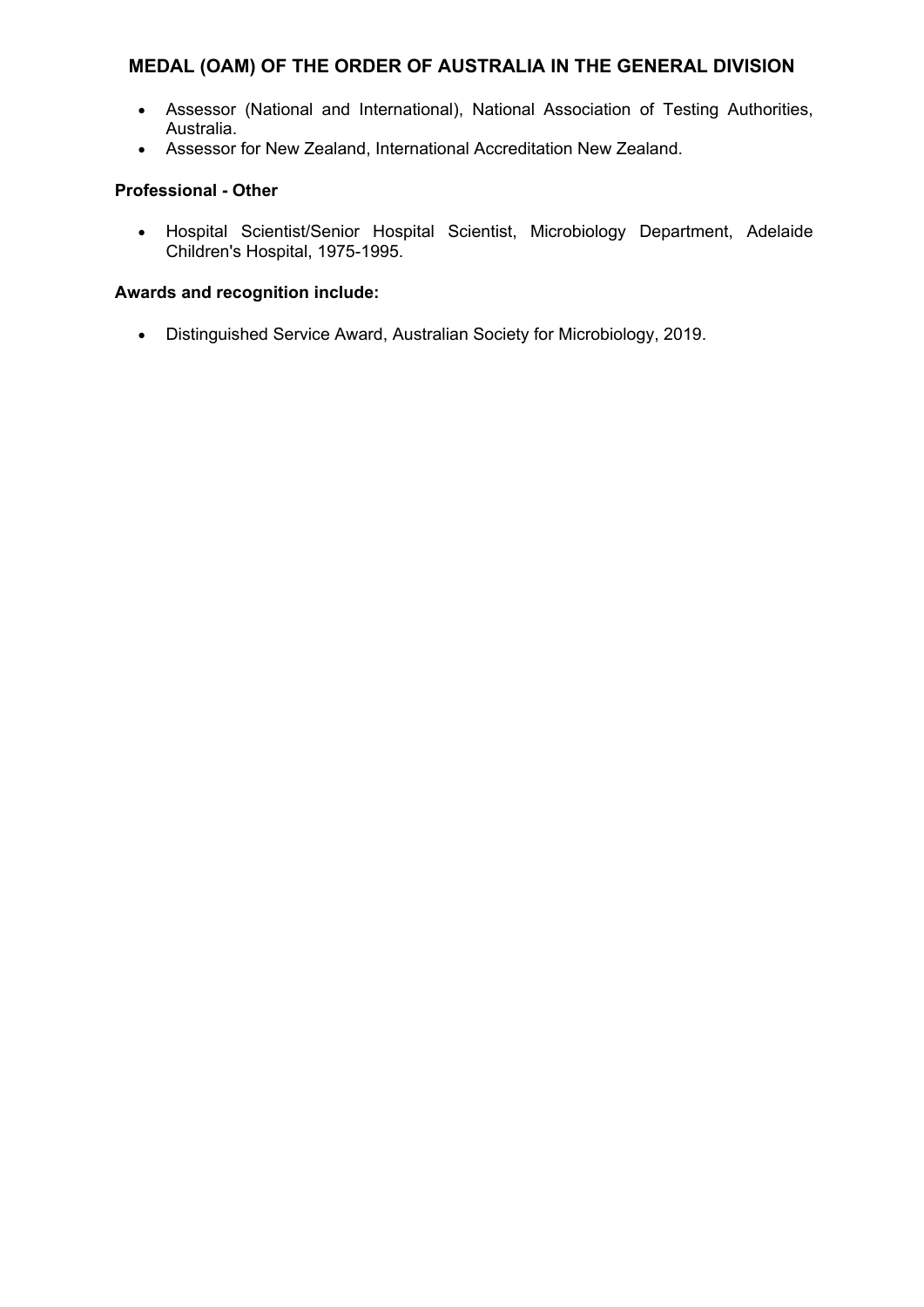## MEDAL (OAM) OF THE ORDER OF AUSTRALIA IN THE GENERAL DIVISION

- Assessor (National and International), National Association of Testing Authorities, Australia.
- Assessor for New Zealand, International Accreditation New Zealand.

**Professional - Other**

- Hospital Scientist/Senior Hospital Scientist, Microbiology Department, Adelaide Children's Hospital, 1975-1995.

**Awards and recognition include:**

- Distinguished Service Award, Australian Society for Microbiology, 2019.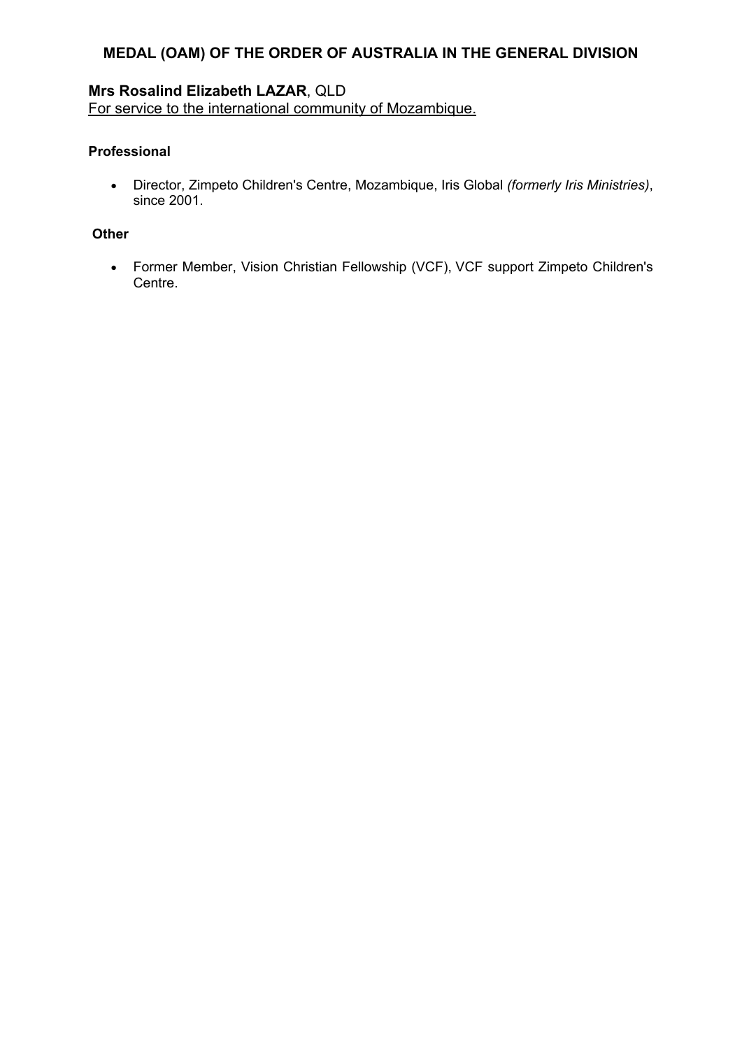## MEDAL (OAM) OF THE ORDER OF AUSTRALIA IN THE GENERAL DIVISION

**Mrs Rosalind Elizabeth LAZAR**, QLD
For service to the international community of Mozambique.

**Professional**

- Director, Zimpeto Children's Centre, Mozambique, Iris Global *(formerly Iris Ministries)*, since 2001.

**Other**

- Former Member, Vision Christian Fellowship (VCF), VCF support Zimpeto Children's Centre.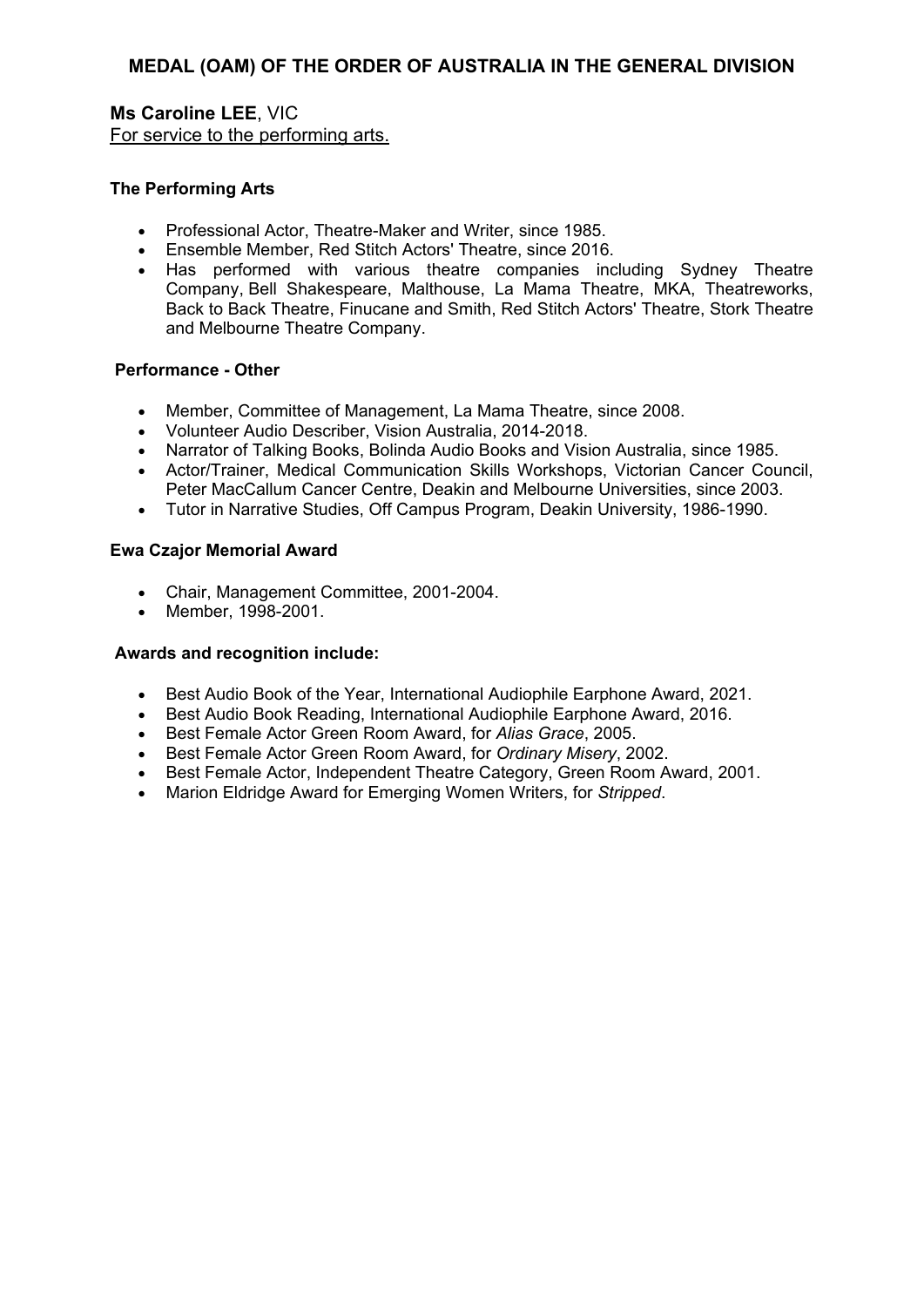# MEDAL (OAM) OF THE ORDER OF AUSTRALIA IN THE GENERAL DIVISION

**Ms Caroline LEE**, VIC
For service to the performing arts.

### The Performing Arts

- Professional Actor, Theatre-Maker and Writer, since 1985.
- Ensemble Member, Red Stitch Actors' Theatre, since 2016.
- Has performed with various theatre companies including Sydney Theatre Company, Bell Shakespeare, Malthouse, La Mama Theatre, MKA, Theatreworks, Back to Back Theatre, Finucane and Smith, Red Stitch Actors' Theatre, Stork Theatre and Melbourne Theatre Company.

### Performance - Other

- Member, Committee of Management, La Mama Theatre, since 2008.
- Volunteer Audio Describer, Vision Australia, 2014-2018.
- Narrator of Talking Books, Bolinda Audio Books and Vision Australia, since 1985.
- Actor/Trainer, Medical Communication Skills Workshops, Victorian Cancer Council, Peter MacCallum Cancer Centre, Deakin and Melbourne Universities, since 2003.
- Tutor in Narrative Studies, Off Campus Program, Deakin University, 1986-1990.

### Ewa Czajor Memorial Award

- Chair, Management Committee, 2001-2004.
- Member, 1998-2001.

### Awards and recognition include:

- Best Audio Book of the Year, International Audiophile Earphone Award, 2021.
- Best Audio Book Reading, International Audiophile Earphone Award, 2016.
- Best Female Actor Green Room Award, for *Alias Grace*, 2005.
- Best Female Actor Green Room Award, for *Ordinary Misery*, 2002.
- Best Female Actor, Independent Theatre Category, Green Room Award, 2001.
- Marion Eldridge Award for Emerging Women Writers, for *Stripped*.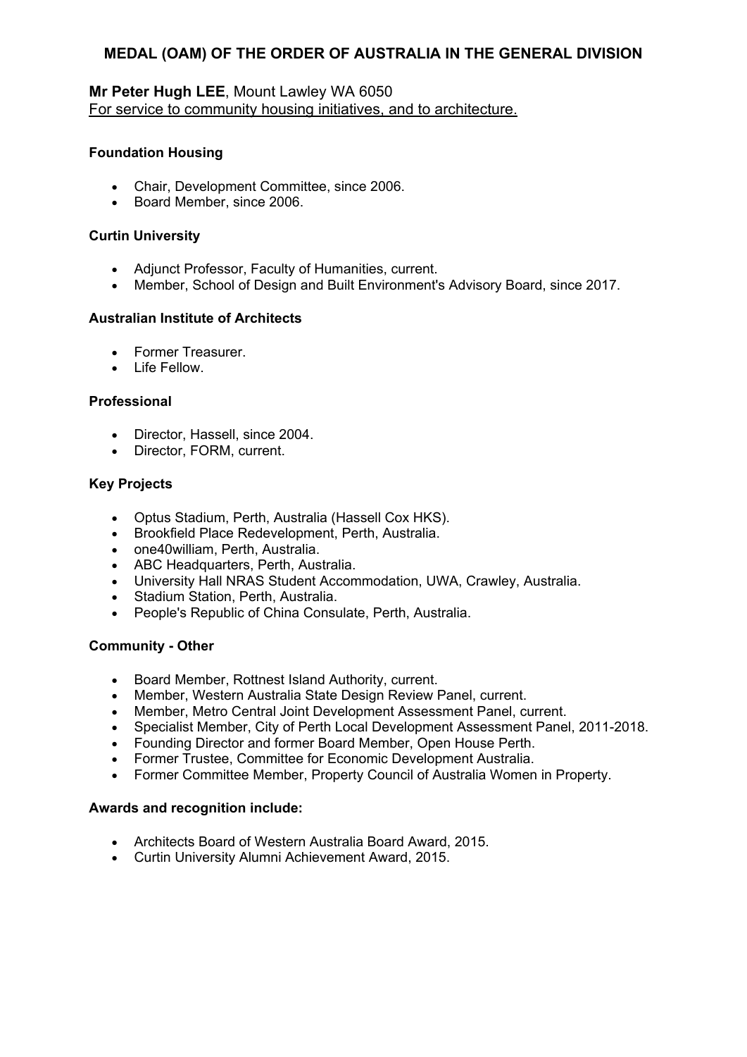# MEDAL (OAM) OF THE ORDER OF AUSTRALIA IN THE GENERAL DIVISION

**Mr Peter Hugh LEE**, Mount Lawley WA 6050
For service to community housing initiatives, and to architecture.

**Foundation Housing**

- Chair, Development Committee, since 2006.
- Board Member, since 2006.

**Curtin University**

- Adjunct Professor, Faculty of Humanities, current.
- Member, School of Design and Built Environment's Advisory Board, since 2017.

**Australian Institute of Architects**

- Former Treasurer.
- Life Fellow.

**Professional**

- Director, Hassell, since 2004.
- Director, FORM, current.

**Key Projects**

- Optus Stadium, Perth, Australia (Hassell Cox HKS).
- Brookfield Place Redevelopment, Perth, Australia.
- one40william, Perth, Australia.
- ABC Headquarters, Perth, Australia.
- University Hall NRAS Student Accommodation, UWA, Crawley, Australia.
- Stadium Station, Perth, Australia.
- People's Republic of China Consulate, Perth, Australia.

**Community - Other**

- Board Member, Rottnest Island Authority, current.
- Member, Western Australia State Design Review Panel, current.
- Member, Metro Central Joint Development Assessment Panel, current.
- Specialist Member, City of Perth Local Development Assessment Panel, 2011-2018.
- Founding Director and former Board Member, Open House Perth.
- Former Trustee, Committee for Economic Development Australia.
- Former Committee Member, Property Council of Australia Women in Property.

**Awards and recognition include:**

- Architects Board of Western Australia Board Award, 2015.
- Curtin University Alumni Achievement Award, 2015.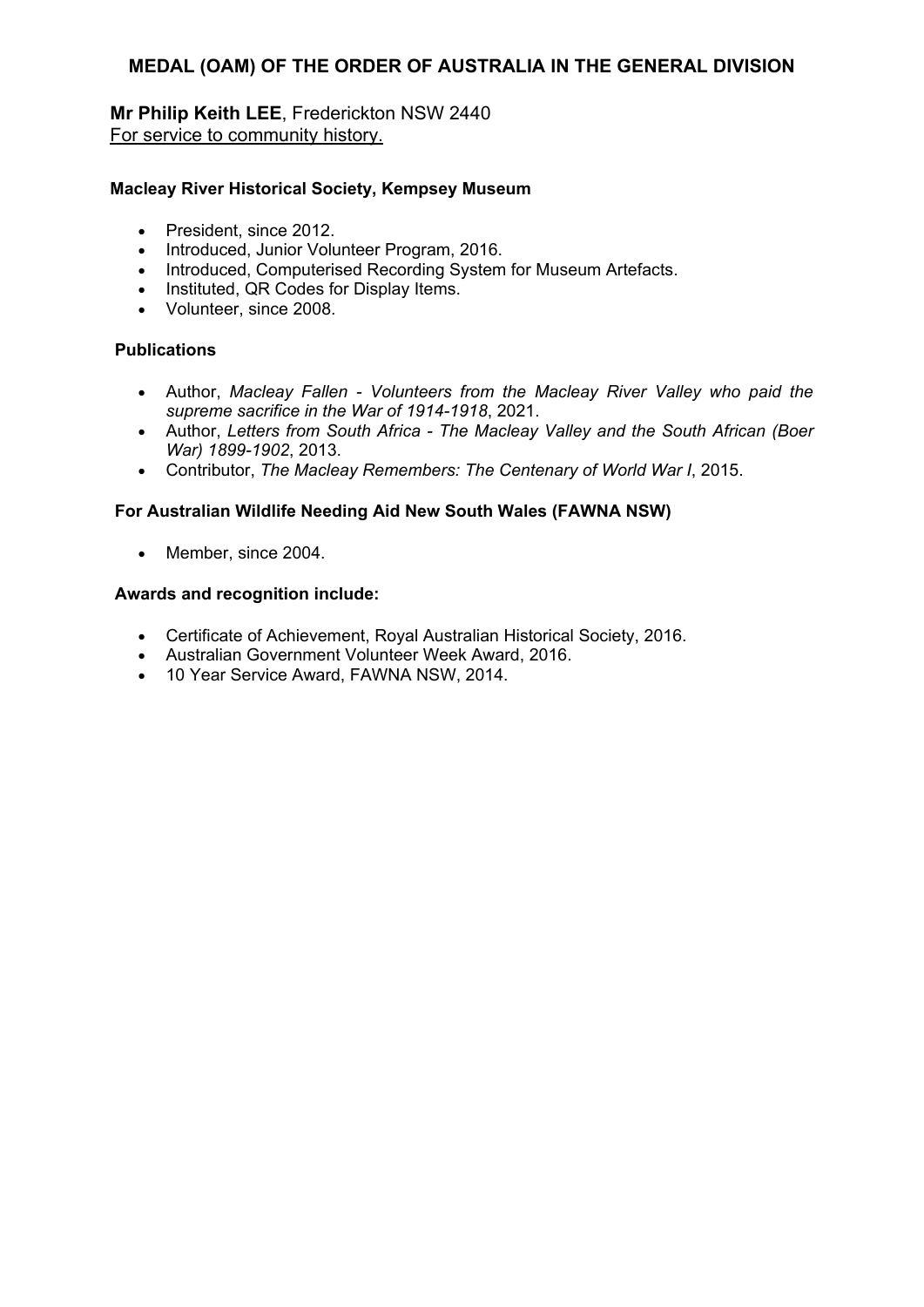## MEDAL (OAM) OF THE ORDER OF AUSTRALIA IN THE GENERAL DIVISION

**Mr Philip Keith LEE**, Frederickton NSW 2440
For service to community history.

**Macleay River Historical Society, Kempsey Museum**

- President, since 2012.
- Introduced, Junior Volunteer Program, 2016.
- Introduced, Computerised Recording System for Museum Artefacts.
- Instituted, QR Codes for Display Items.
- Volunteer, since 2008.

**Publications**

- Author, *Macleay Fallen - Volunteers from the Macleay River Valley who paid the supreme sacrifice in the War of 1914-1918*, 2021.
- Author, *Letters from South Africa - The Macleay Valley and the South African (Boer War) 1899-1902*, 2013.
- Contributor, *The Macleay Remembers: The Centenary of World War I*, 2015.

**For Australian Wildlife Needing Aid New South Wales (FAWNA NSW)**

- Member, since 2004.

**Awards and recognition include:**

- Certificate of Achievement, Royal Australian Historical Society, 2016.
- Australian Government Volunteer Week Award, 2016.
- 10 Year Service Award, FAWNA NSW, 2014.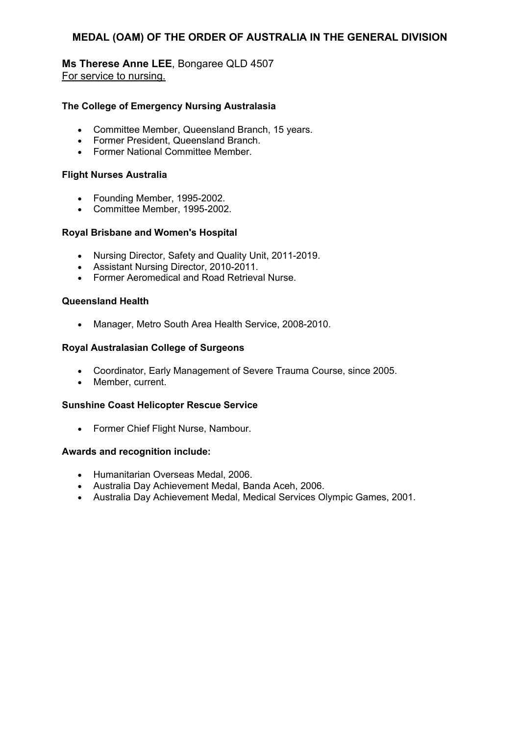## MEDAL (OAM) OF THE ORDER OF AUSTRALIA IN THE GENERAL DIVISION

**Ms Therese Anne LEE**, Bongaree QLD 4507
For service to nursing.

**The College of Emergency Nursing Australasia**

- Committee Member, Queensland Branch, 15 years.
- Former President, Queensland Branch.
- Former National Committee Member.

**Flight Nurses Australia**

- Founding Member, 1995-2002.
- Committee Member, 1995-2002.

**Royal Brisbane and Women's Hospital**

- Nursing Director, Safety and Quality Unit, 2011-2019.
- Assistant Nursing Director, 2010-2011.
- Former Aeromedical and Road Retrieval Nurse.

**Queensland Health**

- Manager, Metro South Area Health Service, 2008-2010.

**Royal Australasian College of Surgeons**

- Coordinator, Early Management of Severe Trauma Course, since 2005.
- Member, current.

**Sunshine Coast Helicopter Rescue Service**

- Former Chief Flight Nurse, Nambour.

**Awards and recognition include:**

- Humanitarian Overseas Medal, 2006.
- Australia Day Achievement Medal, Banda Aceh, 2006.
- Australia Day Achievement Medal, Medical Services Olympic Games, 2001.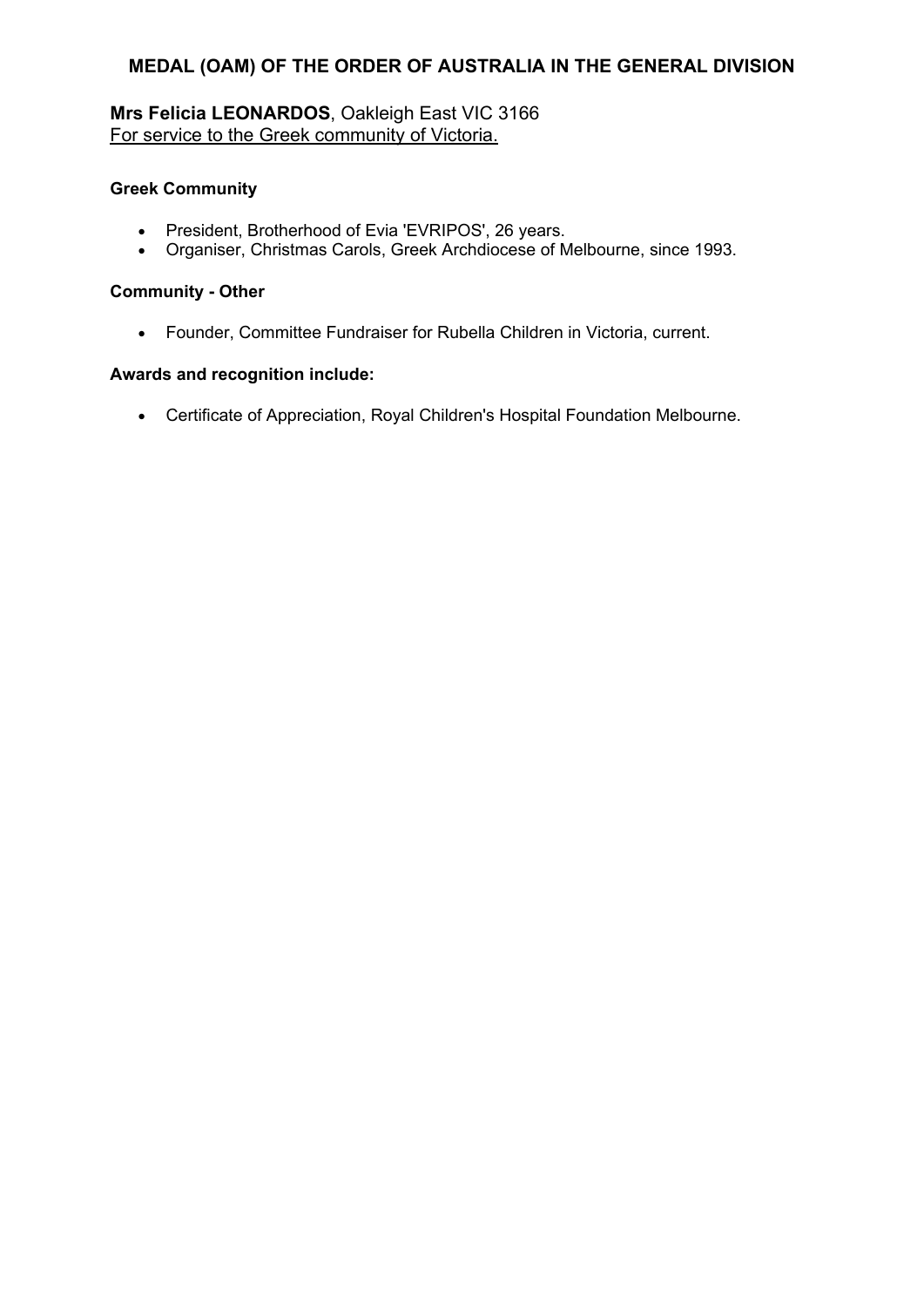## MEDAL (OAM) OF THE ORDER OF AUSTRALIA IN THE GENERAL DIVISION

**Mrs Felicia LEONARDOS**, Oakleigh East VIC 3166
<u>For service to the Greek community of Victoria.</u>

**Greek Community**

- President, Brotherhood of Evia 'EVRIPOS', 26 years.
- Organiser, Christmas Carols, Greek Archdiocese of Melbourne, since 1993.

**Community - Other**

- Founder, Committee Fundraiser for Rubella Children in Victoria, current.

**Awards and recognition include:**

- Certificate of Appreciation, Royal Children's Hospital Foundation Melbourne.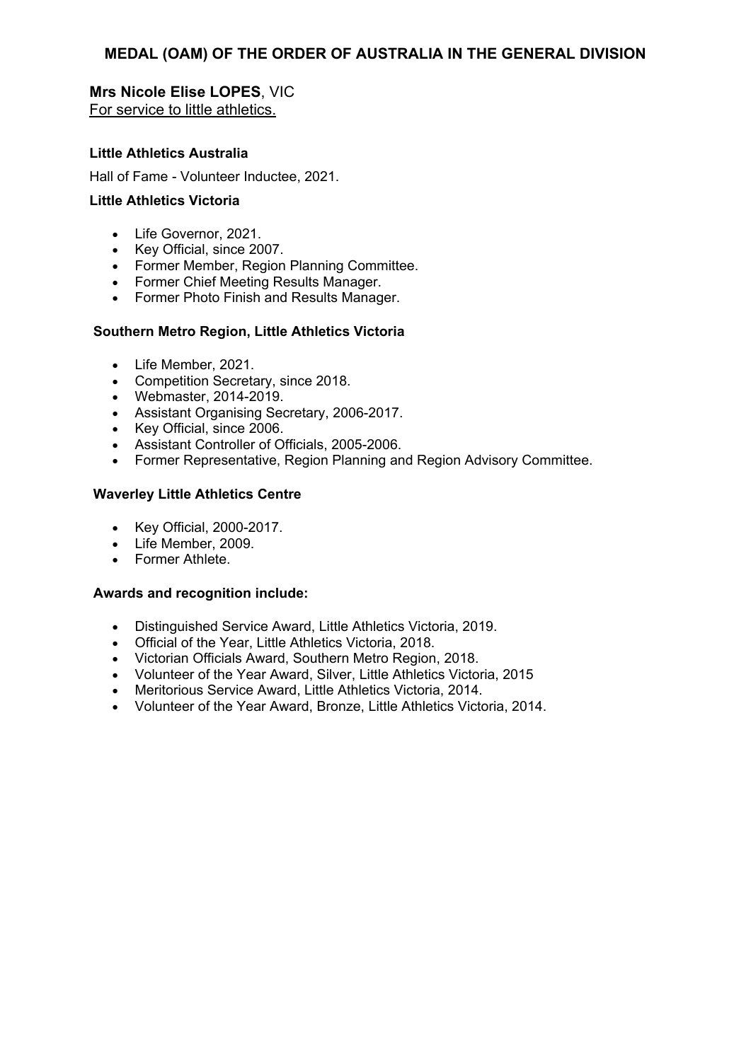## MEDAL (OAM) OF THE ORDER OF AUSTRALIA IN THE GENERAL DIVISION

**Mrs Nicole Elise LOPES**, VIC
For service to little athletics.

**Little Athletics Australia**

Hall of Fame - Volunteer Inductee, 2021.

**Little Athletics Victoria**

- Life Governor, 2021.
- Key Official, since 2007.
- Former Member, Region Planning Committee.
- Former Chief Meeting Results Manager.
- Former Photo Finish and Results Manager.

**Southern Metro Region, Little Athletics Victoria**

- Life Member, 2021.
- Competition Secretary, since 2018.
- Webmaster, 2014-2019.
- Assistant Organising Secretary, 2006-2017.
- Key Official, since 2006.
- Assistant Controller of Officials, 2005-2006.
- Former Representative, Region Planning and Region Advisory Committee.

**Waverley Little Athletics Centre**

- Key Official, 2000-2017.
- Life Member, 2009.
- Former Athlete.

**Awards and recognition include:**

- Distinguished Service Award, Little Athletics Victoria, 2019.
- Official of the Year, Little Athletics Victoria, 2018.
- Victorian Officials Award, Southern Metro Region, 2018.
- Volunteer of the Year Award, Silver, Little Athletics Victoria, 2015
- Meritorious Service Award, Little Athletics Victoria, 2014.
- Volunteer of the Year Award, Bronze, Little Athletics Victoria, 2014.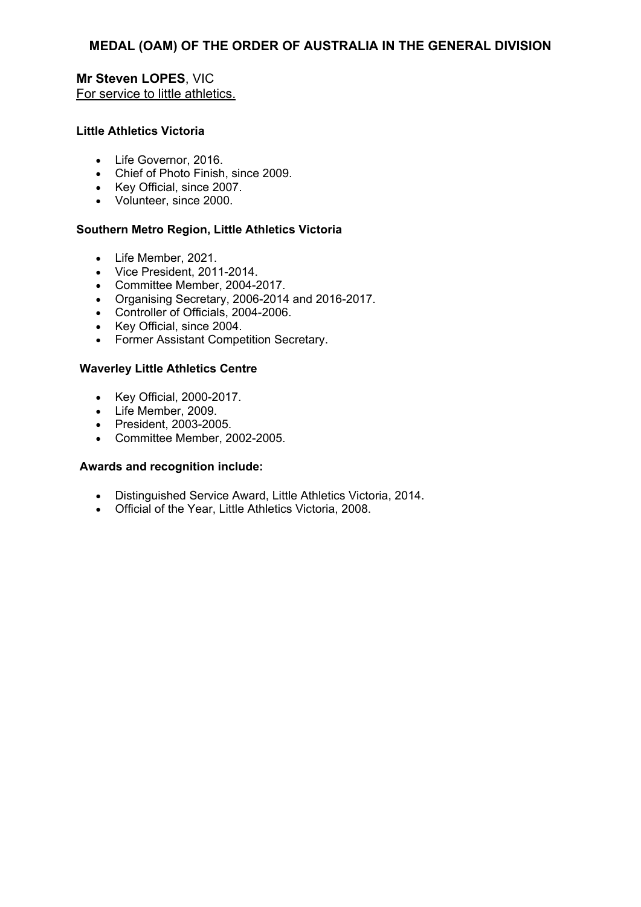## MEDAL (OAM) OF THE ORDER OF AUSTRALIA IN THE GENERAL DIVISION

**Mr Steven LOPES**, VIC
For service to little athletics.

**Little Athletics Victoria**

- Life Governor, 2016.
- Chief of Photo Finish, since 2009.
- Key Official, since 2007.
- Volunteer, since 2000.

**Southern Metro Region, Little Athletics Victoria**

- Life Member, 2021.
- Vice President, 2011-2014.
- Committee Member, 2004-2017.
- Organising Secretary, 2006-2014 and 2016-2017.
- Controller of Officials, 2004-2006.
- Key Official, since 2004.
- Former Assistant Competition Secretary.

**Waverley Little Athletics Centre**

- Key Official, 2000-2017.
- Life Member, 2009.
- President, 2003-2005.
- Committee Member, 2002-2005.

**Awards and recognition include:**

- Distinguished Service Award, Little Athletics Victoria, 2014.
- Official of the Year, Little Athletics Victoria, 2008.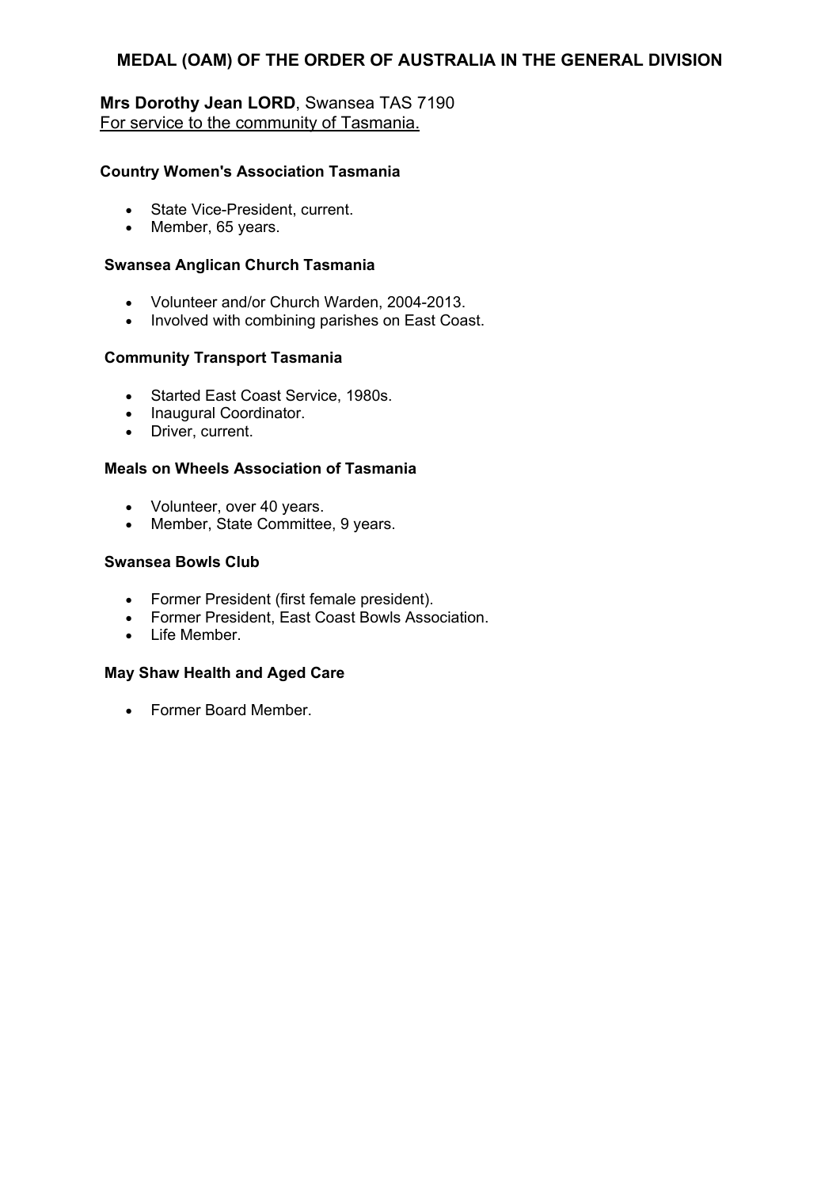## MEDAL (OAM) OF THE ORDER OF AUSTRALIA IN THE GENERAL DIVISION

**Mrs Dorothy Jean LORD**, Swansea TAS 7190
For service to the community of Tasmania.

**Country Women's Association Tasmania**

- State Vice-President, current.
- Member, 65 years.

**Swansea Anglican Church Tasmania**

- Volunteer and/or Church Warden, 2004-2013.
- Involved with combining parishes on East Coast.

**Community Transport Tasmania**

- Started East Coast Service, 1980s.
- Inaugural Coordinator.
- Driver, current.

**Meals on Wheels Association of Tasmania**

- Volunteer, over 40 years.
- Member, State Committee, 9 years.

**Swansea Bowls Club**

- Former President (first female president).
- Former President, East Coast Bowls Association.
- Life Member.

**May Shaw Health and Aged Care**

- Former Board Member.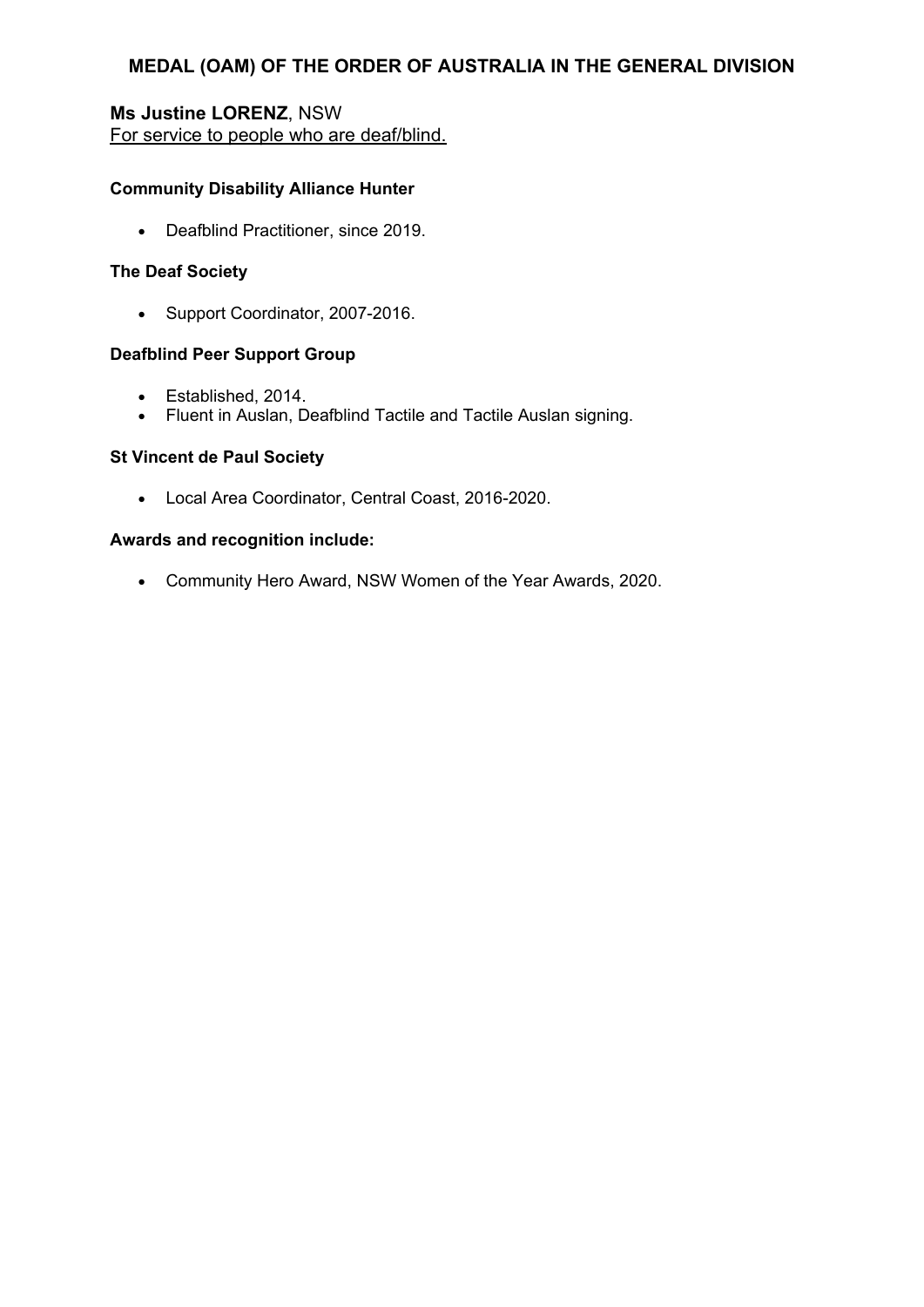## MEDAL (OAM) OF THE ORDER OF AUSTRALIA IN THE GENERAL DIVISION

**Ms Justine LORENZ**, NSW
For service to people who are deaf/blind.

**Community Disability Alliance Hunter**

- Deafblind Practitioner, since 2019.

**The Deaf Society**

- Support Coordinator, 2007-2016.

**Deafblind Peer Support Group**

- Established, 2014.
- Fluent in Auslan, Deafblind Tactile and Tactile Auslan signing.

**St Vincent de Paul Society**

- Local Area Coordinator, Central Coast, 2016-2020.

**Awards and recognition include:**

- Community Hero Award, NSW Women of the Year Awards, 2020.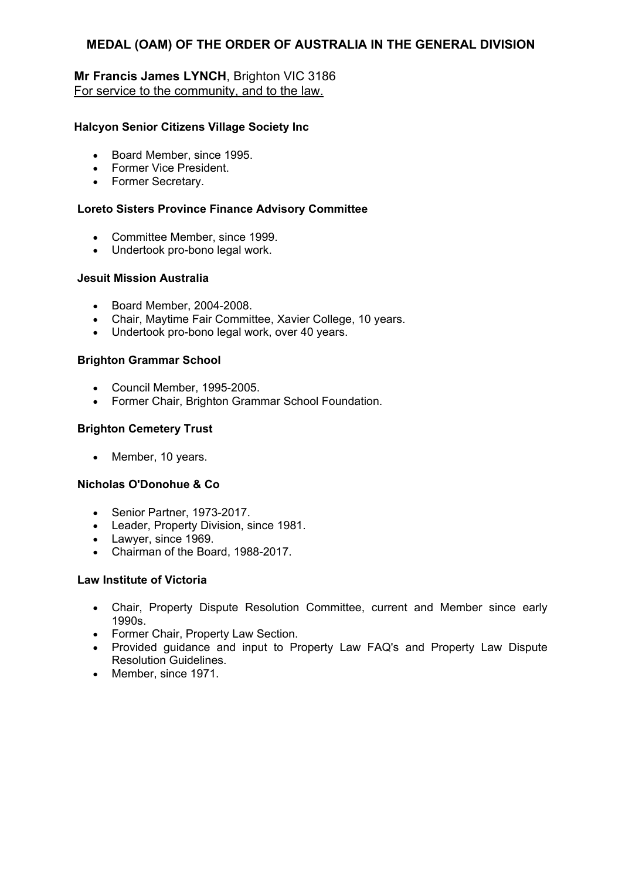## MEDAL (OAM) OF THE ORDER OF AUSTRALIA IN THE GENERAL DIVISION

**Mr Francis James LYNCH**, Brighton VIC 3186
For service to the community, and to the law.

**Halcyon Senior Citizens Village Society Inc**

- Board Member, since 1995.
- Former Vice President.
- Former Secretary.

**Loreto Sisters Province Finance Advisory Committee**

- Committee Member, since 1999.
- Undertook pro-bono legal work.

**Jesuit Mission Australia**

- Board Member, 2004-2008.
- Chair, Maytime Fair Committee, Xavier College, 10 years.
- Undertook pro-bono legal work, over 40 years.

**Brighton Grammar School**

- Council Member, 1995-2005.
- Former Chair, Brighton Grammar School Foundation.

**Brighton Cemetery Trust**

- Member, 10 years.

**Nicholas O'Donohue & Co**

- Senior Partner, 1973-2017.
- Leader, Property Division, since 1981.
- Lawyer, since 1969.
- Chairman of the Board, 1988-2017.

**Law Institute of Victoria**

- Chair, Property Dispute Resolution Committee, current and Member since early 1990s.
- Former Chair, Property Law Section.
- Provided guidance and input to Property Law FAQ's and Property Law Dispute Resolution Guidelines.
- Member, since 1971.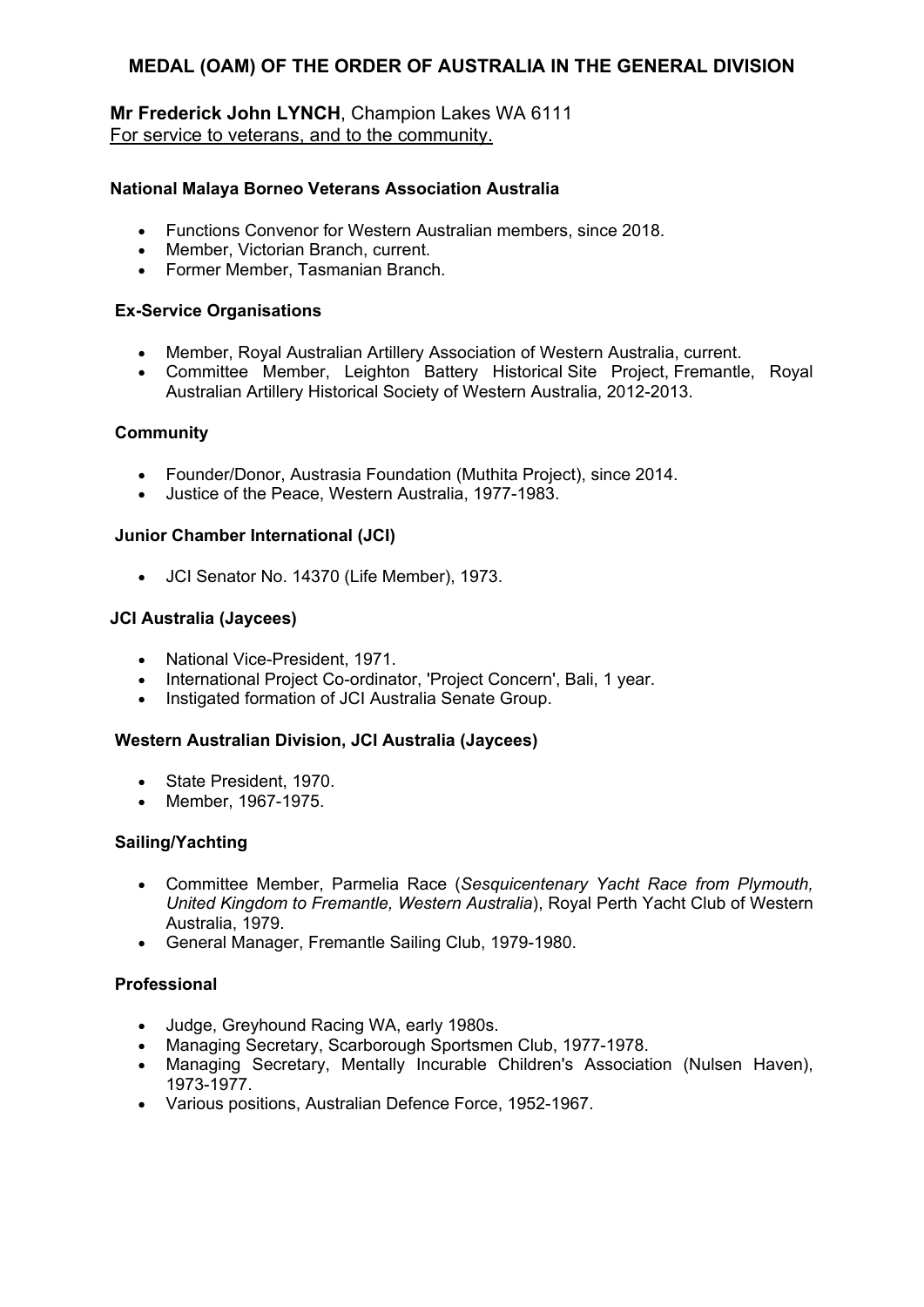# MEDAL (OAM) OF THE ORDER OF AUSTRALIA IN THE GENERAL DIVISION

**Mr Frederick John LYNCH**, Champion Lakes WA 6111
For service to veterans, and to the community.

### National Malaya Borneo Veterans Association Australia

- Functions Convenor for Western Australian members, since 2018.
- Member, Victorian Branch, current.
- Former Member, Tasmanian Branch.

### Ex-Service Organisations

- Member, Royal Australian Artillery Association of Western Australia, current.
- Committee Member, Leighton Battery Historical Site Project, Fremantle, Royal Australian Artillery Historical Society of Western Australia, 2012-2013.

### Community

- Founder/Donor, Austrasia Foundation (Muthita Project), since 2014.
- Justice of the Peace, Western Australia, 1977-1983.

### Junior Chamber International (JCI)

- JCI Senator No. 14370 (Life Member), 1973.

### JCI Australia (Jaycees)

- National Vice-President, 1971.
- International Project Co-ordinator, 'Project Concern', Bali, 1 year.
- Instigated formation of JCI Australia Senate Group.

### Western Australian Division, JCI Australia (Jaycees)

- State President, 1970.
- Member, 1967-1975.

### Sailing/Yachting

- Committee Member, Parmelia Race (*Sesquicentenary Yacht Race from Plymouth, United Kingdom to Fremantle, Western Australia*), Royal Perth Yacht Club of Western Australia, 1979.
- General Manager, Fremantle Sailing Club, 1979-1980.

### Professional

- Judge, Greyhound Racing WA, early 1980s.
- Managing Secretary, Scarborough Sportsmen Club, 1977-1978.
- Managing Secretary, Mentally Incurable Children's Association (Nulsen Haven), 1973-1977.
- Various positions, Australian Defence Force, 1952-1967.